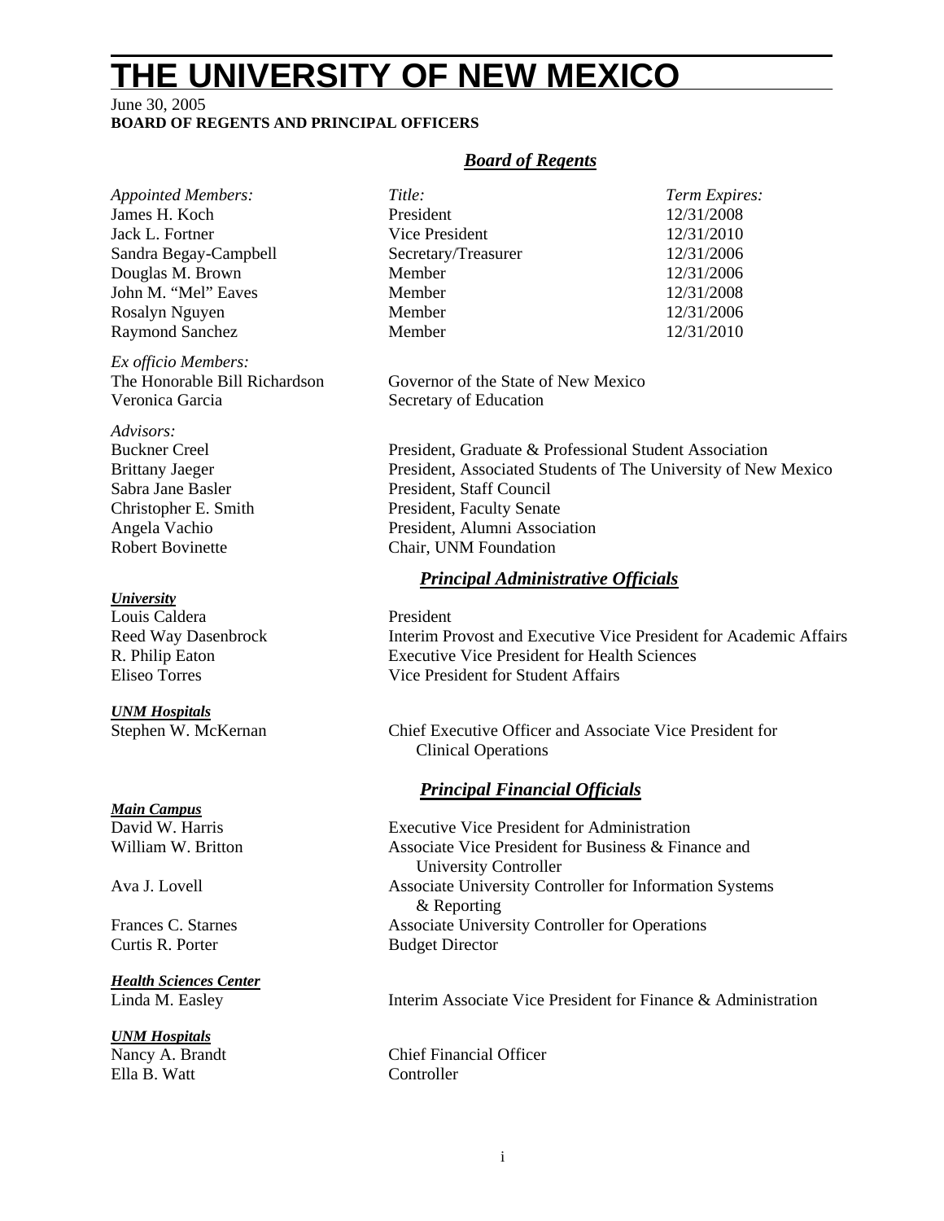# THE UNIVERSITY OF NEW MEXICO

June 30, 2005
**BOARD OF REGENTS AND PRINCIPAL OFFICERS**

## ***Board of Regents***

| *Appointed Members:* | *Title:* | *Term Expires:* |
|---|---|---|
| James H. Koch | President | 12/31/2008 |
| Jack L. Fortner | Vice President | 12/31/2010 |
| Sandra Begay-Campbell | Secretary/Treasurer | 12/31/2006 |
| Douglas M. Brown | Member | 12/31/2006 |
| John M. "Mel" Eaves | Member | 12/31/2008 |
| Rosalyn Nguyen | Member | 12/31/2006 |
| Raymond Sanchez | Member | 12/31/2010 |

*Ex officio Members:*

| | |
|---|---|
| The Honorable Bill Richardson | Governor of the State of New Mexico |
| Veronica Garcia | Secretary of Education |

*Advisors:*

| | |
|---|---|
| Buckner Creel | President, Graduate & Professional Student Association |
| Brittany Jaeger | President, Associated Students of The University of New Mexico |
| Sabra Jane Basler | President, Staff Council |
| Christopher E. Smith | President, Faculty Senate |
| Angela Vachio | President, Alumni Association |
| Robert Bovinette | Chair, UNM Foundation |

## ***Principal Administrative Officials***

***University***

| | |
|---|---|
| Louis Caldera | President |
| Reed Way Dasenbrock | Interim Provost and Executive Vice President for Academic Affairs |
| R. Philip Eaton | Executive Vice President for Health Sciences |
| Eliseo Torres | Vice President for Student Affairs |

***UNM Hospitals***

| | |
|---|---|
| Stephen W. McKernan | Chief Executive Officer and Associate Vice President for Clinical Operations |

## ***Principal Financial Officials***

***Main Campus***

| | |
|---|---|
| David W. Harris | Executive Vice President for Administration |
| William W. Britton | Associate Vice President for Business & Finance and University Controller |
| Ava J. Lovell | Associate University Controller for Information Systems & Reporting |
| Frances C. Starnes | Associate University Controller for Operations |
| Curtis R. Porter | Budget Director |

***Health Sciences Center***

| | |
|---|---|
| Linda M. Easley | Interim Associate Vice President for Finance & Administration |

***UNM Hospitals***

| | |
|---|---|
| Nancy A. Brandt | Chief Financial Officer |
| Ella B. Watt | Controller |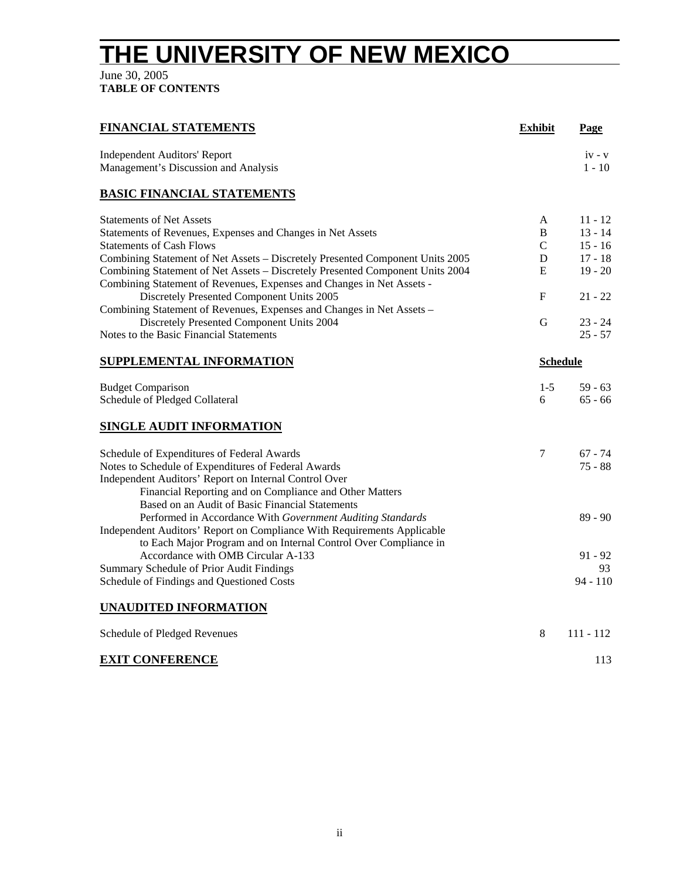# THE UNIVERSITY OF NEW MEXICO

June 30, 2005
**TABLE OF CONTENTS**

| **FINANCIAL STATEMENTS** | **Exhibit** | **Page** |
|---|---|---|
| Independent Auditors' Report | | iv - v |
| Management's Discussion and Analysis | | 1 - 10 |
| **BASIC FINANCIAL STATEMENTS** | | |
| Statements of Net Assets | A | 11 - 12 |
| Statements of Revenues, Expenses and Changes in Net Assets | B | 13 - 14 |
| Statements of Cash Flows | C | 15 - 16 |
| Combining Statement of Net Assets – Discretely Presented Component Units 2005 | D | 17 - 18 |
| Combining Statement of Net Assets – Discretely Presented Component Units 2004 | E | 19 - 20 |
| Combining Statement of Revenues, Expenses and Changes in Net Assets - Discretely Presented Component Units 2005 | F | 21 - 22 |
| Combining Statement of Revenues, Expenses and Changes in Net Assets – Discretely Presented Component Units 2004 | G | 23 - 24 |
| Notes to the Basic Financial Statements | | 25 - 57 |
| **SUPPLEMENTAL INFORMATION** | **Schedule** | |
| Budget Comparison | 1-5 | 59 - 63 |
| Schedule of Pledged Collateral | 6 | 65 - 66 |
| **SINGLE AUDIT INFORMATION** | | |
| Schedule of Expenditures of Federal Awards | 7 | 67 - 74 |
| Notes to Schedule of Expenditures of Federal Awards | | 75 - 88 |
| Independent Auditors' Report on Internal Control Over Financial Reporting and on Compliance and Other Matters Based on an Audit of Basic Financial Statements Performed in Accordance With *Government Auditing Standards* | | 89 - 90 |
| Independent Auditors' Report on Compliance With Requirements Applicable to Each Major Program and on Internal Control Over Compliance in Accordance with OMB Circular A-133 | | 91 - 92 |
| Summary Schedule of Prior Audit Findings | | 93 |
| Schedule of Findings and Questioned Costs | | 94 - 110 |
| **UNAUDITED INFORMATION** | | |
| Schedule of Pledged Revenues | 8 | 111 - 112 |
| **EXIT CONFERENCE** | | 113 |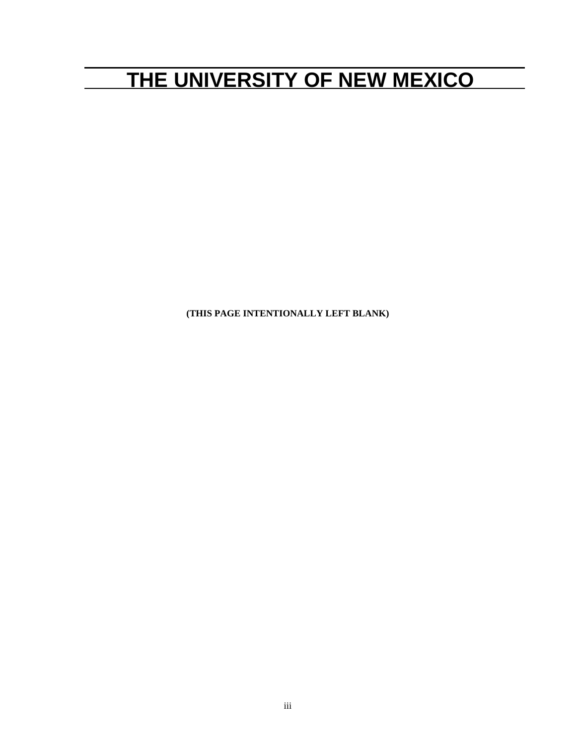# THE UNIVERSITY OF NEW MEXICO

**(THIS PAGE INTENTIONALLY LEFT BLANK)**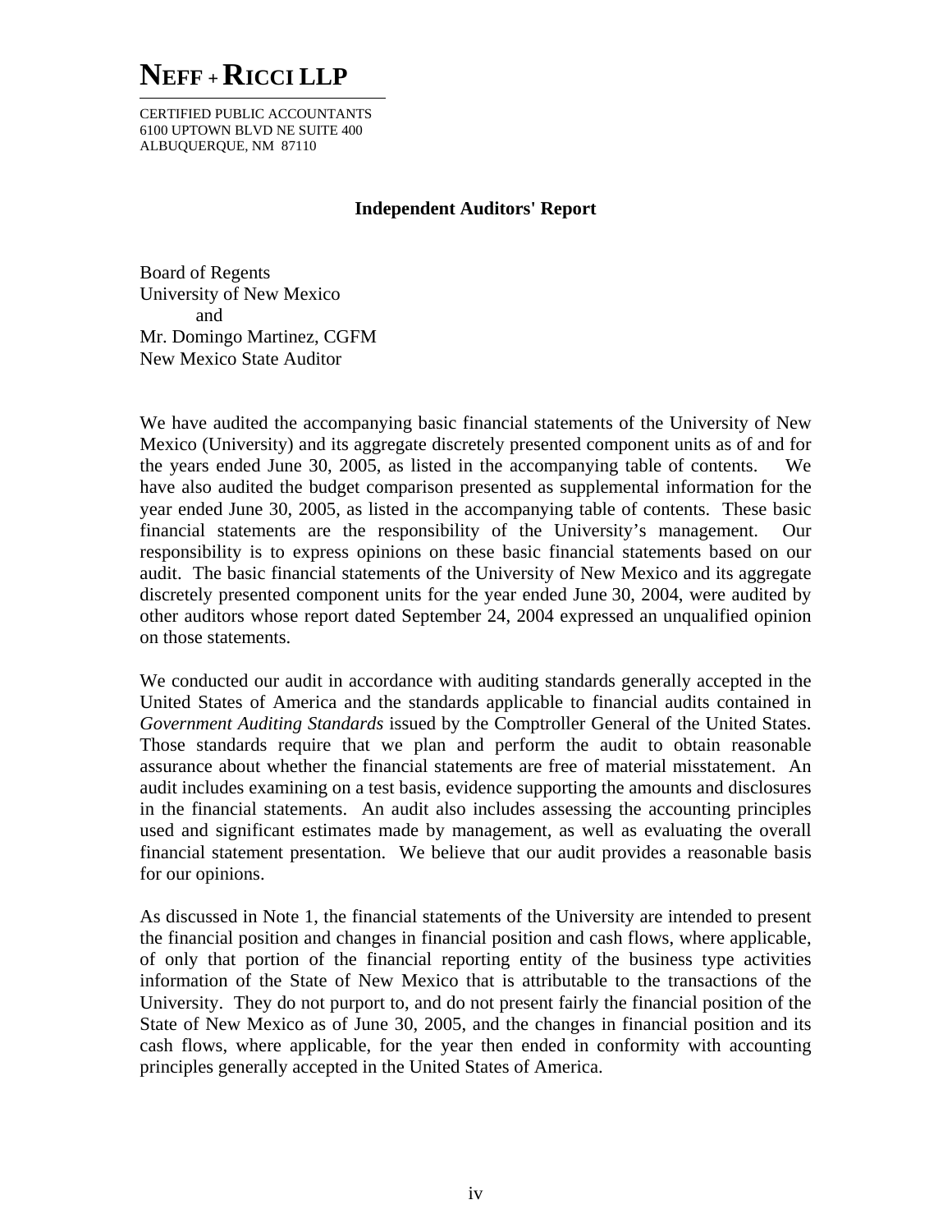# NEFF + RICCI LLP

CERTIFIED PUBLIC ACCOUNTANTS
6100 UPTOWN BLVD NE SUITE 400
ALBUQUERQUE, NM 87110

## Independent Auditors' Report

Board of Regents
University of New Mexico
and
Mr. Domingo Martinez, CGFM
New Mexico State Auditor

We have audited the accompanying basic financial statements of the University of New Mexico (University) and its aggregate discretely presented component units as of and for the years ended June 30, 2005, as listed in the accompanying table of contents. We have also audited the budget comparison presented as supplemental information for the year ended June 30, 2005, as listed in the accompanying table of contents. These basic financial statements are the responsibility of the University's management. Our responsibility is to express opinions on these basic financial statements based on our audit. The basic financial statements of the University of New Mexico and its aggregate discretely presented component units for the year ended June 30, 2004, were audited by other auditors whose report dated September 24, 2004 expressed an unqualified opinion on those statements.

We conducted our audit in accordance with auditing standards generally accepted in the United States of America and the standards applicable to financial audits contained in *Government Auditing Standards* issued by the Comptroller General of the United States. Those standards require that we plan and perform the audit to obtain reasonable assurance about whether the financial statements are free of material misstatement. An audit includes examining on a test basis, evidence supporting the amounts and disclosures in the financial statements. An audit also includes assessing the accounting principles used and significant estimates made by management, as well as evaluating the overall financial statement presentation. We believe that our audit provides a reasonable basis for our opinions.

As discussed in Note 1, the financial statements of the University are intended to present the financial position and changes in financial position and cash flows, where applicable, of only that portion of the financial reporting entity of the business type activities information of the State of New Mexico that is attributable to the transactions of the University. They do not purport to, and do not present fairly the financial position of the State of New Mexico as of June 30, 2005, and the changes in financial position and its cash flows, where applicable, for the year then ended in conformity with accounting principles generally accepted in the United States of America.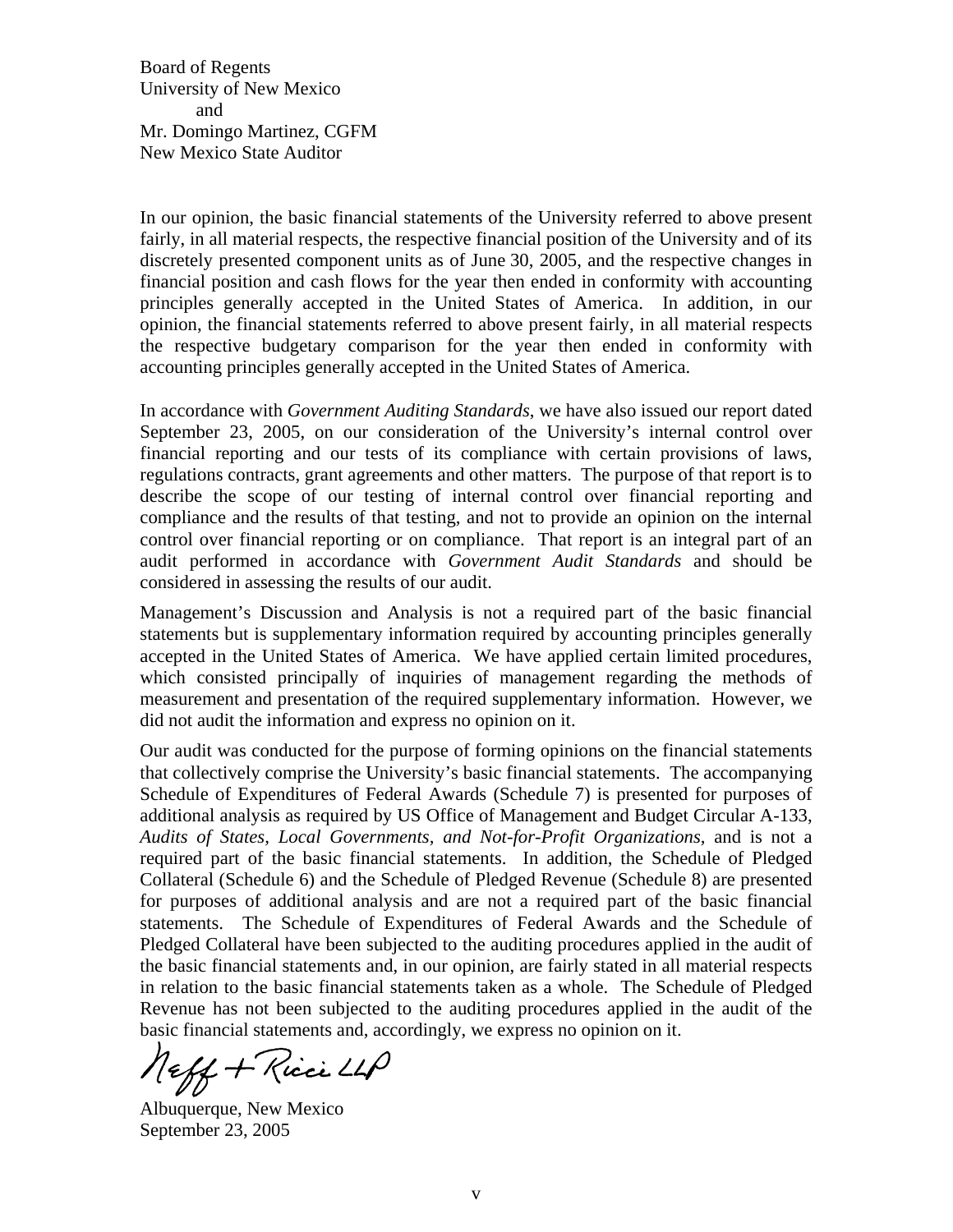Board of Regents
University of New Mexico
and
Mr. Domingo Martinez, CGFM
New Mexico State Auditor

In our opinion, the basic financial statements of the University referred to above present fairly, in all material respects, the respective financial position of the University and of its discretely presented component units as of June 30, 2005, and the respective changes in financial position and cash flows for the year then ended in conformity with accounting principles generally accepted in the United States of America. In addition, in our opinion, the financial statements referred to above present fairly, in all material respects the respective budgetary comparison for the year then ended in conformity with accounting principles generally accepted in the United States of America.

In accordance with *Government Auditing Standards*, we have also issued our report dated September 23, 2005, on our consideration of the University's internal control over financial reporting and our tests of its compliance with certain provisions of laws, regulations contracts, grant agreements and other matters. The purpose of that report is to describe the scope of our testing of internal control over financial reporting and compliance and the results of that testing, and not to provide an opinion on the internal control over financial reporting or on compliance. That report is an integral part of an audit performed in accordance with *Government Audit Standards* and should be considered in assessing the results of our audit.

Management's Discussion and Analysis is not a required part of the basic financial statements but is supplementary information required by accounting principles generally accepted in the United States of America. We have applied certain limited procedures, which consisted principally of inquiries of management regarding the methods of measurement and presentation of the required supplementary information. However, we did not audit the information and express no opinion on it.

Our audit was conducted for the purpose of forming opinions on the financial statements that collectively comprise the University's basic financial statements. The accompanying Schedule of Expenditures of Federal Awards (Schedule 7) is presented for purposes of additional analysis as required by US Office of Management and Budget Circular A-133, *Audits of States, Local Governments, and Not-for-Profit Organizations,* and is not a required part of the basic financial statements. In addition, the Schedule of Pledged Collateral (Schedule 6) and the Schedule of Pledged Revenue (Schedule 8) are presented for purposes of additional analysis and are not a required part of the basic financial statements. The Schedule of Expenditures of Federal Awards and the Schedule of Pledged Collateral have been subjected to the auditing procedures applied in the audit of the basic financial statements and, in our opinion, are fairly stated in all material respects in relation to the basic financial statements taken as a whole. The Schedule of Pledged Revenue has not been subjected to the auditing procedures applied in the audit of the basic financial statements and, accordingly, we express no opinion on it.

Neff + Ricci LLP

Albuquerque, New Mexico
September 23, 2005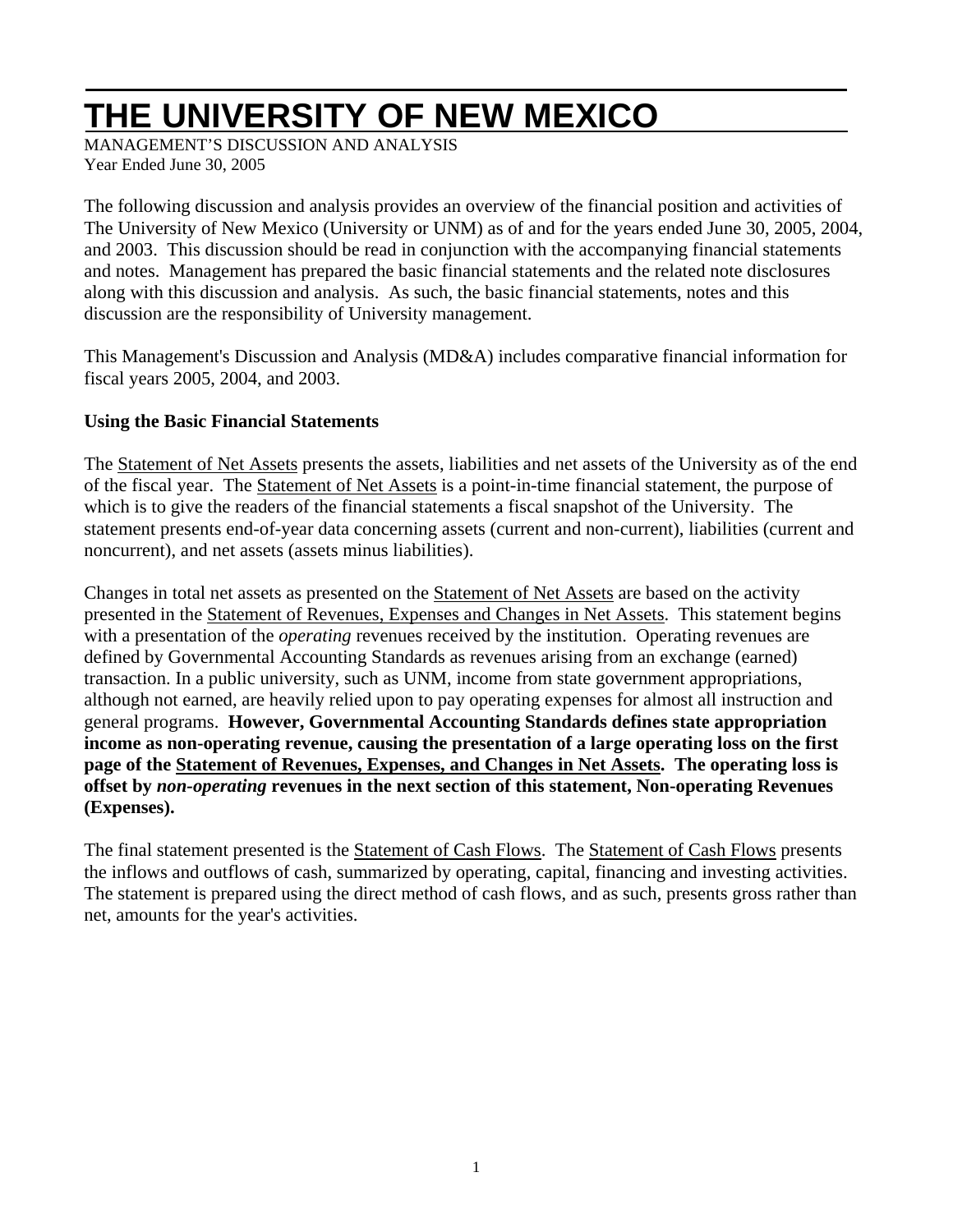# THE UNIVERSITY OF NEW MEXICO

MANAGEMENT'S DISCUSSION AND ANALYSIS
Year Ended June 30, 2005

The following discussion and analysis provides an overview of the financial position and activities of The University of New Mexico (University or UNM) as of and for the years ended June 30, 2005, 2004, and 2003. This discussion should be read in conjunction with the accompanying financial statements and notes. Management has prepared the basic financial statements and the related note disclosures along with this discussion and analysis. As such, the basic financial statements, notes and this discussion are the responsibility of University management.

This Management's Discussion and Analysis (MD&A) includes comparative financial information for fiscal years 2005, 2004, and 2003.

**Using the Basic Financial Statements**

The Statement of Net Assets presents the assets, liabilities and net assets of the University as of the end of the fiscal year. The Statement of Net Assets is a point-in-time financial statement, the purpose of which is to give the readers of the financial statements a fiscal snapshot of the University. The statement presents end-of-year data concerning assets (current and non-current), liabilities (current and noncurrent), and net assets (assets minus liabilities).

Changes in total net assets as presented on the Statement of Net Assets are based on the activity presented in the Statement of Revenues, Expenses and Changes in Net Assets. This statement begins with a presentation of the *operating* revenues received by the institution. Operating revenues are defined by Governmental Accounting Standards as revenues arising from an exchange (earned) transaction. In a public university, such as UNM, income from state government appropriations, although not earned, are heavily relied upon to pay operating expenses for almost all instruction and general programs. **However, Governmental Accounting Standards defines state appropriation income as non-operating revenue, causing the presentation of a large operating loss on the first page of the Statement of Revenues, Expenses, and Changes in Net Assets. The operating loss is offset by *non-operating* revenues in the next section of this statement, Non-operating Revenues (Expenses).**

The final statement presented is the Statement of Cash Flows. The Statement of Cash Flows presents the inflows and outflows of cash, summarized by operating, capital, financing and investing activities. The statement is prepared using the direct method of cash flows, and as such, presents gross rather than net, amounts for the year's activities.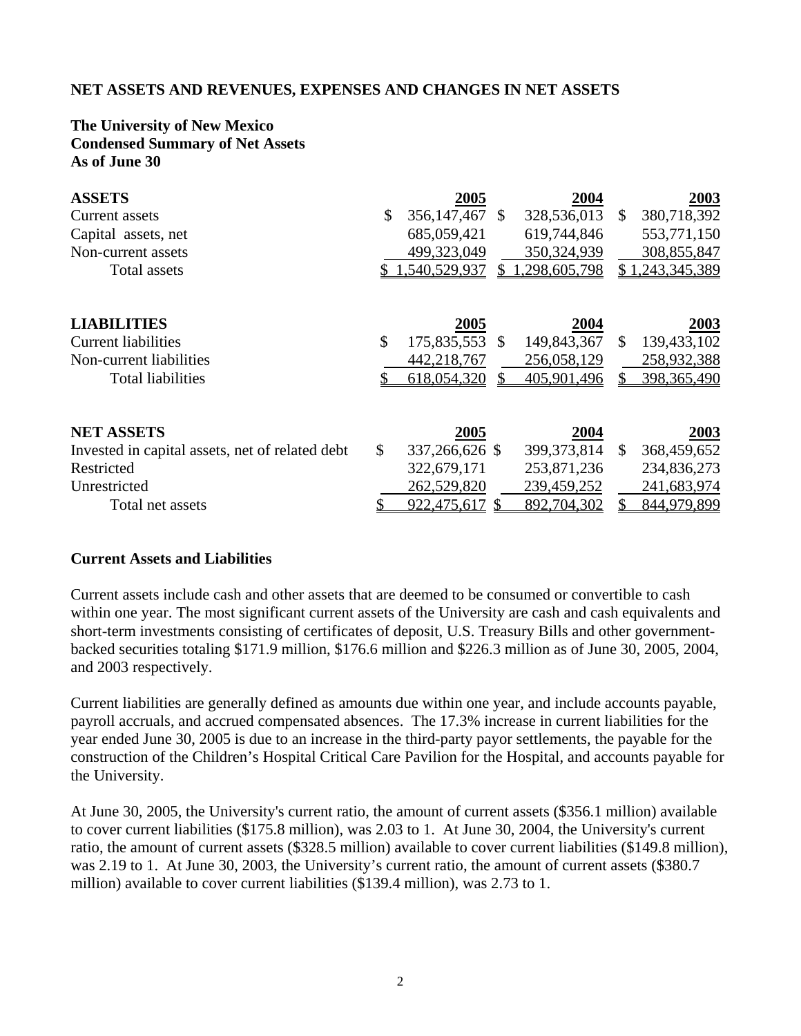## NET ASSETS AND REVENUES, EXPENSES AND CHANGES IN NET ASSETS

**The University of New Mexico**
**Condensed Summary of Net Assets**
**As of June 30**

| **ASSETS** | **2005** | **2004** | **2003** |
|---|---|---|---|
| Current assets | $ 356,147,467 | $ 328,536,013 | $ 380,718,392 |
| Capital assets, net | 685,059,421 | 619,744,846 | 553,771,150 |
| Non-current assets | 499,323,049 | 350,324,939 | 308,855,847 |
| Total assets | $ 1,540,529,937 | $ 1,298,605,798 | $ 1,243,345,389 |

| **LIABILITIES** | **2005** | **2004** | **2003** |
|---|---|---|---|
| Current liabilities | $ 175,835,553 | $ 149,843,367 | $ 139,433,102 |
| Non-current liabilities | 442,218,767 | 256,058,129 | 258,932,388 |
| Total liabilities | $ 618,054,320 | $ 405,901,496 | $ 398,365,490 |

| **NET ASSETS** | **2005** | **2004** | **2003** |
|---|---|---|---|
| Invested in capital assets, net of related debt | $ 337,266,626 | $ 399,373,814 | $ 368,459,652 |
| Restricted | 322,679,171 | 253,871,236 | 234,836,273 |
| Unrestricted | 262,529,820 | 239,459,252 | 241,683,974 |
| Total net assets | $ 922,475,617 | $ 892,704,302 | $ 844,979,899 |

### Current Assets and Liabilities

Current assets include cash and other assets that are deemed to be consumed or convertible to cash within one year. The most significant current assets of the University are cash and cash equivalents and short-term investments consisting of certificates of deposit, U.S. Treasury Bills and other government-backed securities totaling $171.9 million, $176.6 million and $226.3 million as of June 30, 2005, 2004, and 2003 respectively.

Current liabilities are generally defined as amounts due within one year, and include accounts payable, payroll accruals, and accrued compensated absences. The 17.3% increase in current liabilities for the year ended June 30, 2005 is due to an increase in the third-party payor settlements, the payable for the construction of the Children's Hospital Critical Care Pavilion for the Hospital, and accounts payable for the University.

At June 30, 2005, the University's current ratio, the amount of current assets ($356.1 million) available to cover current liabilities ($175.8 million), was 2.03 to 1. At June 30, 2004, the University's current ratio, the amount of current assets ($328.5 million) available to cover current liabilities ($149.8 million), was 2.19 to 1. At June 30, 2003, the University's current ratio, the amount of current assets ($380.7 million) available to cover current liabilities ($139.4 million), was 2.73 to 1.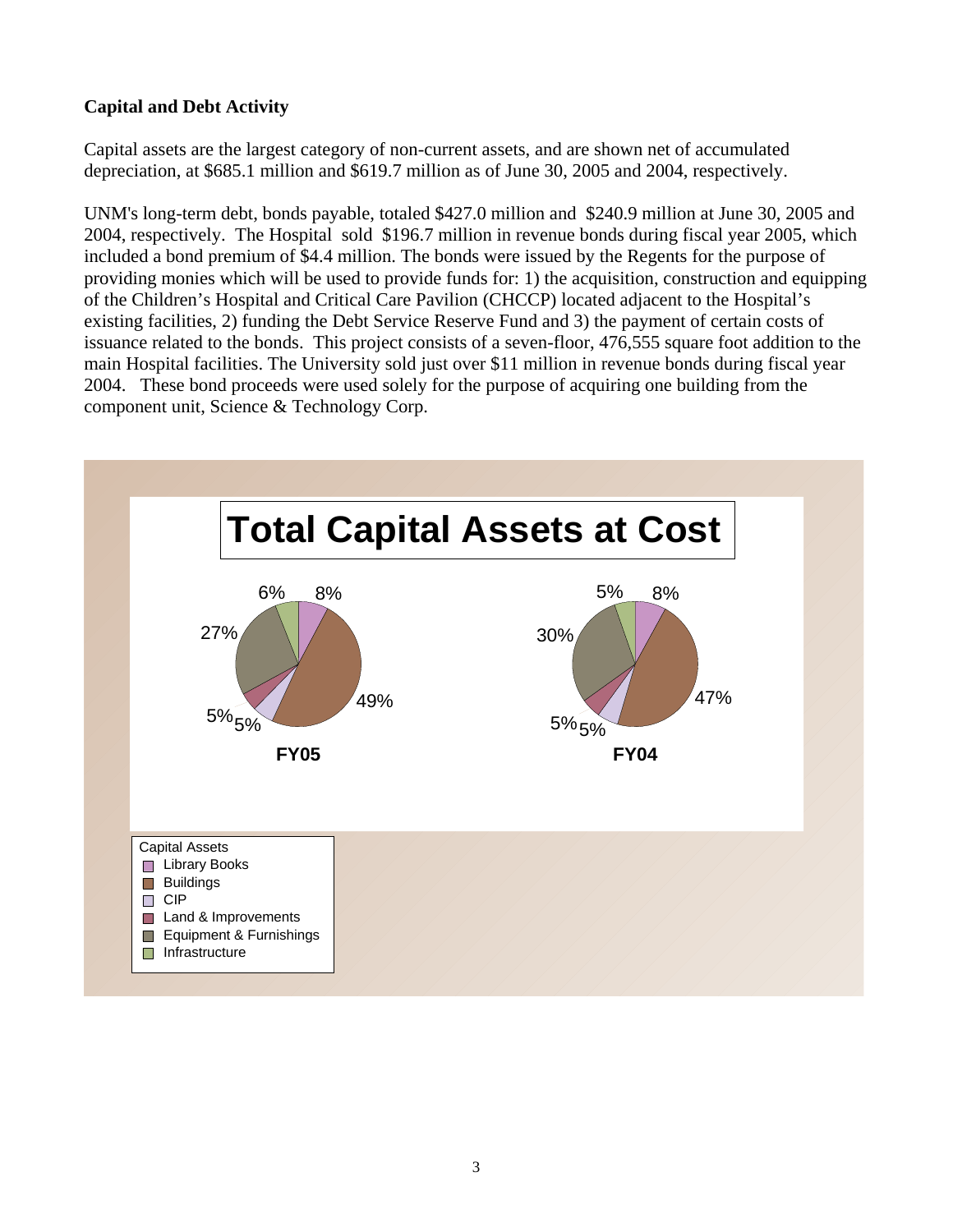### Capital and Debt Activity

Capital assets are the largest category of non-current assets, and are shown net of accumulated depreciation, at $685.1 million and $619.7 million as of June 30, 2005 and 2004, respectively.

UNM's long-term debt, bonds payable, totaled $427.0 million and $240.9 million at June 30, 2005 and 2004, respectively. The Hospital sold $196.7 million in revenue bonds during fiscal year 2005, which included a bond premium of $4.4 million. The bonds were issued by the Regents for the purpose of providing monies which will be used to provide funds for: 1) the acquisition, construction and equipping of the Children's Hospital and Critical Care Pavilion (CHCCP) located adjacent to the Hospital's existing facilities, 2) funding the Debt Service Reserve Fund and 3) the payment of certain costs of issuance related to the bonds. This project consists of a seven-floor, 476,555 square foot addition to the main Hospital facilities. The University sold just over $11 million in revenue bonds during fiscal year 2004. These bond proceeds were used solely for the purpose of acquiring one building from the component unit, Science & Technology Corp.

**Total Capital Assets at Cost**

| Capital Assets | FY05 | FY04 |
|---|---|---|
| Library Books | 8% | 8% |
| Buildings | 49% | 47% |
| CIP | 5% | 5% |
| Land & Improvements | 5% | 5% |
| Equipment & Furnishings | 27% | 30% |
| Infrastructure | 6% | 5% |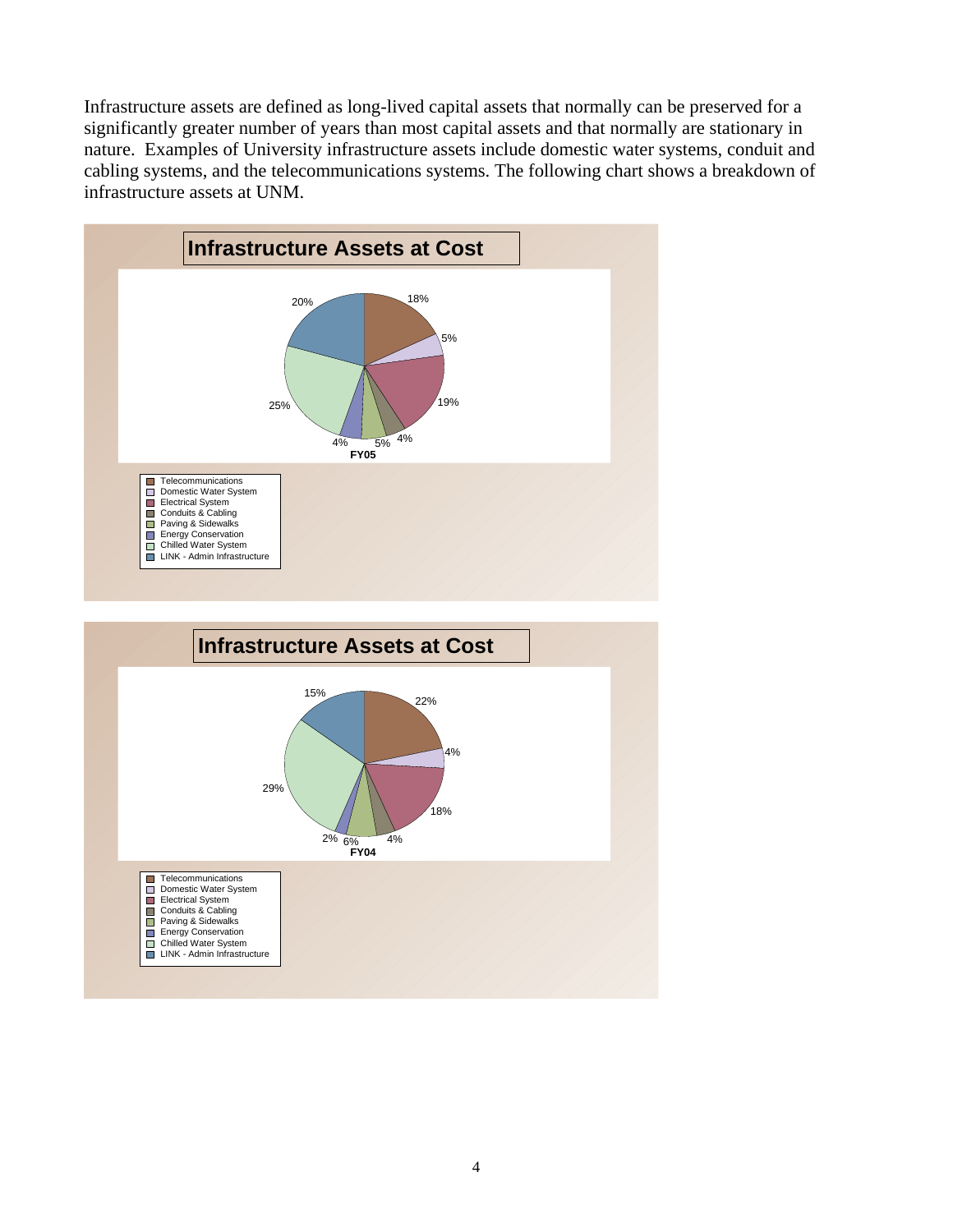Infrastructure assets are defined as long-lived capital assets that normally can be preserved for a significantly greater number of years than most capital assets and that normally are stationary in nature. Examples of University infrastructure assets include domestic water systems, conduit and cabling systems, and the telecommunications systems. The following chart shows a breakdown of infrastructure assets at UNM.

**Infrastructure Assets at Cost**

FY05

| Category | Percent |
|---|---|
| Telecommunications | 18% |
| Domestic Water System | 5% |
| Electrical System | 19% |
| Conduits & Cabling | 4% |
| Paving & Sidewalks | 5% |
| Energy Conservation | 4% |
| Chilled Water System | 25% |
| LINK - Admin Infrastructure | 20% |

**Infrastructure Assets at Cost**

FY04

| Category | Percent |
|---|---|
| Telecommunications | 22% |
| Domestic Water System | 4% |
| Electrical System | 18% |
| Conduits & Cabling | 4% |
| Paving & Sidewalks | 6% |
| Energy Conservation | 2% |
| Chilled Water System | 29% |
| LINK - Admin Infrastructure | 15% |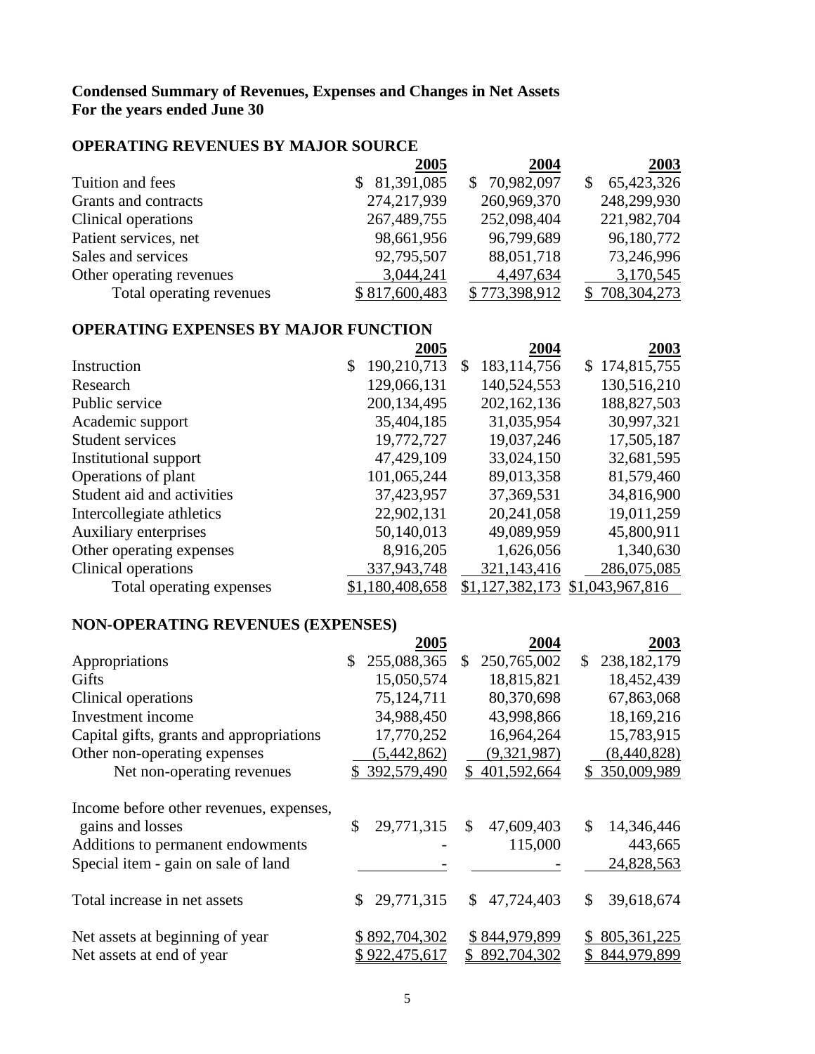**Condensed Summary of Revenues, Expenses and Changes in Net Assets**
**For the years ended June 30**

## OPERATING REVENUES BY MAJOR SOURCE

| | 2005 | 2004 | 2003 |
|---|---|---|---|
| Tuition and fees | $ 81,391,085 | $ 70,982,097 | $ 65,423,326 |
| Grants and contracts | 274,217,939 | 260,969,370 | 248,299,930 |
| Clinical operations | 267,489,755 | 252,098,404 | 221,982,704 |
| Patient services, net | 98,661,956 | 96,799,689 | 96,180,772 |
| Sales and services | 92,795,507 | 88,051,718 | 73,246,996 |
| Other operating revenues | 3,044,241 | 4,497,634 | 3,170,545 |
| Total operating revenues | $ 817,600,483 | $ 773,398,912 | $ 708,304,273 |

## OPERATING EXPENSES BY MAJOR FUNCTION

| | 2005 | 2004 | 2003 |
|---|---|---|---|
| Instruction | $ 190,210,713 | $ 183,114,756 | $ 174,815,755 |
| Research | 129,066,131 | 140,524,553 | 130,516,210 |
| Public service | 200,134,495 | 202,162,136 | 188,827,503 |
| Academic support | 35,404,185 | 31,035,954 | 30,997,321 |
| Student services | 19,772,727 | 19,037,246 | 17,505,187 |
| Institutional support | 47,429,109 | 33,024,150 | 32,681,595 |
| Operations of plant | 101,065,244 | 89,013,358 | 81,579,460 |
| Student aid and activities | 37,423,957 | 37,369,531 | 34,816,900 |
| Intercollegiate athletics | 22,902,131 | 20,241,058 | 19,011,259 |
| Auxiliary enterprises | 50,140,013 | 49,089,959 | 45,800,911 |
| Other operating expenses | 8,916,205 | 1,626,056 | 1,340,630 |
| Clinical operations | 337,943,748 | 321,143,416 | 286,075,085 |
| Total operating expenses | $1,180,408,658 | $1,127,382,173 | $1,043,967,816 |

## NON-OPERATING REVENUES (EXPENSES)

| | 2005 | 2004 | 2003 |
|---|---|---|---|
| Appropriations | $ 255,088,365 | $ 250,765,002 | $ 238,182,179 |
| Gifts | 15,050,574 | 18,815,821 | 18,452,439 |
| Clinical operations | 75,124,711 | 80,370,698 | 67,863,068 |
| Investment income | 34,988,450 | 43,998,866 | 18,169,216 |
| Capital gifts, grants and appropriations | 17,770,252 | 16,964,264 | 15,783,915 |
| Other non-operating expenses | (5,442,862) | (9,321,987) | (8,440,828) |
| Net non-operating revenues | $ 392,579,490 | $ 401,592,664 | $ 350,009,989 |
| | | | |
| Income before other revenues, expenses, gains and losses | $ 29,771,315 | $ 47,609,403 | $ 14,346,446 |
| Additions to permanent endowments | - | 115,000 | 443,665 |
| Special item - gain on sale of land | - | - | 24,828,563 |
| | | | |
| Total increase in net assets | $ 29,771,315 | $ 47,724,403 | $ 39,618,674 |
| | | | |
| Net assets at beginning of year | $ 892,704,302 | $ 844,979,899 | $ 805,361,225 |
| Net assets at end of year | $ 922,475,617 | $ 892,704,302 | $ 844,979,899 |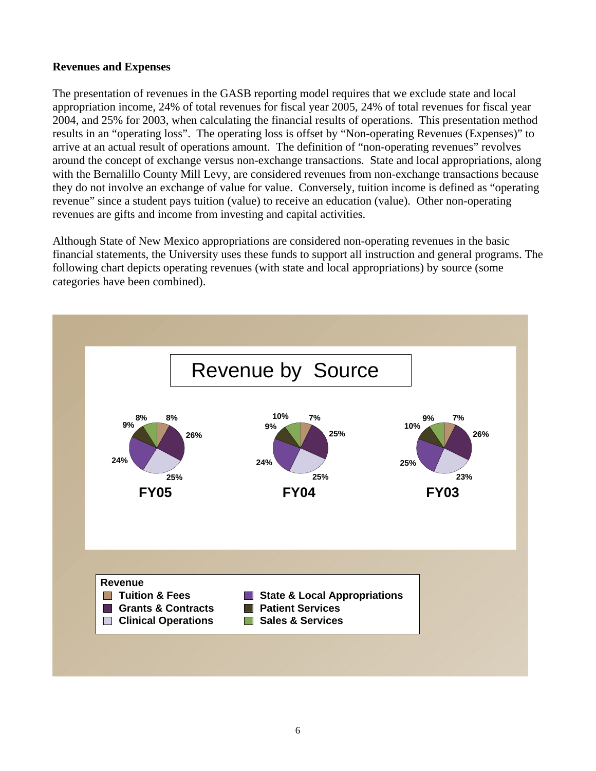**Revenues and Expenses**

The presentation of revenues in the GASB reporting model requires that we exclude state and local appropriation income, 24% of total revenues for fiscal year 2005, 24% of total revenues for fiscal year 2004, and 25% for 2003, when calculating the financial results of operations. This presentation method results in an "operating loss". The operating loss is offset by "Non-operating Revenues (Expenses)" to arrive at an actual result of operations amount. The definition of "non-operating revenues" revolves around the concept of exchange versus non-exchange transactions. State and local appropriations, along with the Bernalillo County Mill Levy, are considered revenues from non-exchange transactions because they do not involve an exchange of value for value. Conversely, tuition income is defined as "operating revenue" since a student pays tuition (value) to receive an education (value). Other non-operating revenues are gifts and income from investing and capital activities.

Although State of New Mexico appropriations are considered non-operating revenues in the basic financial statements, the University uses these funds to support all instruction and general programs. The following chart depicts operating revenues (with state and local appropriations) by source (some categories have been combined).

**Revenue by Source**

| Revenue | FY05 | FY04 | FY03 |
|---|---|---|---|
| Tuition & Fees | 8% | 7% | 7% |
| Grants & Contracts | 26% | 25% | 26% |
| Clinical Operations | 25% | 25% | 23% |
| State & Local Appropriations | 24% | 24% | 25% |
| Patient Services | 9% | 9% | 10% |
| Sales & Services | 8% | 10% | 9% |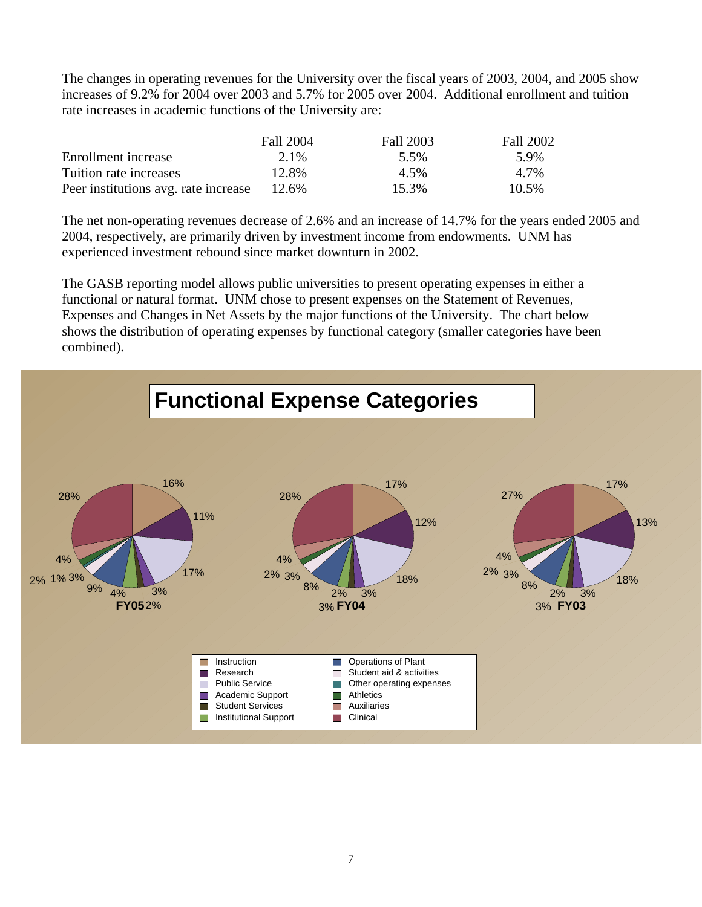The changes in operating revenues for the University over the fiscal years of 2003, 2004, and 2005 show increases of 9.2% for 2004 over 2003 and 5.7% for 2005 over 2004. Additional enrollment and tuition rate increases in academic functions of the University are:

| | Fall 2004 | Fall 2003 | Fall 2002 |
|---|---|---|---|
| Enrollment increase | 2.1% | 5.5% | 5.9% |
| Tuition rate increases | 12.8% | 4.5% | 4.7% |
| Peer institutions avg. rate increase | 12.6% | 15.3% | 10.5% |

The net non-operating revenues decrease of 2.6% and an increase of 14.7% for the years ended 2005 and 2004, respectively, are primarily driven by investment income from endowments. UNM has experienced investment rebound since market downturn in 2002.

The GASB reporting model allows public universities to present operating expenses in either a functional or natural format. UNM chose to present expenses on the Statement of Revenues, Expenses and Changes in Net Assets by the major functions of the University. The chart below shows the distribution of operating expenses by functional category (smaller categories have been combined).

**Functional Expense Categories**

| Category | FY05 | FY04 | FY03 |
|---|---|---|---|
| Instruction | 16% | 17% | 17% |
| Research | 11% | 12% | 13% |
| Public Service | 17% | 18% | 18% |
| Academic Support | 3% | 3% | 3% |
| Student Services | 2% | 3% | 3% |
| Institutional Support | 4% | 2% | 2% |
| Operations of Plant | 9% | 8% | 8% |
| Student aid & activities | 3% | 3% | 3% |
| Other operating expenses | 1% | | |
| Athletics | 2% | 2% | 2% |
| Auxiliaries | 4% | 4% | 4% |
| Clinical | 28% | 28% | 27% |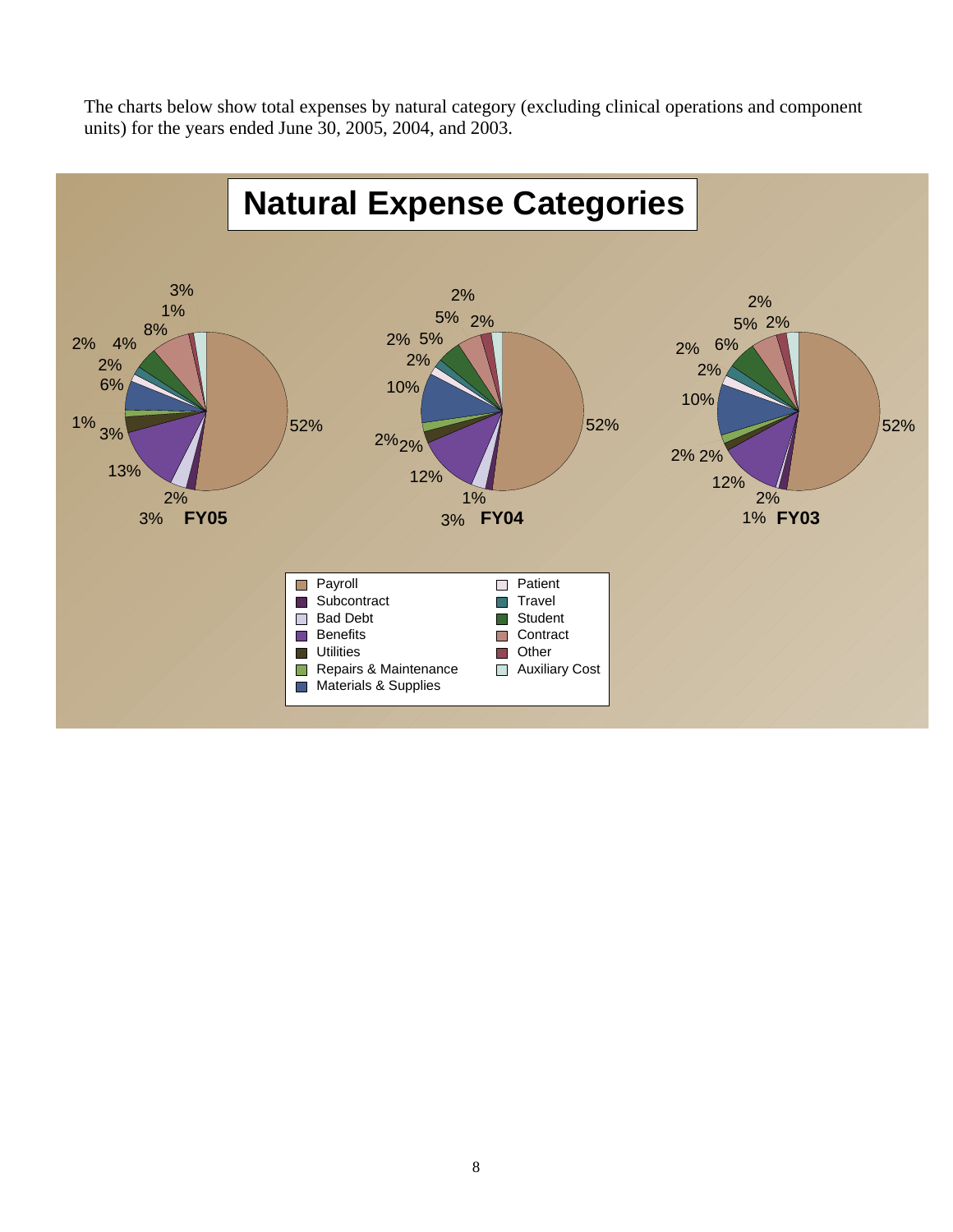The charts below show total expenses by natural category (excluding clinical operations and component units) for the years ended June 30, 2005, 2004, and 2003.

## Natural Expense Categories

**FY05**: 52%, 3%, 2%, 13%, 3%, 1%, 6%, 2%, 2%, 4%, 8%, 1%, 3%

**FY04**: 52%, 3%, 1%, 12%, 2%, 2%, 10%, 2%, 2%, 5%, 5%, 2%, 2%

**FY03**: 52%, 1%, 2%, 12%, 2%, 2%, 10%, 2%, 2%, 6%, 5%, 2%, 2%

Legend: Payroll, Subcontract, Bad Debt, Benefits, Utilities, Repairs & Maintenance, Materials & Supplies, Patient, Travel, Student, Contract, Other, Auxiliary Cost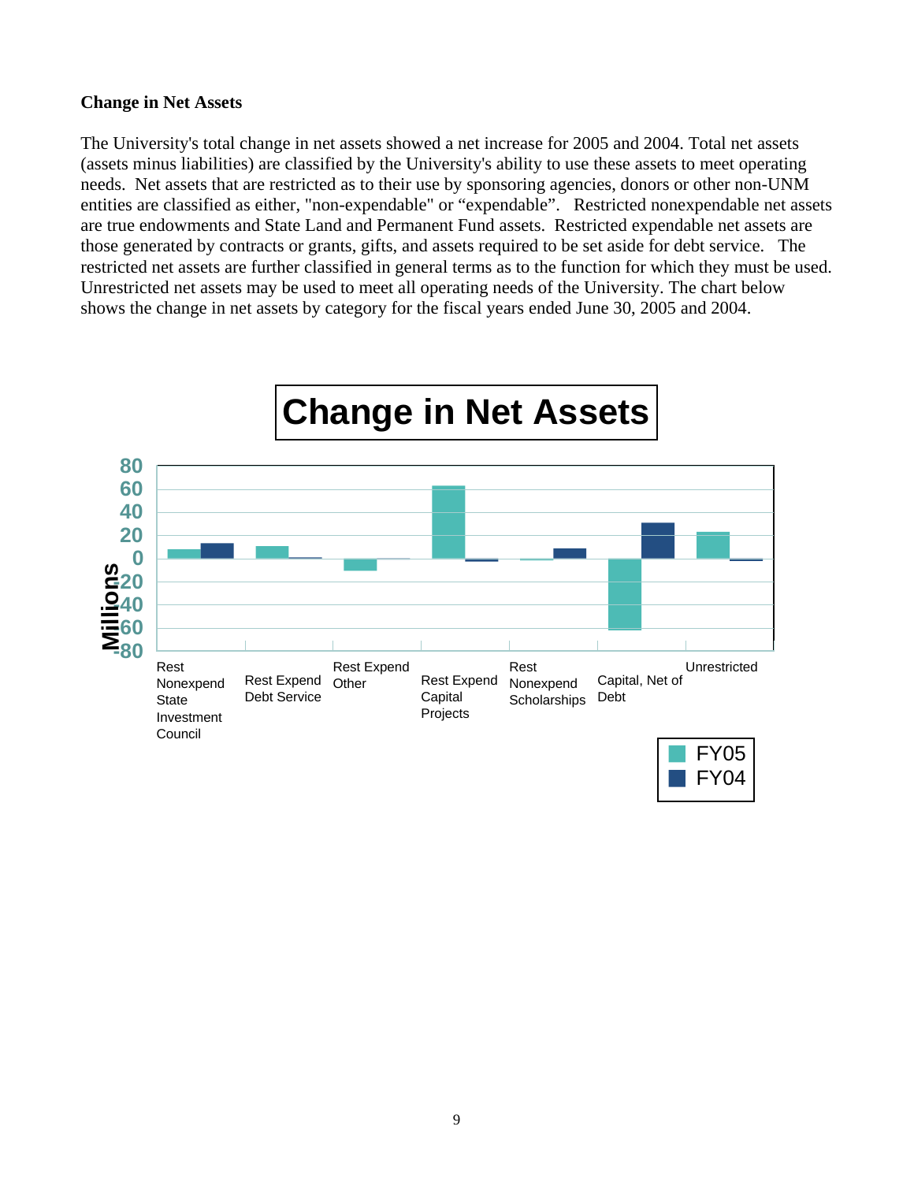## Change in Net Assets

The University's total change in net assets showed a net increase for 2005 and 2004. Total net assets (assets minus liabilities) are classified by the University's ability to use these assets to meet operating needs. Net assets that are restricted as to their use by sponsoring agencies, donors or other non-UNM entities are classified as either, "non-expendable" or "expendable". Restricted nonexpendable net assets are true endowments and State Land and Permanent Fund assets. Restricted expendable net assets are those generated by contracts or grants, gifts, and assets required to be set aside for debt service. The restricted net assets are further classified in general terms as to the function for which they must be used. Unrestricted net assets may be used to meet all operating needs of the University. The chart below shows the change in net assets by category for the fiscal years ended June 30, 2005 and 2004.

**Change in Net Assets**

Millions: 80, 60, 40, 20, 0, -20, -40, -60, -80

Categories: Rest Nonexpend State Investment Council; Rest Expend Debt Service; Rest Expend Other; Rest Expend Capital Projects; Rest Nonexpend Scholarships; Capital, Net of Debt; Unrestricted

Legend: FY05, FY04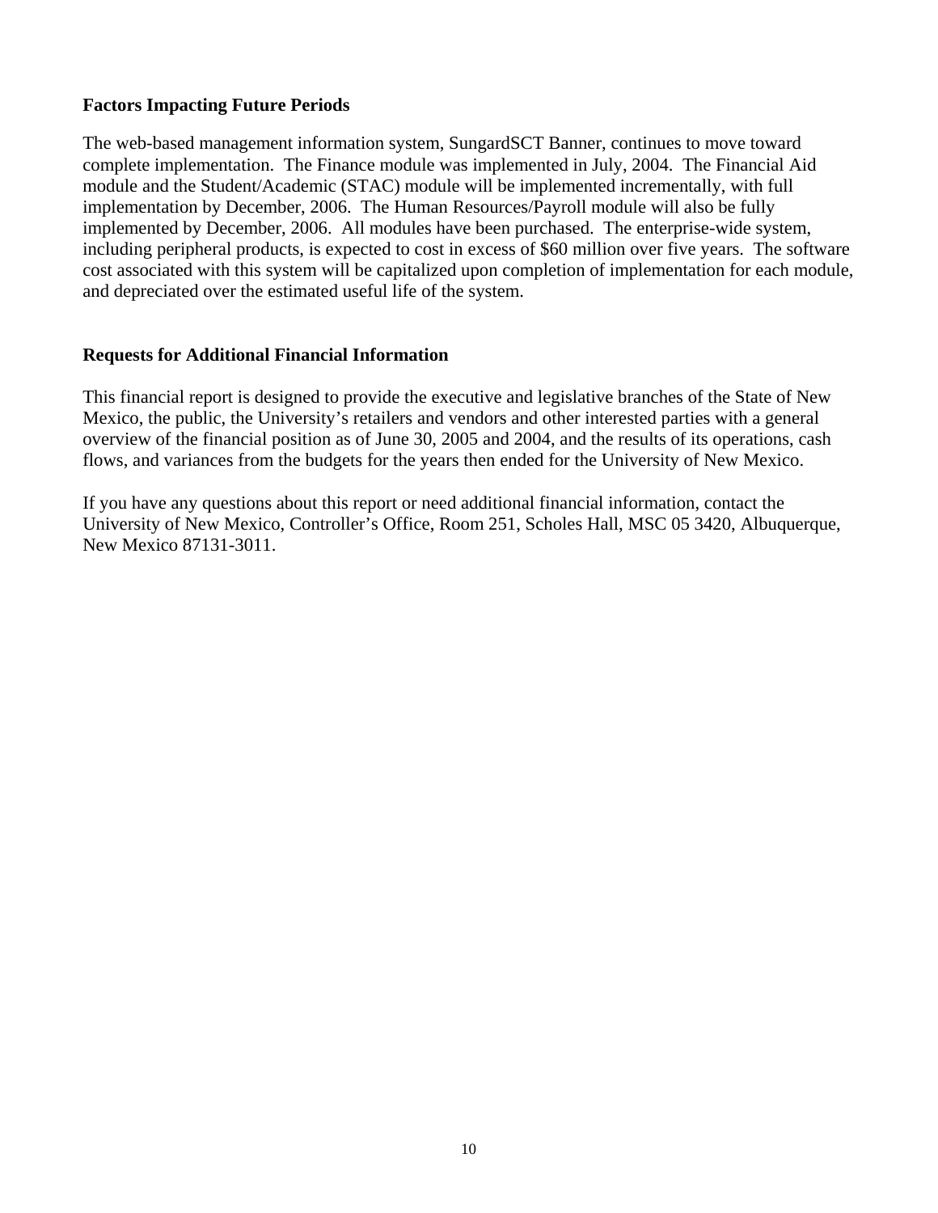**Factors Impacting Future Periods**

The web-based management information system, SungardSCT Banner, continues to move toward complete implementation. The Finance module was implemented in July, 2004. The Financial Aid module and the Student/Academic (STAC) module will be implemented incrementally, with full implementation by December, 2006. The Human Resources/Payroll module will also be fully implemented by December, 2006. All modules have been purchased. The enterprise-wide system, including peripheral products, is expected to cost in excess of $60 million over five years. The software cost associated with this system will be capitalized upon completion of implementation for each module, and depreciated over the estimated useful life of the system.

**Requests for Additional Financial Information**

This financial report is designed to provide the executive and legislative branches of the State of New Mexico, the public, the University's retailers and vendors and other interested parties with a general overview of the financial position as of June 30, 2005 and 2004, and the results of its operations, cash flows, and variances from the budgets for the years then ended for the University of New Mexico.

If you have any questions about this report or need additional financial information, contact the University of New Mexico, Controller's Office, Room 251, Scholes Hall, MSC 05 3420, Albuquerque, New Mexico 87131-3011.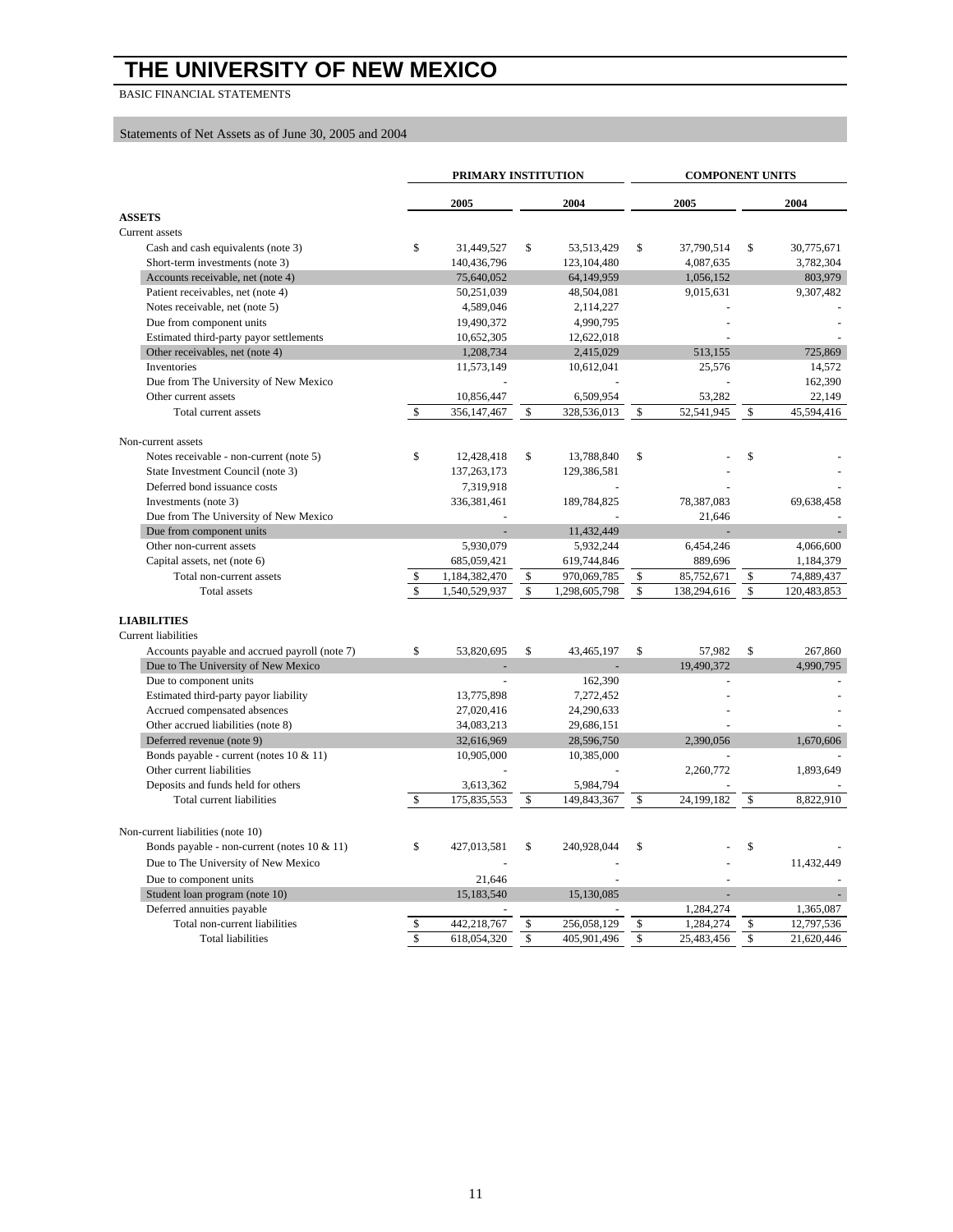# THE UNIVERSITY OF NEW MEXICO

BASIC FINANCIAL STATEMENTS

Statements of Net Assets as of June 30, 2005 and 2004

| | PRIMARY INSTITUTION | | COMPONENT UNITS | |
|---|---|---|---|---|
| | 2005 | 2004 | 2005 | 2004 |
| **ASSETS** | | | | |
| Current assets | | | | |
| Cash and cash equivalents (note 3) | $ 31,449,527 | $ 53,513,429 | $ 37,790,514 | $ 30,775,671 |
| Short-term investments (note 3) | 140,436,796 | 123,104,480 | 4,087,635 | 3,782,304 |
| Accounts receivable, net (note 4) | 75,640,052 | 64,149,959 | 1,056,152 | 803,979 |
| Patient receivables, net (note 4) | 50,251,039 | 48,504,081 | 9,015,631 | 9,307,482 |
| Notes receivable, net (note 5) | 4,589,046 | 2,114,227 | - | - |
| Due from component units | 19,490,372 | 4,990,795 | - | - |
| Estimated third-party payor settlements | 10,652,305 | 12,622,018 | - | - |
| Other receivables, net (note 4) | 1,208,734 | 2,415,029 | 513,155 | 725,869 |
| Inventories | 11,573,149 | 10,612,041 | 25,576 | 14,572 |
| Due from The University of New Mexico | - | - | - | 162,390 |
| Other current assets | 10,856,447 | 6,509,954 | 53,282 | 22,149 |
| Total current assets | $ 356,147,467 | $ 328,536,013 | $ 52,541,945 | $ 45,594,416 |
| Non-current assets | | | | |
| Notes receivable - non-current (note 5) | $ 12,428,418 | $ 13,788,840 | $ - | $ - |
| State Investment Council (note 3) | 137,263,173 | 129,386,581 | - | - |
| Deferred bond issuance costs | 7,319,918 | - | - | - |
| Investments (note 3) | 336,381,461 | 189,784,825 | 78,387,083 | 69,638,458 |
| Due from The University of New Mexico | - | - | 21,646 | - |
| Due from component units | - | 11,432,449 | - | - |
| Other non-current assets | 5,930,079 | 5,932,244 | 6,454,246 | 4,066,600 |
| Capital assets, net (note 6) | 685,059,421 | 619,744,846 | 889,696 | 1,184,379 |
| Total non-current assets | $ 1,184,382,470 | $ 970,069,785 | $ 85,752,671 | $ 74,889,437 |
| Total assets | $ 1,540,529,937 | $ 1,298,605,798 | $ 138,294,616 | $ 120,483,853 |
| **LIABILITIES** | | | | |
| Current liabilities | | | | |
| Accounts payable and accrued payroll (note 7) | $ 53,820,695 | $ 43,465,197 | $ 57,982 | $ 267,860 |
| Due to The University of New Mexico | - | - | 19,490,372 | 4,990,795 |
| Due to component units | - | 162,390 | - | - |
| Estimated third-party payor liability | 13,775,898 | 7,272,452 | - | - |
| Accrued compensated absences | 27,020,416 | 24,290,633 | - | - |
| Other accrued liabilities (note 8) | 34,083,213 | 29,686,151 | - | - |
| Deferred revenue (note 9) | 32,616,969 | 28,596,750 | 2,390,056 | 1,670,606 |
| Bonds payable - current (notes 10 & 11) | 10,905,000 | 10,385,000 | - | - |
| Other current liabilities | - | - | 2,260,772 | 1,893,649 |
| Deposits and funds held for others | 3,613,362 | 5,984,794 | - | - |
| Total current liabilities | $ 175,835,553 | $ 149,843,367 | $ 24,199,182 | $ 8,822,910 |
| Non-current liabilities (note 10) | | | | |
| Bonds payable - non-current (notes 10 & 11) | $ 427,013,581 | $ 240,928,044 | $ - | $ - |
| Due to The University of New Mexico | - | - | - | 11,432,449 |
| Due to component units | 21,646 | - | - | - |
| Student loan program (note 10) | 15,183,540 | 15,130,085 | - | - |
| Deferred annuities payable | - | - | 1,284,274 | 1,365,087 |
| Total non-current liabilities | $ 442,218,767 | $ 256,058,129 | $ 1,284,274 | $ 12,797,536 |
| Total liabilities | $ 618,054,320 | $ 405,901,496 | $ 25,483,456 | $ 21,620,446 |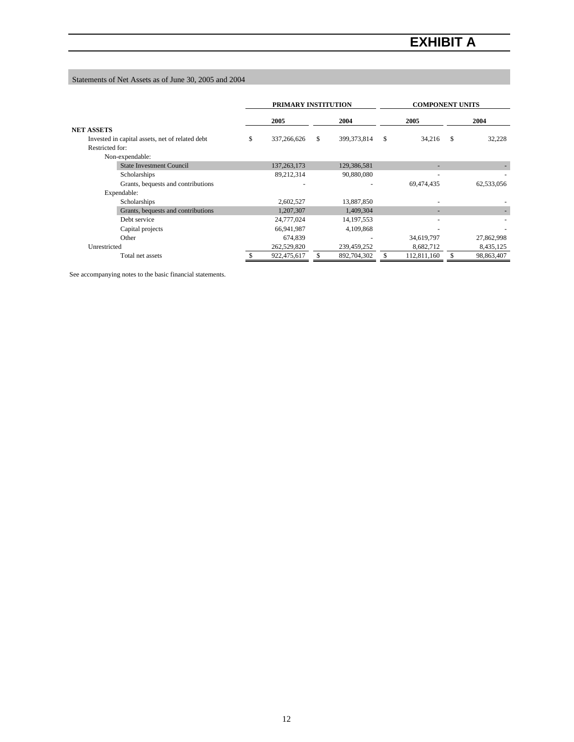# EXHIBIT A

Statements of Net Assets as of June 30, 2005 and 2004

| | PRIMARY INSTITUTION | | COMPONENT UNITS | |
|---|---|---|---|---|
| | 2005 | 2004 | 2005 | 2004 |
| **NET ASSETS** | | | | |
| Invested in capital assets, net of related debt | $ 337,266,626 | $ 399,373,814 | $ 34,216 | $ 32,228 |
| Restricted for: | | | | |
| Non-expendable: | | | | |
| State Investment Council | 137,263,173 | 129,386,581 | - | - |
| Scholarships | 89,212,314 | 90,880,080 | - | - |
| Grants, bequests and contributions | - | - | 69,474,435 | 62,533,056 |
| Expendable: | | | | |
| Scholarships | 2,602,527 | 13,887,850 | - | - |
| Grants, bequests and contributions | 1,207,307 | 1,409,304 | - | - |
| Debt service | 24,777,024 | 14,197,553 | - | - |
| Capital projects | 66,941,987 | 4,109,868 | - | - |
| Other | 674,839 | - | 34,619,797 | 27,862,998 |
| Unrestricted | 262,529,820 | 239,459,252 | 8,682,712 | 8,435,125 |
| Total net assets | $ 922,475,617 | $ 892,704,302 | $ 112,811,160 | $ 98,863,407 |

See accompanying notes to the basic financial statements.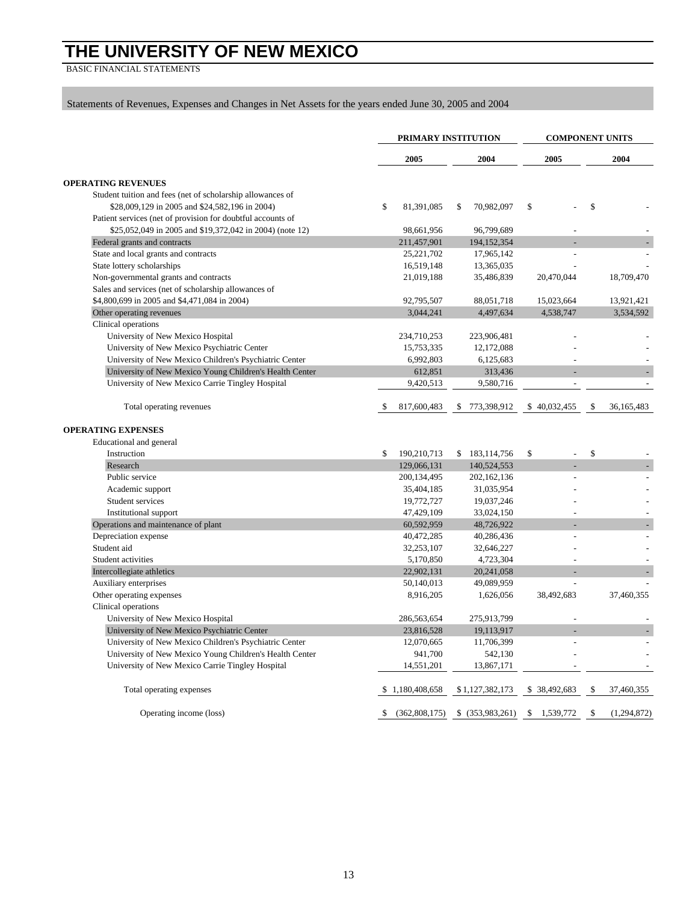# THE UNIVERSITY OF NEW MEXICO

BASIC FINANCIAL STATEMENTS

Statements of Revenues, Expenses and Changes in Net Assets for the years ended June 30, 2005 and 2004

| | PRIMARY INSTITUTION | | COMPONENT UNITS | |
|---|---|---|---|---|
| | 2005 | 2004 | 2005 | 2004 |
| **OPERATING REVENUES** | | | | |
| Student tuition and fees (net of scholarship allowances of $28,009,129 in 2005 and $24,582,196 in 2004) | $ 81,391,085 | $ 70,982,097 | $ - | $ - |
| Patient services (net of provision for doubtful accounts of $25,052,049 in 2005 and $19,372,042 in 2004) (note 12) | 98,661,956 | 96,799,689 | - | - |
| Federal grants and contracts | 211,457,901 | 194,152,354 | - | - |
| State and local grants and contracts | 25,221,702 | 17,965,142 | - | - |
| State lottery scholarships | 16,519,148 | 13,365,035 | - | - |
| Non-governmental grants and contracts | 21,019,188 | 35,486,839 | 20,470,044 | 18,709,470 |
| Sales and services (net of scholarship allowances of $4,800,699 in 2005 and $4,471,084 in 2004) | 92,795,507 | 88,051,718 | 15,023,664 | 13,921,421 |
| Other operating revenues | 3,044,241 | 4,497,634 | 4,538,747 | 3,534,592 |
| Clinical operations | | | | |
| University of New Mexico Hospital | 234,710,253 | 223,906,481 | - | - |
| University of New Mexico Psychiatric Center | 15,753,335 | 12,172,088 | - | - |
| University of New Mexico Children's Psychiatric Center | 6,992,803 | 6,125,683 | - | - |
| University of New Mexico Young Children's Health Center | 612,851 | 313,436 | - | - |
| University of New Mexico Carrie Tingley Hospital | 9,420,513 | 9,580,716 | - | - |
| Total operating revenues | $ 817,600,483 | $ 773,398,912 | $ 40,032,455 | $ 36,165,483 |
| **OPERATING EXPENSES** | | | | |
| Educational and general | | | | |
| Instruction | $ 190,210,713 | $ 183,114,756 | $ - | $ - |
| Research | 129,066,131 | 140,524,553 | - | - |
| Public service | 200,134,495 | 202,162,136 | - | - |
| Academic support | 35,404,185 | 31,035,954 | - | - |
| Student services | 19,772,727 | 19,037,246 | - | - |
| Institutional support | 47,429,109 | 33,024,150 | - | - |
| Operations and maintenance of plant | 60,592,959 | 48,726,922 | - | - |
| Depreciation expense | 40,472,285 | 40,286,436 | - | - |
| Student aid | 32,253,107 | 32,646,227 | - | - |
| Student activities | 5,170,850 | 4,723,304 | - | - |
| Intercollegiate athletics | 22,902,131 | 20,241,058 | - | - |
| Auxiliary enterprises | 50,140,013 | 49,089,959 | - | - |
| Other operating expenses | 8,916,205 | 1,626,056 | 38,492,683 | 37,460,355 |
| Clinical operations | | | | |
| University of New Mexico Hospital | 286,563,654 | 275,913,799 | - | - |
| University of New Mexico Psychiatric Center | 23,816,528 | 19,113,917 | - | - |
| University of New Mexico Children's Psychiatric Center | 12,070,665 | 11,706,399 | - | - |
| University of New Mexico Young Children's Health Center | 941,700 | 542,130 | - | - |
| University of New Mexico Carrie Tingley Hospital | 14,551,201 | 13,867,171 | - | - |
| Total operating expenses | $ 1,180,408,658 | $ 1,127,382,173 | $ 38,492,683 | $ 37,460,355 |
| Operating income (loss) | $ (362,808,175) | $ (353,983,261) | $ 1,539,772 | $ (1,294,872) |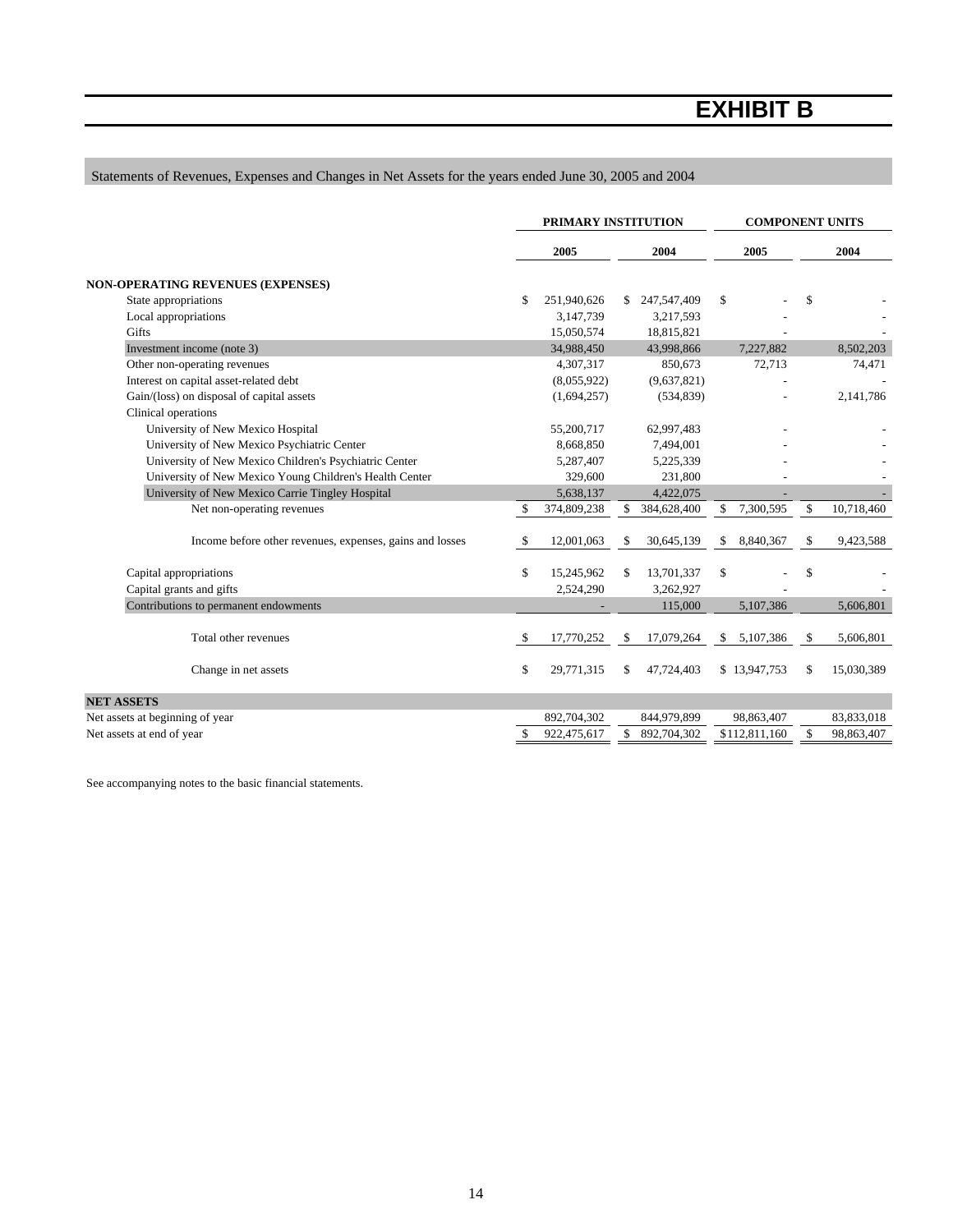# EXHIBIT B

Statements of Revenues, Expenses and Changes in Net Assets for the years ended June 30, 2005 and 2004

| | PRIMARY INSTITUTION | | COMPONENT UNITS | |
|---|---|---|---|---|
| | 2005 | 2004 | 2005 | 2004 |
| **NON-OPERATING REVENUES (EXPENSES)** | | | | |
| State appropriations | $ 251,940,626 | $ 247,547,409 | $ - | $ - |
| Local appropriations | 3,147,739 | 3,217,593 | - | - |
| Gifts | 15,050,574 | 18,815,821 | - | - |
| Investment income (note 3) | 34,988,450 | 43,998,866 | 7,227,882 | 8,502,203 |
| Other non-operating revenues | 4,307,317 | 850,673 | 72,713 | 74,471 |
| Interest on capital asset-related debt | (8,055,922) | (9,637,821) | - | - |
| Gain/(loss) on disposal of capital assets | (1,694,257) | (534,839) | - | 2,141,786 |
| Clinical operations | | | | |
| University of New Mexico Hospital | 55,200,717 | 62,997,483 | - | - |
| University of New Mexico Psychiatric Center | 8,668,850 | 7,494,001 | - | - |
| University of New Mexico Children's Psychiatric Center | 5,287,407 | 5,225,339 | - | - |
| University of New Mexico Young Children's Health Center | 329,600 | 231,800 | - | - |
| University of New Mexico Carrie Tingley Hospital | 5,638,137 | 4,422,075 | - | - |
| Net non-operating revenues | $ 374,809,238 | $ 384,628,400 | $ 7,300,595 | $ 10,718,460 |
| Income before other revenues, expenses, gains and losses | $ 12,001,063 | $ 30,645,139 | $ 8,840,367 | $ 9,423,588 |
| Capital appropriations | $ 15,245,962 | $ 13,701,337 | $ - | $ - |
| Capital grants and gifts | 2,524,290 | 3,262,927 | - | - |
| Contributions to permanent endowments | - | 115,000 | 5,107,386 | 5,606,801 |
| Total other revenues | $ 17,770,252 | $ 17,079,264 | $ 5,107,386 | $ 5,606,801 |
| Change in net assets | $ 29,771,315 | $ 47,724,403 | $ 13,947,753 | $ 15,030,389 |
| **NET ASSETS** | | | | |
| Net assets at beginning of year | 892,704,302 | 844,979,899 | 98,863,407 | 83,833,018 |
| Net assets at end of year | $ 922,475,617 | $ 892,704,302 | $112,811,160 | $ 98,863,407 |

See accompanying notes to the basic financial statements.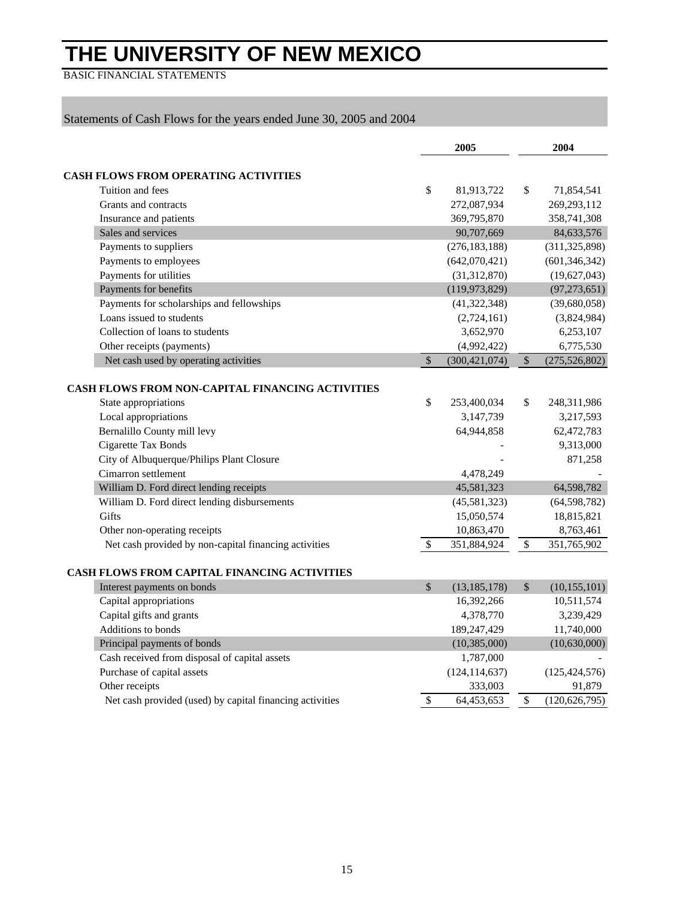# THE UNIVERSITY OF NEW MEXICO

BASIC FINANCIAL STATEMENTS

## Statements of Cash Flows for the years ended June 30, 2005 and 2004

| | 2005 | 2004 |
|---|---|---|
| **CASH FLOWS FROM OPERATING ACTIVITIES** | | |
| Tuition and fees | $ 81,913,722 | $ 71,854,541 |
| Grants and contracts | 272,087,934 | 269,293,112 |
| Insurance and patients | 369,795,870 | 358,741,308 |
| Sales and services | 90,707,669 | 84,633,576 |
| Payments to suppliers | (276,183,188) | (311,325,898) |
| Payments to employees | (642,070,421) | (601,346,342) |
| Payments for utilities | (31,312,870) | (19,627,043) |
| Payments for benefits | (119,973,829) | (97,273,651) |
| Payments for scholarships and fellowships | (41,322,348) | (39,680,058) |
| Loans issued to students | (2,724,161) | (3,824,984) |
| Collection of loans to students | 3,652,970 | 6,253,107 |
| Other receipts (payments) | (4,992,422) | 6,775,530 |
| Net cash used by operating activities | $ (300,421,074) | $ (275,526,802) |
| **CASH FLOWS FROM NON-CAPITAL FINANCING ACTIVITIES** | | |
| State appropriations | $ 253,400,034 | $ 248,311,986 |
| Local appropriations | 3,147,739 | 3,217,593 |
| Bernalillo County mill levy | 64,944,858 | 62,472,783 |
| Cigarette Tax Bonds | - | 9,313,000 |
| City of Albuquerque/Philips Plant Closure | - | 871,258 |
| Cimarron settlement | 4,478,249 | - |
| William D. Ford direct lending receipts | 45,581,323 | 64,598,782 |
| William D. Ford direct lending disbursements | (45,581,323) | (64,598,782) |
| Gifts | 15,050,574 | 18,815,821 |
| Other non-operating receipts | 10,863,470 | 8,763,461 |
| Net cash provided by non-capital financing activities | $ 351,884,924 | $ 351,765,902 |
| **CASH FLOWS FROM CAPITAL FINANCING ACTIVITIES** | | |
| Interest payments on bonds | $ (13,185,178) | $ (10,155,101) |
| Capital appropriations | 16,392,266 | 10,511,574 |
| Capital gifts and grants | 4,378,770 | 3,239,429 |
| Additions to bonds | 189,247,429 | 11,740,000 |
| Principal payments of bonds | (10,385,000) | (10,630,000) |
| Cash received from disposal of capital assets | 1,787,000 | - |
| Purchase of capital assets | (124,114,637) | (125,424,576) |
| Other receipts | 333,003 | 91,879 |
| Net cash provided (used) by capital financing activities | $ 64,453,653 | $ (120,626,795) |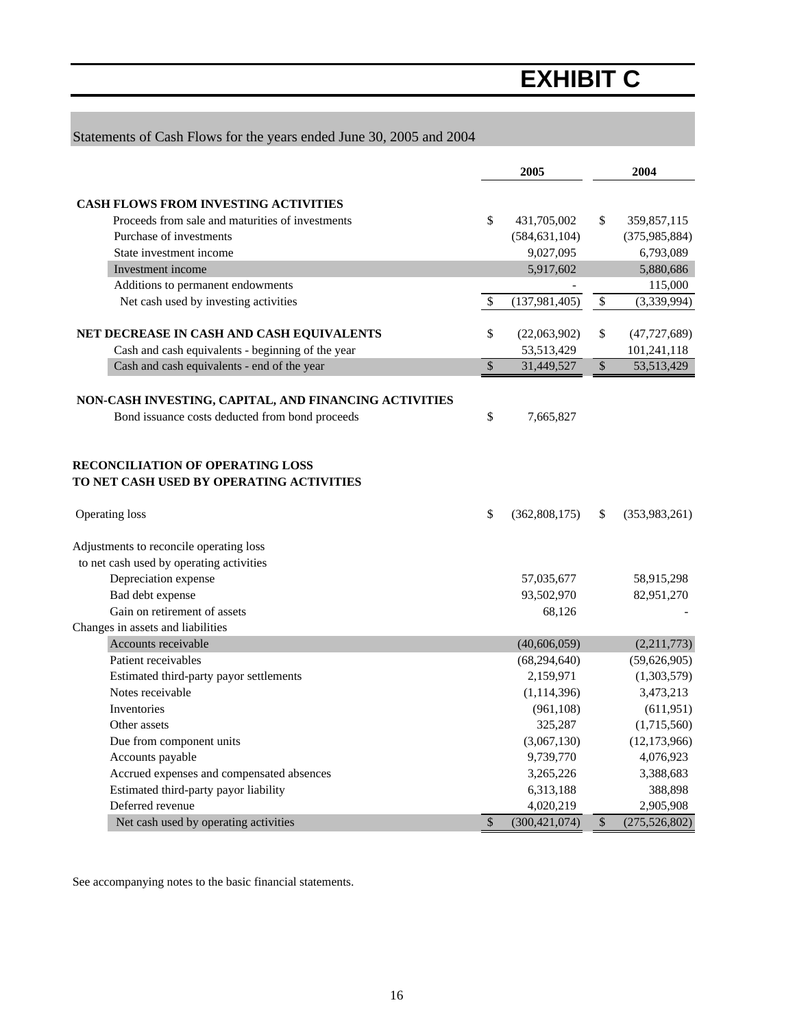# EXHIBIT C

## Statements of Cash Flows for the years ended June 30, 2005 and 2004

| | 2005 | 2004 |
|---|---|---|
| **CASH FLOWS FROM INVESTING ACTIVITIES** | | |
| Proceeds from sale and maturities of investments | $ 431,705,002 | $ 359,857,115 |
| Purchase of investments | (584,631,104) | (375,985,884) |
| State investment income | 9,027,095 | 6,793,089 |
| Investment income | 5,917,602 | 5,880,686 |
| Additions to permanent endowments | - | 115,000 |
| Net cash used by investing activities | $ (137,981,405) | $ (3,339,994) |
| | | |
| **NET DECREASE IN CASH AND CASH EQUIVALENTS** | $ (22,063,902) | $ (47,727,689) |
| Cash and cash equivalents - beginning of the year | 53,513,429 | 101,241,118 |
| Cash and cash equivalents - end of the year | $ 31,449,527 | $ 53,513,429 |
| | | |
| **NON-CASH INVESTING, CAPITAL, AND FINANCING ACTIVITIES** | | |
| Bond issuance costs deducted from bond proceeds | $ 7,665,827 | |
| | | |
| **RECONCILIATION OF OPERATING LOSS TO NET CASH USED BY OPERATING ACTIVITIES** | | |
| Operating loss | $ (362,808,175) | $ (353,983,261) |
| | | |
| Adjustments to reconcile operating loss to net cash used by operating activities | | |
| Depreciation expense | 57,035,677 | 58,915,298 |
| Bad debt expense | 93,502,970 | 82,951,270 |
| Gain on retirement of assets | 68,126 | - |
| Changes in assets and liabilities | | |
| Accounts receivable | (40,606,059) | (2,211,773) |
| Patient receivables | (68,294,640) | (59,626,905) |
| Estimated third-party payor settlements | 2,159,971 | (1,303,579) |
| Notes receivable | (1,114,396) | 3,473,213 |
| Inventories | (961,108) | (611,951) |
| Other assets | 325,287 | (1,715,560) |
| Due from component units | (3,067,130) | (12,173,966) |
| Accounts payable | 9,739,770 | 4,076,923 |
| Accrued expenses and compensated absences | 3,265,226 | 3,388,683 |
| Estimated third-party payor liability | 6,313,188 | 388,898 |
| Deferred revenue | 4,020,219 | 2,905,908 |
| Net cash used by operating activities | $ (300,421,074) | $ (275,526,802) |

See accompanying notes to the basic financial statements.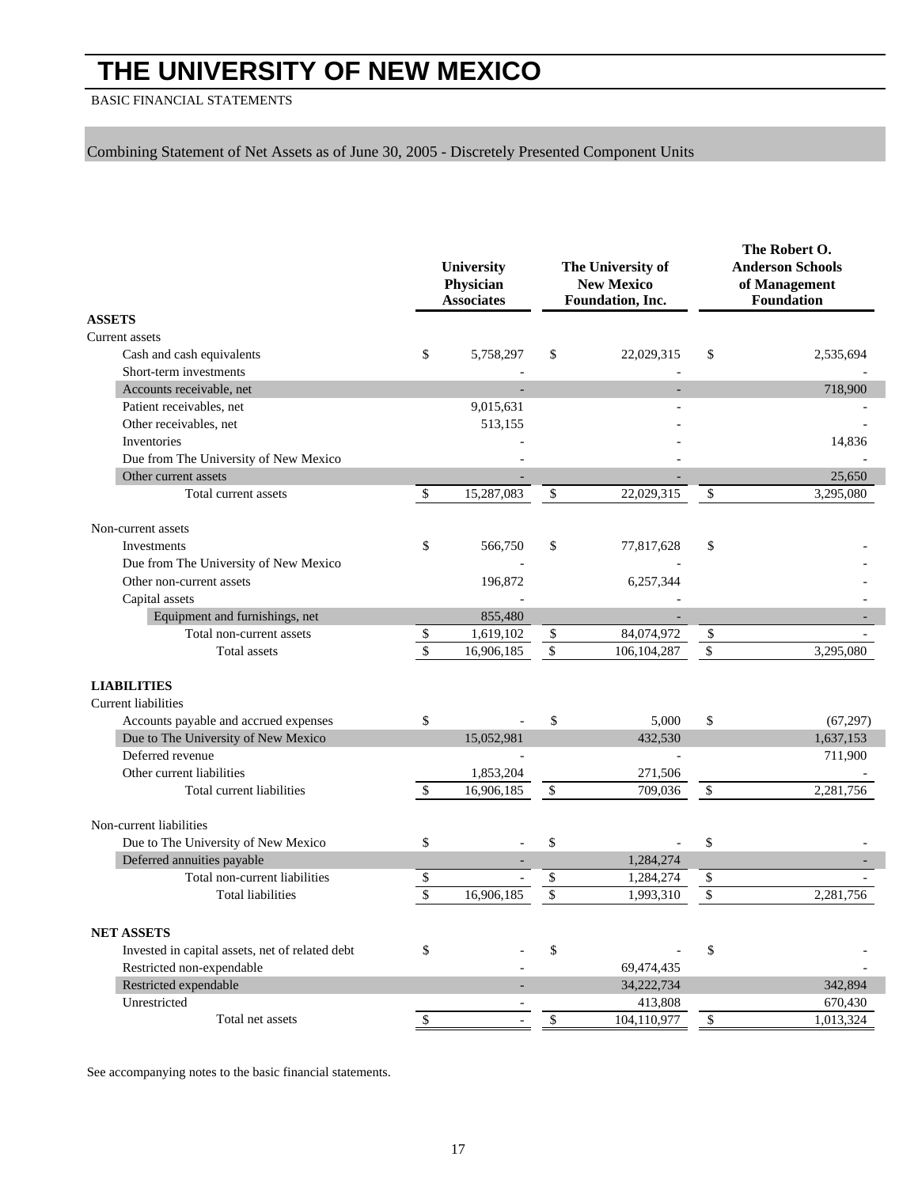# THE UNIVERSITY OF NEW MEXICO

BASIC FINANCIAL STATEMENTS

## Combining Statement of Net Assets as of June 30, 2005 - Discretely Presented Component Units

| | University Physician Associates | The University of New Mexico Foundation, Inc. | The Robert O. Anderson Schools of Management Foundation |
|---|---|---|---|
| **ASSETS** | | | |
| Current assets | | | |
| Cash and cash equivalents | $ 5,758,297 | $ 22,029,315 | $ 2,535,694 |
| Short-term investments | - | - | - |
| Accounts receivable, net | - | - | 718,900 |
| Patient receivables, net | 9,015,631 | - | - |
| Other receivables, net | 513,155 | - | - |
| Inventories | - | - | 14,836 |
| Due from The University of New Mexico | - | - | - |
| Other current assets | - | - | 25,650 |
| Total current assets | $ 15,287,083 | $ 22,029,315 | $ 3,295,080 |
| Non-current assets | | | |
| Investments | $ 566,750 | $ 77,817,628 | $ - |
| Due from The University of New Mexico | - | - | - |
| Other non-current assets | 196,872 | 6,257,344 | - |
| Capital assets | - | - | - |
| Equipment and furnishings, net | 855,480 | - | - |
| Total non-current assets | $ 1,619,102 | $ 84,074,972 | $ - |
| Total assets | $ 16,906,185 | $ 106,104,287 | $ 3,295,080 |
| **LIABILITIES** | | | |
| Current liabilities | | | |
| Accounts payable and accrued expenses | $ - | $ 5,000 | $ (67,297) |
| Due to The University of New Mexico | 15,052,981 | 432,530 | 1,637,153 |
| Deferred revenue | - | - | 711,900 |
| Other current liabilities | 1,853,204 | 271,506 | - |
| Total current liabilities | $ 16,906,185 | $ 709,036 | $ 2,281,756 |
| Non-current liabilities | | | |
| Due to The University of New Mexico | $ - | $ - | $ - |
| Deferred annuities payable | - | 1,284,274 | - |
| Total non-current liabilities | $ - | $ 1,284,274 | $ - |
| Total liabilities | $ 16,906,185 | $ 1,993,310 | $ 2,281,756 |
| **NET ASSETS** | | | |
| Invested in capital assets, net of related debt | $ - | $ - | $ - |
| Restricted non-expendable | - | 69,474,435 | - |
| Restricted expendable | - | 34,222,734 | 342,894 |
| Unrestricted | - | 413,808 | 670,430 |
| Total net assets | $ - | $ 104,110,977 | $ 1,013,324 |

See accompanying notes to the basic financial statements.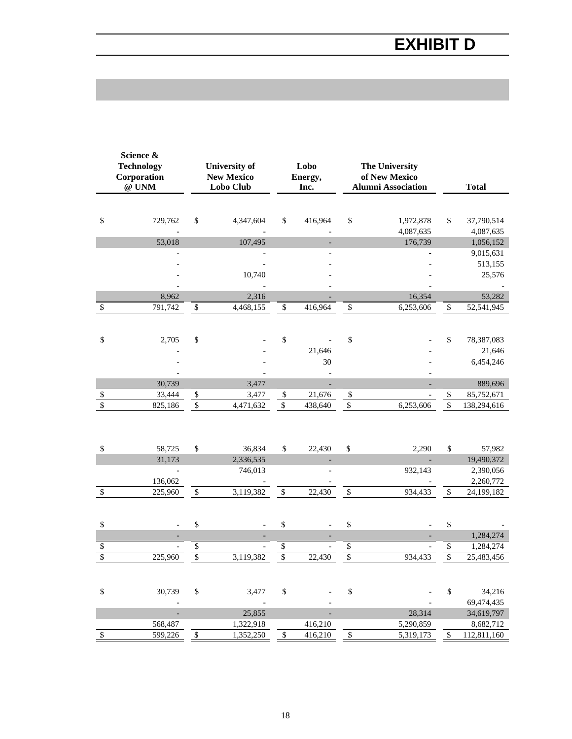# EXHIBIT D

| Science & Technology Corporation @ UNM | University of New Mexico Lobo Club | Lobo Energy, Inc. | The University of New Mexico Alumni Association | Total |
|---|---|---|---|---|
| $ 729,762 | $ 4,347,604 | $ 416,964 | $ 1,972,878 | $ 37,790,514 |
| - | - | - | 4,087,635 | 4,087,635 |
| 53,018 | 107,495 | - | 176,739 | 1,056,152 |
| - | - | - | - | 9,015,631 |
| - | - | - | - | 513,155 |
| - | 10,740 | - | - | 25,576 |
| - | - | - | - | - |
| 8,962 | 2,316 | - | 16,354 | 53,282 |
| $ 791,742 | $ 4,468,155 | $ 416,964 | $ 6,253,606 | $ 52,541,945 |
| | | | | |
| $ 2,705 | $ - | $ - | $ - | $ 78,387,083 |
| - | - | 21,646 | - | 21,646 |
| - | - | 30 | - | 6,454,246 |
| - | - | - | - | |
| 30,739 | 3,477 | - | - | 889,696 |
| $ 33,444 | $ 3,477 | $ 21,676 | $ - | $ 85,752,671 |
| $ 825,186 | $ 4,471,632 | $ 438,640 | $ 6,253,606 | $ 138,294,616 |
| | | | | |
| $ 58,725 | $ 36,834 | $ 22,430 | $ 2,290 | $ 57,982 |
| 31,173 | 2,336,535 | - | - | 19,490,372 |
| - | 746,013 | - | 932,143 | 2,390,056 |
| 136,062 | - | - | - | 2,260,772 |
| $ 225,960 | $ 3,119,382 | $ 22,430 | $ 934,433 | $ 24,199,182 |
| | | | | |
| $ - | $ - | $ - | $ - | $ - |
| - | - | - | - | 1,284,274 |
| $ - | $ - | $ - | $ - | $ 1,284,274 |
| $ 225,960 | $ 3,119,382 | $ 22,430 | $ 934,433 | $ 25,483,456 |
| | | | | |
| $ 30,739 | $ 3,477 | $ - | $ - | $ 34,216 |
| - | - | - | - | 69,474,435 |
| - | 25,855 | - | 28,314 | 34,619,797 |
| 568,487 | 1,322,918 | 416,210 | 5,290,859 | 8,682,712 |
| $ 599,226 | $ 1,352,250 | $ 416,210 | $ 5,319,173 | $ 112,811,160 |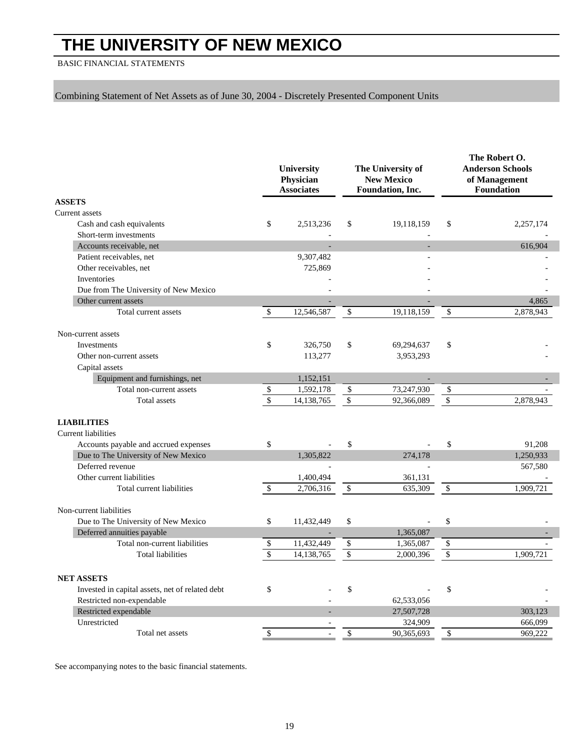# THE UNIVERSITY OF NEW MEXICO

BASIC FINANCIAL STATEMENTS

## Combining Statement of Net Assets as of June 30, 2004 - Discretely Presented Component Units

| | University Physician Associates | The University of New Mexico Foundation, Inc. | The Robert O. Anderson Schools of Management Foundation |
|---|---|---|---|
| **ASSETS** | | | |
| Current assets | | | |
| Cash and cash equivalents | $ 2,513,236 | $ 19,118,159 | $ 2,257,174 |
| Short-term investments | - | - | - |
| Accounts receivable, net | - | - | 616,904 |
| Patient receivables, net | 9,307,482 | - | - |
| Other receivables, net | 725,869 | - | - |
| Inventories | - | - | - |
| Due from The University of New Mexico | - | - | - |
| Other current assets | - | - | 4,865 |
| Total current assets | $ 12,546,587 | $ 19,118,159 | $ 2,878,943 |
| Non-current assets | | | |
| Investments | $ 326,750 | $ 69,294,637 | $ - |
| Other non-current assets | 113,277 | 3,953,293 | - |
| Capital assets | | | |
| Equipment and furnishings, net | 1,152,151 | - | - |
| Total non-current assets | $ 1,592,178 | $ 73,247,930 | $ - |
| Total assets | $ 14,138,765 | $ 92,366,089 | $ 2,878,943 |
| **LIABILITIES** | | | |
| Current liabilities | | | |
| Accounts payable and accrued expenses | $ - | $ - | $ 91,208 |
| Due to The University of New Mexico | 1,305,822 | 274,178 | 1,250,933 |
| Deferred revenue | - | - | 567,580 |
| Other current liabilities | 1,400,494 | 361,131 | - |
| Total current liabilities | $ 2,706,316 | $ 635,309 | $ 1,909,721 |
| Non-current liabilities | | | |
| Due to The University of New Mexico | $ 11,432,449 | $ - | $ - |
| Deferred annuities payable | - | 1,365,087 | - |
| Total non-current liabilities | $ 11,432,449 | $ 1,365,087 | $ - |
| Total liabilities | $ 14,138,765 | $ 2,000,396 | $ 1,909,721 |
| **NET ASSETS** | | | |
| Invested in capital assets, net of related debt | $ - | $ - | $ - |
| Restricted non-expendable | - | 62,533,056 | - |
| Restricted expendable | - | 27,507,728 | 303,123 |
| Unrestricted | - | 324,909 | 666,099 |
| Total net assets | $ - | $ 90,365,693 | $ 969,222 |

See accompanying notes to the basic financial statements.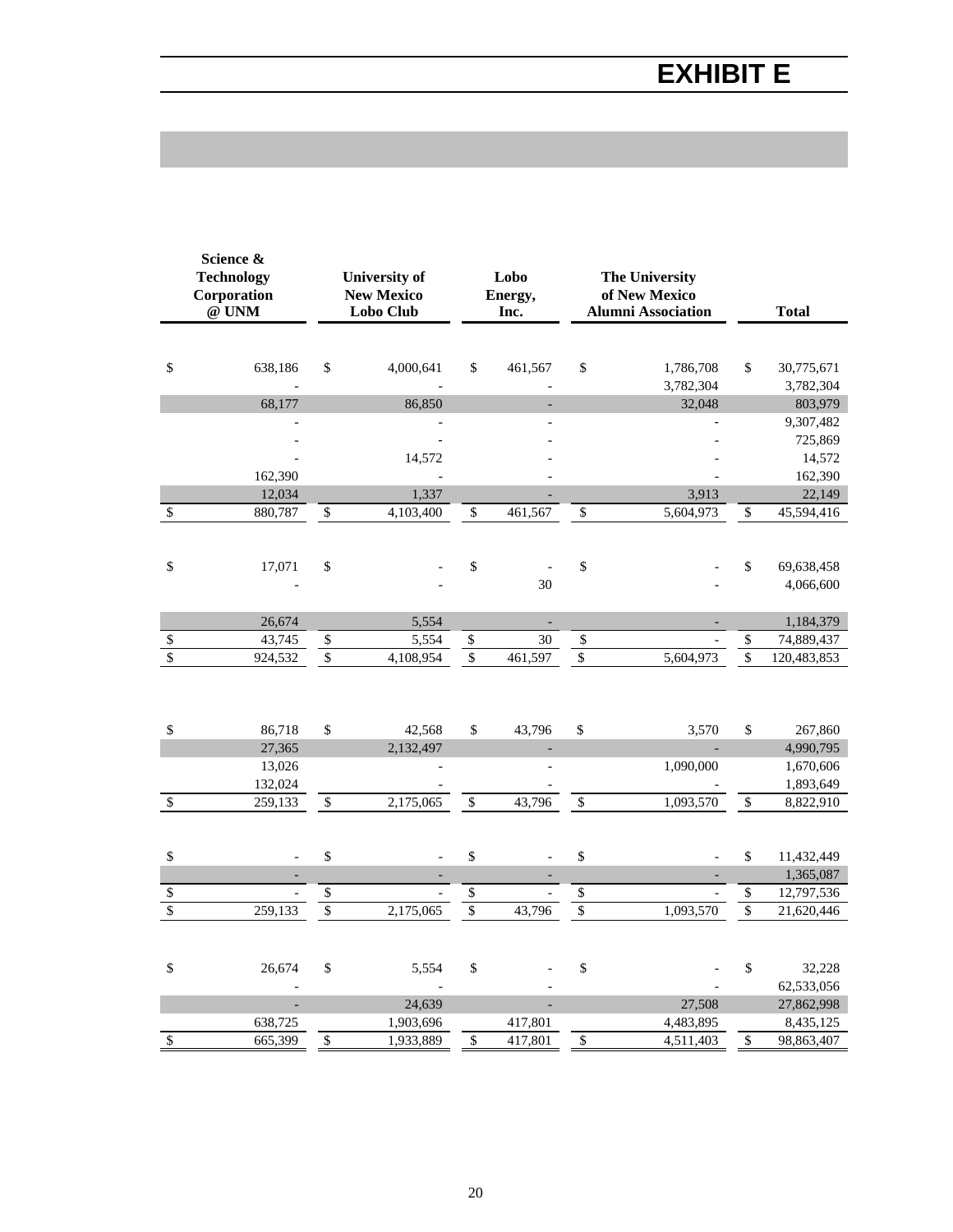# EXHIBIT E

| Science & Technology Corporation @ UNM | University of New Mexico Lobo Club | Lobo Energy, Inc. | The University of New Mexico Alumni Association | Total |
|---|---|---|---|---|
| $ 638,186 | $ 4,000,641 | $ 461,567 | $ 1,786,708 | $ 30,775,671 |
| - | - | - | 3,782,304 | 3,782,304 |
| 68,177 | 86,850 | - | 32,048 | 803,979 |
| - | - | - | - | 9,307,482 |
| - | - | - | - | 725,869 |
| - | 14,572 | - | - | 14,572 |
| 162,390 | - | - | - | 162,390 |
| 12,034 | 1,337 | - | 3,913 | 22,149 |
| $ 880,787 | $ 4,103,400 | $ 461,567 | $ 5,604,973 | $ 45,594,416 |
| | | | | |
| $ 17,071 | $ - | $ - | $ - | $ 69,638,458 |
| - | - | 30 | - | 4,066,600 |
| 26,674 | 5,554 | - | - | 1,184,379 |
| $ 43,745 | $ 5,554 | $ 30 | $ - | $ 74,889,437 |
| $ 924,532 | $ 4,108,954 | $ 461,597 | $ 5,604,973 | $ 120,483,853 |
| | | | | |
| $ 86,718 | $ 42,568 | $ 43,796 | $ 3,570 | $ 267,860 |
| 27,365 | 2,132,497 | - | - | 4,990,795 |
| 13,026 | - | - | 1,090,000 | 1,670,606 |
| 132,024 | - | - | - | 1,893,649 |
| $ 259,133 | $ 2,175,065 | $ 43,796 | $ 1,093,570 | $ 8,822,910 |
| | | | | |
| $ - | $ - | $ - | $ - | $ 11,432,449 |
| - | - | - | - | 1,365,087 |
| $ - | $ - | $ - | $ - | $ 12,797,536 |
| $ 259,133 | $ 2,175,065 | $ 43,796 | $ 1,093,570 | $ 21,620,446 |
| | | | | |
| $ 26,674 | $ 5,554 | $ - | $ - | $ 32,228 |
| - | - | - | - | 62,533,056 |
| - | 24,639 | - | 27,508 | 27,862,998 |
| 638,725 | 1,903,696 | 417,801 | 4,483,895 | 8,435,125 |
| $ 665,399 | $ 1,933,889 | $ 417,801 | $ 4,511,403 | $ 98,863,407 |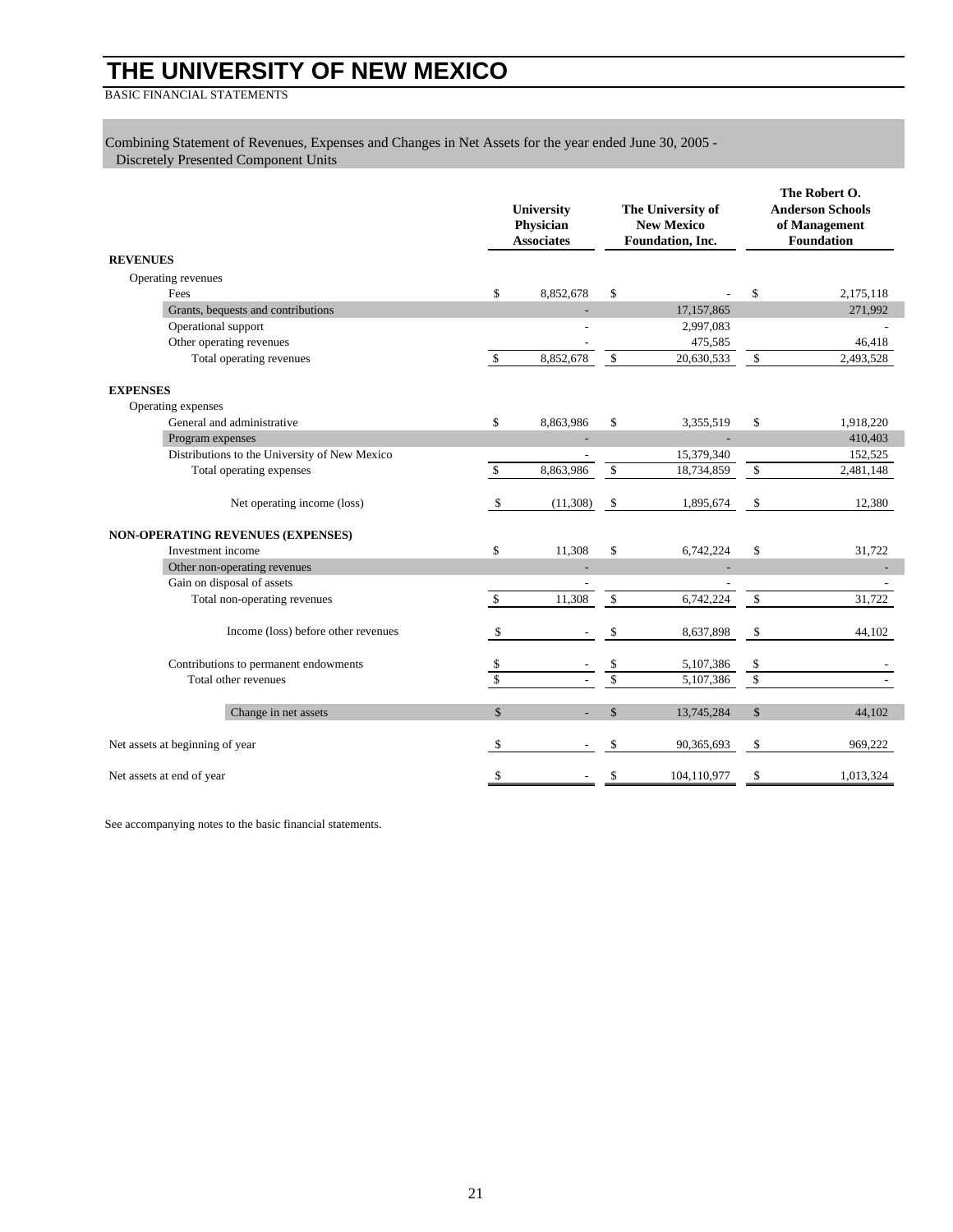# THE UNIVERSITY OF NEW MEXICO

BASIC FINANCIAL STATEMENTS

Combining Statement of Revenues, Expenses and Changes in Net Assets for the year ended June 30, 2005 - Discretely Presented Component Units

| | University Physician Associates | The University of New Mexico Foundation, Inc. | The Robert O. Anderson Schools of Management Foundation |
|---|---|---|---|
| **REVENUES** | | | |
| Operating revenues | | | |
| Fees | $ 8,852,678 | $ - | $ 2,175,118 |
| Grants, bequests and contributions | - | 17,157,865 | 271,992 |
| Operational support | - | 2,997,083 | - |
| Other operating revenues | - | 475,585 | 46,418 |
| Total operating revenues | $ 8,852,678 | $ 20,630,533 | $ 2,493,528 |
| **EXPENSES** | | | |
| Operating expenses | | | |
| General and administrative | $ 8,863,986 | $ 3,355,519 | $ 1,918,220 |
| Program expenses | - | - | 410,403 |
| Distributions to the University of New Mexico | - | 15,379,340 | 152,525 |
| Total operating expenses | $ 8,863,986 | $ 18,734,859 | $ 2,481,148 |
| Net operating income (loss) | $ (11,308) | $ 1,895,674 | $ 12,380 |
| **NON-OPERATING REVENUES (EXPENSES)** | | | |
| Investment income | $ 11,308 | $ 6,742,224 | $ 31,722 |
| Other non-operating revenues | - | - | - |
| Gain on disposal of assets | - | - | - |
| Total non-operating revenues | $ 11,308 | $ 6,742,224 | $ 31,722 |
| Income (loss) before other revenues | $ - | $ 8,637,898 | $ 44,102 |
| Contributions to permanent endowments | $ - | $ 5,107,386 | $ - |
| Total other revenues | $ - | $ 5,107,386 | $ - |
| Change in net assets | $ - | $ 13,745,284 | $ 44,102 |
| Net assets at beginning of year | $ - | $ 90,365,693 | $ 969,222 |
| Net assets at end of year | $ - | $ 104,110,977 | $ 1,013,324 |

See accompanying notes to the basic financial statements.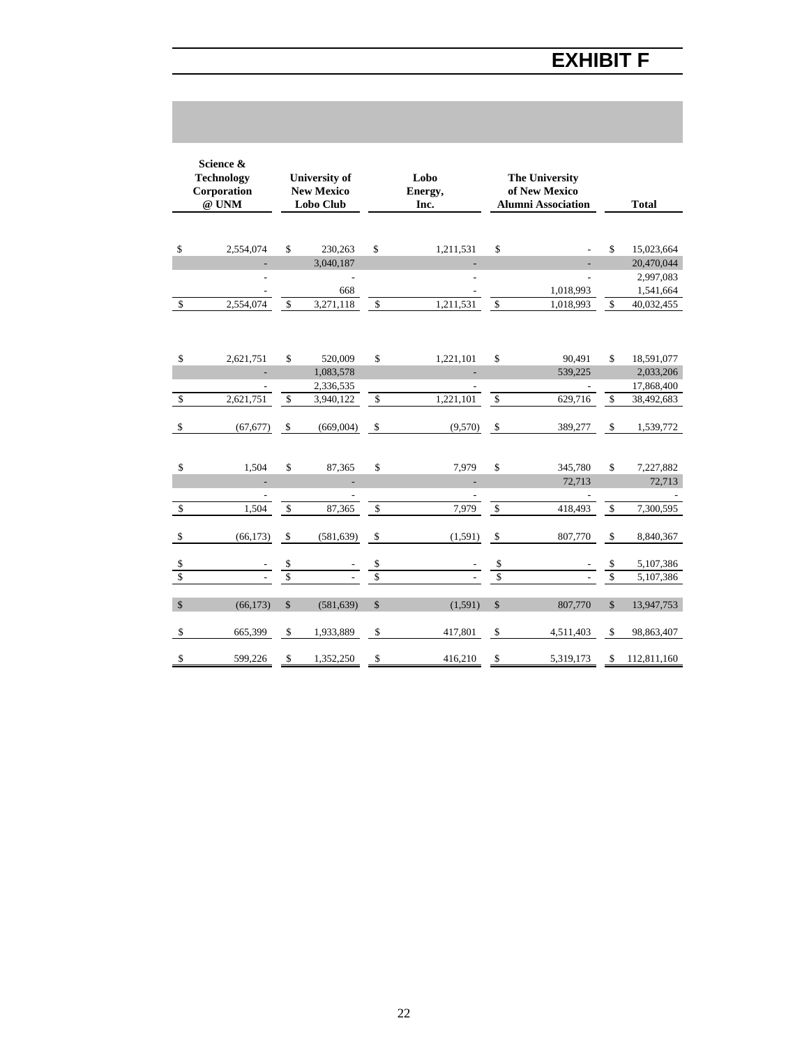# EXHIBIT F

| Science & Technology Corporation @ UNM | University of New Mexico Lobo Club | Lobo Energy, Inc. | The University of New Mexico Alumni Association | Total |
|---|---|---|---|---|
| $ 2,554,074 | $ 230,263 | $ 1,211,531 | $ - | $ 15,023,664 |
| - | 3,040,187 | - | - | 20,470,044 |
| - | - | - | - | 2,997,083 |
| - | 668 | - | 1,018,993 | 1,541,664 |
| $ 2,554,074 | $ 3,271,118 | $ 1,211,531 | $ 1,018,993 | $ 40,032,455 |
| | | | | |
| $ 2,621,751 | $ 520,009 | $ 1,221,101 | $ 90,491 | $ 18,591,077 |
| - | 1,083,578 | - | 539,225 | 2,033,206 |
| - | 2,336,535 | - | - | 17,868,400 |
| $ 2,621,751 | $ 3,940,122 | $ 1,221,101 | $ 629,716 | $ 38,492,683 |
| $ (67,677) | $ (669,004) | $ (9,570) | $ 389,277 | $ 1,539,772 |
| | | | | |
| $ 1,504 | $ 87,365 | $ 7,979 | $ 345,780 | $ 7,227,882 |
| - | - | - | 72,713 | 72,713 |
| - | - | - | - | - |
| $ 1,504 | $ 87,365 | $ 7,979 | $ 418,493 | $ 7,300,595 |
| $ (66,173) | $ (581,639) | $ (1,591) | $ 807,770 | $ 8,840,367 |
| $ - | $ - | $ - | $ - | $ 5,107,386 |
| $ - | $ - | $ - | $ - | $ 5,107,386 |
| $ (66,173) | $ (581,639) | $ (1,591) | $ 807,770 | $ 13,947,753 |
| $ 665,399 | $ 1,933,889 | $ 417,801 | $ 4,511,403 | $ 98,863,407 |
| $ 599,226 | $ 1,352,250 | $ 416,210 | $ 5,319,173 | $ 112,811,160 |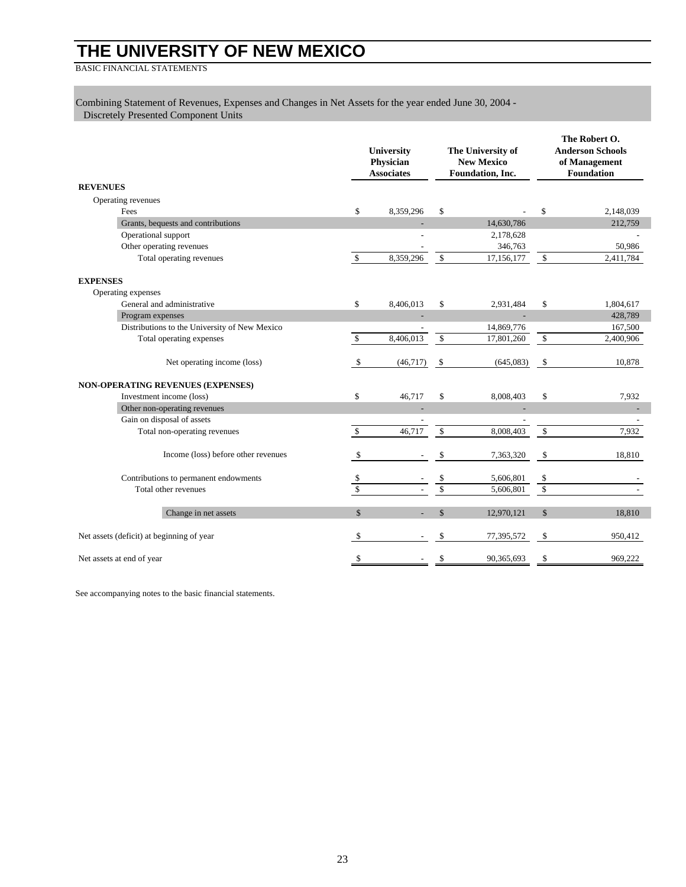# THE UNIVERSITY OF NEW MEXICO

BASIC FINANCIAL STATEMENTS

Combining Statement of Revenues, Expenses and Changes in Net Assets for the year ended June 30, 2004 - Discretely Presented Component Units

| | University Physician Associates | The University of New Mexico Foundation, Inc. | The Robert O. Anderson Schools of Management Foundation |
|---|---|---|---|
| **REVENUES** | | | |
| Operating revenues | | | |
| Fees | $ 8,359,296 | $ - | $ 2,148,039 |
| Grants, bequests and contributions | - | 14,630,786 | 212,759 |
| Operational support | - | 2,178,628 | - |
| Other operating revenues | - | 346,763 | 50,986 |
| Total operating revenues | $ 8,359,296 | $ 17,156,177 | $ 2,411,784 |
| **EXPENSES** | | | |
| Operating expenses | | | |
| General and administrative | $ 8,406,013 | $ 2,931,484 | $ 1,804,617 |
| Program expenses | - | - | 428,789 |
| Distributions to the University of New Mexico | - | 14,869,776 | 167,500 |
| Total operating expenses | $ 8,406,013 | $ 17,801,260 | $ 2,400,906 |
| Net operating income (loss) | $ (46,717) | $ (645,083) | $ 10,878 |
| **NON-OPERATING REVENUES (EXPENSES)** | | | |
| Investment income (loss) | $ 46,717 | $ 8,008,403 | $ 7,932 |
| Other non-operating revenues | - | - | - |
| Gain on disposal of assets | - | - | - |
| Total non-operating revenues | $ 46,717 | $ 8,008,403 | $ 7,932 |
| Income (loss) before other revenues | $ - | $ 7,363,320 | $ 18,810 |
| Contributions to permanent endowments | $ - | $ 5,606,801 | $ - |
| Total other revenues | $ - | $ 5,606,801 | $ - |
| Change in net assets | $ - | $ 12,970,121 | $ 18,810 |
| Net assets (deficit) at beginning of year | $ - | $ 77,395,572 | $ 950,412 |
| Net assets at end of year | $ - | $ 90,365,693 | $ 969,222 |

See accompanying notes to the basic financial statements.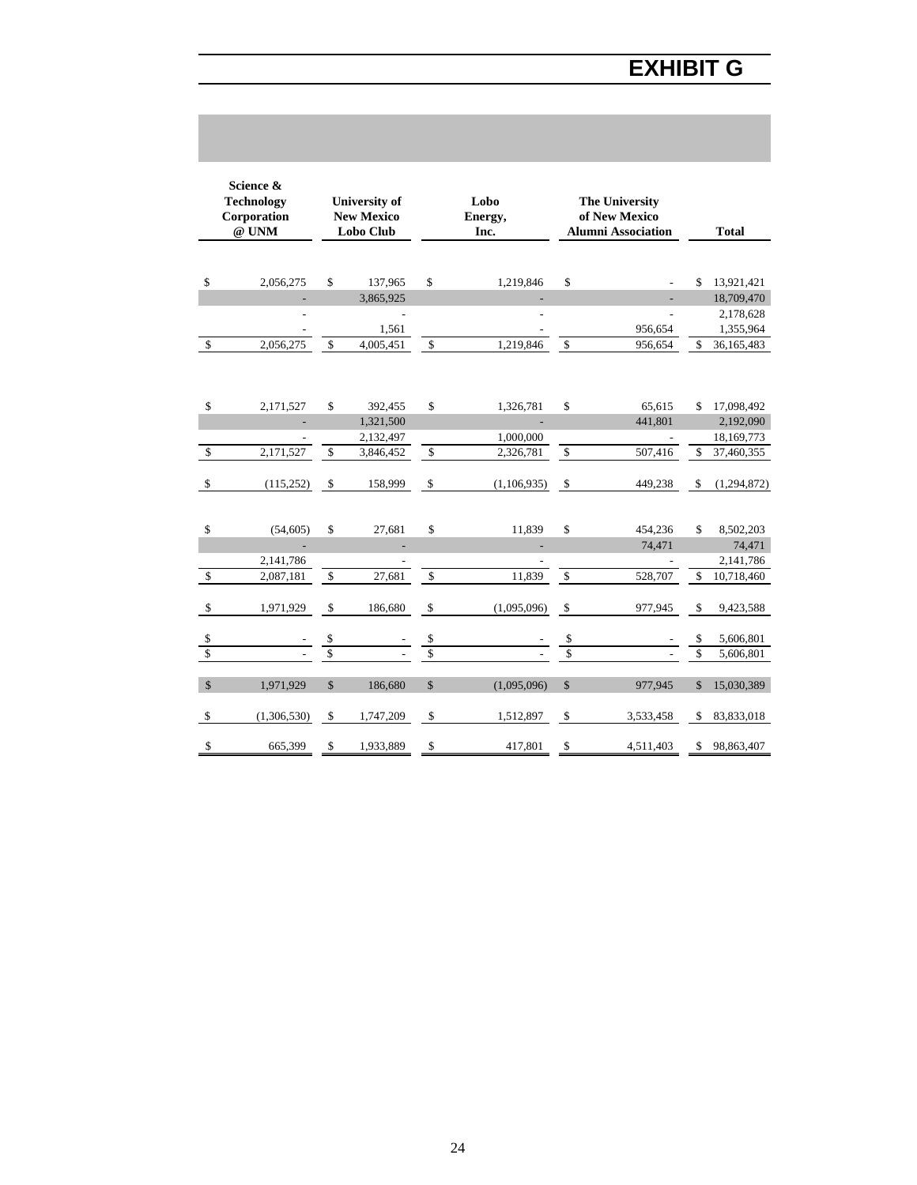# EXHIBIT G

| Science & Technology Corporation @ UNM | University of New Mexico Lobo Club | Lobo Energy, Inc. | The University of New Mexico Alumni Association | Total |
|---|---|---|---|---|
| $ 2,056,275 | $ 137,965 | $ 1,219,846 | $ - | $ 13,921,421 |
| - | 3,865,925 | - | - | 18,709,470 |
| - | - | - | - | 2,178,628 |
| - | 1,561 | - | 956,654 | 1,355,964 |
| $ 2,056,275 | $ 4,005,451 | $ 1,219,846 | $ 956,654 | $ 36,165,483 |
| | | | | |
| $ 2,171,527 | $ 392,455 | $ 1,326,781 | $ 65,615 | $ 17,098,492 |
| - | 1,321,500 | - | 441,801 | 2,192,090 |
| - | 2,132,497 | 1,000,000 | - | 18,169,773 |
| $ 2,171,527 | $ 3,846,452 | $ 2,326,781 | $ 507,416 | $ 37,460,355 |
| | | | | |
| $ (115,252) | $ 158,999 | $ (1,106,935) | $ 449,238 | $ (1,294,872) |
| | | | | |
| $ (54,605) | $ 27,681 | $ 11,839 | $ 454,236 | $ 8,502,203 |
| - | - | - | 74,471 | 74,471 |
| 2,141,786 | - | - | - | 2,141,786 |
| $ 2,087,181 | $ 27,681 | $ 11,839 | $ 528,707 | $ 10,718,460 |
| | | | | |
| $ 1,971,929 | $ 186,680 | $ (1,095,096) | $ 977,945 | $ 9,423,588 |
| | | | | |
| $ - | $ - | $ - | $ - | $ 5,606,801 |
| $ - | $ - | $ - | $ - | $ 5,606,801 |
| | | | | |
| $ 1,971,929 | $ 186,680 | $ (1,095,096) | $ 977,945 | $ 15,030,389 |
| | | | | |
| $ (1,306,530) | $ 1,747,209 | $ 1,512,897 | $ 3,533,458 | $ 83,833,018 |
| | | | | |
| $ 665,399 | $ 1,933,889 | $ 417,801 | $ 4,511,403 | $ 98,863,407 |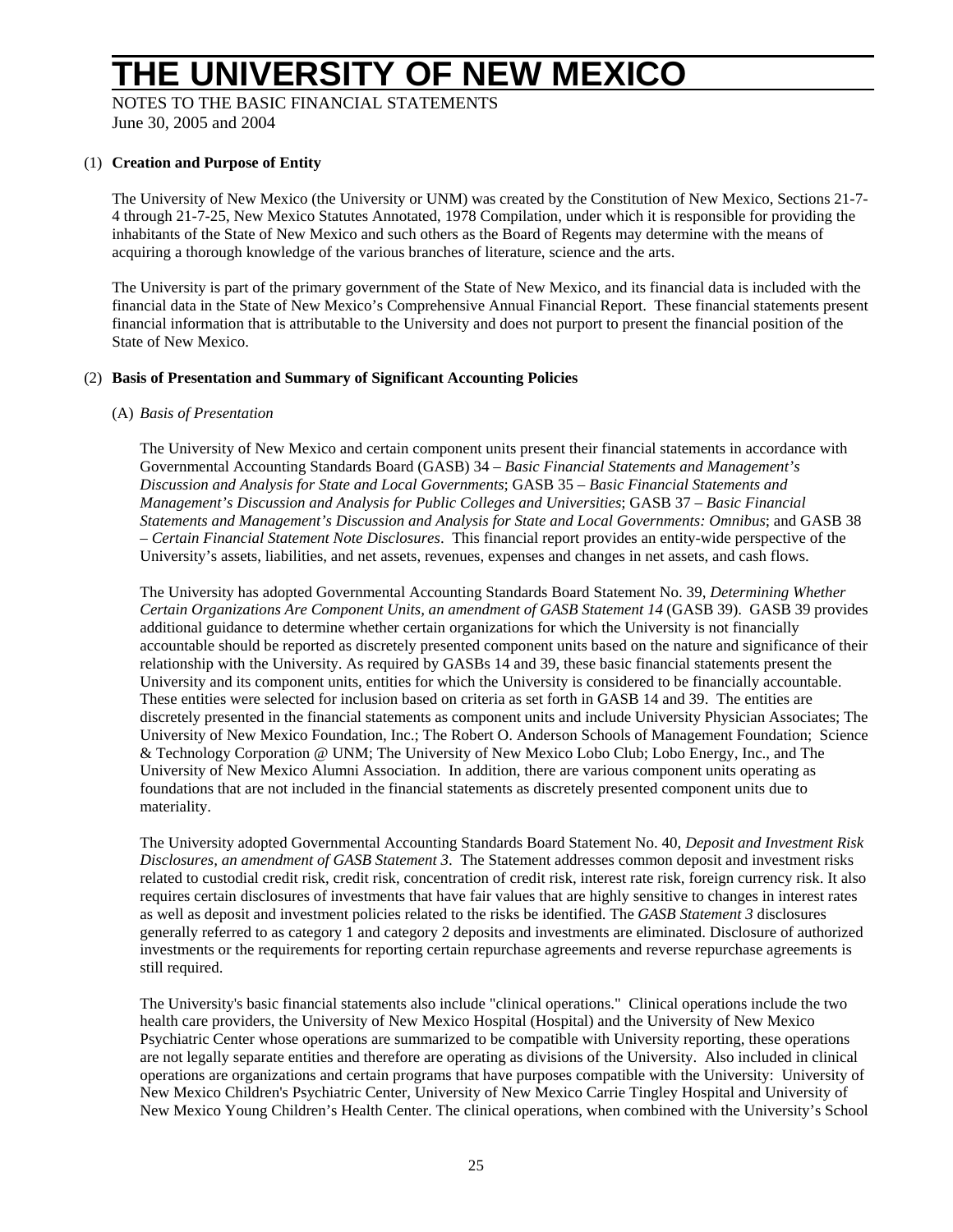# THE UNIVERSITY OF NEW MEXICO

NOTES TO THE BASIC FINANCIAL STATEMENTS
June 30, 2005 and 2004

## (1) Creation and Purpose of Entity

The University of New Mexico (the University or UNM) was created by the Constitution of New Mexico, Sections 21-7-4 through 21-7-25, New Mexico Statutes Annotated, 1978 Compilation, under which it is responsible for providing the inhabitants of the State of New Mexico and such others as the Board of Regents may determine with the means of acquiring a thorough knowledge of the various branches of literature, science and the arts.

The University is part of the primary government of the State of New Mexico, and its financial data is included with the financial data in the State of New Mexico's Comprehensive Annual Financial Report. These financial statements present financial information that is attributable to the University and does not purport to present the financial position of the State of New Mexico.

## (2) Basis of Presentation and Summary of Significant Accounting Policies

### (A) *Basis of Presentation*

The University of New Mexico and certain component units present their financial statements in accordance with Governmental Accounting Standards Board (GASB) 34 – *Basic Financial Statements and Management's Discussion and Analysis for State and Local Governments*; GASB 35 – *Basic Financial Statements and Management's Discussion and Analysis for Public Colleges and Universities*; GASB 37 – *Basic Financial Statements and Management's Discussion and Analysis for State and Local Governments: Omnibus*; and GASB 38 – *Certain Financial Statement Note Disclosures*. This financial report provides an entity-wide perspective of the University's assets, liabilities, and net assets, revenues, expenses and changes in net assets, and cash flows.

The University has adopted Governmental Accounting Standards Board Statement No. 39, *Determining Whether Certain Organizations Are Component Units, an amendment of GASB Statement 14* (GASB 39). GASB 39 provides additional guidance to determine whether certain organizations for which the University is not financially accountable should be reported as discretely presented component units based on the nature and significance of their relationship with the University. As required by GASBs 14 and 39, these basic financial statements present the University and its component units, entities for which the University is considered to be financially accountable. These entities were selected for inclusion based on criteria as set forth in GASB 14 and 39. The entities are discretely presented in the financial statements as component units and include University Physician Associates; The University of New Mexico Foundation, Inc.; The Robert O. Anderson Schools of Management Foundation; Science & Technology Corporation @ UNM; The University of New Mexico Lobo Club; Lobo Energy, Inc., and The University of New Mexico Alumni Association. In addition, there are various component units operating as foundations that are not included in the financial statements as discretely presented component units due to materiality.

The University adopted Governmental Accounting Standards Board Statement No. 40, *Deposit and Investment Risk Disclosures, an amendment of GASB Statement 3*. The Statement addresses common deposit and investment risks related to custodial credit risk, credit risk, concentration of credit risk, interest rate risk, foreign currency risk. It also requires certain disclosures of investments that have fair values that are highly sensitive to changes in interest rates as well as deposit and investment policies related to the risks be identified. The *GASB Statement 3* disclosures generally referred to as category 1 and category 2 deposits and investments are eliminated. Disclosure of authorized investments or the requirements for reporting certain repurchase agreements and reverse repurchase agreements is still required.

The University's basic financial statements also include "clinical operations." Clinical operations include the two health care providers, the University of New Mexico Hospital (Hospital) and the University of New Mexico Psychiatric Center whose operations are summarized to be compatible with University reporting, these operations are not legally separate entities and therefore are operating as divisions of the University. Also included in clinical operations are organizations and certain programs that have purposes compatible with the University: University of New Mexico Children's Psychiatric Center, University of New Mexico Carrie Tingley Hospital and University of New Mexico Young Children's Health Center. The clinical operations, when combined with the University's School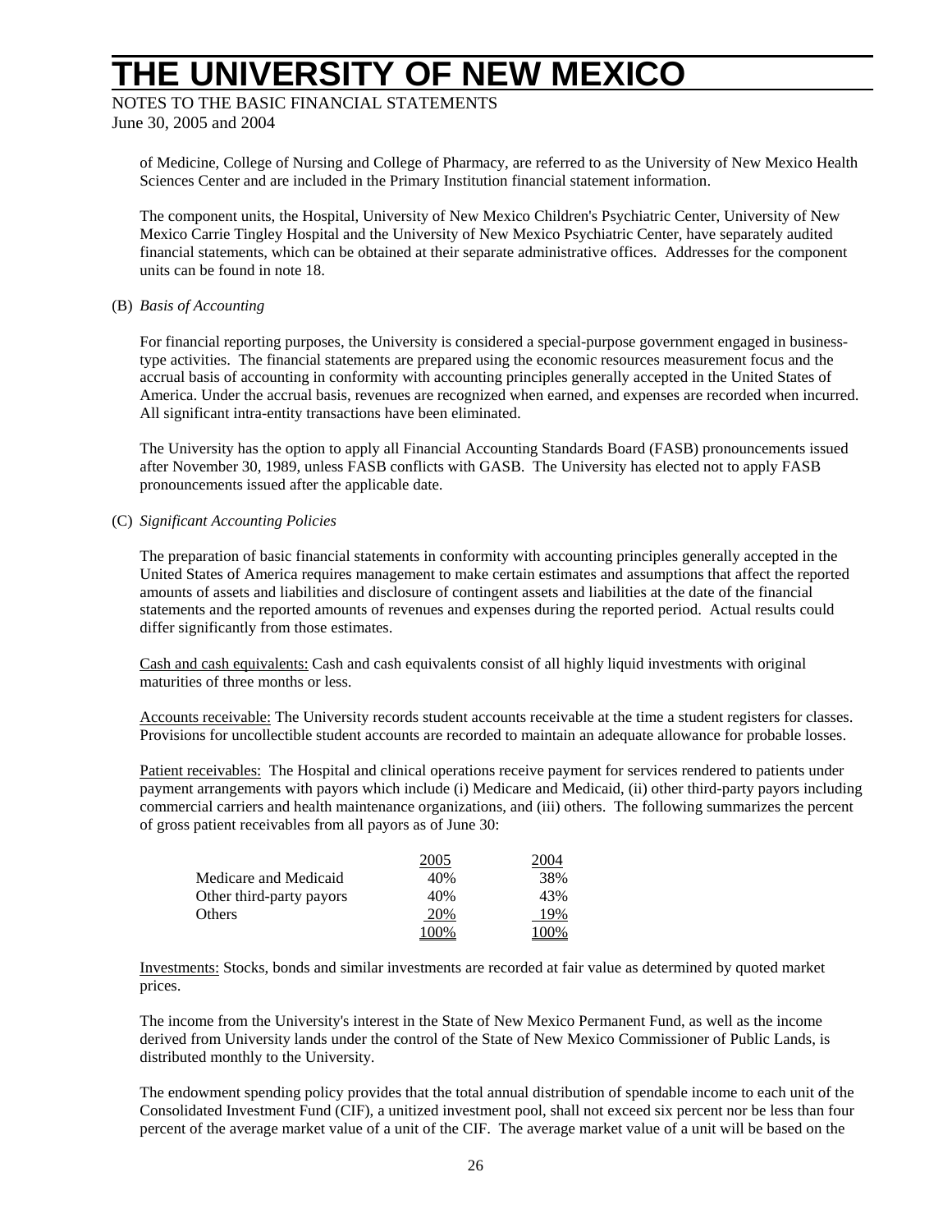of Medicine, College of Nursing and College of Pharmacy, are referred to as the University of New Mexico Health Sciences Center and are included in the Primary Institution financial statement information.

The component units, the Hospital, University of New Mexico Children's Psychiatric Center, University of New Mexico Carrie Tingley Hospital and the University of New Mexico Psychiatric Center, have separately audited financial statements, which can be obtained at their separate administrative offices. Addresses for the component units can be found in note 18.

(B) *Basis of Accounting*

For financial reporting purposes, the University is considered a special-purpose government engaged in business-type activities. The financial statements are prepared using the economic resources measurement focus and the accrual basis of accounting in conformity with accounting principles generally accepted in the United States of America. Under the accrual basis, revenues are recognized when earned, and expenses are recorded when incurred. All significant intra-entity transactions have been eliminated.

The University has the option to apply all Financial Accounting Standards Board (FASB) pronouncements issued after November 30, 1989, unless FASB conflicts with GASB. The University has elected not to apply FASB pronouncements issued after the applicable date.

(C) *Significant Accounting Policies*

The preparation of basic financial statements in conformity with accounting principles generally accepted in the United States of America requires management to make certain estimates and assumptions that affect the reported amounts of assets and liabilities and disclosure of contingent assets and liabilities at the date of the financial statements and the reported amounts of revenues and expenses during the reported period. Actual results could differ significantly from those estimates.

Cash and cash equivalents: Cash and cash equivalents consist of all highly liquid investments with original maturities of three months or less.

Accounts receivable: The University records student accounts receivable at the time a student registers for classes. Provisions for uncollectible student accounts are recorded to maintain an adequate allowance for probable losses.

Patient receivables: The Hospital and clinical operations receive payment for services rendered to patients under payment arrangements with payors which include (i) Medicare and Medicaid, (ii) other third-party payors including commercial carriers and health maintenance organizations, and (iii) others. The following summarizes the percent of gross patient receivables from all payors as of June 30:

| | 2005 | 2004 |
|---|---|---|
| Medicare and Medicaid | 40% | 38% |
| Other third-party payors | 40% | 43% |
| Others | 20% | 19% |
| | 100% | 100% |

Investments: Stocks, bonds and similar investments are recorded at fair value as determined by quoted market prices.

The income from the University's interest in the State of New Mexico Permanent Fund, as well as the income derived from University lands under the control of the State of New Mexico Commissioner of Public Lands, is distributed monthly to the University.

The endowment spending policy provides that the total annual distribution of spendable income to each unit of the Consolidated Investment Fund (CIF), a unitized investment pool, shall not exceed six percent nor be less than four percent of the average market value of a unit of the CIF. The average market value of a unit will be based on the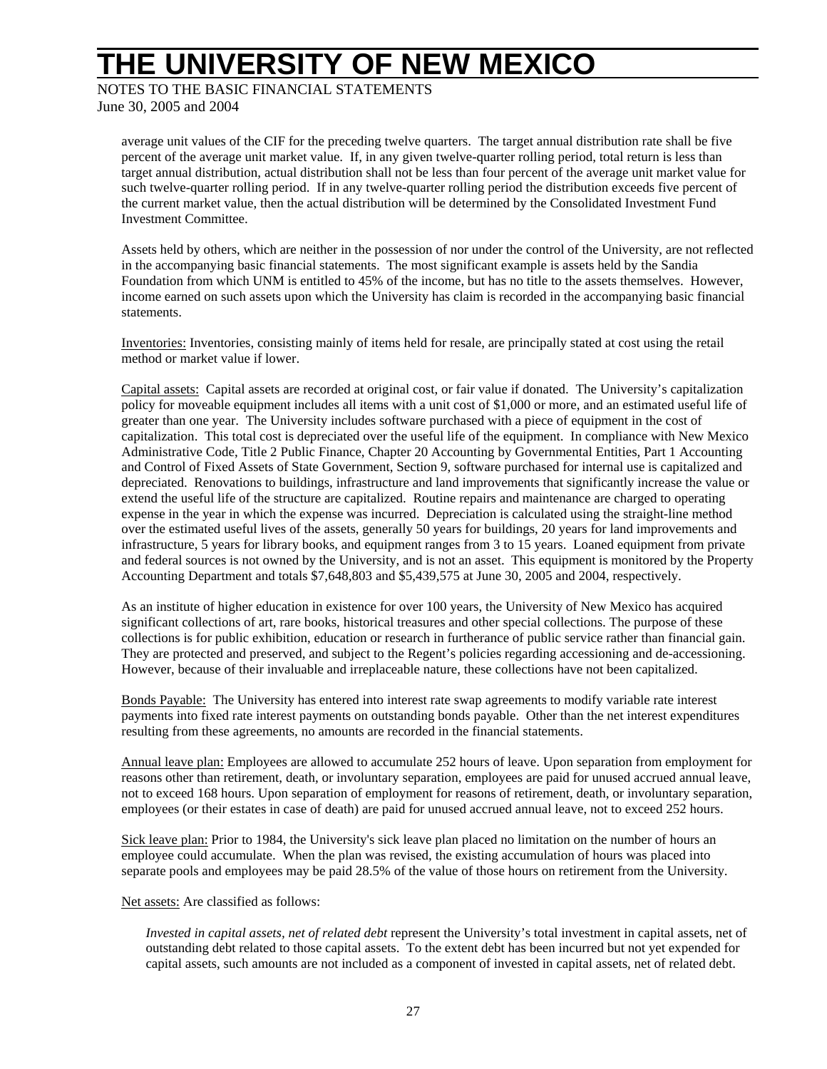average unit values of the CIF for the preceding twelve quarters. The target annual distribution rate shall be five percent of the average unit market value. If, in any given twelve-quarter rolling period, total return is less than target annual distribution, actual distribution shall not be less than four percent of the average unit market value for such twelve-quarter rolling period. If in any twelve-quarter rolling period the distribution exceeds five percent of the current market value, then the actual distribution will be determined by the Consolidated Investment Fund Investment Committee.

Assets held by others, which are neither in the possession of nor under the control of the University, are not reflected in the accompanying basic financial statements. The most significant example is assets held by the Sandia Foundation from which UNM is entitled to 45% of the income, but has no title to the assets themselves. However, income earned on such assets upon which the University has claim is recorded in the accompanying basic financial statements.

Inventories: Inventories, consisting mainly of items held for resale, are principally stated at cost using the retail method or market value if lower.

Capital assets: Capital assets are recorded at original cost, or fair value if donated. The University's capitalization policy for moveable equipment includes all items with a unit cost of $1,000 or more, and an estimated useful life of greater than one year. The University includes software purchased with a piece of equipment in the cost of capitalization. This total cost is depreciated over the useful life of the equipment. In compliance with New Mexico Administrative Code, Title 2 Public Finance, Chapter 20 Accounting by Governmental Entities, Part 1 Accounting and Control of Fixed Assets of State Government, Section 9, software purchased for internal use is capitalized and depreciated. Renovations to buildings, infrastructure and land improvements that significantly increase the value or extend the useful life of the structure are capitalized. Routine repairs and maintenance are charged to operating expense in the year in which the expense was incurred. Depreciation is calculated using the straight-line method over the estimated useful lives of the assets, generally 50 years for buildings, 20 years for land improvements and infrastructure, 5 years for library books, and equipment ranges from 3 to 15 years. Loaned equipment from private and federal sources is not owned by the University, and is not an asset. This equipment is monitored by the Property Accounting Department and totals $7,648,803 and $5,439,575 at June 30, 2005 and 2004, respectively.

As an institute of higher education in existence for over 100 years, the University of New Mexico has acquired significant collections of art, rare books, historical treasures and other special collections. The purpose of these collections is for public exhibition, education or research in furtherance of public service rather than financial gain. They are protected and preserved, and subject to the Regent's policies regarding accessioning and de-accessioning. However, because of their invaluable and irreplaceable nature, these collections have not been capitalized.

Bonds Payable: The University has entered into interest rate swap agreements to modify variable rate interest payments into fixed rate interest payments on outstanding bonds payable. Other than the net interest expenditures resulting from these agreements, no amounts are recorded in the financial statements.

Annual leave plan: Employees are allowed to accumulate 252 hours of leave. Upon separation from employment for reasons other than retirement, death, or involuntary separation, employees are paid for unused accrued annual leave, not to exceed 168 hours. Upon separation of employment for reasons of retirement, death, or involuntary separation, employees (or their estates in case of death) are paid for unused accrued annual leave, not to exceed 252 hours.

Sick leave plan: Prior to 1984, the University's sick leave plan placed no limitation on the number of hours an employee could accumulate. When the plan was revised, the existing accumulation of hours was placed into separate pools and employees may be paid 28.5% of the value of those hours on retirement from the University.

Net assets: Are classified as follows:

*Invested in capital assets, net of related debt* represent the University's total investment in capital assets, net of outstanding debt related to those capital assets. To the extent debt has been incurred but not yet expended for capital assets, such amounts are not included as a component of invested in capital assets, net of related debt.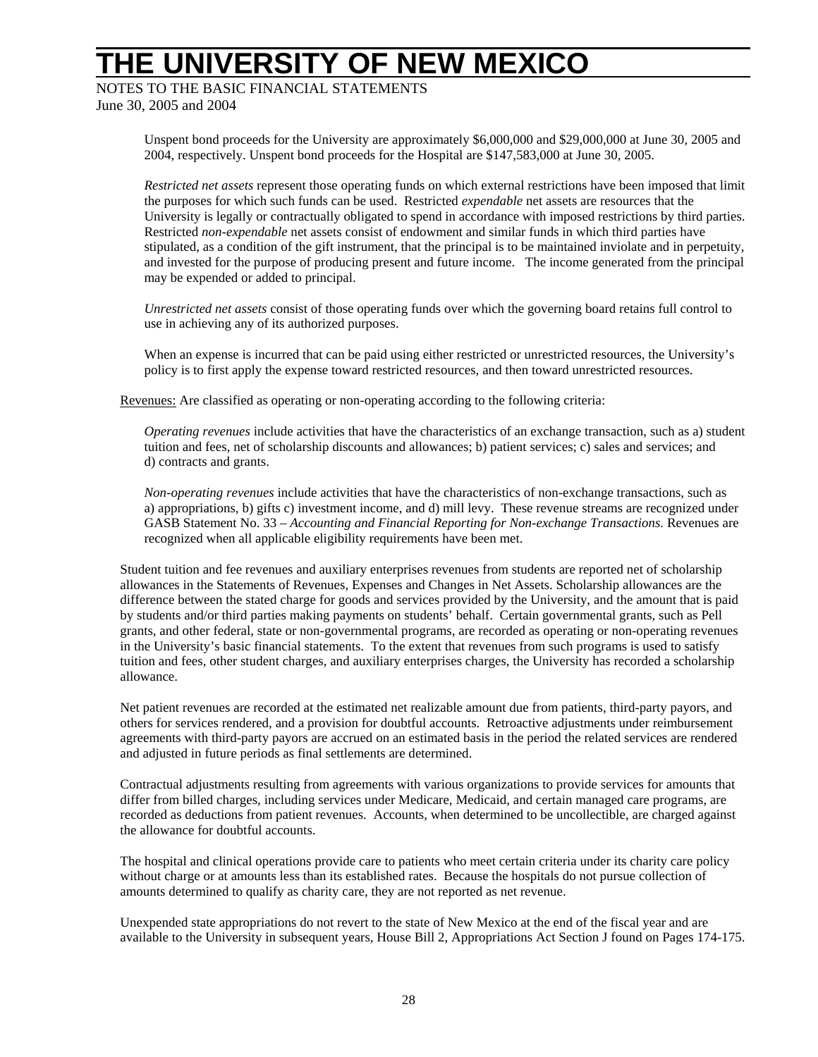Unspent bond proceeds for the University are approximately $6,000,000 and $29,000,000 at June 30, 2005 and 2004, respectively. Unspent bond proceeds for the Hospital are $147,583,000 at June 30, 2005.

*Restricted net assets* represent those operating funds on which external restrictions have been imposed that limit the purposes for which such funds can be used. Restricted *expendable* net assets are resources that the University is legally or contractually obligated to spend in accordance with imposed restrictions by third parties. Restricted *non-expendable* net assets consist of endowment and similar funds in which third parties have stipulated, as a condition of the gift instrument, that the principal is to be maintained inviolate and in perpetuity, and invested for the purpose of producing present and future income. The income generated from the principal may be expended or added to principal.

*Unrestricted net assets* consist of those operating funds over which the governing board retains full control to use in achieving any of its authorized purposes.

When an expense is incurred that can be paid using either restricted or unrestricted resources, the University's policy is to first apply the expense toward restricted resources, and then toward unrestricted resources.

<u>Revenues:</u> Are classified as operating or non-operating according to the following criteria:

*Operating revenues* include activities that have the characteristics of an exchange transaction, such as a) student tuition and fees, net of scholarship discounts and allowances; b) patient services; c) sales and services; and d) contracts and grants.

*Non-operating revenues* include activities that have the characteristics of non-exchange transactions, such as a) appropriations, b) gifts c) investment income, and d) mill levy. These revenue streams are recognized under GASB Statement No. 33 – *Accounting and Financial Reporting for Non-exchange Transactions.* Revenues are recognized when all applicable eligibility requirements have been met.

Student tuition and fee revenues and auxiliary enterprises revenues from students are reported net of scholarship allowances in the Statements of Revenues, Expenses and Changes in Net Assets. Scholarship allowances are the difference between the stated charge for goods and services provided by the University, and the amount that is paid by students and/or third parties making payments on students' behalf. Certain governmental grants, such as Pell grants, and other federal, state or non-governmental programs, are recorded as operating or non-operating revenues in the University's basic financial statements. To the extent that revenues from such programs is used to satisfy tuition and fees, other student charges, and auxiliary enterprises charges, the University has recorded a scholarship allowance.

Net patient revenues are recorded at the estimated net realizable amount due from patients, third-party payors, and others for services rendered, and a provision for doubtful accounts. Retroactive adjustments under reimbursement agreements with third-party payors are accrued on an estimated basis in the period the related services are rendered and adjusted in future periods as final settlements are determined.

Contractual adjustments resulting from agreements with various organizations to provide services for amounts that differ from billed charges, including services under Medicare, Medicaid, and certain managed care programs, are recorded as deductions from patient revenues. Accounts, when determined to be uncollectible, are charged against the allowance for doubtful accounts.

The hospital and clinical operations provide care to patients who meet certain criteria under its charity care policy without charge or at amounts less than its established rates. Because the hospitals do not pursue collection of amounts determined to qualify as charity care, they are not reported as net revenue.

Unexpended state appropriations do not revert to the state of New Mexico at the end of the fiscal year and are available to the University in subsequent years, House Bill 2, Appropriations Act Section J found on Pages 174-175.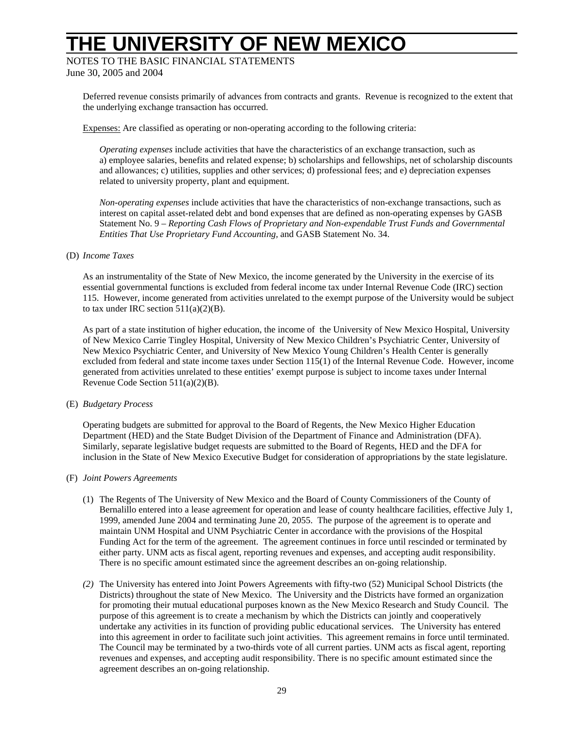Deferred revenue consists primarily of advances from contracts and grants. Revenue is recognized to the extent that the underlying exchange transaction has occurred.

Expenses: Are classified as operating or non-operating according to the following criteria:

*Operating expenses* include activities that have the characteristics of an exchange transaction, such as a) employee salaries, benefits and related expense; b) scholarships and fellowships, net of scholarship discounts and allowances; c) utilities, supplies and other services; d) professional fees; and e) depreciation expenses related to university property, plant and equipment.

*Non-operating expenses* include activities that have the characteristics of non-exchange transactions, such as interest on capital asset-related debt and bond expenses that are defined as non-operating expenses by GASB Statement No. 9 – *Reporting Cash Flows of Proprietary and Non-expendable Trust Funds and Governmental Entities That Use Proprietary Fund Accounting,* and GASB Statement No. 34.

(D) *Income Taxes*

As an instrumentality of the State of New Mexico, the income generated by the University in the exercise of its essential governmental functions is excluded from federal income tax under Internal Revenue Code (IRC) section 115. However, income generated from activities unrelated to the exempt purpose of the University would be subject to tax under IRC section 511(a)(2)(B).

As part of a state institution of higher education, the income of the University of New Mexico Hospital, University of New Mexico Carrie Tingley Hospital, University of New Mexico Children's Psychiatric Center, University of New Mexico Psychiatric Center, and University of New Mexico Young Children's Health Center is generally excluded from federal and state income taxes under Section 115(1) of the Internal Revenue Code. However, income generated from activities unrelated to these entities' exempt purpose is subject to income taxes under Internal Revenue Code Section 511(a)(2)(B).

(E) *Budgetary Process*

Operating budgets are submitted for approval to the Board of Regents, the New Mexico Higher Education Department (HED) and the State Budget Division of the Department of Finance and Administration (DFA). Similarly, separate legislative budget requests are submitted to the Board of Regents, HED and the DFA for inclusion in the State of New Mexico Executive Budget for consideration of appropriations by the state legislature.

(F) *Joint Powers Agreements*

(1) The Regents of The University of New Mexico and the Board of County Commissioners of the County of Bernalillo entered into a lease agreement for operation and lease of county healthcare facilities, effective July 1, 1999, amended June 2004 and terminating June 20, 2055. The purpose of the agreement is to operate and maintain UNM Hospital and UNM Psychiatric Center in accordance with the provisions of the Hospital Funding Act for the term of the agreement. The agreement continues in force until rescinded or terminated by either party. UNM acts as fiscal agent, reporting revenues and expenses, and accepting audit responsibility. There is no specific amount estimated since the agreement describes an on-going relationship.

*(2)* The University has entered into Joint Powers Agreements with fifty-two (52) Municipal School Districts (the Districts) throughout the state of New Mexico. The University and the Districts have formed an organization for promoting their mutual educational purposes known as the New Mexico Research and Study Council. The purpose of this agreement is to create a mechanism by which the Districts can jointly and cooperatively undertake any activities in its function of providing public educational services. The University has entered into this agreement in order to facilitate such joint activities. This agreement remains in force until terminated. The Council may be terminated by a two-thirds vote of all current parties. UNM acts as fiscal agent, reporting revenues and expenses, and accepting audit responsibility. There is no specific amount estimated since the agreement describes an on-going relationship.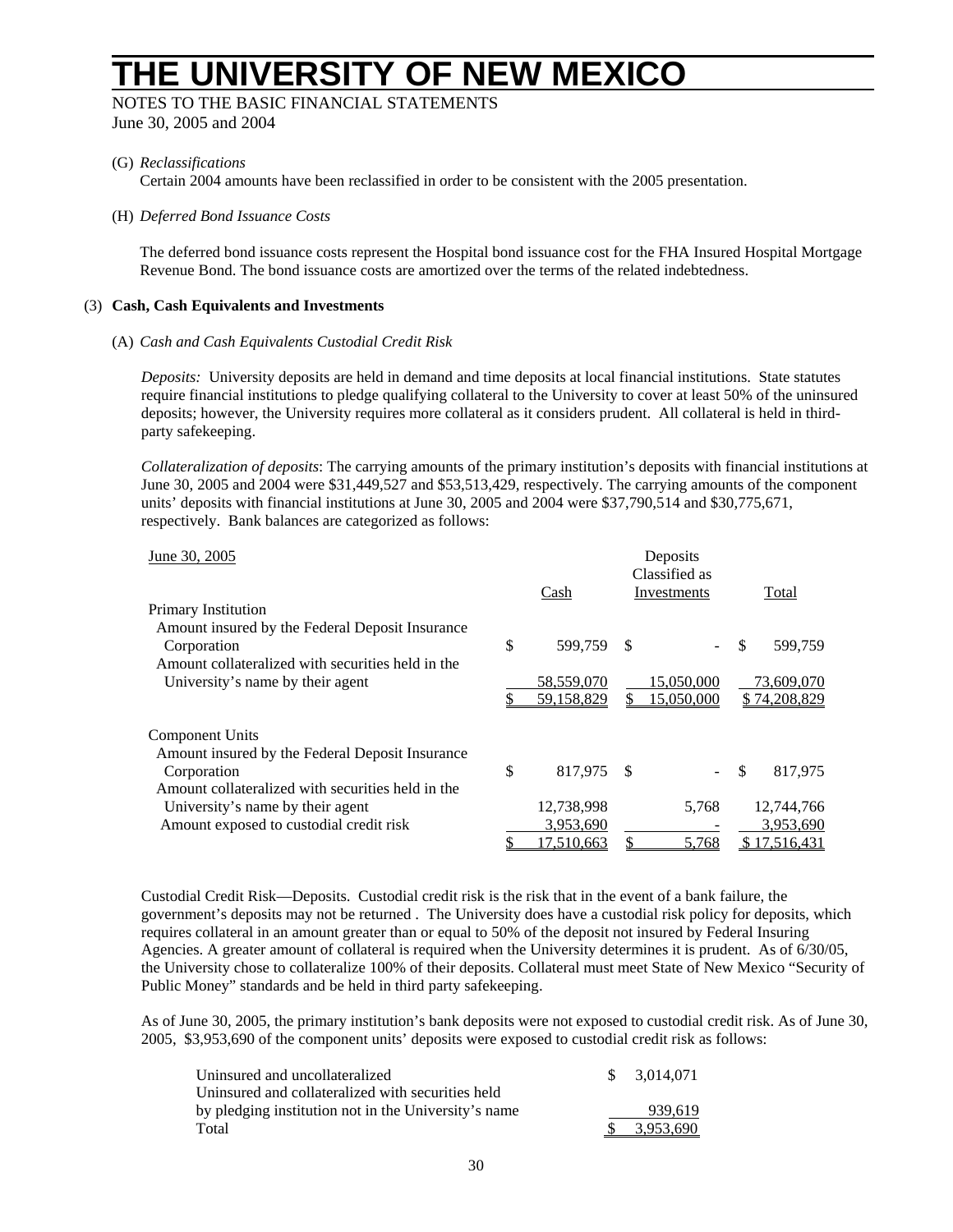# THE UNIVERSITY OF NEW MEXICO

NOTES TO THE BASIC FINANCIAL STATEMENTS
June 30, 2005 and 2004

(G) *Reclassifications*

Certain 2004 amounts have been reclassified in order to be consistent with the 2005 presentation.

(H) *Deferred Bond Issuance Costs*

The deferred bond issuance costs represent the Hospital bond issuance cost for the FHA Insured Hospital Mortgage Revenue Bond. The bond issuance costs are amortized over the terms of the related indebtedness.

## (3) **Cash, Cash Equivalents and Investments**

(A) *Cash and Cash Equivalents Custodial Credit Risk*

*Deposits:* University deposits are held in demand and time deposits at local financial institutions. State statutes require financial institutions to pledge qualifying collateral to the University to cover at least 50% of the uninsured deposits; however, the University requires more collateral as it considers prudent. All collateral is held in third-party safekeeping.

*Collateralization of deposits*: The carrying amounts of the primary institution's deposits with financial institutions at June 30, 2005 and 2004 were $31,449,527 and $53,513,429, respectively. The carrying amounts of the component units' deposits with financial institutions at June 30, 2005 and 2004 were $37,790,514 and $30,775,671, respectively. Bank balances are categorized as follows:

| June 30, 2005 | Cash | Deposits Classified as Investments | Total |
|---|---|---|---|
| Primary Institution | | | |
| Amount insured by the Federal Deposit Insurance Corporation | $ 599,759 | $ - | $ 599,759 |
| Amount collateralized with securities held in the University's name by their agent | 58,559,070 | 15,050,000 | 73,609,070 |
| | $ 59,158,829 | $ 15,050,000 | $ 74,208,829 |
| Component Units | | | |
| Amount insured by the Federal Deposit Insurance Corporation | $ 817,975 | $ - | $ 817,975 |
| Amount collateralized with securities held in the University's name by their agent | 12,738,998 | 5,768 | 12,744,766 |
| Amount exposed to custodial credit risk | 3,953,690 | - | 3,953,690 |
| | $ 17,510,663 | $ 5,768 | $ 17,516,431 |

Custodial Credit Risk—Deposits. Custodial credit risk is the risk that in the event of a bank failure, the government's deposits may not be returned . The University does have a custodial risk policy for deposits, which requires collateral in an amount greater than or equal to 50% of the deposit not insured by Federal Insuring Agencies. A greater amount of collateral is required when the University determines it is prudent. As of 6/30/05, the University chose to collateralize 100% of their deposits. Collateral must meet State of New Mexico "Security of Public Money" standards and be held in third party safekeeping.

As of June 30, 2005, the primary institution's bank deposits were not exposed to custodial credit risk. As of June 30, 2005, $3,953,690 of the component units' deposits were exposed to custodial credit risk as follows:

| | |
|---|---|
| Uninsured and uncollateralized | $ 3,014,071 |
| Uninsured and collateralized with securities held by pledging institution not in the University's name | 939,619 |
| Total | $ 3,953,690 |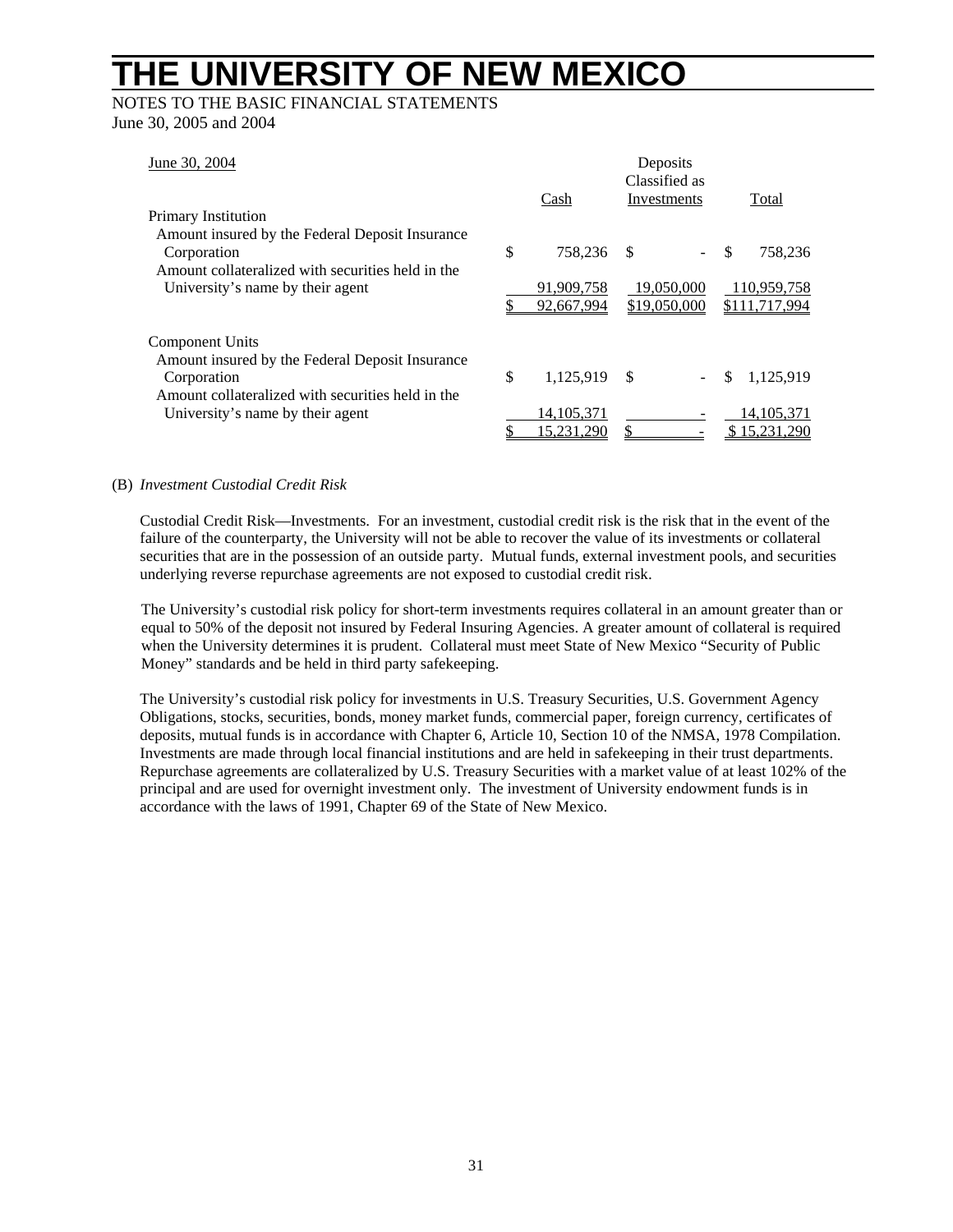# THE UNIVERSITY OF NEW MEXICO

NOTES TO THE BASIC FINANCIAL STATEMENTS
June 30, 2005 and 2004

| June 30, 2004 | Cash | Deposits Classified as Investments | Total |
|---|---|---|---|
| Primary Institution | | | |
| Amount insured by the Federal Deposit Insurance Corporation | $ 758,236 | $ - | $ 758,236 |
| Amount collateralized with securities held in the University's name by their agent | 91,909,758 | 19,050,000 | 110,959,758 |
| | $ 92,667,994 | $19,050,000 | $111,717,994 |
| Component Units | | | |
| Amount insured by the Federal Deposit Insurance Corporation | $ 1,125,919 | $ - | $ 1,125,919 |
| Amount collateralized with securities held in the University's name by their agent | 14,105,371 | - | 14,105,371 |
| | $ 15,231,290 | $ - | $ 15,231,290 |

(B) *Investment Custodial Credit Risk*

Custodial Credit Risk—Investments. For an investment, custodial credit risk is the risk that in the event of the failure of the counterparty, the University will not be able to recover the value of its investments or collateral securities that are in the possession of an outside party. Mutual funds, external investment pools, and securities underlying reverse repurchase agreements are not exposed to custodial credit risk.

The University's custodial risk policy for short-term investments requires collateral in an amount greater than or equal to 50% of the deposit not insured by Federal Insuring Agencies. A greater amount of collateral is required when the University determines it is prudent. Collateral must meet State of New Mexico "Security of Public Money" standards and be held in third party safekeeping.

The University's custodial risk policy for investments in U.S. Treasury Securities, U.S. Government Agency Obligations, stocks, securities, bonds, money market funds, commercial paper, foreign currency, certificates of deposits, mutual funds is in accordance with Chapter 6, Article 10, Section 10 of the NMSA, 1978 Compilation. Investments are made through local financial institutions and are held in safekeeping in their trust departments. Repurchase agreements are collateralized by U.S. Treasury Securities with a market value of at least 102% of the principal and are used for overnight investment only. The investment of University endowment funds is in accordance with the laws of 1991, Chapter 69 of the State of New Mexico.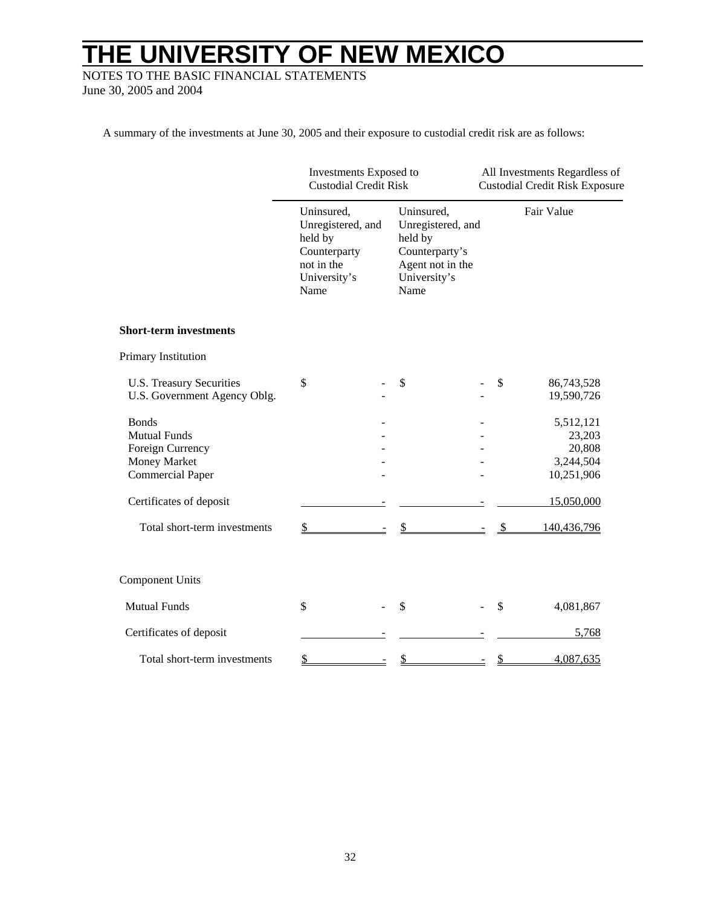# THE UNIVERSITY OF NEW MEXICO

NOTES TO THE BASIC FINANCIAL STATEMENTS
June 30, 2005 and 2004

A summary of the investments at June 30, 2005 and their exposure to custodial credit risk are as follows:

| | Investments Exposed to Custodial Credit Risk | | All Investments Regardless of Custodial Credit Risk Exposure |
|---|---|---|---|
| | Uninsured, Unregistered, and held by Counterparty not in the University's Name | Uninsured, Unregistered, and held by Counterparty's Agent not in the University's Name | Fair Value |
| **Short-term investments** | | | |
| Primary Institution | | | |
| U.S. Treasury Securities | $ - | $ - | $ 86,743,528 |
| U.S. Government Agency Oblg. | - | - | 19,590,726 |
| Bonds | - | - | 5,512,121 |
| Mutual Funds | - | - | 23,203 |
| Foreign Currency | - | - | 20,808 |
| Money Market | - | - | 3,244,504 |
| Commercial Paper | - | - | 10,251,906 |
| Certificates of deposit | - | - | 15,050,000 |
| Total short-term investments | $ - | $ - | $ 140,436,796 |
| Component Units | | | |
| Mutual Funds | $ - | $ - | $ 4,081,867 |
| Certificates of deposit | - | - | 5,768 |
| Total short-term investments | $ - | $ - | $ 4,087,635 |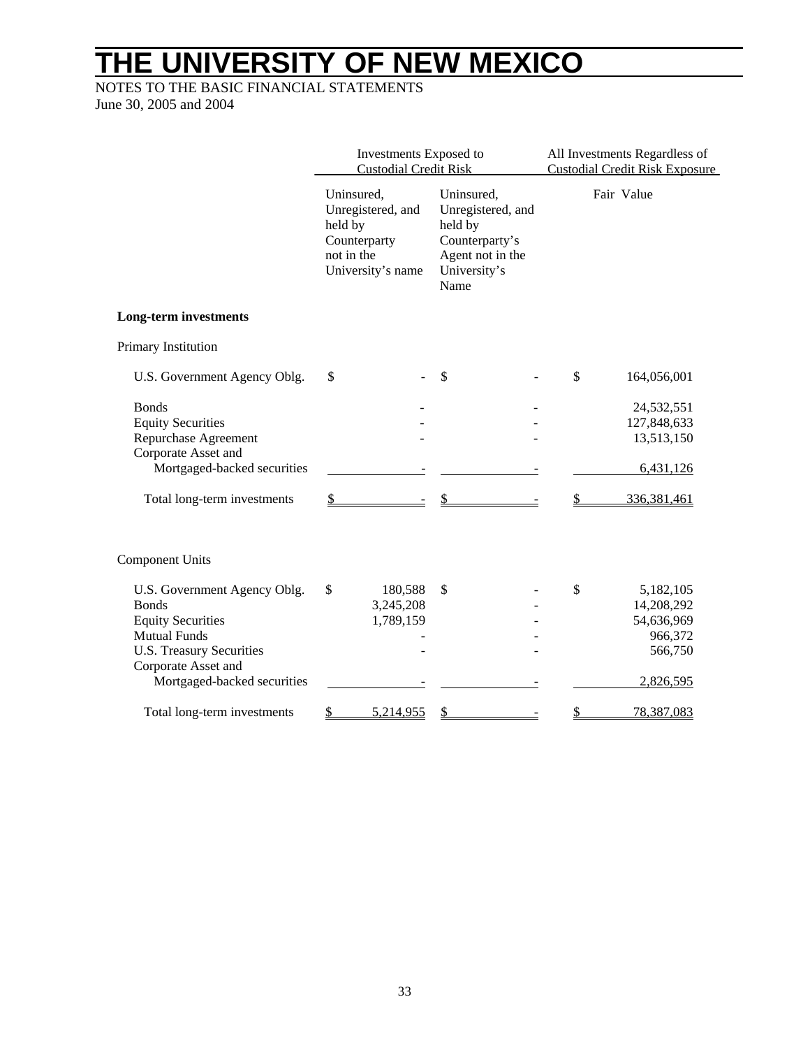# THE UNIVERSITY OF NEW MEXICO

NOTES TO THE BASIC FINANCIAL STATEMENTS
June 30, 2005 and 2004

| | Investments Exposed to Custodial Credit Risk | | All Investments Regardless of Custodial Credit Risk Exposure |
|---|---|---|---|
| | Uninsured, Unregistered, and held by Counterparty not in the University's name | Uninsured, Unregistered, and held by Counterparty's Agent not in the University's Name | Fair Value |
| **Long-term investments** | | | |
| Primary Institution | | | |
| U.S. Government Agency Oblg. | $ - | $ - | $ 164,056,001 |
| Bonds | - | - | 24,532,551 |
| Equity Securities | - | - | 127,848,633 |
| Repurchase Agreement | - | - | 13,513,150 |
| Corporate Asset and Mortgaged-backed securities | - | - | 6,431,126 |
| Total long-term investments | $ - | $ - | $ 336,381,461 |
| Component Units | | | |
| U.S. Government Agency Oblg. | $ 180,588 | $ - | $ 5,182,105 |
| Bonds | 3,245,208 | - | 14,208,292 |
| Equity Securities | 1,789,159 | - | 54,636,969 |
| Mutual Funds | - | - | 966,372 |
| U.S. Treasury Securities | - | - | 566,750 |
| Corporate Asset and Mortgaged-backed securities | - | - | 2,826,595 |
| Total long-term investments | $ 5,214,955 | $ - | $ 78,387,083 |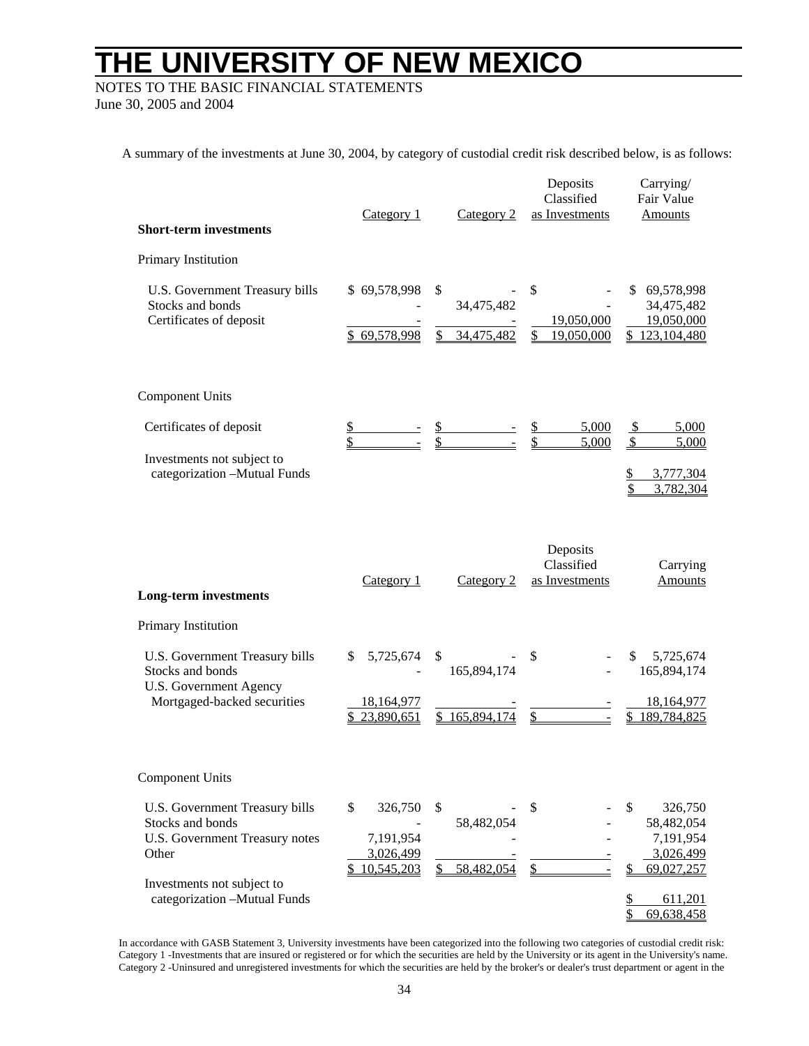# THE UNIVERSITY OF NEW MEXICO

NOTES TO THE BASIC FINANCIAL STATEMENTS
June 30, 2005 and 2004

A summary of the investments at June 30, 2004, by category of custodial credit risk described below, is as follows:

| **Short-term investments** | Category 1 | Category 2 | Deposits Classified as Investments | Carrying/ Fair Value Amounts |
|---|---|---|---|---|
| Primary Institution | | | | |
| U.S. Government Treasury bills | $ 69,578,998 | $ - | $ - | $ 69,578,998 |
| Stocks and bonds | - | 34,475,482 | - | 34,475,482 |
| Certificates of deposit | - | - | 19,050,000 | 19,050,000 |
| | $ 69,578,998 | $ 34,475,482 | $ 19,050,000 | $ 123,104,480 |
| Component Units | | | | |
| Certificates of deposit | $ - | $ - | $ 5,000 | $ 5,000 |
| | $ - | $ - | $ 5,000 | $ 5,000 |
| Investments not subject to categorization –Mutual Funds | | | | $ 3,777,304 |
| | | | | $ 3,782,304 |

| **Long-term investments** | Category 1 | Category 2 | Deposits Classified as Investments | Carrying Amounts |
|---|---|---|---|---|
| Primary Institution | | | | |
| U.S. Government Treasury bills | $ 5,725,674 | $ - | $ - | $ 5,725,674 |
| Stocks and bonds | - | 165,894,174 | - | 165,894,174 |
| U.S. Government Agency Mortgaged-backed securities | 18,164,977 | - | - | 18,164,977 |
| | $ 23,890,651 | $ 165,894,174 | $ - | $ 189,784,825 |
| Component Units | | | | |
| U.S. Government Treasury bills | $ 326,750 | $ - | $ - | $ 326,750 |
| Stocks and bonds | - | 58,482,054 | - | 58,482,054 |
| U.S. Government Treasury notes | 7,191,954 | - | - | 7,191,954 |
| Other | 3,026,499 | - | - | 3,026,499 |
| | $ 10,545,203 | $ 58,482,054 | $ - | $ 69,027,257 |
| Investments not subject to categorization –Mutual Funds | | | | $ 611,201 |
| | | | | $ 69,638,458 |

In accordance with GASB Statement 3, University investments have been categorized into the following two categories of custodial credit risk:
Category 1 -Investments that are insured or registered or for which the securities are held by the University or its agent in the University's name.
Category 2 -Uninsured and unregistered investments for which the securities are held by the broker's or dealer's trust department or agent in the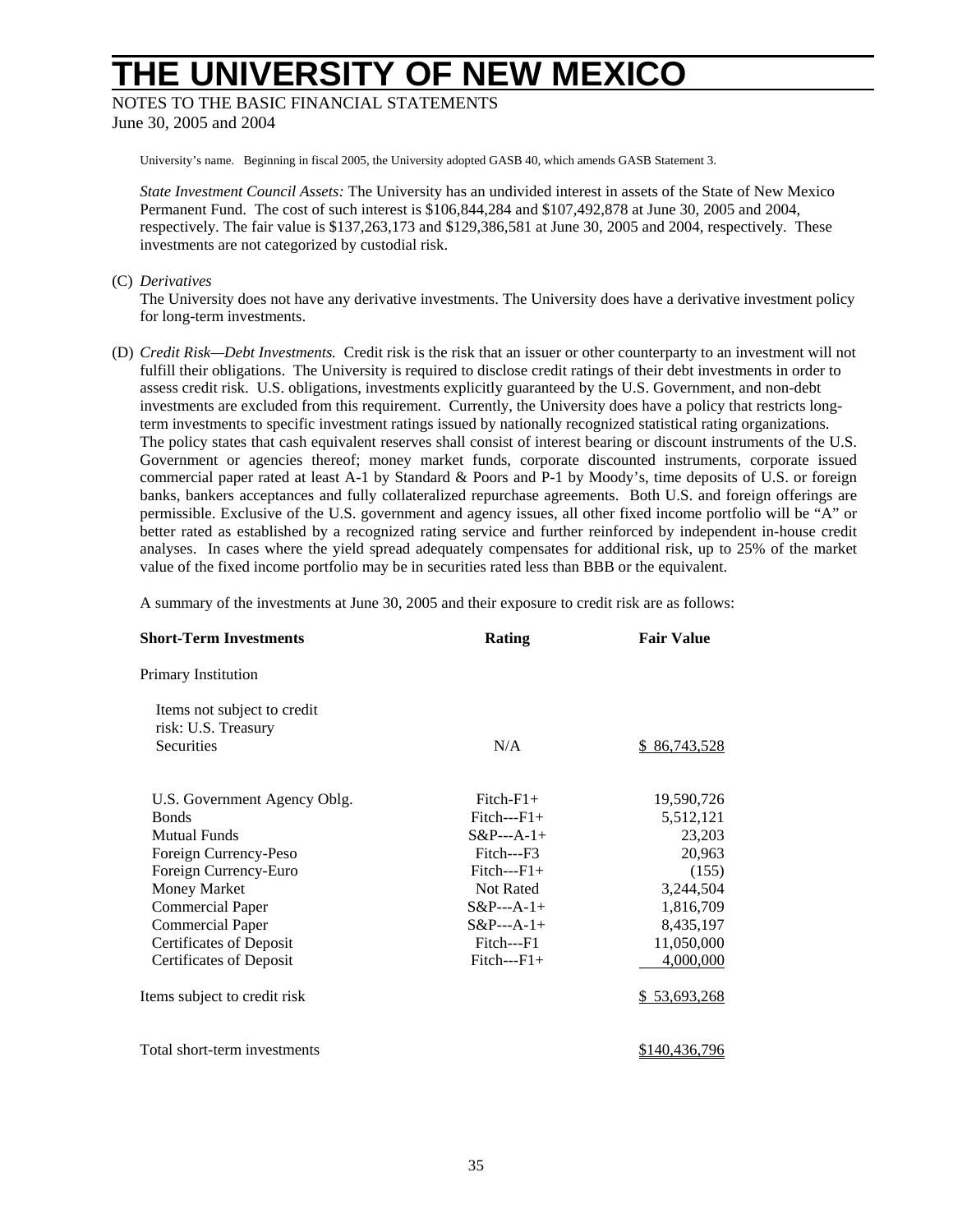University's name. Beginning in fiscal 2005, the University adopted GASB 40, which amends GASB Statement 3.

*State Investment Council Assets:* The University has an undivided interest in assets of the State of New Mexico Permanent Fund. The cost of such interest is $106,844,284 and $107,492,878 at June 30, 2005 and 2004, respectively. The fair value is $137,263,173 and $129,386,581 at June 30, 2005 and 2004, respectively. These investments are not categorized by custodial risk.

(C) *Derivatives*
The University does not have any derivative investments. The University does have a derivative investment policy for long-term investments.

(D) *Credit Risk—Debt Investments.* Credit risk is the risk that an issuer or other counterparty to an investment will not fulfill their obligations. The University is required to disclose credit ratings of their debt investments in order to assess credit risk. U.S. obligations, investments explicitly guaranteed by the U.S. Government, and non-debt investments are excluded from this requirement. Currently, the University does have a policy that restricts long-term investments to specific investment ratings issued by nationally recognized statistical rating organizations. The policy states that cash equivalent reserves shall consist of interest bearing or discount instruments of the U.S. Government or agencies thereof; money market funds, corporate discounted instruments, corporate issued commercial paper rated at least A-1 by Standard & Poors and P-1 by Moody's, time deposits of U.S. or foreign banks, bankers acceptances and fully collateralized repurchase agreements. Both U.S. and foreign offerings are permissible. Exclusive of the U.S. government and agency issues, all other fixed income portfolio will be "A" or better rated as established by a recognized rating service and further reinforced by independent in-house credit analyses. In cases where the yield spread adequately compensates for additional risk, up to 25% of the market value of the fixed income portfolio may be in securities rated less than BBB or the equivalent.

A summary of the investments at June 30, 2005 and their exposure to credit risk are as follows:

| Short-Term Investments | Rating | Fair Value |
|---|---|---|
| Primary Institution | | |
| Items not subject to credit risk: U.S. Treasury Securities | N/A | $ 86,743,528 |
| U.S. Government Agency Oblg. | Fitch-F1+ | 19,590,726 |
| Bonds | Fitch---F1+ | 5,512,121 |
| Mutual Funds | S&P---A-1+ | 23,203 |
| Foreign Currency-Peso | Fitch---F3 | 20,963 |
| Foreign Currency-Euro | Fitch---F1+ | (155) |
| Money Market | Not Rated | 3,244,504 |
| Commercial Paper | S&P---A-1+ | 1,816,709 |
| Commercial Paper | S&P---A-1+ | 8,435,197 |
| Certificates of Deposit | Fitch---F1 | 11,050,000 |
| Certificates of Deposit | Fitch---F1+ | 4,000,000 |
| Items subject to credit risk | | $ 53,693,268 |
| Total short-term investments | | $140,436,796 |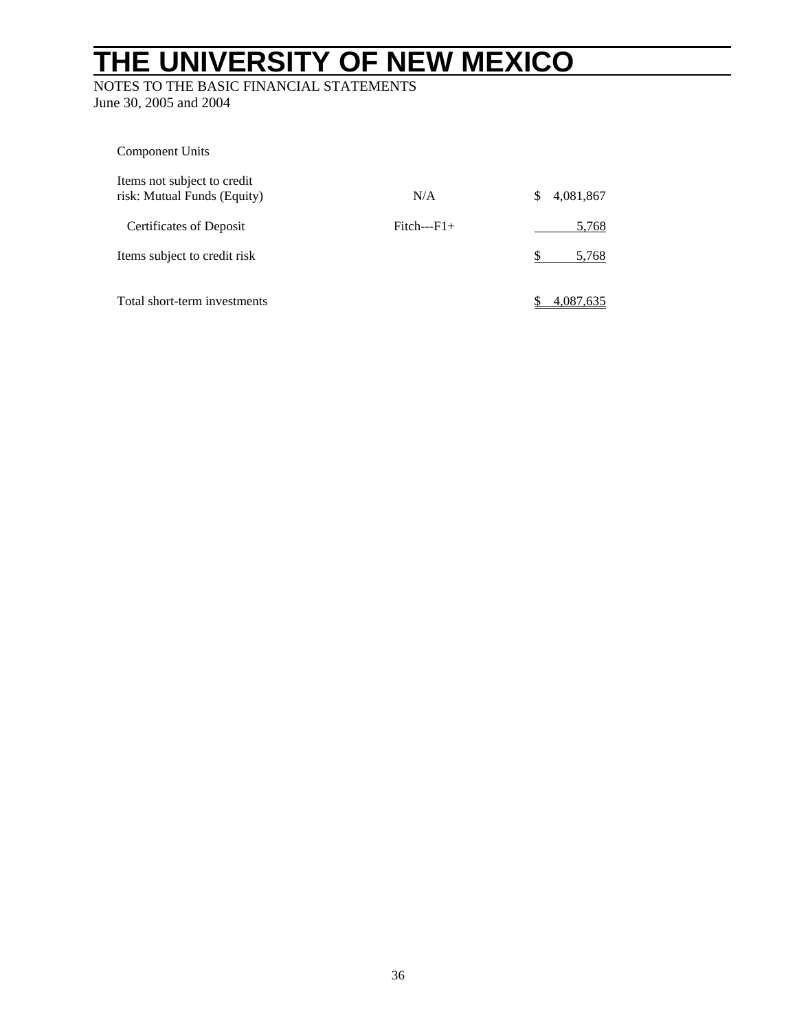Component Units

| | | |
|---|---|---|
| Items not subject to credit risk: Mutual Funds (Equity) | N/A | $ 4,081,867 |
| Certificates of Deposit | Fitch---F1+ | 5,768 |
| Items subject to credit risk | | $ 5,768 |
| Total short-term investments | | $ 4,087,635 |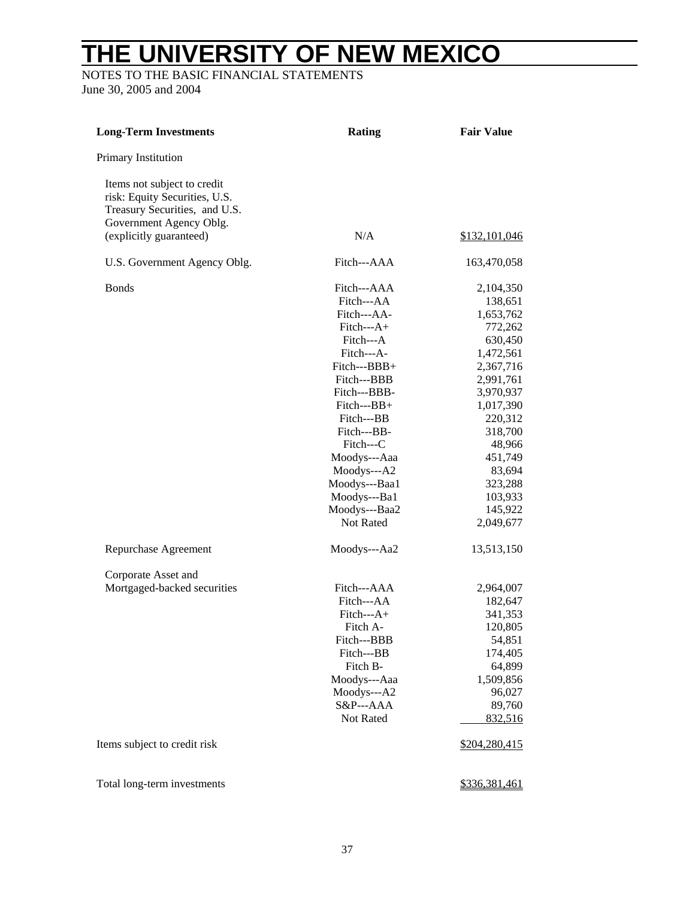# THE UNIVERSITY OF NEW MEXICO

NOTES TO THE BASIC FINANCIAL STATEMENTS
June 30, 2005 and 2004

| Long-Term Investments | Rating | Fair Value |
|---|---|---|
| Primary Institution | | |
| Items not subject to credit risk: Equity Securities, U.S. Treasury Securities, and U.S. Government Agency Oblg. (explicitly guaranteed) | N/A | $132,101,046 |
| U.S. Government Agency Oblg. | Fitch---AAA | 163,470,058 |
| Bonds | Fitch---AAA | 2,104,350 |
| | Fitch---AA | 138,651 |
| | Fitch---AA- | 1,653,762 |
| | Fitch---A+ | 772,262 |
| | Fitch---A | 630,450 |
| | Fitch---A- | 1,472,561 |
| | Fitch---BBB+ | 2,367,716 |
| | Fitch---BBB | 2,991,761 |
| | Fitch---BBB- | 3,970,937 |
| | Fitch---BB+ | 1,017,390 |
| | Fitch---BB | 220,312 |
| | Fitch---BB- | 318,700 |
| | Fitch---C | 48,966 |
| | Moodys---Aaa | 451,749 |
| | Moodys---A2 | 83,694 |
| | Moodys---Baa1 | 323,288 |
| | Moodys---Ba1 | 103,933 |
| | Moodys---Baa2 | 145,922 |
| | Not Rated | 2,049,677 |
| Repurchase Agreement | Moodys---Aa2 | 13,513,150 |
| Corporate Asset and Mortgaged-backed securities | Fitch---AAA | 2,964,007 |
| | Fitch---AA | 182,647 |
| | Fitch---A+ | 341,353 |
| | Fitch A- | 120,805 |
| | Fitch---BBB | 54,851 |
| | Fitch---BB | 174,405 |
| | Fitch B- | 64,899 |
| | Moodys---Aaa | 1,509,856 |
| | Moodys---A2 | 96,027 |
| | S&P---AAA | 89,760 |
| | Not Rated | 832,516 |
| Items subject to credit risk | | $204,280,415 |
| Total long-term investments | | $336,381,461 |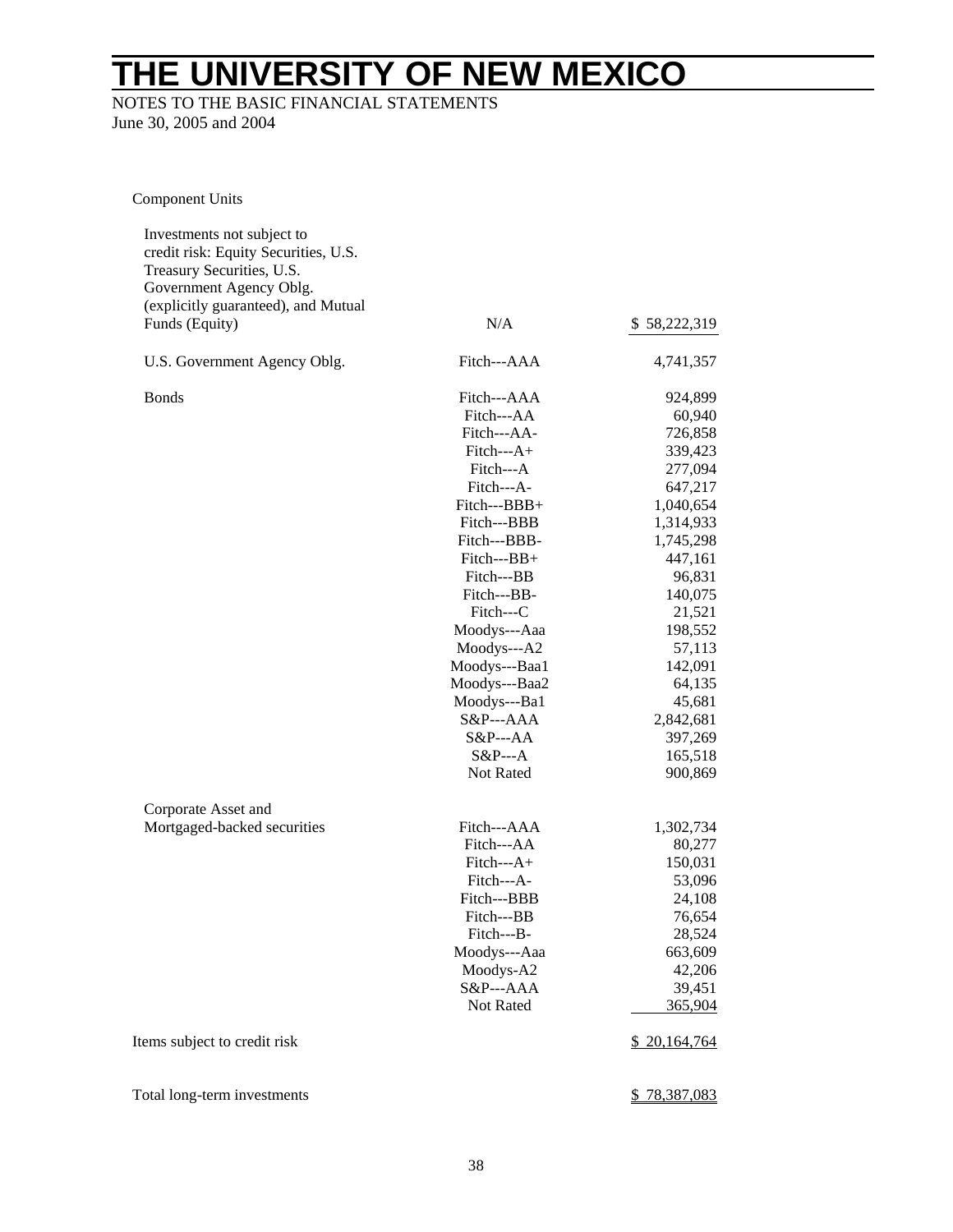# THE UNIVERSITY OF NEW MEXICO

NOTES TO THE BASIC FINANCIAL STATEMENTS
June 30, 2005 and 2004

Component Units

| | | |
|---|---|---|
| Investments not subject to credit risk: Equity Securities, U.S. Treasury Securities, U.S. Government Agency Oblg. (explicitly guaranteed), and Mutual Funds (Equity) | N/A | $ 58,222,319 |
| U.S. Government Agency Oblg. | Fitch---AAA | 4,741,357 |
| Bonds | Fitch---AAA | 924,899 |
| | Fitch---AA | 60,940 |
| | Fitch---AA- | 726,858 |
| | Fitch---A+ | 339,423 |
| | Fitch---A | 277,094 |
| | Fitch---A- | 647,217 |
| | Fitch---BBB+ | 1,040,654 |
| | Fitch---BBB | 1,314,933 |
| | Fitch---BBB- | 1,745,298 |
| | Fitch---BB+ | 447,161 |
| | Fitch---BB | 96,831 |
| | Fitch---BB- | 140,075 |
| | Fitch---C | 21,521 |
| | Moodys---Aaa | 198,552 |
| | Moodys---A2 | 57,113 |
| | Moodys---Baa1 | 142,091 |
| | Moodys---Baa2 | 64,135 |
| | Moodys---Ba1 | 45,681 |
| | S&P---AAA | 2,842,681 |
| | S&P---AA | 397,269 |
| | S&P---A | 165,518 |
| | Not Rated | 900,869 |
| Corporate Asset and Mortgaged-backed securities | Fitch---AAA | 1,302,734 |
| | Fitch---AA | 80,277 |
| | Fitch---A+ | 150,031 |
| | Fitch---A- | 53,096 |
| | Fitch---BBB | 24,108 |
| | Fitch---BB | 76,654 |
| | Fitch---B- | 28,524 |
| | Moodys---Aaa | 663,609 |
| | Moodys-A2 | 42,206 |
| | S&P---AAA | 39,451 |
| | Not Rated | 365,904 |
| Items subject to credit risk | | $ 20,164,764 |
| Total long-term investments | | $ 78,387,083 |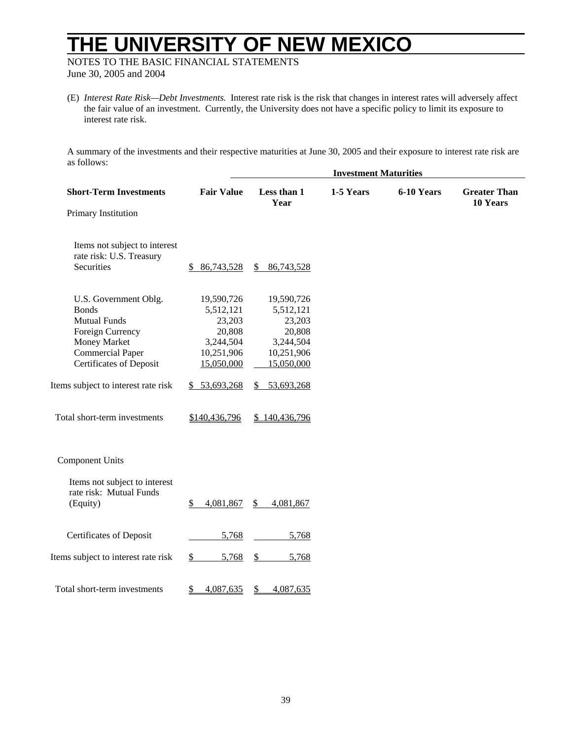(E) *Interest Rate Risk—Debt Investments.* Interest rate risk is the risk that changes in interest rates will adversely affect the fair value of an investment. Currently, the University does not have a specific policy to limit its exposure to interest rate risk.

A summary of the investments and their respective maturities at June 30, 2005 and their exposure to interest rate risk are as follows:

| | | Investment Maturities | | | |
|---|---|---|---|---|---|
| **Short-Term Investments** | **Fair Value** | **Less than 1 Year** | **1-5 Years** | **6-10 Years** | **Greater Than 10 Years** |
| Primary Institution | | | | | |
| Items not subject to interest rate risk: U.S. Treasury Securities | $ 86,743,528 | $ 86,743,528 | | | |
| U.S. Government Oblg. | 19,590,726 | 19,590,726 | | | |
| Bonds | 5,512,121 | 5,512,121 | | | |
| Mutual Funds | 23,203 | 23,203 | | | |
| Foreign Currency | 20,808 | 20,808 | | | |
| Money Market | 3,244,504 | 3,244,504 | | | |
| Commercial Paper | 10,251,906 | 10,251,906 | | | |
| Certificates of Deposit | 15,050,000 | 15,050,000 | | | |
| Items subject to interest rate risk | $ 53,693,268 | $ 53,693,268 | | | |
| Total short-term investments | $140,436,796 | $ 140,436,796 | | | |
| Component Units | | | | | |
| Items not subject to interest rate risk: Mutual Funds (Equity) | $ 4,081,867 | $ 4,081,867 | | | |
| Certificates of Deposit | 5,768 | 5,768 | | | |
| Items subject to interest rate risk | $ 5,768 | $ 5,768 | | | |
| Total short-term investments | $ 4,087,635 | $ 4,087,635 | | | |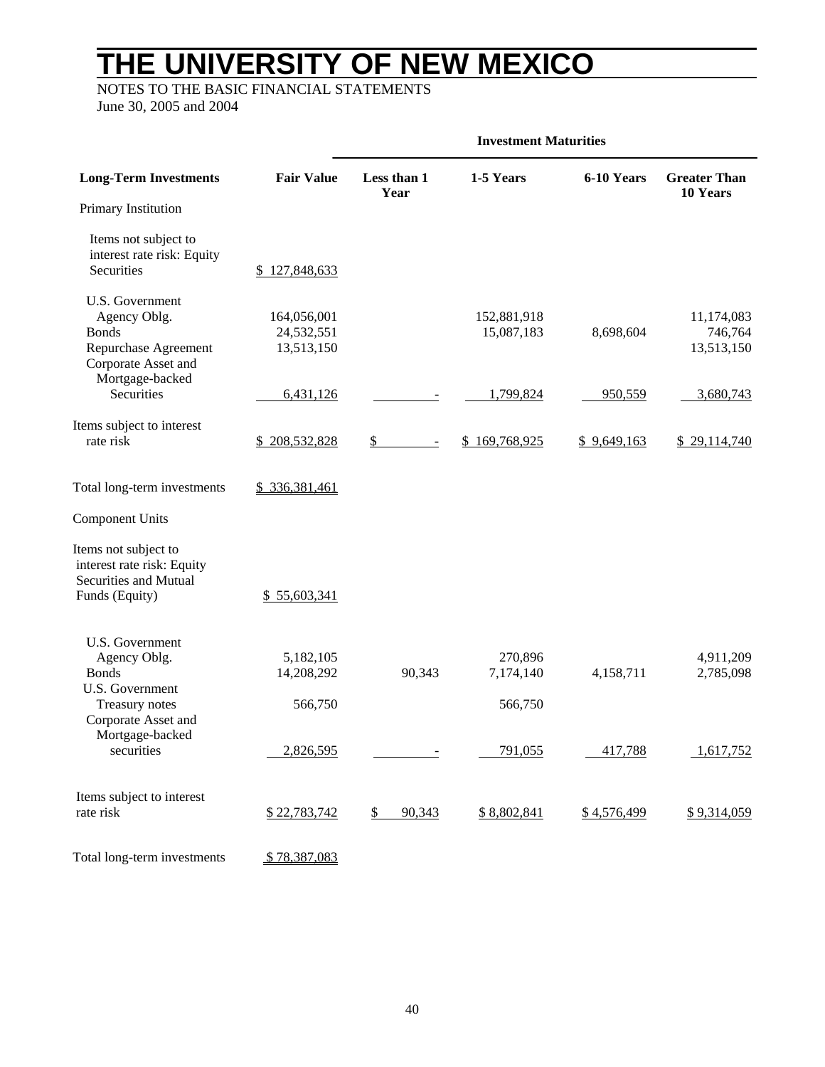# THE UNIVERSITY OF NEW MEXICO

NOTES TO THE BASIC FINANCIAL STATEMENTS
June 30, 2005 and 2004

| | | Investment Maturities | | | |
|---|---|---|---|---|---|
| **Long-Term Investments** | **Fair Value** | **Less than 1 Year** | **1-5 Years** | **6-10 Years** | **Greater Than 10 Years** |
| Primary Institution | | | | | |
| Items not subject to interest rate risk: Equity Securities | $ 127,848,633 | | | | |
| U.S. Government Agency Oblg. | 164,056,001 | | 152,881,918 | | 11,174,083 |
| Bonds | 24,532,551 | | 15,087,183 | 8,698,604 | 746,764 |
| Repurchase Agreement | 13,513,150 | | | | 13,513,150 |
| Corporate Asset and Mortgage-backed Securities | 6,431,126 | - | 1,799,824 | 950,559 | 3,680,743 |
| Items subject to interest rate risk | $ 208,532,828 | $ - | $ 169,768,925 | $ 9,649,163 | $ 29,114,740 |
| Total long-term investments | $ 336,381,461 | | | | |
| Component Units | | | | | |
| Items not subject to interest rate risk: Equity Securities and Mutual Funds (Equity) | $ 55,603,341 | | | | |
| U.S. Government Agency Oblg. | 5,182,105 | | 270,896 | | 4,911,209 |
| Bonds | 14,208,292 | 90,343 | 7,174,140 | 4,158,711 | 2,785,098 |
| U.S. Government Treasury notes | 566,750 | | 566,750 | | |
| Corporate Asset and Mortgage-backed securities | 2,826,595 | - | 791,055 | 417,788 | 1,617,752 |
| Items subject to interest rate risk | $ 22,783,742 | $ 90,343 | $ 8,802,841 | $ 4,576,499 | $ 9,314,059 |
| Total long-term investments | $ 78,387,083 | | | | |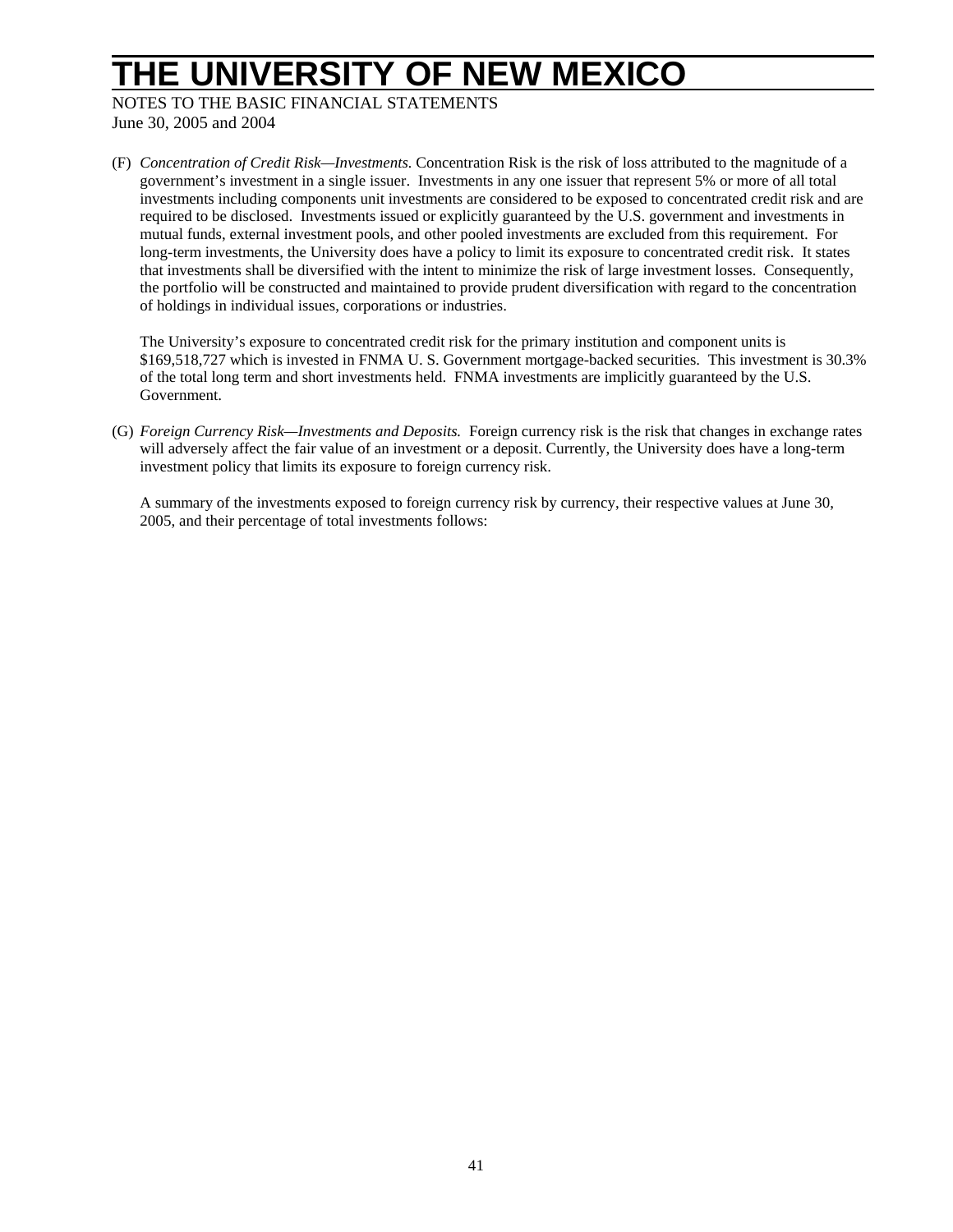(F) *Concentration of Credit Risk—Investments.* Concentration Risk is the risk of loss attributed to the magnitude of a government's investment in a single issuer. Investments in any one issuer that represent 5% or more of all total investments including components unit investments are considered to be exposed to concentrated credit risk and are required to be disclosed. Investments issued or explicitly guaranteed by the U.S. government and investments in mutual funds, external investment pools, and other pooled investments are excluded from this requirement. For long-term investments, the University does have a policy to limit its exposure to concentrated credit risk. It states that investments shall be diversified with the intent to minimize the risk of large investment losses. Consequently, the portfolio will be constructed and maintained to provide prudent diversification with regard to the concentration of holdings in individual issues, corporations or industries.

The University's exposure to concentrated credit risk for the primary institution and component units is $169,518,727 which is invested in FNMA U. S. Government mortgage-backed securities. This investment is 30.3% of the total long term and short investments held. FNMA investments are implicitly guaranteed by the U.S. Government.

(G) *Foreign Currency Risk—Investments and Deposits.* Foreign currency risk is the risk that changes in exchange rates will adversely affect the fair value of an investment or a deposit. Currently, the University does have a long-term investment policy that limits its exposure to foreign currency risk.

A summary of the investments exposed to foreign currency risk by currency, their respective values at June 30, 2005, and their percentage of total investments follows: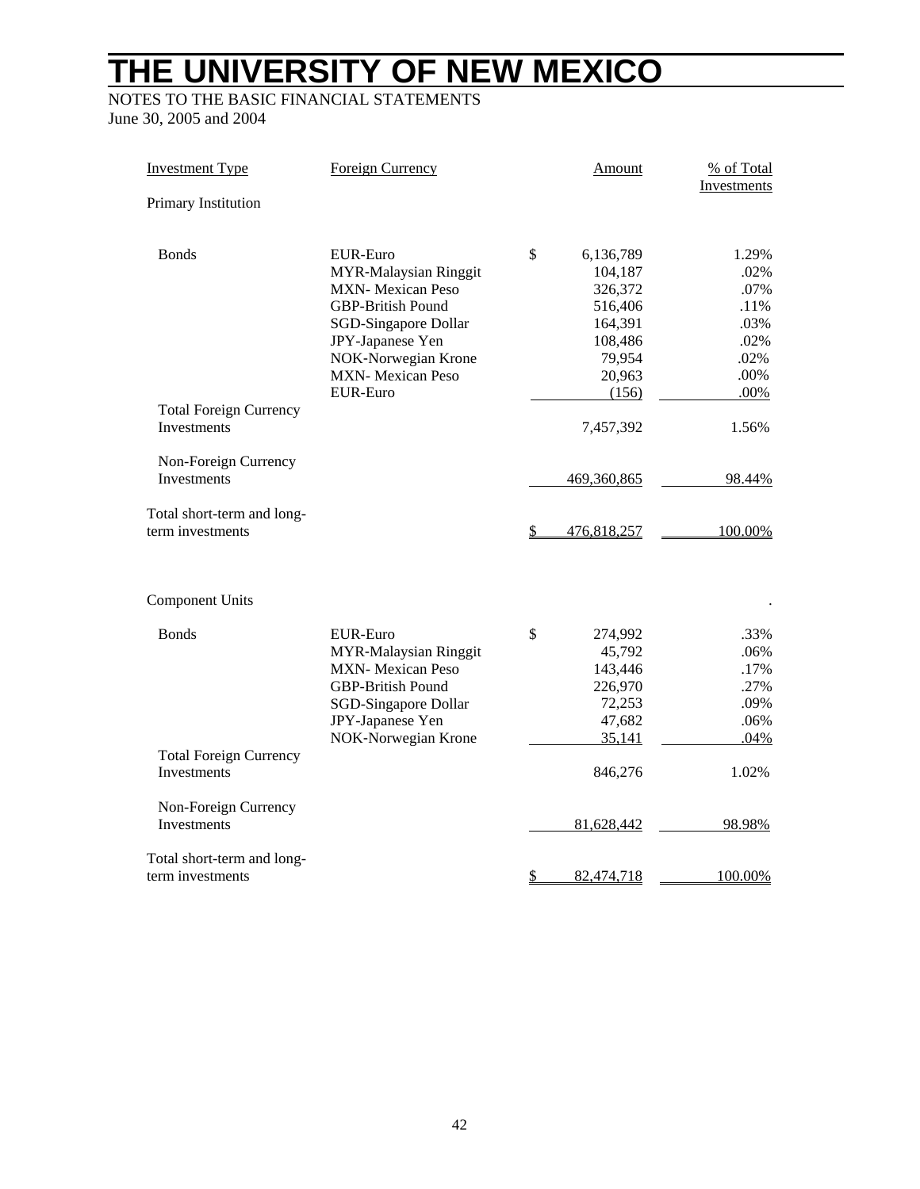# THE UNIVERSITY OF NEW MEXICO

NOTES TO THE BASIC FINANCIAL STATEMENTS
June 30, 2005 and 2004

| Investment Type | Foreign Currency | Amount | % of Total Investments |
|---|---|---|---|
| Primary Institution | | | |
| Bonds | EUR-Euro | $ 6,136,789 | 1.29% |
| | MYR-Malaysian Ringgit | 104,187 | .02% |
| | MXN- Mexican Peso | 326,372 | .07% |
| | GBP-British Pound | 516,406 | .11% |
| | SGD-Singapore Dollar | 164,391 | .03% |
| | JPY-Japanese Yen | 108,486 | .02% |
| | NOK-Norwegian Krone | 79,954 | .02% |
| | MXN- Mexican Peso | 20,963 | .00% |
| | EUR-Euro | (156) | .00% |
| Total Foreign Currency Investments | | 7,457,392 | 1.56% |
| Non-Foreign Currency Investments | | 469,360,865 | 98.44% |
| Total short-term and long-term investments | | $ 476,818,257 | 100.00% |
| Component Units | | | . |
| Bonds | EUR-Euro | $ 274,992 | .33% |
| | MYR-Malaysian Ringgit | 45,792 | .06% |
| | MXN- Mexican Peso | 143,446 | .17% |
| | GBP-British Pound | 226,970 | .27% |
| | SGD-Singapore Dollar | 72,253 | .09% |
| | JPY-Japanese Yen | 47,682 | .06% |
| | NOK-Norwegian Krone | 35,141 | .04% |
| Total Foreign Currency Investments | | 846,276 | 1.02% |
| Non-Foreign Currency Investments | | 81,628,442 | 98.98% |
| Total short-term and long-term investments | | $ 82,474,718 | 100.00% |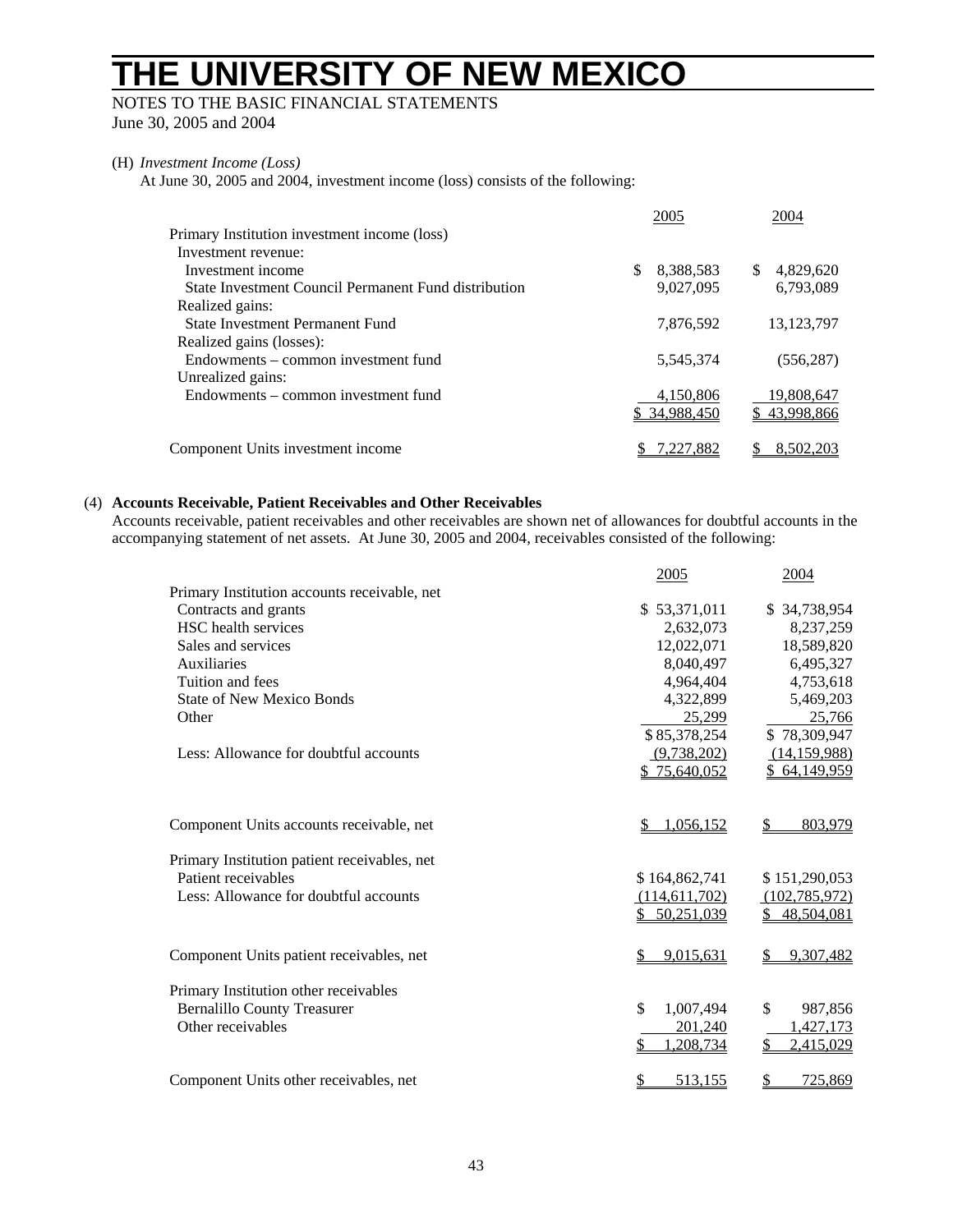# THE UNIVERSITY OF NEW MEXICO

NOTES TO THE BASIC FINANCIAL STATEMENTS
June 30, 2005 and 2004

(H) *Investment Income (Loss)*

At June 30, 2005 and 2004, investment income (loss) consists of the following:

| | 2005 | 2004 |
|---|---|---|
| Primary Institution investment income (loss) | | |
| Investment revenue: | | |
| Investment income | $ 8,388,583 | $ 4,829,620 |
| State Investment Council Permanent Fund distribution | 9,027,095 | 6,793,089 |
| Realized gains: | | |
| State Investment Permanent Fund | 7,876,592 | 13,123,797 |
| Realized gains (losses): | | |
| Endowments – common investment fund | 5,545,374 | (556,287) |
| Unrealized gains: | | |
| Endowments – common investment fund | 4,150,806 | 19,808,647 |
| | $ 34,988,450 | $ 43,998,866 |
| Component Units investment income | $ 7,227,882 | $ 8,502,203 |

(4) **Accounts Receivable, Patient Receivables and Other Receivables**

Accounts receivable, patient receivables and other receivables are shown net of allowances for doubtful accounts in the accompanying statement of net assets. At June 30, 2005 and 2004, receivables consisted of the following:

| | 2005 | 2004 |
|---|---|---|
| Primary Institution accounts receivable, net | | |
| Contracts and grants | $ 53,371,011 | $ 34,738,954 |
| HSC health services | 2,632,073 | 8,237,259 |
| Sales and services | 12,022,071 | 18,589,820 |
| Auxiliaries | 8,040,497 | 6,495,327 |
| Tuition and fees | 4,964,404 | 4,753,618 |
| State of New Mexico Bonds | 4,322,899 | 5,469,203 |
| Other | 25,299 | 25,766 |
| | $ 85,378,254 | $ 78,309,947 |
| Less: Allowance for doubtful accounts | (9,738,202) | (14,159,988) |
| | $ 75,640,052 | $ 64,149,959 |
| Component Units accounts receivable, net | $ 1,056,152 | $ 803,979 |
| Primary Institution patient receivables, net | | |
| Patient receivables | $ 164,862,741 | $ 151,290,053 |
| Less: Allowance for doubtful accounts | (114,611,702) | (102,785,972) |
| | $ 50,251,039 | $ 48,504,081 |
| Component Units patient receivables, net | $ 9,015,631 | $ 9,307,482 |
| Primary Institution other receivables | | |
| Bernalillo County Treasurer | $ 1,007,494 | $ 987,856 |
| Other receivables | 201,240 | 1,427,173 |
| | $ 1,208,734 | $ 2,415,029 |
| Component Units other receivables, net | $ 513,155 | $ 725,869 |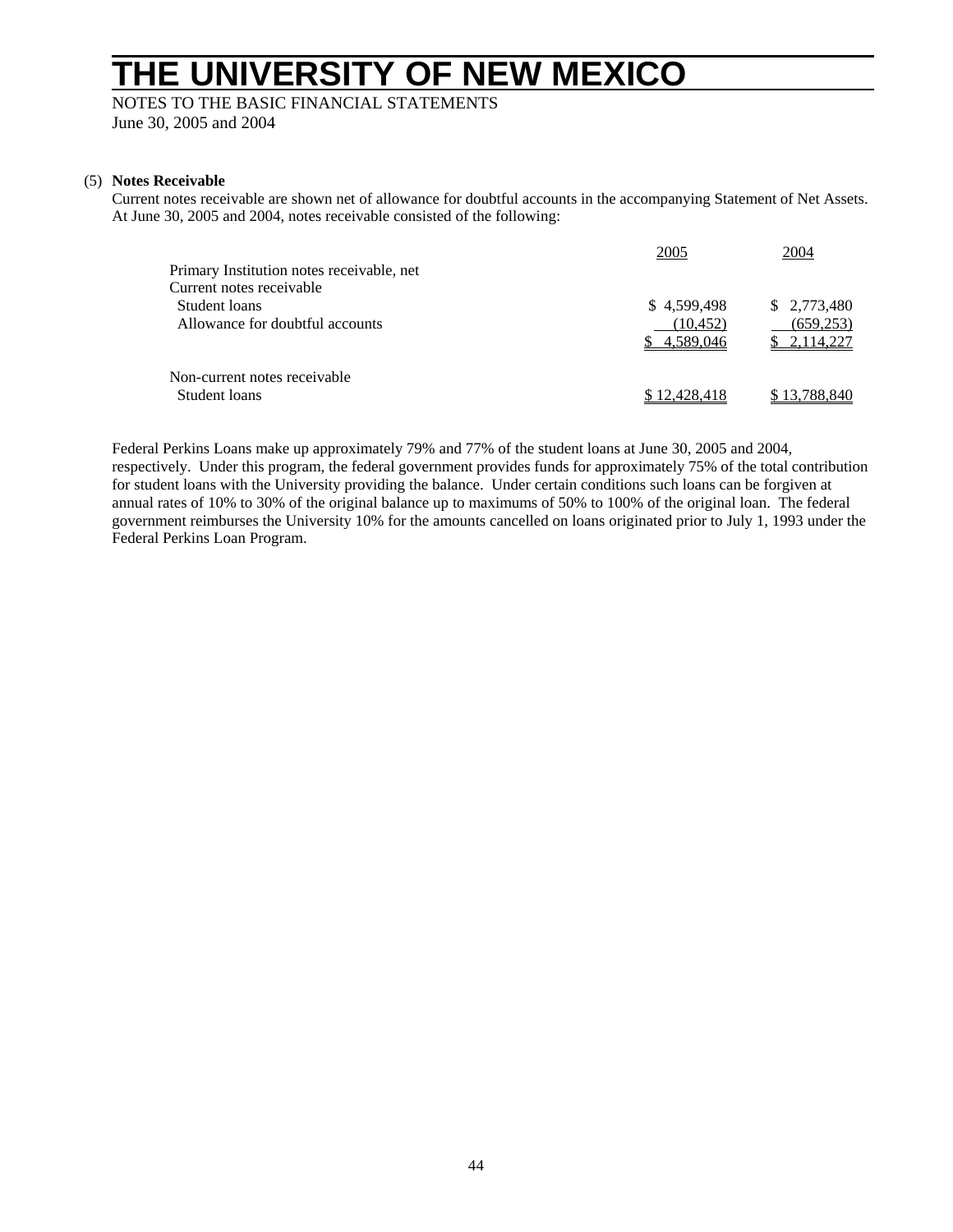# THE UNIVERSITY OF NEW MEXICO

NOTES TO THE BASIC FINANCIAL STATEMENTS
June 30, 2005 and 2004

(5) **Notes Receivable**

Current notes receivable are shown net of allowance for doubtful accounts in the accompanying Statement of Net Assets. At June 30, 2005 and 2004, notes receivable consisted of the following:

| | 2005 | 2004 |
|---|---|---|
| Primary Institution notes receivable, net | | |
| Current notes receivable | | |
| Student loans | $ 4,599,498 | $ 2,773,480 |
| Allowance for doubtful accounts | (10,452) | (659,253) |
| | $ 4,589,046 | $ 2,114,227 |
| Non-current notes receivable | | |
| Student loans | $ 12,428,418 | $ 13,788,840 |

Federal Perkins Loans make up approximately 79% and 77% of the student loans at June 30, 2005 and 2004, respectively. Under this program, the federal government provides funds for approximately 75% of the total contribution for student loans with the University providing the balance. Under certain conditions such loans can be forgiven at annual rates of 10% to 30% of the original balance up to maximums of 50% to 100% of the original loan. The federal government reimburses the University 10% for the amounts cancelled on loans originated prior to July 1, 1993 under the Federal Perkins Loan Program.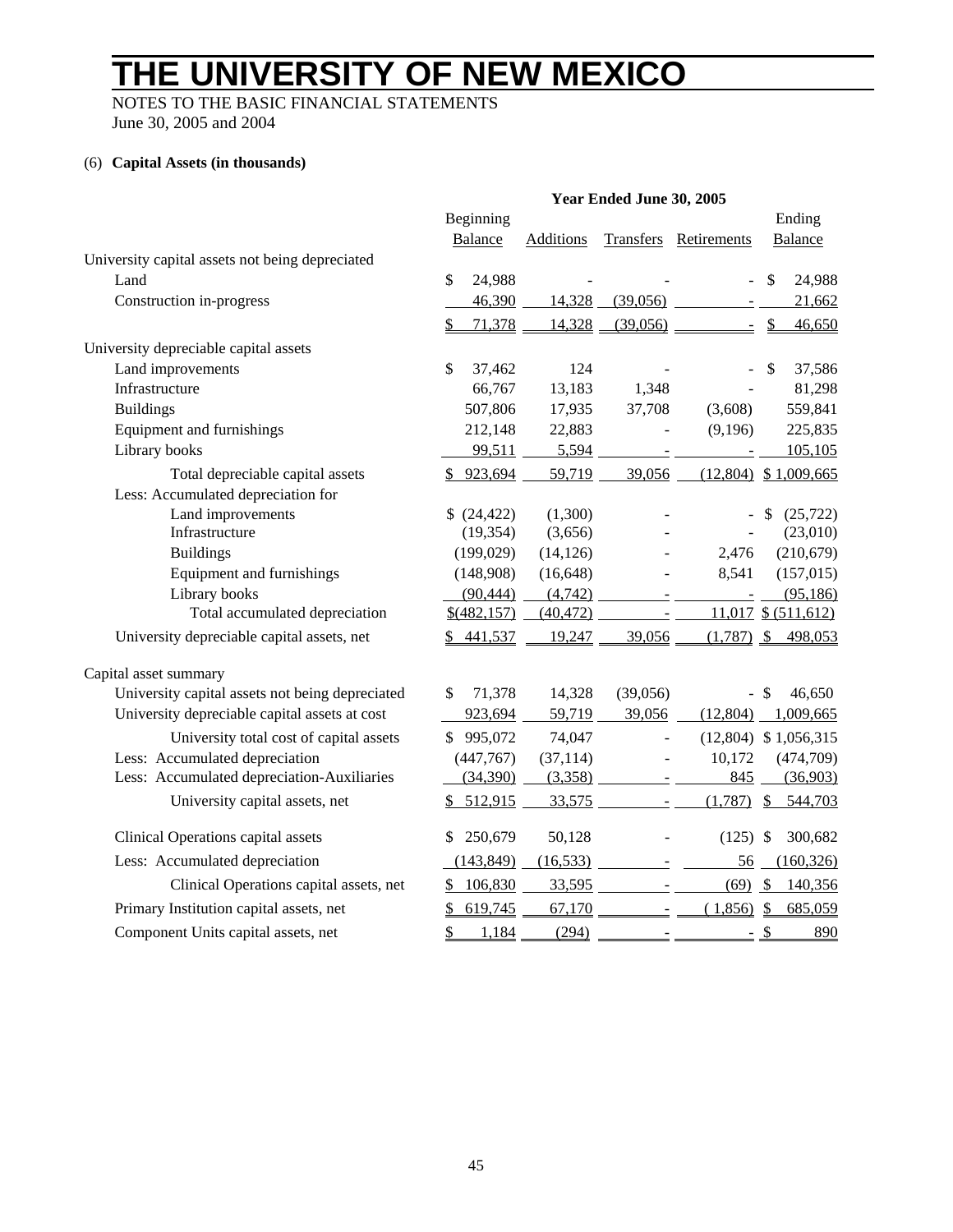# THE UNIVERSITY OF NEW MEXICO

NOTES TO THE BASIC FINANCIAL STATEMENTS
June 30, 2005 and 2004

(6) **Capital Assets (in thousands)**

| | **Year Ended June 30, 2005** | | | | |
|---|---|---|---|---|---|
| | Beginning Balance | Additions | Transfers | Retirements | Ending Balance |
| University capital assets not being depreciated | | | | | |
| Land | $ 24,988 | - | - | - | $ 24,988 |
| Construction in-progress | 46,390 | 14,328 | (39,056) | - | 21,662 |
| | $ 71,378 | 14,328 | (39,056) | - | $ 46,650 |
| University depreciable capital assets | | | | | |
| Land improvements | $ 37,462 | 124 | - | - | $ 37,586 |
| Infrastructure | 66,767 | 13,183 | 1,348 | - | 81,298 |
| Buildings | 507,806 | 17,935 | 37,708 | (3,608) | 559,841 |
| Equipment and furnishings | 212,148 | 22,883 | - | (9,196) | 225,835 |
| Library books | 99,511 | 5,594 | - | - | 105,105 |
| Total depreciable capital assets | $ 923,694 | 59,719 | 39,056 | (12,804) | $ 1,009,665 |
| Less: Accumulated depreciation for | | | | | |
| Land improvements | $ (24,422) | (1,300) | - | - | $ (25,722) |
| Infrastructure | (19,354) | (3,656) | - | - | (23,010) |
| Buildings | (199,029) | (14,126) | - | 2,476 | (210,679) |
| Equipment and furnishings | (148,908) | (16,648) | - | 8,541 | (157,015) |
| Library books | (90,444) | (4,742) | - | - | (95,186) |
| Total accumulated depreciation | $(482,157) | (40,472) | - | 11,017 | $ (511,612) |
| University depreciable capital assets, net | $ 441,537 | 19,247 | 39,056 | (1,787) | $ 498,053 |
| Capital asset summary | | | | | |
| University capital assets not being depreciated | $ 71,378 | 14,328 | (39,056) | - | $ 46,650 |
| University depreciable capital assets at cost | 923,694 | 59,719 | 39,056 | (12,804) | 1,009,665 |
| University total cost of capital assets | $ 995,072 | 74,047 | - | (12,804) | $ 1,056,315 |
| Less: Accumulated depreciation | (447,767) | (37,114) | - | 10,172 | (474,709) |
| Less: Accumulated depreciation-Auxiliaries | (34,390) | (3,358) | - | 845 | (36,903) |
| University capital assets, net | $ 512,915 | 33,575 | - | (1,787) | $ 544,703 |
| Clinical Operations capital assets | $ 250,679 | 50,128 | - | (125) | $ 300,682 |
| Less: Accumulated depreciation | (143,849) | (16,533) | - | 56 | (160,326) |
| Clinical Operations capital assets, net | $ 106,830 | 33,595 | - | (69) | $ 140,356 |
| Primary Institution capital assets, net | $ 619,745 | 67,170 | - | (1,856) | $ 685,059 |
| Component Units capital assets, net | $ 1,184 | (294) | - | - | $ 890 |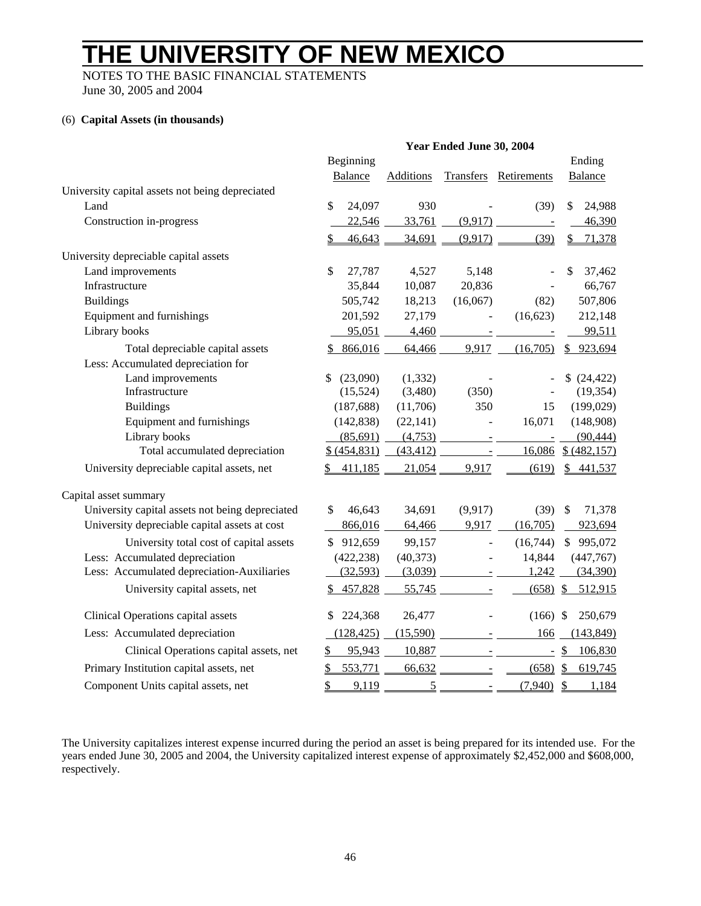# THE UNIVERSITY OF NEW MEXICO

NOTES TO THE BASIC FINANCIAL STATEMENTS
June 30, 2005 and 2004

(6) **Capital Assets (in thousands)**

| | **Year Ended June 30, 2004** | | | | |
|---|---|---|---|---|---|
| | Beginning Balance | Additions | Transfers | Retirements | Ending Balance |
| University capital assets not being depreciated | | | | | |
| Land | $ 24,097 | 930 | - | (39) | $ 24,988 |
| Construction in-progress | 22,546 | 33,761 | (9,917) | - | 46,390 |
| | $ 46,643 | 34,691 | (9,917) | (39) | $ 71,378 |
| University depreciable capital assets | | | | | |
| Land improvements | $ 27,787 | 4,527 | 5,148 | - | $ 37,462 |
| Infrastructure | 35,844 | 10,087 | 20,836 | - | 66,767 |
| Buildings | 505,742 | 18,213 | (16,067) | (82) | 507,806 |
| Equipment and furnishings | 201,592 | 27,179 | - | (16,623) | 212,148 |
| Library books | 95,051 | 4,460 | - | - | 99,511 |
| Total depreciable capital assets | $ 866,016 | 64,466 | 9,917 | (16,705) | $ 923,694 |
| Less: Accumulated depreciation for | | | | | |
| Land improvements | $ (23,090) | (1,332) | - | - | $ (24,422) |
| Infrastructure | (15,524) | (3,480) | (350) | - | (19,354) |
| Buildings | (187,688) | (11,706) | 350 | 15 | (199,029) |
| Equipment and furnishings | (142,838) | (22,141) | - | 16,071 | (148,908) |
| Library books | (85,691) | (4,753) | - | - | (90,444) |
| Total accumulated depreciation | $ (454,831) | (43,412) | - | 16,086 | $ (482,157) |
| University depreciable capital assets, net | $ 411,185 | 21,054 | 9,917 | (619) | $ 441,537 |
| Capital asset summary | | | | | |
| University capital assets not being depreciated | $ 46,643 | 34,691 | (9,917) | (39) | $ 71,378 |
| University depreciable capital assets at cost | 866,016 | 64,466 | 9,917 | (16,705) | 923,694 |
| University total cost of capital assets | $ 912,659 | 99,157 | - | (16,744) | $ 995,072 |
| Less: Accumulated depreciation | (422,238) | (40,373) | - | 14,844 | (447,767) |
| Less: Accumulated depreciation-Auxiliaries | (32,593) | (3,039) | - | 1,242 | (34,390) |
| University capital assets, net | $ 457,828 | 55,745 | - | (658) | $ 512,915 |
| Clinical Operations capital assets | $ 224,368 | 26,477 | - | (166) | $ 250,679 |
| Less: Accumulated depreciation | (128,425) | (15,590) | - | 166 | (143,849) |
| Clinical Operations capital assets, net | $ 95,943 | 10,887 | - | - | $ 106,830 |
| Primary Institution capital assets, net | $ 553,771 | 66,632 | - | (658) | $ 619,745 |
| Component Units capital assets, net | $ 9,119 | 5 | - | (7,940) | $ 1,184 |

The University capitalizes interest expense incurred during the period an asset is being prepared for its intended use. For the years ended June 30, 2005 and 2004, the University capitalized interest expense of approximately $2,452,000 and $608,000, respectively.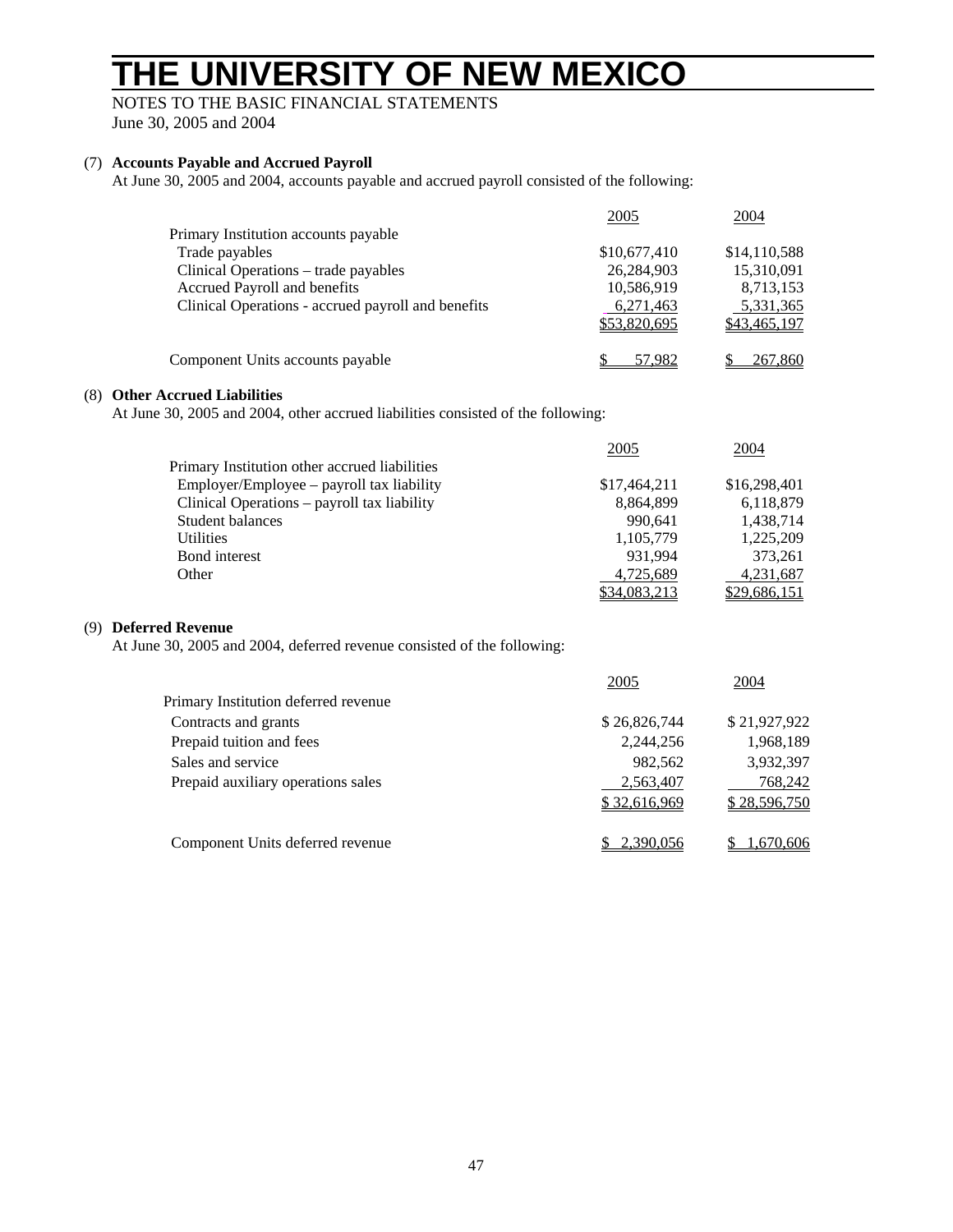# THE UNIVERSITY OF NEW MEXICO

NOTES TO THE BASIC FINANCIAL STATEMENTS
June 30, 2005 and 2004

(7) **Accounts Payable and Accrued Payroll**

At June 30, 2005 and 2004, accounts payable and accrued payroll consisted of the following:

| | 2005 | 2004 |
|---|---|---|
| Primary Institution accounts payable | | |
| Trade payables | $10,677,410 | $14,110,588 |
| Clinical Operations – trade payables | 26,284,903 | 15,310,091 |
| Accrued Payroll and benefits | 10,586,919 | 8,713,153 |
| Clinical Operations - accrued payroll and benefits | 6,271,463 | 5,331,365 |
| | $53,820,695 | $43,465,197 |
| Component Units accounts payable | $ 57,982 | $ 267,860 |

(8) **Other Accrued Liabilities**

At June 30, 2005 and 2004, other accrued liabilities consisted of the following:

| | 2005 | 2004 |
|---|---|---|
| Primary Institution other accrued liabilities | | |
| Employer/Employee – payroll tax liability | $17,464,211 | $16,298,401 |
| Clinical Operations – payroll tax liability | 8,864,899 | 6,118,879 |
| Student balances | 990,641 | 1,438,714 |
| Utilities | 1,105,779 | 1,225,209 |
| Bond interest | 931,994 | 373,261 |
| Other | 4,725,689 | 4,231,687 |
| | $34,083,213 | $29,686,151 |

(9) **Deferred Revenue**

At June 30, 2005 and 2004, deferred revenue consisted of the following:

| | 2005 | 2004 |
|---|---|---|
| Primary Institution deferred revenue | | |
| Contracts and grants | $ 26,826,744 | $ 21,927,922 |
| Prepaid tuition and fees | 2,244,256 | 1,968,189 |
| Sales and service | 982,562 | 3,932,397 |
| Prepaid auxiliary operations sales | 2,563,407 | 768,242 |
| | $ 32,616,969 | $ 28,596,750 |
| Component Units deferred revenue | $ 2,390,056 | $ 1,670,606 |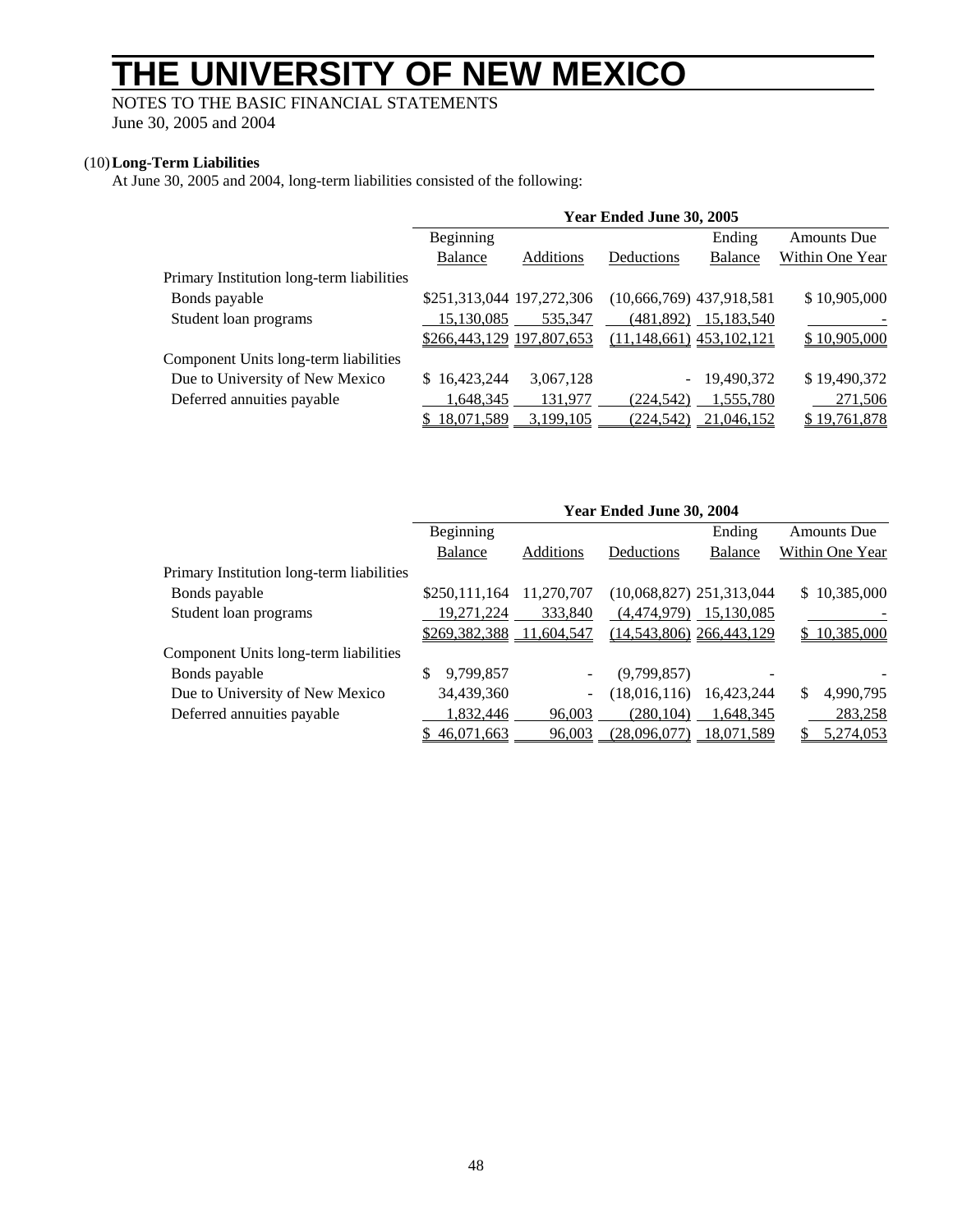# THE UNIVERSITY OF NEW MEXICO

NOTES TO THE BASIC FINANCIAL STATEMENTS
June 30, 2005 and 2004

(10) **Long-Term Liabilities**

At June 30, 2005 and 2004, long-term liabilities consisted of the following:

| | Year Ended June 30, 2005 | | | | |
|---|---|---|---|---|---|
| | Beginning Balance | Additions | Deductions | Ending Balance | Amounts Due Within One Year |
| Primary Institution long-term liabilities | | | | | |
| Bonds payable | $251,313,044 | 197,272,306 | (10,666,769) | 437,918,581 | $ 10,905,000 |
| Student loan programs | 15,130,085 | 535,347 | (481,892) | 15,183,540 | - |
| | $266,443,129 | 197,807,653 | (11,148,661) | 453,102,121 | $ 10,905,000 |
| Component Units long-term liabilities | | | | | |
| Due to University of New Mexico | $ 16,423,244 | 3,067,128 | - | 19,490,372 | $ 19,490,372 |
| Deferred annuities payable | 1,648,345 | 131,977 | (224,542) | 1,555,780 | 271,506 |
| | $ 18,071,589 | 3,199,105 | (224,542) | 21,046,152 | $ 19,761,878 |

| | Year Ended June 30, 2004 | | | | |
|---|---|---|---|---|---|
| | Beginning Balance | Additions | Deductions | Ending Balance | Amounts Due Within One Year |
| Primary Institution long-term liabilities | | | | | |
| Bonds payable | $250,111,164 | 11,270,707 | (10,068,827) | 251,313,044 | $ 10,385,000 |
| Student loan programs | 19,271,224 | 333,840 | (4,474,979) | 15,130,085 | - |
| | $269,382,388 | 11,604,547 | (14,543,806) | 266,443,129 | $ 10,385,000 |
| Component Units long-term liabilities | | | | | |
| Bonds payable | $ 9,799,857 | - | (9,799,857) | - | - |
| Due to University of New Mexico | 34,439,360 | - | (18,016,116) | 16,423,244 | $ 4,990,795 |
| Deferred annuities payable | 1,832,446 | 96,003 | (280,104) | 1,648,345 | 283,258 |
| | $ 46,071,663 | 96,003 | (28,096,077) | 18,071,589 | $ 5,274,053 |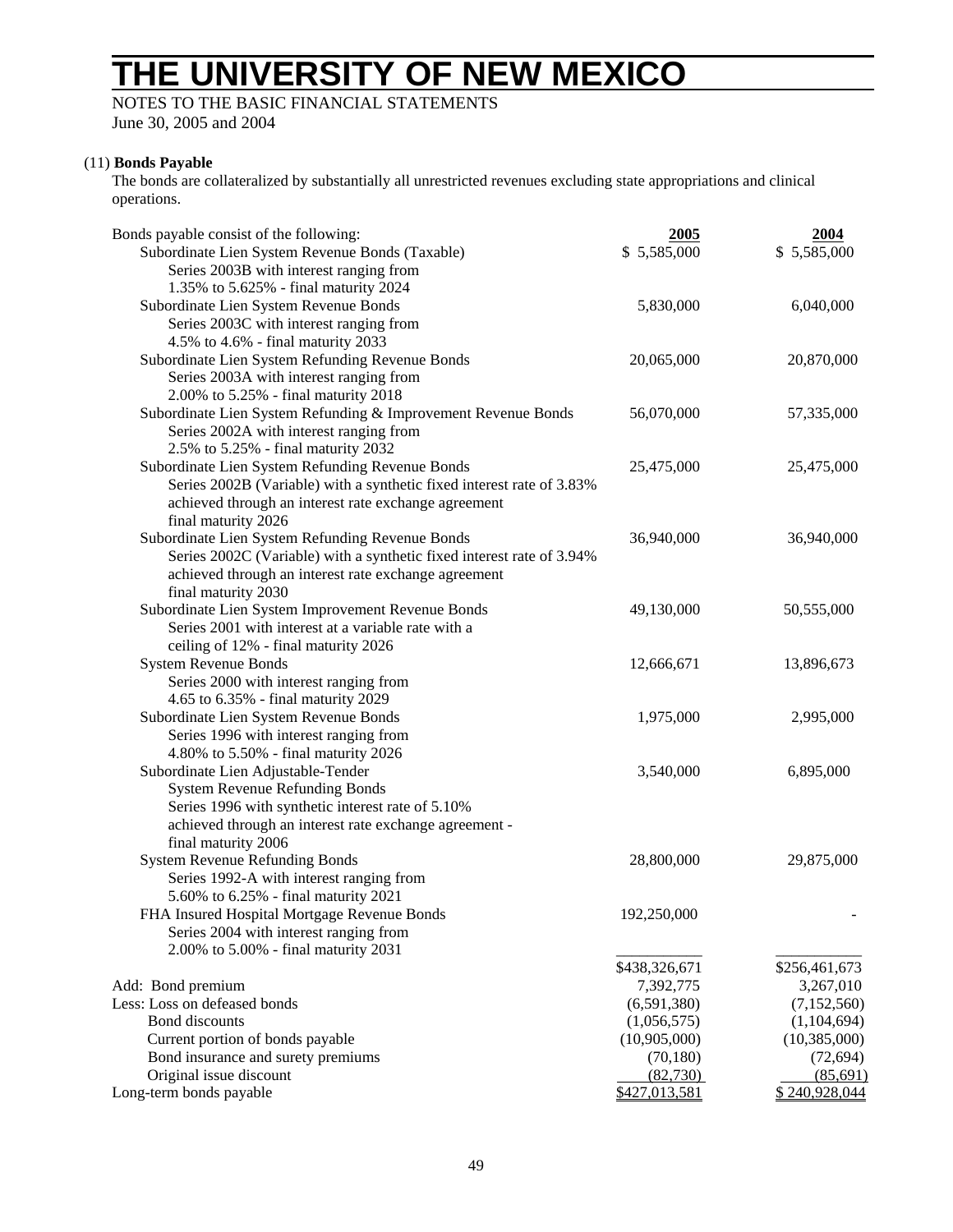# THE UNIVERSITY OF NEW MEXICO

NOTES TO THE BASIC FINANCIAL STATEMENTS
June 30, 2005 and 2004

(11) **Bonds Payable**

The bonds are collateralized by substantially all unrestricted revenues excluding state appropriations and clinical operations.

| Bonds payable consist of the following: | 2005 | 2004 |
|---|---|---|
| Subordinate Lien System Revenue Bonds (Taxable) Series 2003B with interest ranging from 1.35% to 5.625% - final maturity 2024 | $ 5,585,000 | $ 5,585,000 |
| Subordinate Lien System Revenue Bonds Series 2003C with interest ranging from 4.5% to 4.6% - final maturity 2033 | 5,830,000 | 6,040,000 |
| Subordinate Lien System Refunding Revenue Bonds Series 2003A with interest ranging from 2.00% to 5.25% - final maturity 2018 | 20,065,000 | 20,870,000 |
| Subordinate Lien System Refunding & Improvement Revenue Bonds Series 2002A with interest ranging from 2.5% to 5.25% - final maturity 2032 | 56,070,000 | 57,335,000 |
| Subordinate Lien System Refunding Revenue Bonds Series 2002B (Variable) with a synthetic fixed interest rate of 3.83% achieved through an interest rate exchange agreement final maturity 2026 | 25,475,000 | 25,475,000 |
| Subordinate Lien System Refunding Revenue Bonds Series 2002C (Variable) with a synthetic fixed interest rate of 3.94% achieved through an interest rate exchange agreement final maturity 2030 | 36,940,000 | 36,940,000 |
| Subordinate Lien System Improvement Revenue Bonds Series 2001 with interest at a variable rate with a ceiling of 12% - final maturity 2026 | 49,130,000 | 50,555,000 |
| System Revenue Bonds Series 2000 with interest ranging from 4.65 to 6.35% - final maturity 2029 | 12,666,671 | 13,896,673 |
| Subordinate Lien System Revenue Bonds Series 1996 with interest ranging from 4.80% to 5.50% - final maturity 2026 | 1,975,000 | 2,995,000 |
| Subordinate Lien Adjustable-Tender System Revenue Refunding Bonds Series 1996 with synthetic interest rate of 5.10% achieved through an interest rate exchange agreement - final maturity 2006 | 3,540,000 | 6,895,000 |
| System Revenue Refunding Bonds Series 1992-A with interest ranging from 5.60% to 6.25% - final maturity 2021 | 28,800,000 | 29,875,000 |
| FHA Insured Hospital Mortgage Revenue Bonds Series 2004 with interest ranging from 2.00% to 5.00% - final maturity 2031 | 192,250,000 | - |
| | $438,326,671 | $256,461,673 |
| Add: Bond premium | 7,392,775 | 3,267,010 |
| Less: Loss on defeased bonds | (6,591,380) | (7,152,560) |
| Bond discounts | (1,056,575) | (1,104,694) |
| Current portion of bonds payable | (10,905,000) | (10,385,000) |
| Bond insurance and surety premiums | (70,180) | (72,694) |
| Original issue discount | (82,730) | (85,691) |
| Long-term bonds payable | $427,013,581 | $ 240,928,044 |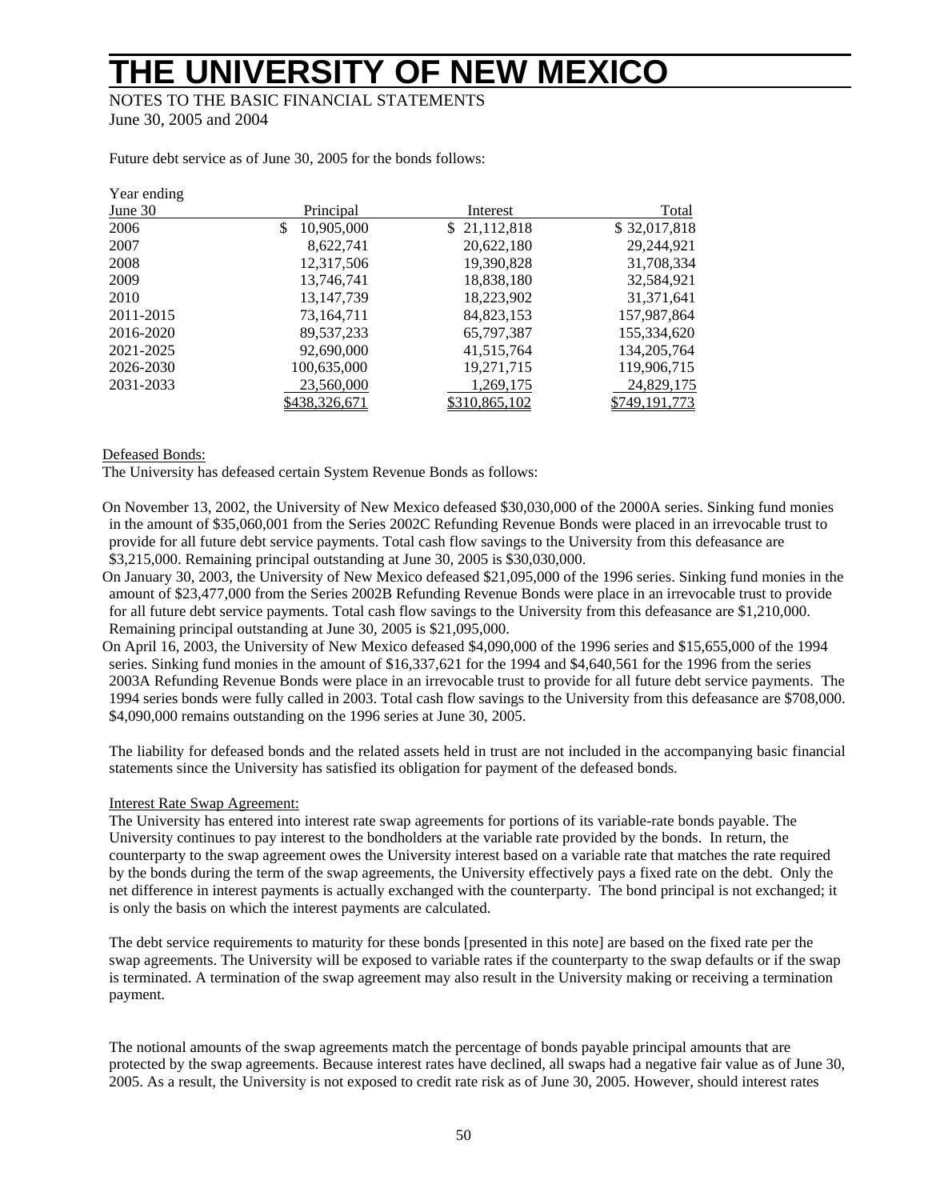Future debt service as of June 30, 2005 for the bonds follows:

| Year ending June 30 | Principal | Interest | Total |
|---|---|---|---|
| 2006 | $ 10,905,000 | $ 21,112,818 | $ 32,017,818 |
| 2007 | 8,622,741 | 20,622,180 | 29,244,921 |
| 2008 | 12,317,506 | 19,390,828 | 31,708,334 |
| 2009 | 13,746,741 | 18,838,180 | 32,584,921 |
| 2010 | 13,147,739 | 18,223,902 | 31,371,641 |
| 2011-2015 | 73,164,711 | 84,823,153 | 157,987,864 |
| 2016-2020 | 89,537,233 | 65,797,387 | 155,334,620 |
| 2021-2025 | 92,690,000 | 41,515,764 | 134,205,764 |
| 2026-2030 | 100,635,000 | 19,271,715 | 119,906,715 |
| 2031-2033 | 23,560,000 | 1,269,175 | 24,829,175 |
| | $438,326,671 | $310,865,102 | $749,191,773 |

Defeased Bonds:

The University has defeased certain System Revenue Bonds as follows:

On November 13, 2002, the University of New Mexico defeased $30,030,000 of the 2000A series. Sinking fund monies in the amount of $35,060,001 from the Series 2002C Refunding Revenue Bonds were placed in an irrevocable trust to provide for all future debt service payments. Total cash flow savings to the University from this defeasance are $3,215,000. Remaining principal outstanding at June 30, 2005 is $30,030,000.

On January 30, 2003, the University of New Mexico defeased $21,095,000 of the 1996 series. Sinking fund monies in the amount of $23,477,000 from the Series 2002B Refunding Revenue Bonds were place in an irrevocable trust to provide for all future debt service payments. Total cash flow savings to the University from this defeasance are $1,210,000. Remaining principal outstanding at June 30, 2005 is $21,095,000.

On April 16, 2003, the University of New Mexico defeased $4,090,000 of the 1996 series and $15,655,000 of the 1994 series. Sinking fund monies in the amount of $16,337,621 for the 1994 and $4,640,561 for the 1996 from the series 2003A Refunding Revenue Bonds were place in an irrevocable trust to provide for all future debt service payments. The 1994 series bonds were fully called in 2003. Total cash flow savings to the University from this defeasance are $708,000. $4,090,000 remains outstanding on the 1996 series at June 30, 2005.

The liability for defeased bonds and the related assets held in trust are not included in the accompanying basic financial statements since the University has satisfied its obligation for payment of the defeased bonds.

Interest Rate Swap Agreement:

The University has entered into interest rate swap agreements for portions of its variable-rate bonds payable. The University continues to pay interest to the bondholders at the variable rate provided by the bonds. In return, the counterparty to the swap agreement owes the University interest based on a variable rate that matches the rate required by the bonds during the term of the swap agreements, the University effectively pays a fixed rate on the debt. Only the net difference in interest payments is actually exchanged with the counterparty. The bond principal is not exchanged; it is only the basis on which the interest payments are calculated.

The debt service requirements to maturity for these bonds [presented in this note] are based on the fixed rate per the swap agreements. The University will be exposed to variable rates if the counterparty to the swap defaults or if the swap is terminated. A termination of the swap agreement may also result in the University making or receiving a termination payment.

The notional amounts of the swap agreements match the percentage of bonds payable principal amounts that are protected by the swap agreements. Because interest rates have declined, all swaps had a negative fair value as of June 30, 2005. As a result, the University is not exposed to credit rate risk as of June 30, 2005. However, should interest rates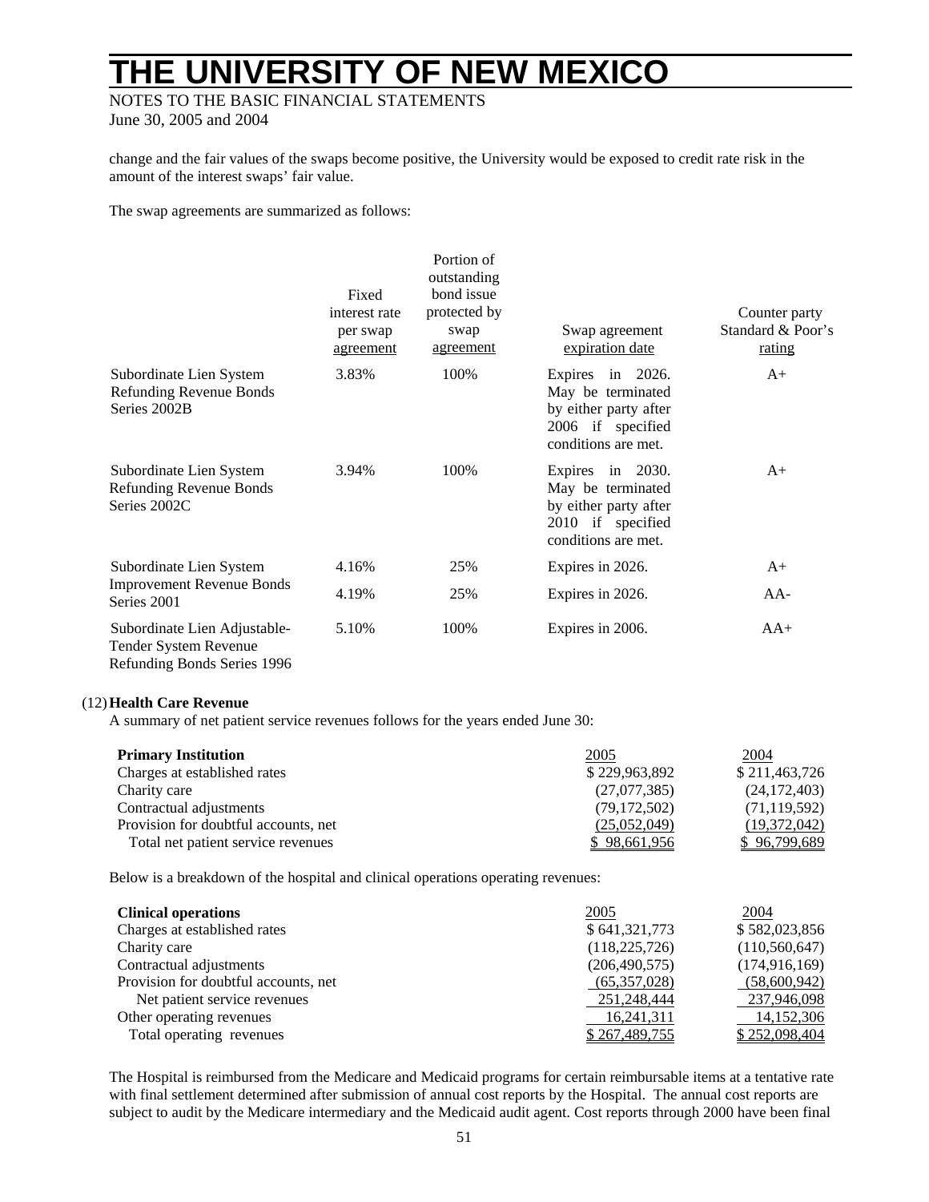change and the fair values of the swaps become positive, the University would be exposed to credit rate risk in the amount of the interest swaps' fair value.

The swap agreements are summarized as follows:

| | Fixed interest rate per swap agreement | Portion of outstanding bond issue protected by swap agreement | Swap agreement expiration date | Counter party Standard & Poor's rating |
|---|---|---|---|---|
| Subordinate Lien System Refunding Revenue Bonds Series 2002B | 3.83% | 100% | Expires in 2026. May be terminated by either party after 2006 if specified conditions are met. | A+ |
| Subordinate Lien System Refunding Revenue Bonds Series 2002C | 3.94% | 100% | Expires in 2030. May be terminated by either party after 2010 if specified conditions are met. | A+ |
| Subordinate Lien System Improvement Revenue Bonds Series 2001 | 4.16% | 25% | Expires in 2026. | A+ |
| | 4.19% | 25% | Expires in 2026. | AA- |
| Subordinate Lien Adjustable-Tender System Revenue Refunding Bonds Series 1996 | 5.10% | 100% | Expires in 2006. | AA+ |

(12) **Health Care Revenue**

A summary of net patient service revenues follows for the years ended June 30:

| **Primary Institution** | 2005 | 2004 |
|---|---|---|
| Charges at established rates | $ 229,963,892 | $ 211,463,726 |
| Charity care | (27,077,385) | (24,172,403) |
| Contractual adjustments | (79,172,502) | (71,119,592) |
| Provision for doubtful accounts, net | (25,052,049) | (19,372,042) |
| Total net patient service revenues | $ 98,661,956 | $ 96,799,689 |

Below is a breakdown of the hospital and clinical operations operating revenues:

| **Clinical operations** | 2005 | 2004 |
|---|---|---|
| Charges at established rates | $ 641,321,773 | $ 582,023,856 |
| Charity care | (118,225,726) | (110,560,647) |
| Contractual adjustments | (206,490,575) | (174,916,169) |
| Provision for doubtful accounts, net | (65,357,028) | (58,600,942) |
| Net patient service revenues | 251,248,444 | 237,946,098 |
| Other operating revenues | 16,241,311 | 14,152,306 |
| Total operating revenues | $ 267,489,755 | $ 252,098,404 |

The Hospital is reimbursed from the Medicare and Medicaid programs for certain reimbursable items at a tentative rate with final settlement determined after submission of annual cost reports by the Hospital. The annual cost reports are subject to audit by the Medicare intermediary and the Medicaid audit agent. Cost reports through 2000 have been final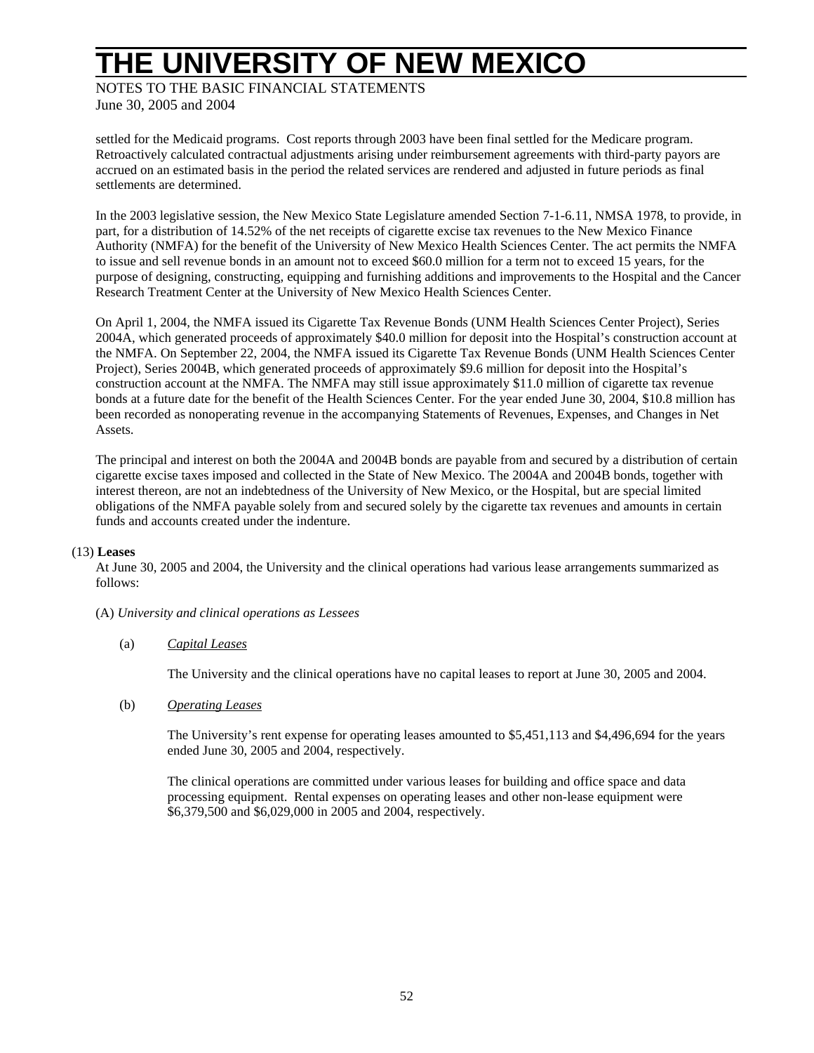settled for the Medicaid programs. Cost reports through 2003 have been final settled for the Medicare program. Retroactively calculated contractual adjustments arising under reimbursement agreements with third-party payors are accrued on an estimated basis in the period the related services are rendered and adjusted in future periods as final settlements are determined.

In the 2003 legislative session, the New Mexico State Legislature amended Section 7-1-6.11, NMSA 1978, to provide, in part, for a distribution of 14.52% of the net receipts of cigarette excise tax revenues to the New Mexico Finance Authority (NMFA) for the benefit of the University of New Mexico Health Sciences Center. The act permits the NMFA to issue and sell revenue bonds in an amount not to exceed $60.0 million for a term not to exceed 15 years, for the purpose of designing, constructing, equipping and furnishing additions and improvements to the Hospital and the Cancer Research Treatment Center at the University of New Mexico Health Sciences Center.

On April 1, 2004, the NMFA issued its Cigarette Tax Revenue Bonds (UNM Health Sciences Center Project), Series 2004A, which generated proceeds of approximately $40.0 million for deposit into the Hospital's construction account at the NMFA. On September 22, 2004, the NMFA issued its Cigarette Tax Revenue Bonds (UNM Health Sciences Center Project), Series 2004B, which generated proceeds of approximately $9.6 million for deposit into the Hospital's construction account at the NMFA. The NMFA may still issue approximately $11.0 million of cigarette tax revenue bonds at a future date for the benefit of the Health Sciences Center. For the year ended June 30, 2004, $10.8 million has been recorded as nonoperating revenue in the accompanying Statements of Revenues, Expenses, and Changes in Net Assets.

The principal and interest on both the 2004A and 2004B bonds are payable from and secured by a distribution of certain cigarette excise taxes imposed and collected in the State of New Mexico. The 2004A and 2004B bonds, together with interest thereon, are not an indebtedness of the University of New Mexico, or the Hospital, but are special limited obligations of the NMFA payable solely from and secured solely by the cigarette tax revenues and amounts in certain funds and accounts created under the indenture.

## (13) Leases

At June 30, 2005 and 2004, the University and the clinical operations had various lease arrangements summarized as follows:

(A) *University and clinical operations as Lessees*

(a) Capital Leases

The University and the clinical operations have no capital leases to report at June 30, 2005 and 2004.

(b) Operating Leases

The University's rent expense for operating leases amounted to $5,451,113 and $4,496,694 for the years ended June 30, 2005 and 2004, respectively.

The clinical operations are committed under various leases for building and office space and data processing equipment. Rental expenses on operating leases and other non-lease equipment were $6,379,500 and $6,029,000 in 2005 and 2004, respectively.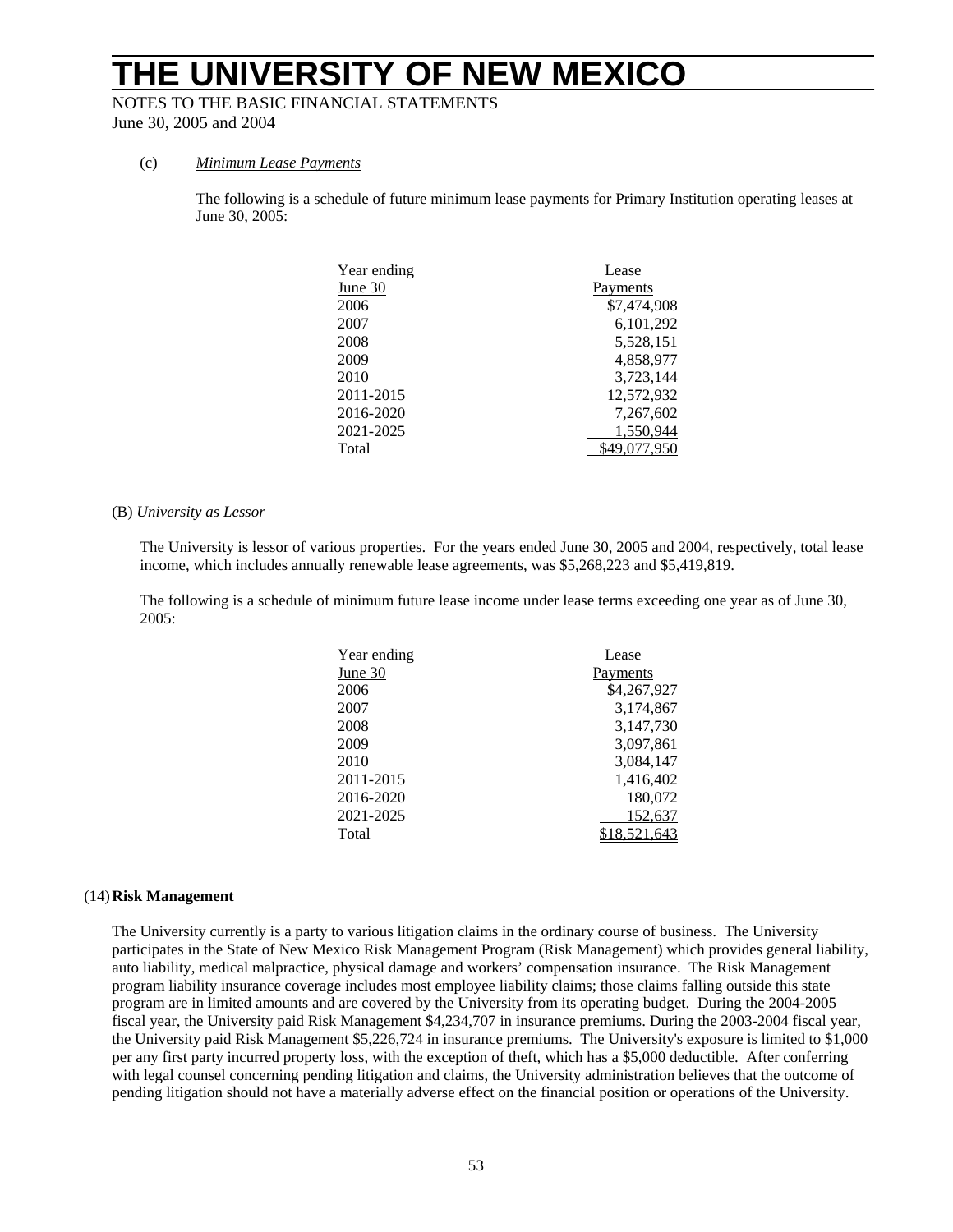(c) *Minimum Lease Payments*

The following is a schedule of future minimum lease payments for Primary Institution operating leases at June 30, 2005:

| Year ending June 30 | Lease Payments |
|---|---|
| 2006 | $7,474,908 |
| 2007 | 6,101,292 |
| 2008 | 5,528,151 |
| 2009 | 4,858,977 |
| 2010 | 3,723,144 |
| 2011-2015 | 12,572,932 |
| 2016-2020 | 7,267,602 |
| 2021-2025 | 1,550,944 |
| Total | $49,077,950 |

(B) *University as Lessor*

The University is lessor of various properties. For the years ended June 30, 2005 and 2004, respectively, total lease income, which includes annually renewable lease agreements, was $5,268,223 and $5,419,819.

The following is a schedule of minimum future lease income under lease terms exceeding one year as of June 30, 2005:

| Year ending June 30 | Lease Payments |
|---|---|
| 2006 | $4,267,927 |
| 2007 | 3,174,867 |
| 2008 | 3,147,730 |
| 2009 | 3,097,861 |
| 2010 | 3,084,147 |
| 2011-2015 | 1,416,402 |
| 2016-2020 | 180,072 |
| 2021-2025 | 152,637 |
| Total | $18,521,643 |

## (14) Risk Management

The University currently is a party to various litigation claims in the ordinary course of business. The University participates in the State of New Mexico Risk Management Program (Risk Management) which provides general liability, auto liability, medical malpractice, physical damage and workers' compensation insurance. The Risk Management program liability insurance coverage includes most employee liability claims; those claims falling outside this state program are in limited amounts and are covered by the University from its operating budget. During the 2004-2005 fiscal year, the University paid Risk Management $4,234,707 in insurance premiums. During the 2003-2004 fiscal year, the University paid Risk Management $5,226,724 in insurance premiums. The University's exposure is limited to $1,000 per any first party incurred property loss, with the exception of theft, which has a $5,000 deductible. After conferring with legal counsel concerning pending litigation and claims, the University administration believes that the outcome of pending litigation should not have a materially adverse effect on the financial position or operations of the University.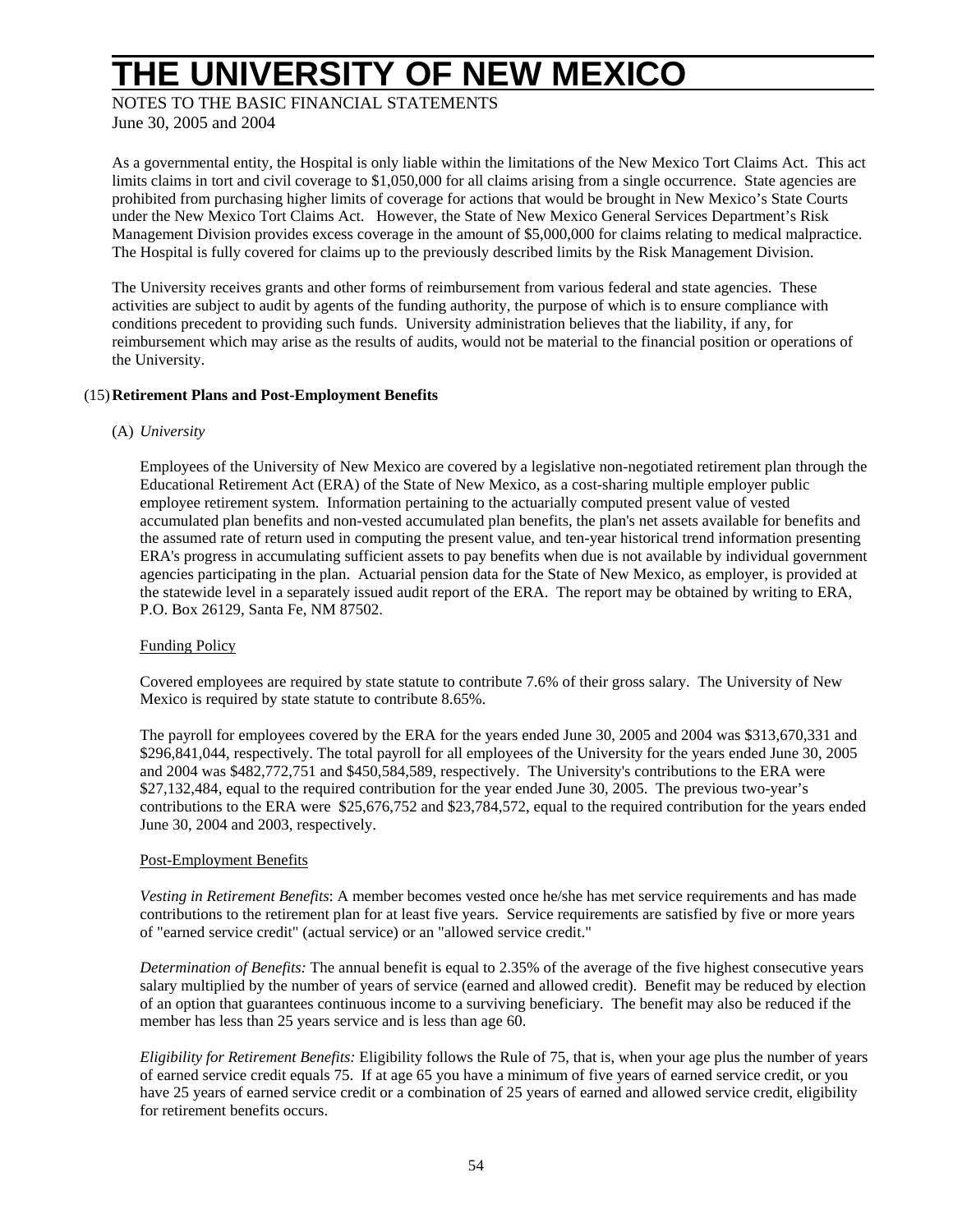As a governmental entity, the Hospital is only liable within the limitations of the New Mexico Tort Claims Act. This act limits claims in tort and civil coverage to $1,050,000 for all claims arising from a single occurrence. State agencies are prohibited from purchasing higher limits of coverage for actions that would be brought in New Mexico's State Courts under the New Mexico Tort Claims Act. However, the State of New Mexico General Services Department's Risk Management Division provides excess coverage in the amount of $5,000,000 for claims relating to medical malpractice. The Hospital is fully covered for claims up to the previously described limits by the Risk Management Division.

The University receives grants and other forms of reimbursement from various federal and state agencies. These activities are subject to audit by agents of the funding authority, the purpose of which is to ensure compliance with conditions precedent to providing such funds. University administration believes that the liability, if any, for reimbursement which may arise as the results of audits, would not be material to the financial position or operations of the University.

## (15) Retirement Plans and Post-Employment Benefits

### (A) *University*

Employees of the University of New Mexico are covered by a legislative non-negotiated retirement plan through the Educational Retirement Act (ERA) of the State of New Mexico, as a cost-sharing multiple employer public employee retirement system. Information pertaining to the actuarially computed present value of vested accumulated plan benefits and non-vested accumulated plan benefits, the plan's net assets available for benefits and the assumed rate of return used in computing the present value, and ten-year historical trend information presenting ERA's progress in accumulating sufficient assets to pay benefits when due is not available by individual government agencies participating in the plan. Actuarial pension data for the State of New Mexico, as employer, is provided at the statewide level in a separately issued audit report of the ERA. The report may be obtained by writing to ERA, P.O. Box 26129, Santa Fe, NM 87502.

#### Funding Policy

Covered employees are required by state statute to contribute 7.6% of their gross salary. The University of New Mexico is required by state statute to contribute 8.65%.

The payroll for employees covered by the ERA for the years ended June 30, 2005 and 2004 was $313,670,331 and $296,841,044, respectively. The total payroll for all employees of the University for the years ended June 30, 2005 and 2004 was $482,772,751 and $450,584,589, respectively. The University's contributions to the ERA were $27,132,484, equal to the required contribution for the year ended June 30, 2005. The previous two-year's contributions to the ERA were $25,676,752 and $23,784,572, equal to the required contribution for the years ended June 30, 2004 and 2003, respectively.

#### Post-Employment Benefits

*Vesting in Retirement Benefits*: A member becomes vested once he/she has met service requirements and has made contributions to the retirement plan for at least five years. Service requirements are satisfied by five or more years of "earned service credit" (actual service) or an "allowed service credit."

*Determination of Benefits:* The annual benefit is equal to 2.35% of the average of the five highest consecutive years salary multiplied by the number of years of service (earned and allowed credit). Benefit may be reduced by election of an option that guarantees continuous income to a surviving beneficiary. The benefit may also be reduced if the member has less than 25 years service and is less than age 60.

*Eligibility for Retirement Benefits:* Eligibility follows the Rule of 75, that is, when your age plus the number of years of earned service credit equals 75. If at age 65 you have a minimum of five years of earned service credit, or you have 25 years of earned service credit or a combination of 25 years of earned and allowed service credit, eligibility for retirement benefits occurs.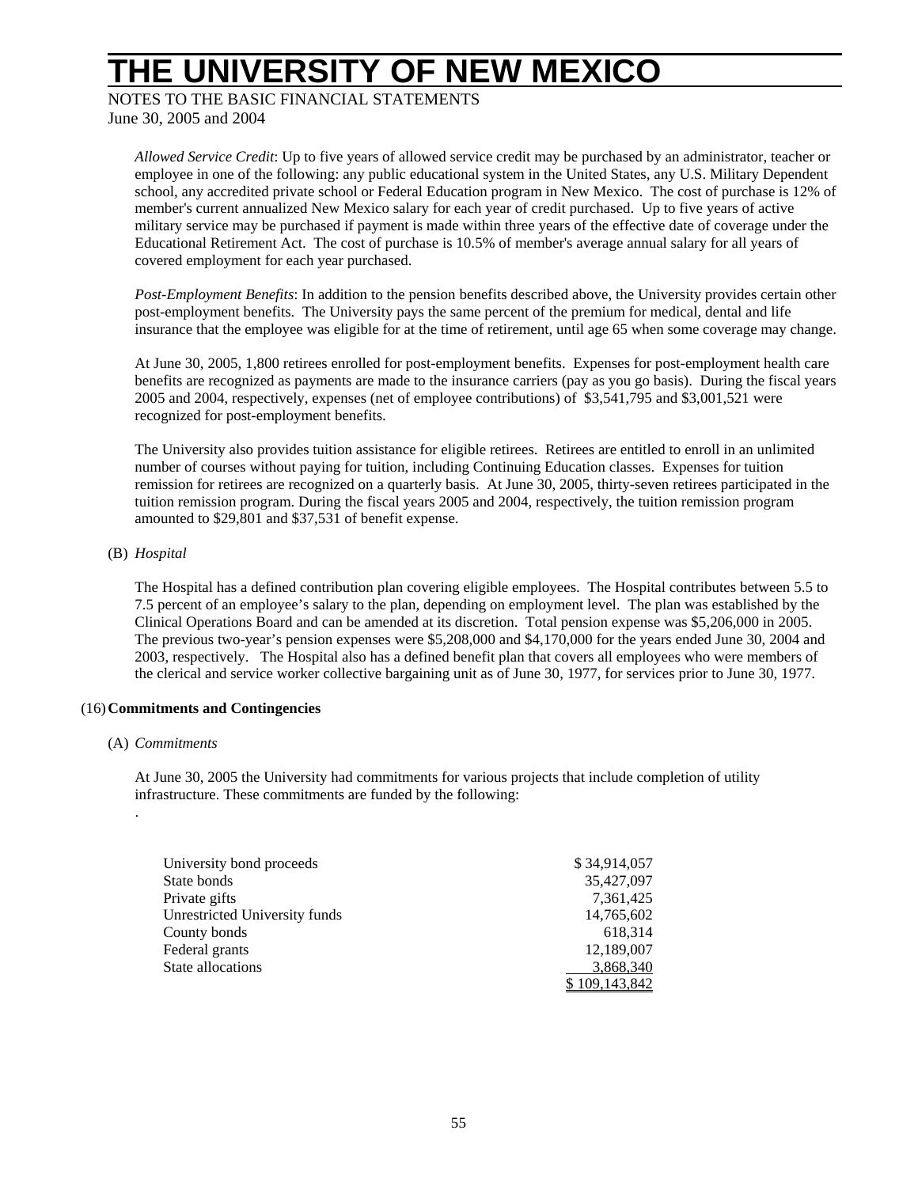*Allowed Service Credit*: Up to five years of allowed service credit may be purchased by an administrator, teacher or employee in one of the following: any public educational system in the United States, any U.S. Military Dependent school, any accredited private school or Federal Education program in New Mexico. The cost of purchase is 12% of member's current annualized New Mexico salary for each year of credit purchased. Up to five years of active military service may be purchased if payment is made within three years of the effective date of coverage under the Educational Retirement Act. The cost of purchase is 10.5% of member's average annual salary for all years of covered employment for each year purchased.

*Post-Employment Benefits*: In addition to the pension benefits described above, the University provides certain other post-employment benefits. The University pays the same percent of the premium for medical, dental and life insurance that the employee was eligible for at the time of retirement, until age 65 when some coverage may change.

At June 30, 2005, 1,800 retirees enrolled for post-employment benefits. Expenses for post-employment health care benefits are recognized as payments are made to the insurance carriers (pay as you go basis). During the fiscal years 2005 and 2004, respectively, expenses (net of employee contributions) of $3,541,795 and $3,001,521 were recognized for post-employment benefits.

The University also provides tuition assistance for eligible retirees. Retirees are entitled to enroll in an unlimited number of courses without paying for tuition, including Continuing Education classes. Expenses for tuition remission for retirees are recognized on a quarterly basis. At June 30, 2005, thirty-seven retirees participated in the tuition remission program. During the fiscal years 2005 and 2004, respectively, the tuition remission program amounted to $29,801 and $37,531 of benefit expense.

(B) *Hospital*

The Hospital has a defined contribution plan covering eligible employees. The Hospital contributes between 5.5 to 7.5 percent of an employee's salary to the plan, depending on employment level. The plan was established by the Clinical Operations Board and can be amended at its discretion. Total pension expense was $5,206,000 in 2005. The previous two-year's pension expenses were $5,208,000 and $4,170,000 for the years ended June 30, 2004 and 2003, respectively. The Hospital also has a defined benefit plan that covers all employees who were members of the clerical and service worker collective bargaining unit as of June 30, 1977, for services prior to June 30, 1977.

## (16) Commitments and Contingencies

(A) *Commitments*

At June 30, 2005 the University had commitments for various projects that include completion of utility infrastructure. These commitments are funded by the following:

| | |
|---|---:|
| University bond proceeds | $ 34,914,057 |
| State bonds | 35,427,097 |
| Private gifts | 7,361,425 |
| Unrestricted University funds | 14,765,602 |
| County bonds | 618,314 |
| Federal grants | 12,189,007 |
| State allocations | 3,868,340 |
| | $ 109,143,842 |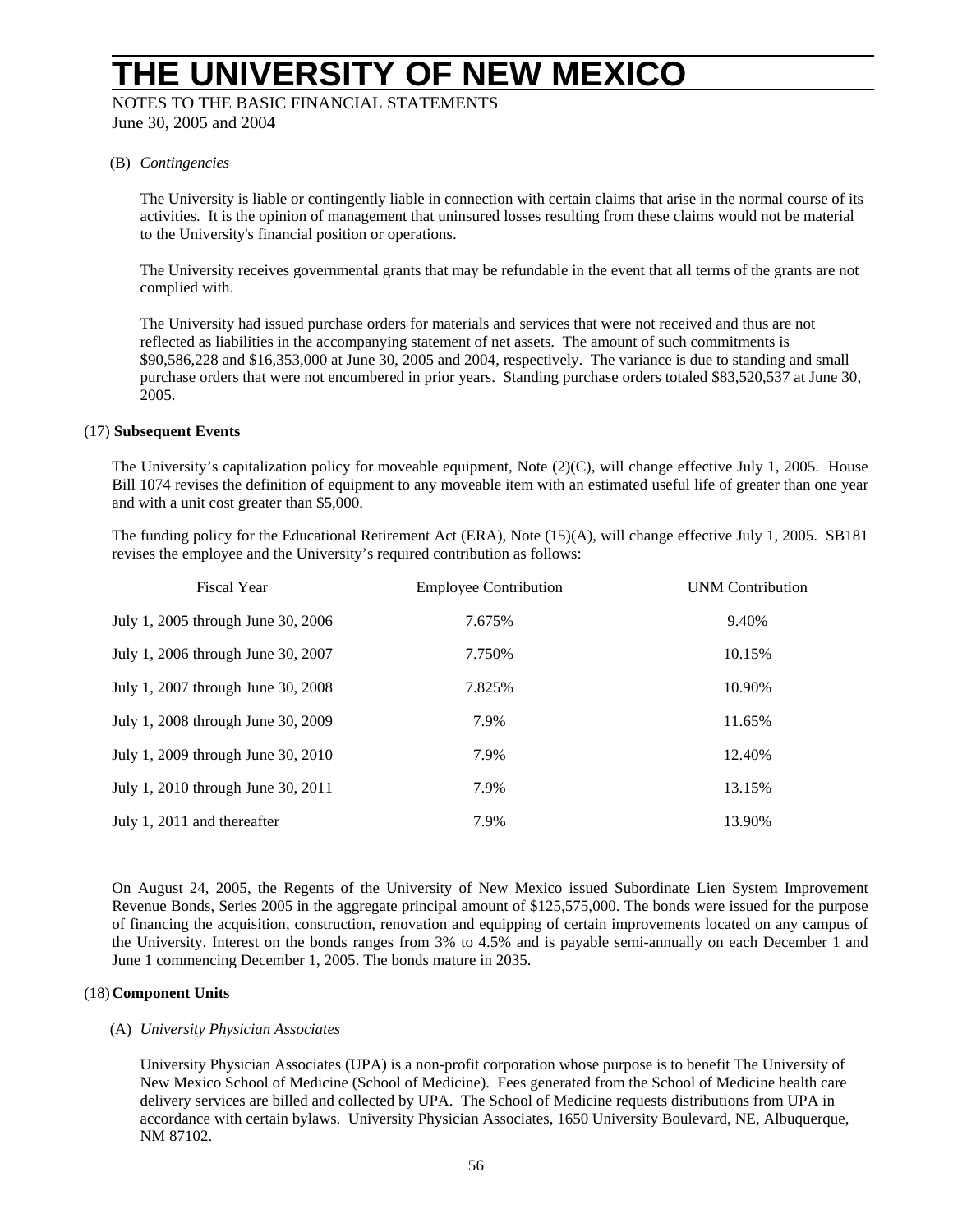(B) *Contingencies*

The University is liable or contingently liable in connection with certain claims that arise in the normal course of its activities. It is the opinion of management that uninsured losses resulting from these claims would not be material to the University's financial position or operations.

The University receives governmental grants that may be refundable in the event that all terms of the grants are not complied with.

The University had issued purchase orders for materials and services that were not received and thus are not reflected as liabilities in the accompanying statement of net assets. The amount of such commitments is $90,586,228 and $16,353,000 at June 30, 2005 and 2004, respectively. The variance is due to standing and small purchase orders that were not encumbered in prior years. Standing purchase orders totaled $83,520,537 at June 30, 2005.

## (17) Subsequent Events

The University's capitalization policy for moveable equipment, Note (2)(C), will change effective July 1, 2005. House Bill 1074 revises the definition of equipment to any moveable item with an estimated useful life of greater than one year and with a unit cost greater than $5,000.

The funding policy for the Educational Retirement Act (ERA), Note (15)(A), will change effective July 1, 2005. SB181 revises the employee and the University's required contribution as follows:

| Fiscal Year | Employee Contribution | UNM Contribution |
|---|---|---|
| July 1, 2005 through June 30, 2006 | 7.675% | 9.40% |
| July 1, 2006 through June 30, 2007 | 7.750% | 10.15% |
| July 1, 2007 through June 30, 2008 | 7.825% | 10.90% |
| July 1, 2008 through June 30, 2009 | 7.9% | 11.65% |
| July 1, 2009 through June 30, 2010 | 7.9% | 12.40% |
| July 1, 2010 through June 30, 2011 | 7.9% | 13.15% |
| July 1, 2011 and thereafter | 7.9% | 13.90% |

On August 24, 2005, the Regents of the University of New Mexico issued Subordinate Lien System Improvement Revenue Bonds, Series 2005 in the aggregate principal amount of $125,575,000. The bonds were issued for the purpose of financing the acquisition, construction, renovation and equipping of certain improvements located on any campus of the University. Interest on the bonds ranges from 3% to 4.5% and is payable semi-annually on each December 1 and June 1 commencing December 1, 2005. The bonds mature in 2035.

## (18) Component Units

(A) *University Physician Associates*

University Physician Associates (UPA) is a non-profit corporation whose purpose is to benefit The University of New Mexico School of Medicine (School of Medicine). Fees generated from the School of Medicine health care delivery services are billed and collected by UPA. The School of Medicine requests distributions from UPA in accordance with certain bylaws. University Physician Associates, 1650 University Boulevard, NE, Albuquerque, NM 87102.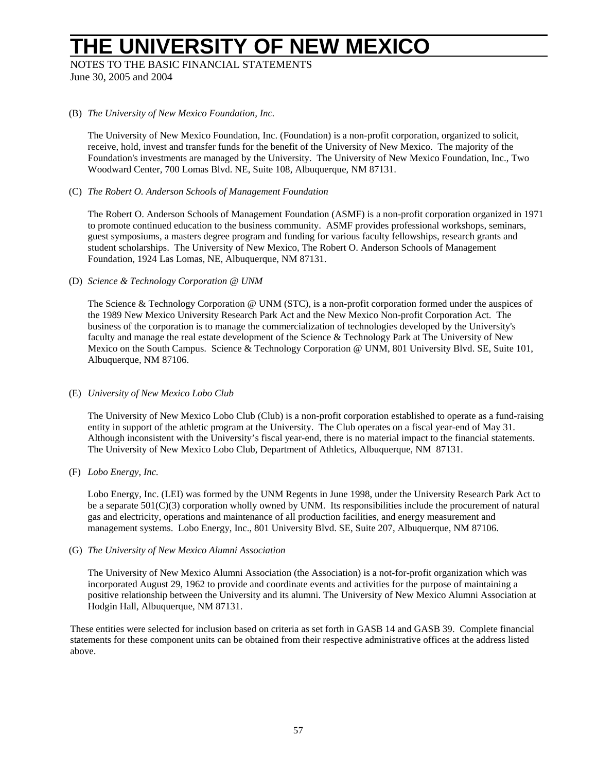(B) *The University of New Mexico Foundation, Inc.*

The University of New Mexico Foundation, Inc. (Foundation) is a non-profit corporation, organized to solicit, receive, hold, invest and transfer funds for the benefit of the University of New Mexico. The majority of the Foundation's investments are managed by the University. The University of New Mexico Foundation, Inc., Two Woodward Center, 700 Lomas Blvd. NE, Suite 108, Albuquerque, NM 87131.

(C) *The Robert O. Anderson Schools of Management Foundation*

The Robert O. Anderson Schools of Management Foundation (ASMF) is a non-profit corporation organized in 1971 to promote continued education to the business community. ASMF provides professional workshops, seminars, guest symposiums, a masters degree program and funding for various faculty fellowships, research grants and student scholarships. The University of New Mexico, The Robert O. Anderson Schools of Management Foundation, 1924 Las Lomas, NE, Albuquerque, NM 87131.

(D) *Science & Technology Corporation @ UNM*

The Science & Technology Corporation @ UNM (STC), is a non-profit corporation formed under the auspices of the 1989 New Mexico University Research Park Act and the New Mexico Non-profit Corporation Act. The business of the corporation is to manage the commercialization of technologies developed by the University's faculty and manage the real estate development of the Science & Technology Park at The University of New Mexico on the South Campus. Science & Technology Corporation @ UNM, 801 University Blvd. SE, Suite 101, Albuquerque, NM 87106.

(E) *University of New Mexico Lobo Club*

The University of New Mexico Lobo Club (Club) is a non-profit corporation established to operate as a fund-raising entity in support of the athletic program at the University. The Club operates on a fiscal year-end of May 31. Although inconsistent with the University's fiscal year-end, there is no material impact to the financial statements. The University of New Mexico Lobo Club, Department of Athletics, Albuquerque, NM 87131.

(F) *Lobo Energy, Inc.*

Lobo Energy, Inc. (LEI) was formed by the UNM Regents in June 1998, under the University Research Park Act to be a separate 501(C)(3) corporation wholly owned by UNM. Its responsibilities include the procurement of natural gas and electricity, operations and maintenance of all production facilities, and energy measurement and management systems. Lobo Energy, Inc., 801 University Blvd. SE, Suite 207, Albuquerque, NM 87106.

(G) *The University of New Mexico Alumni Association*

The University of New Mexico Alumni Association (the Association) is a not-for-profit organization which was incorporated August 29, 1962 to provide and coordinate events and activities for the purpose of maintaining a positive relationship between the University and its alumni. The University of New Mexico Alumni Association at Hodgin Hall, Albuquerque, NM 87131.

These entities were selected for inclusion based on criteria as set forth in GASB 14 and GASB 39. Complete financial statements for these component units can be obtained from their respective administrative offices at the address listed above.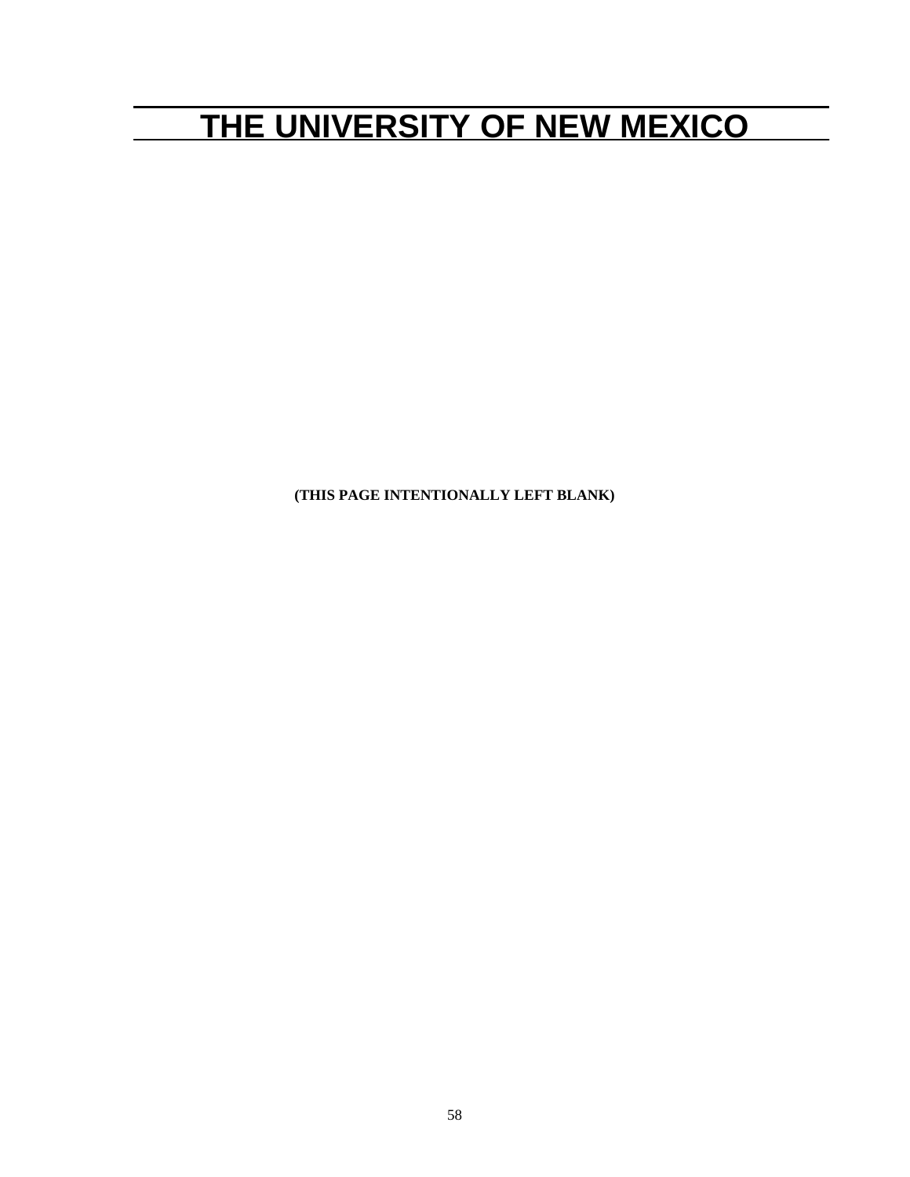# THE UNIVERSITY OF NEW MEXICO

**(THIS PAGE INTENTIONALLY LEFT BLANK)**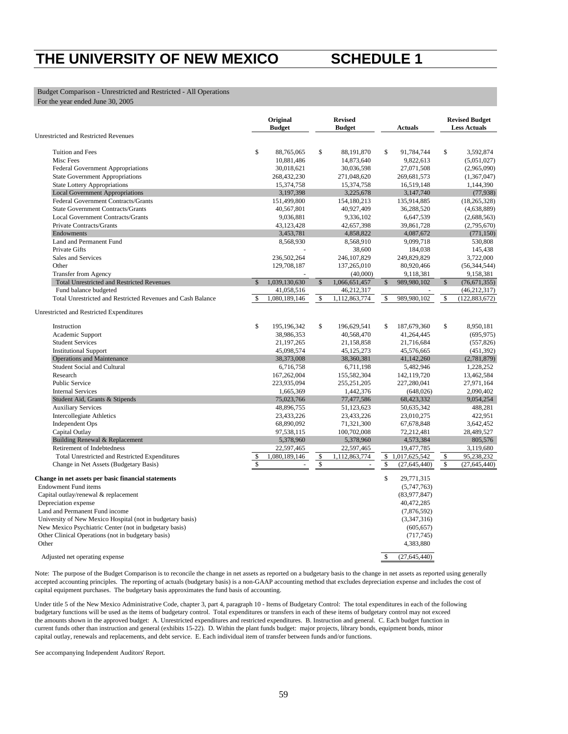# THE UNIVERSITY OF NEW MEXICO SCHEDULE 1

Budget Comparison - Unrestricted and Restricted - All Operations
For the year ended June 30, 2005

| | Original Budget | Revised Budget | Actuals | Revised Budget Less Actuals |
|---|---|---|---|---|
| **Unrestricted and Restricted Revenues** | | | | |
| Tuition and Fees | $ 88,765,065 | $ 88,191,870 | $ 91,784,744 | $ 3,592,874 |
| Misc Fees | 10,881,486 | 14,873,640 | 9,822,613 | (5,051,027) |
| Federal Government Appropriations | 30,018,621 | 30,036,598 | 27,071,508 | (2,965,090) |
| State Government Appropriations | 268,432,230 | 271,048,620 | 269,681,573 | (1,367,047) |
| State Lottery Appropriations | 15,374,758 | 15,374,758 | 16,519,148 | 1,144,390 |
| Local Government Appropriations | 3,197,398 | 3,225,678 | 3,147,740 | (77,938) |
| Federal Government Contracts/Grants | 151,499,800 | 154,180,213 | 135,914,885 | (18,265,328) |
| State Government Contracts/Grants | 40,567,801 | 40,927,409 | 36,288,520 | (4,638,889) |
| Local Government Contracts/Grants | 9,036,881 | 9,336,102 | 6,647,539 | (2,688,563) |
| Private Contracts/Grants | 43,123,428 | 42,657,398 | 39,861,728 | (2,795,670) |
| Endowments | 3,453,781 | 4,858,822 | 4,087,672 | (771,150) |
| Land and Permanent Fund | 8,568,930 | 8,568,910 | 9,099,718 | 530,808 |
| Private Gifts | - | 38,600 | 184,038 | 145,438 |
| Sales and Services | 236,502,264 | 246,107,829 | 249,829,829 | 3,722,000 |
| Other | 129,708,187 | 137,265,010 | 80,920,466 | (56,344,544) |
| Transfer from Agency | - | (40,000) | 9,118,381 | 9,158,381 |
| Total Unrestricted and Restricted Revenues | $ 1,039,130,630 | $ 1,066,651,457 | $ 989,980,102 | $ (76,671,355) |
| Fund balance budgeted | 41,058,516 | 46,212,317 | - | (46,212,317) |
| Total Unrestricted and Restricted Revenues and Cash Balance | $ 1,080,189,146 | $ 1,112,863,774 | $ 989,980,102 | $ (122,883,672) |
| **Unrestricted and Restricted Expenditures** | | | | |
| Instruction | $ 195,196,342 | $ 196,629,541 | $ 187,679,360 | $ 8,950,181 |
| Academic Support | 38,986,353 | 40,568,470 | 41,264,445 | (695,975) |
| Student Services | 21,197,265 | 21,158,858 | 21,716,684 | (557,826) |
| Institutional Support | 45,098,574 | 45,125,273 | 45,576,665 | (451,392) |
| Operations and Maintenance | 38,373,008 | 38,360,381 | 41,142,260 | (2,781,879) |
| Student Social and Cultural | 6,716,758 | 6,711,198 | 5,482,946 | 1,228,252 |
| Research | 167,262,004 | 155,582,304 | 142,119,720 | 13,462,584 |
| Public Service | 223,935,094 | 255,251,205 | 227,280,041 | 27,971,164 |
| Internal Services | 1,665,369 | 1,442,376 | (648,026) | 2,090,402 |
| Student Aid, Grants & Stipends | 75,023,766 | 77,477,586 | 68,423,332 | 9,054,254 |
| Auxiliary Services | 48,896,755 | 51,123,623 | 50,635,342 | 488,281 |
| Intercollegiate Athletics | 23,433,226 | 23,433,226 | 23,010,275 | 422,951 |
| Independent Ops | 68,890,092 | 71,321,300 | 67,678,848 | 3,642,452 |
| Capital Outlay | 97,538,115 | 100,702,008 | 72,212,481 | 28,489,527 |
| Building Renewal & Replacement | 5,378,960 | 5,378,960 | 4,573,384 | 805,576 |
| Retirement of Indebtedness | 22,597,465 | 22,597,465 | 19,477,785 | 3,119,680 |
| Total Unrestricted and Restricted Expenditures | $ 1,080,189,146 | $ 1,112,863,774 | $ 1,017,625,542 | $ 95,238,232 |
| Change in Net Assets (Budgetary Basis) | $ - | $ - | $ (27,645,440) | $ (27,645,440) |
| **Change in net assets per basic financial statements** | | | $ 29,771,315 | |
| Endowment Fund items | | | (5,747,763) | |
| Capital outlay/renewal & replacement | | | (83,977,847) | |
| Depreciation expense | | | 40,472,285 | |
| Land and Permanent Fund income | | | (7,876,592) | |
| University of New Mexico Hospital (not in budgetary basis) | | | (3,347,316) | |
| New Mexico Psychiatric Center (not in budgetary basis) | | | (605,657) | |
| Other Clinical Operations (not in budgetary basis) | | | (717,745) | |
| Other | | | 4,383,880 | |
| Adjusted net operating expense | | | $ (27,645,440) | |

Note: The purpose of the Budget Comparison is to reconcile the change in net assets as reported on a budgetary basis to the change in net assets as reported using generally accepted accounting principles. The reporting of actuals (budgetary basis) is a non-GAAP accounting method that excludes depreciation expense and includes the cost of capital equipment purchases. The budgetary basis approximates the fund basis of accounting.

Under title 5 of the New Mexico Administrative Code, chapter 3, part 4, paragraph 10 - Items of Budgetary Control: The total expenditures in each of the following budgetary functions will be used as the items of budgetary control. Total expenditures or transfers in each of these items of budgetary control may not exceed the amounts shown in the approved budget: A. Unrestricted expenditures and restricted expenditures. B. Instruction and general. C. Each budget function in current funds other than instruction and general (exhibits 15-22). D. Within the plant funds budget: major projects, library bonds, equipment bonds, minor capital outlay, renewals and replacements, and debt service. E. Each individual item of transfer between funds and/or functions.

See accompanying Independent Auditors' Report.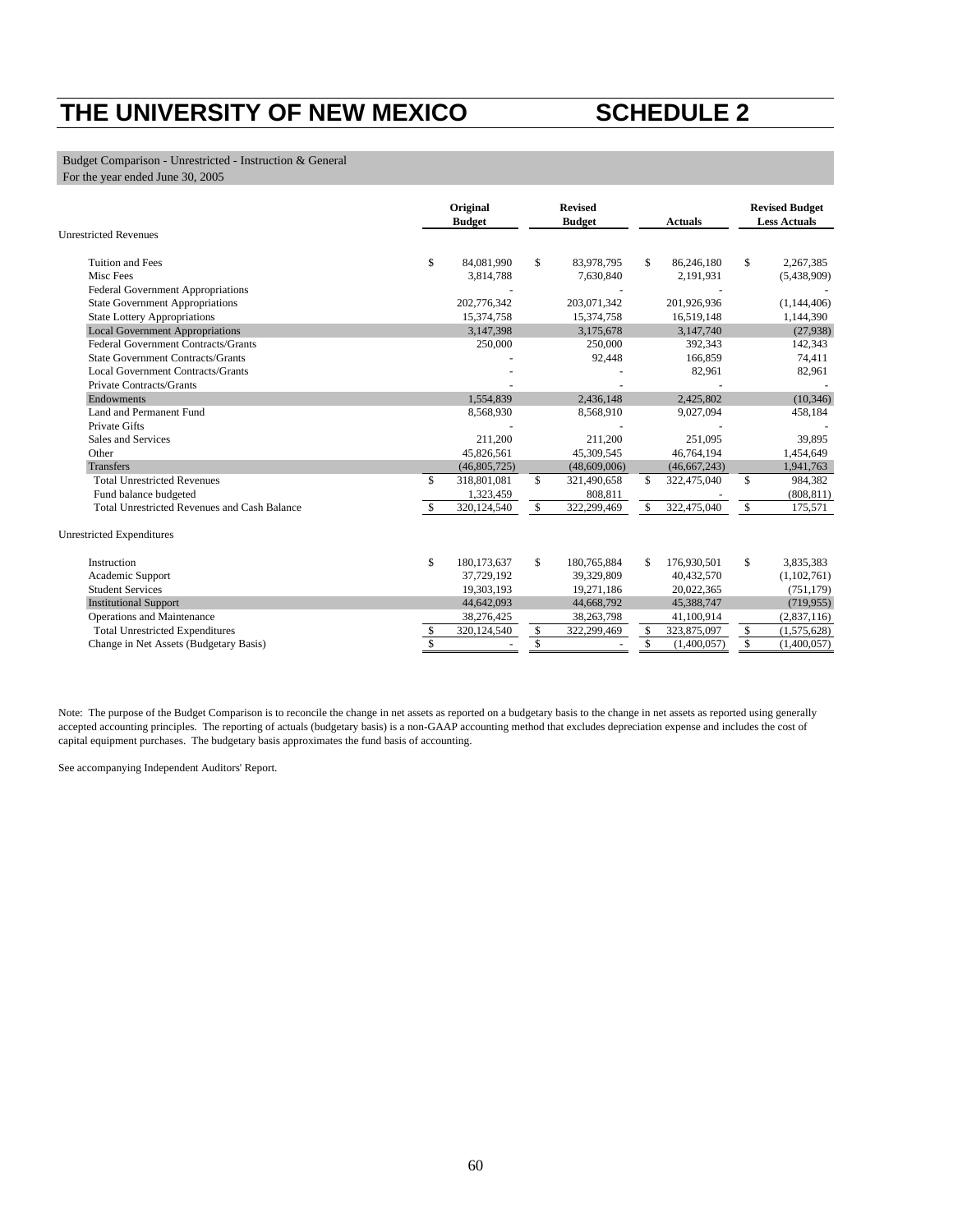# THE UNIVERSITY OF NEW MEXICO SCHEDULE 2

Budget Comparison - Unrestricted - Instruction & General
For the year ended June 30, 2005

| | Original Budget | Revised Budget | Actuals | Revised Budget Less Actuals |
|---|---|---|---|---|
| **Unrestricted Revenues** | | | | |
| Tuition and Fees | $ 84,081,990 | $ 83,978,795 | $ 86,246,180 | $ 2,267,385 |
| Misc Fees | 3,814,788 | 7,630,840 | 2,191,931 | (5,438,909) |
| Federal Government Appropriations | - | - | - | - |
| State Government Appropriations | 202,776,342 | 203,071,342 | 201,926,936 | (1,144,406) |
| State Lottery Appropriations | 15,374,758 | 15,374,758 | 16,519,148 | 1,144,390 |
| Local Government Appropriations | 3,147,398 | 3,175,678 | 3,147,740 | (27,938) |
| Federal Government Contracts/Grants | 250,000 | 250,000 | 392,343 | 142,343 |
| State Government Contracts/Grants | - | 92,448 | 166,859 | 74,411 |
| Local Government Contracts/Grants | - | - | 82,961 | 82,961 |
| Private Contracts/Grants | - | - | - | - |
| Endowments | 1,554,839 | 2,436,148 | 2,425,802 | (10,346) |
| Land and Permanent Fund | 8,568,930 | 8,568,910 | 9,027,094 | 458,184 |
| Private Gifts | - | - | - | - |
| Sales and Services | 211,200 | 211,200 | 251,095 | 39,895 |
| Other | 45,826,561 | 45,309,545 | 46,764,194 | 1,454,649 |
| Transfers | (46,805,725) | (48,609,006) | (46,667,243) | 1,941,763 |
| Total Unrestricted Revenues | $ 318,801,081 | $ 321,490,658 | $ 322,475,040 | $ 984,382 |
| Fund balance budgeted | 1,323,459 | 808,811 | - | (808,811) |
| Total Unrestricted Revenues and Cash Balance | $ 320,124,540 | $ 322,299,469 | $ 322,475,040 | $ 175,571 |
| **Unrestricted Expenditures** | | | | |
| Instruction | $ 180,173,637 | $ 180,765,884 | $ 176,930,501 | $ 3,835,383 |
| Academic Support | 37,729,192 | 39,329,809 | 40,432,570 | (1,102,761) |
| Student Services | 19,303,193 | 19,271,186 | 20,022,365 | (751,179) |
| Institutional Support | 44,642,093 | 44,668,792 | 45,388,747 | (719,955) |
| Operations and Maintenance | 38,276,425 | 38,263,798 | 41,100,914 | (2,837,116) |
| Total Unrestricted Expenditures | $ 320,124,540 | $ 322,299,469 | $ 323,875,097 | $ (1,575,628) |
| Change in Net Assets (Budgetary Basis) | $ - | $ - | $ (1,400,057) | $ (1,400,057) |

Note: The purpose of the Budget Comparison is to reconcile the change in net assets as reported on a budgetary basis to the change in net assets as reported using generally accepted accounting principles. The reporting of actuals (budgetary basis) is a non-GAAP accounting method that excludes depreciation expense and includes the cost of capital equipment purchases. The budgetary basis approximates the fund basis of accounting.

See accompanying Independent Auditors' Report.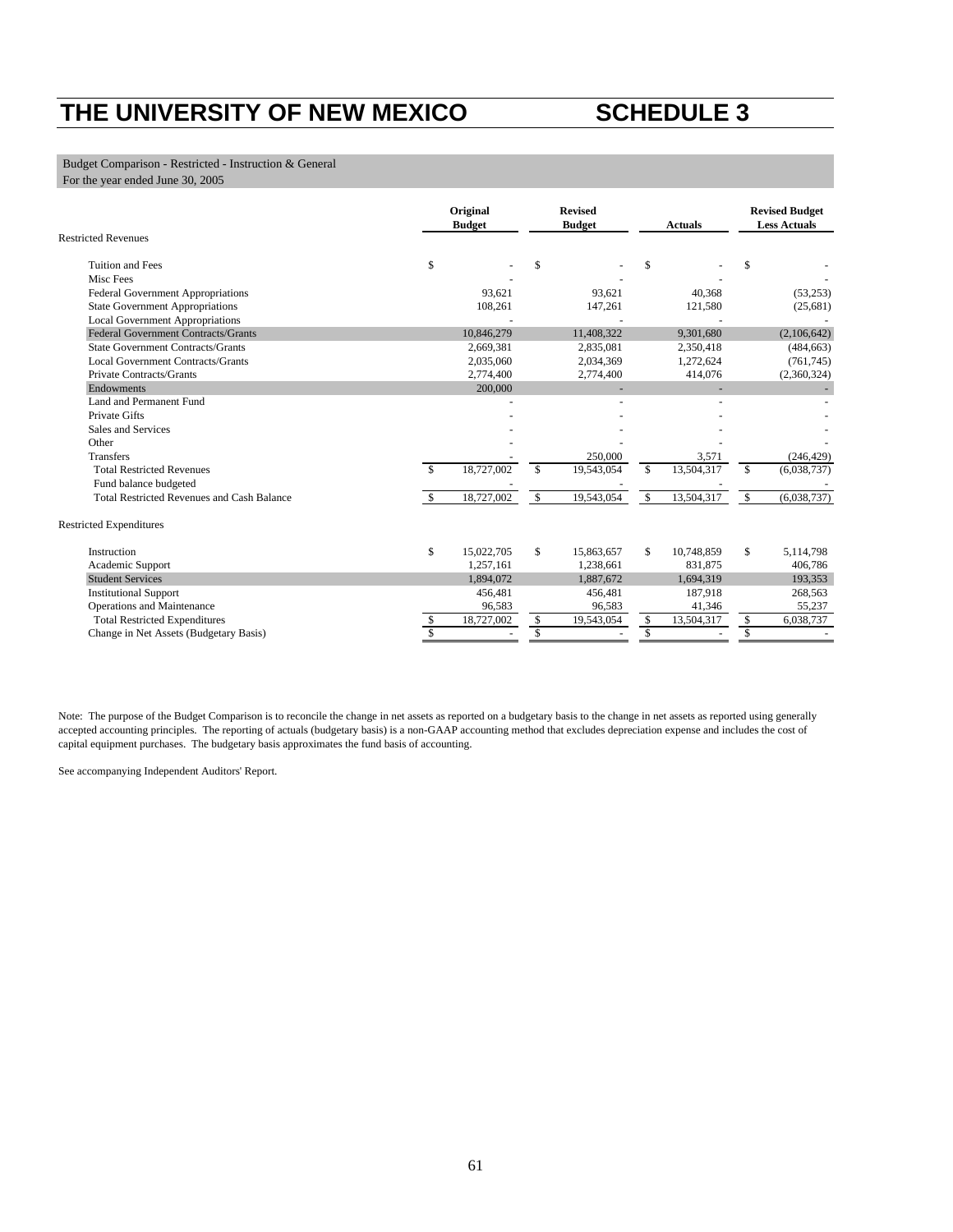# THE UNIVERSITY OF NEW MEXICO SCHEDULE 3

Budget Comparison - Restricted - Instruction & General
For the year ended June 30, 2005

| | Original Budget | Revised Budget | Actuals | Revised Budget Less Actuals |
|---|---|---|---|---|
| **Restricted Revenues** | | | | |
| Tuition and Fees | $ - | $ - | $ - | $ - |
| Misc Fees | - | - | - | - |
| Federal Government Appropriations | 93,621 | 93,621 | 40,368 | (53,253) |
| State Government Appropriations | 108,261 | 147,261 | 121,580 | (25,681) |
| Local Government Appropriations | - | - | - | - |
| Federal Government Contracts/Grants | 10,846,279 | 11,408,322 | 9,301,680 | (2,106,642) |
| State Government Contracts/Grants | 2,669,381 | 2,835,081 | 2,350,418 | (484,663) |
| Local Government Contracts/Grants | 2,035,060 | 2,034,369 | 1,272,624 | (761,745) |
| Private Contracts/Grants | 2,774,400 | 2,774,400 | 414,076 | (2,360,324) |
| Endowments | 200,000 | - | - | - |
| Land and Permanent Fund | - | - | - | - |
| Private Gifts | - | - | - | - |
| Sales and Services | - | - | - | - |
| Other | - | - | - | - |
| Transfers | - | 250,000 | 3,571 | (246,429) |
| Total Restricted Revenues | $ 18,727,002 | $ 19,543,054 | $ 13,504,317 | $ (6,038,737) |
| Fund balance budgeted | - | - | - | - |
| Total Restricted Revenues and Cash Balance | $ 18,727,002 | $ 19,543,054 | $ 13,504,317 | $ (6,038,737) |
| **Restricted Expenditures** | | | | |
| Instruction | $ 15,022,705 | $ 15,863,657 | $ 10,748,859 | $ 5,114,798 |
| Academic Support | 1,257,161 | 1,238,661 | 831,875 | 406,786 |
| Student Services | 1,894,072 | 1,887,672 | 1,694,319 | 193,353 |
| Institutional Support | 456,481 | 456,481 | 187,918 | 268,563 |
| Operations and Maintenance | 96,583 | 96,583 | 41,346 | 55,237 |
| Total Restricted Expenditures | $ 18,727,002 | $ 19,543,054 | $ 13,504,317 | $ 6,038,737 |
| Change in Net Assets (Budgetary Basis) | $ - | $ - | $ - | $ - |

Note: The purpose of the Budget Comparison is to reconcile the change in net assets as reported on a budgetary basis to the change in net assets as reported using generally accepted accounting principles. The reporting of actuals (budgetary basis) is a non-GAAP accounting method that excludes depreciation expense and includes the cost of capital equipment purchases. The budgetary basis approximates the fund basis of accounting.

See accompanying Independent Auditors' Report.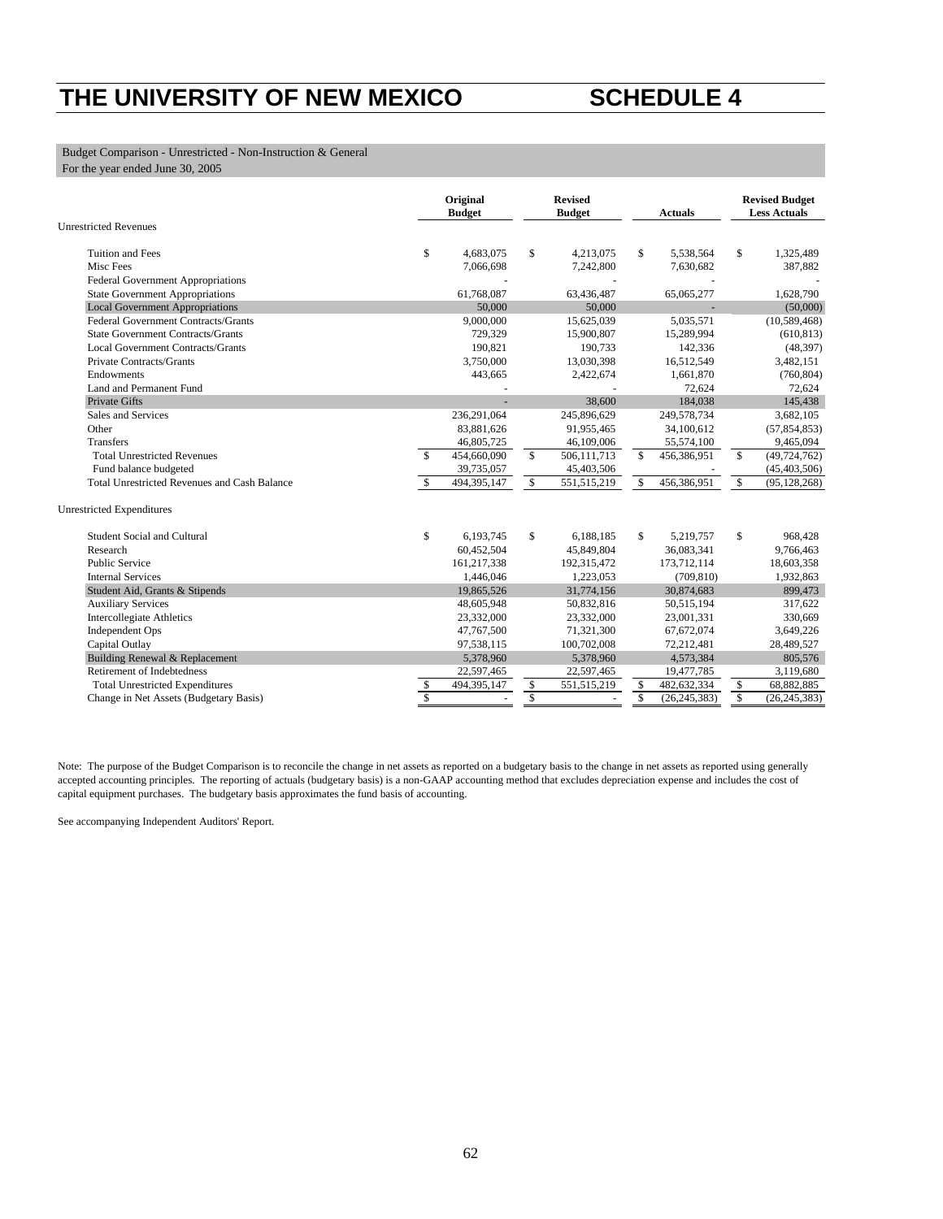# THE UNIVERSITY OF NEW MEXICO SCHEDULE 4

Budget Comparison - Unrestricted - Non-Instruction & General
For the year ended June 30, 2005

| | Original Budget | Revised Budget | Actuals | Revised Budget Less Actuals |
|---|---|---|---|---|
| **Unrestricted Revenues** | | | | |
| Tuition and Fees | $ 4,683,075 | $ 4,213,075 | $ 5,538,564 | $ 1,325,489 |
| Misc Fees | 7,066,698 | 7,242,800 | 7,630,682 | 387,882 |
| Federal Government Appropriations | - | - | - | - |
| State Government Appropriations | 61,768,087 | 63,436,487 | 65,065,277 | 1,628,790 |
| Local Government Appropriations | 50,000 | 50,000 | - | (50,000) |
| Federal Government Contracts/Grants | 9,000,000 | 15,625,039 | 5,035,571 | (10,589,468) |
| State Government Contracts/Grants | 729,329 | 15,900,807 | 15,289,994 | (610,813) |
| Local Government Contracts/Grants | 190,821 | 190,733 | 142,336 | (48,397) |
| Private Contracts/Grants | 3,750,000 | 13,030,398 | 16,512,549 | 3,482,151 |
| Endowments | 443,665 | 2,422,674 | 1,661,870 | (760,804) |
| Land and Permanent Fund | - | - | 72,624 | 72,624 |
| Private Gifts | - | 38,600 | 184,038 | 145,438 |
| Sales and Services | 236,291,064 | 245,896,629 | 249,578,734 | 3,682,105 |
| Other | 83,881,626 | 91,955,465 | 34,100,612 | (57,854,853) |
| Transfers | 46,805,725 | 46,109,006 | 55,574,100 | 9,465,094 |
| Total Unrestricted Revenues | $ 454,660,090 | $ 506,111,713 | $ 456,386,951 | $ (49,724,762) |
| Fund balance budgeted | 39,735,057 | 45,403,506 | - | (45,403,506) |
| Total Unrestricted Revenues and Cash Balance | $ 494,395,147 | $ 551,515,219 | $ 456,386,951 | $ (95,128,268) |
| **Unrestricted Expenditures** | | | | |
| Student Social and Cultural | $ 6,193,745 | $ 6,188,185 | $ 5,219,757 | $ 968,428 |
| Research | 60,452,504 | 45,849,804 | 36,083,341 | 9,766,463 |
| Public Service | 161,217,338 | 192,315,472 | 173,712,114 | 18,603,358 |
| Internal Services | 1,446,046 | 1,223,053 | (709,810) | 1,932,863 |
| Student Aid, Grants & Stipends | 19,865,526 | 31,774,156 | 30,874,683 | 899,473 |
| Auxiliary Services | 48,605,948 | 50,832,816 | 50,515,194 | 317,622 |
| Intercollegiate Athletics | 23,332,000 | 23,332,000 | 23,001,331 | 330,669 |
| Independent Ops | 47,767,500 | 71,321,300 | 67,672,074 | 3,649,226 |
| Capital Outlay | 97,538,115 | 100,702,008 | 72,212,481 | 28,489,527 |
| Building Renewal & Replacement | 5,378,960 | 5,378,960 | 4,573,384 | 805,576 |
| Retirement of Indebtedness | 22,597,465 | 22,597,465 | 19,477,785 | 3,119,680 |
| Total Unrestricted Expenditures | $ 494,395,147 | $ 551,515,219 | $ 482,632,334 | $ 68,882,885 |
| Change in Net Assets (Budgetary Basis) | $ - | $ - | $ (26,245,383) | $ (26,245,383) |

Note: The purpose of the Budget Comparison is to reconcile the change in net assets as reported on a budgetary basis to the change in net assets as reported using generally accepted accounting principles. The reporting of actuals (budgetary basis) is a non-GAAP accounting method that excludes depreciation expense and includes the cost of capital equipment purchases. The budgetary basis approximates the fund basis of accounting.

See accompanying Independent Auditors' Report.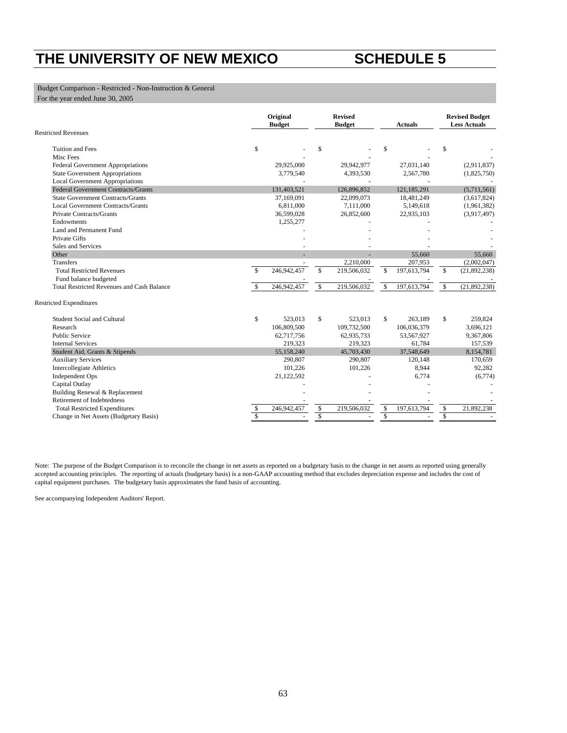# THE UNIVERSITY OF NEW MEXICO SCHEDULE 5

Budget Comparison - Restricted - Non-Instruction & General
For the year ended June 30, 2005

| | Original Budget | Revised Budget | Actuals | Revised Budget Less Actuals |
|---|---|---|---|---|
| **Restricted Revenues** | | | | |
| Tuition and Fees | $ - | $ - | $ - | $ - |
| Misc Fees | - | - | - | - |
| Federal Government Appropriations | 29,925,000 | 29,942,977 | 27,031,140 | (2,911,837) |
| State Government Appropriations | 3,779,540 | 4,393,530 | 2,567,780 | (1,825,750) |
| Local Government Appropriations | - | - | - | - |
| Federal Government Contracts/Grants | 131,403,521 | 126,896,852 | 121,185,291 | (5,711,561) |
| State Government Contracts/Grants | 37,169,091 | 22,099,073 | 18,481,249 | (3,617,824) |
| Local Government Contracts/Grants | 6,811,000 | 7,111,000 | 5,149,618 | (1,961,382) |
| Private Contracts/Grants | 36,599,028 | 26,852,600 | 22,935,103 | (3,917,497) |
| Endowments | 1,255,277 | - | - | - |
| Land and Permanent Fund | - | - | - | - |
| Private Gifts | - | - | - | - |
| Sales and Services | - | - | - | - |
| Other | - | - | 55,660 | 55,660 |
| Transfers | - | 2,210,000 | 207,953 | (2,002,047) |
| Total Restricted Revenues | $ 246,942,457 | $ 219,506,032 | $ 197,613,794 | $ (21,892,238) |
| Fund balance budgeted | - | - | - | - |
| Total Restricted Revenues and Cash Balance | $ 246,942,457 | $ 219,506,032 | $ 197,613,794 | $ (21,892,238) |
| **Restricted Expenditures** | | | | |
| Student Social and Cultural | $ 523,013 | $ 523,013 | $ 263,189 | $ 259,824 |
| Research | 106,809,500 | 109,732,500 | 106,036,379 | 3,696,121 |
| Public Service | 62,717,756 | 62,935,733 | 53,567,927 | 9,367,806 |
| Internal Services | 219,323 | 219,323 | 61,784 | 157,539 |
| Student Aid, Grants & Stipends | 55,158,240 | 45,703,430 | 37,548,649 | 8,154,781 |
| Auxiliary Services | 290,807 | 290,807 | 120,148 | 170,659 |
| Intercollegiate Athletics | 101,226 | 101,226 | 8,944 | 92,282 |
| Independent Ops | 21,122,592 | - | 6,774 | (6,774) |
| Capital Outlay | - | - | - | - |
| Building Renewal & Replacement | - | - | - | - |
| Retirement of Indebtedness | - | - | - | - |
| Total Restricted Expenditures | $ 246,942,457 | $ 219,506,032 | $ 197,613,794 | $ 21,892,238 |
| Change in Net Assets (Budgetary Basis) | $ - | $ - | $ - | $ - |

Note: The purpose of the Budget Comparison is to reconcile the change in net assets as reported on a budgetary basis to the change in net assets as reported using generally accepted accounting principles. The reporting of actuals (budgetary basis) is a non-GAAP accounting method that excludes depreciation expense and includes the cost of capital equipment purchases. The budgetary basis approximates the fund basis of accounting.

See accompanying Independent Auditors' Report.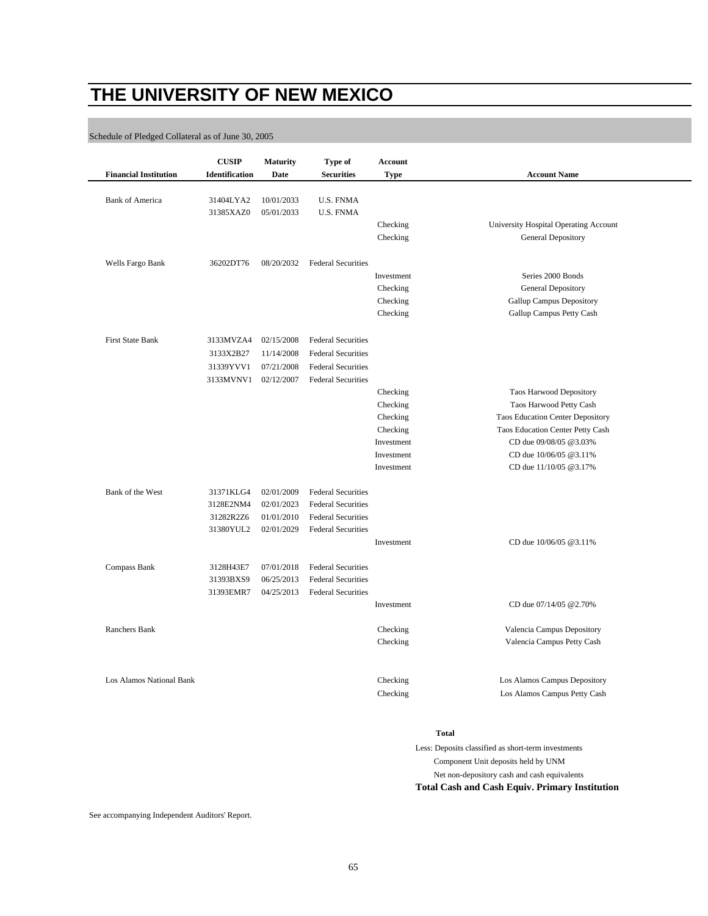# THE UNIVERSITY OF NEW MEXICO

Schedule of Pledged Collateral as of June 30, 2005

| Financial Institution | CUSIP Identification | Maturity Date | Type of Securities | Account Type | Account Name |
|---|---|---|---|---|---|
| Bank of America | 31404LYA2 | 10/01/2033 | U.S. FNMA | | |
| | 31385XAZ0 | 05/01/2033 | U.S. FNMA | | |
| | | | | Checking | University Hospital Operating Account |
| | | | | Checking | General Depository |
| Wells Fargo Bank | 36202DT76 | 08/20/2032 | Federal Securities | | |
| | | | | Investment | Series 2000 Bonds |
| | | | | Checking | General Depository |
| | | | | Checking | Gallup Campus Depository |
| | | | | Checking | Gallup Campus Petty Cash |
| First State Bank | 3133MVZA4 | 02/15/2008 | Federal Securities | | |
| | 3133X2B27 | 11/14/2008 | Federal Securities | | |
| | 31339YVV1 | 07/21/2008 | Federal Securities | | |
| | 3133MVNV1 | 02/12/2007 | Federal Securities | | |
| | | | | Checking | Taos Harwood Depository |
| | | | | Checking | Taos Harwood Petty Cash |
| | | | | Checking | Taos Education Center Depository |
| | | | | Checking | Taos Education Center Petty Cash |
| | | | | Investment | CD due 09/08/05 @3.03% |
| | | | | Investment | CD due 10/06/05 @3.11% |
| | | | | Investment | CD due 11/10/05 @3.17% |
| Bank of the West | 31371KLG4 | 02/01/2009 | Federal Securities | | |
| | 3128E2NM4 | 02/01/2023 | Federal Securities | | |
| | 31282R2Z6 | 01/01/2010 | Federal Securities | | |
| | 31380YUL2 | 02/01/2029 | Federal Securities | | |
| | | | | Investment | CD due 10/06/05 @3.11% |
| Compass Bank | 3128H43E7 | 07/01/2018 | Federal Securities | | |
| | 31393BXS9 | 06/25/2013 | Federal Securities | | |
| | 31393EMR7 | 04/25/2013 | Federal Securities | | |
| | | | | Investment | CD due 07/14/05 @2.70% |
| Ranchers Bank | | | | Checking | Valencia Campus Depository |
| | | | | Checking | Valencia Campus Petty Cash |
| Los Alamos National Bank | | | | Checking | Los Alamos Campus Depository |
| | | | | Checking | Los Alamos Campus Petty Cash |

**Total**

Less: Deposits classified as short-term investments

Component Unit deposits held by UNM

Net non-depository cash and cash equivalents

**Total Cash and Cash Equiv. Primary Institution**

See accompanying Independent Auditors' Report.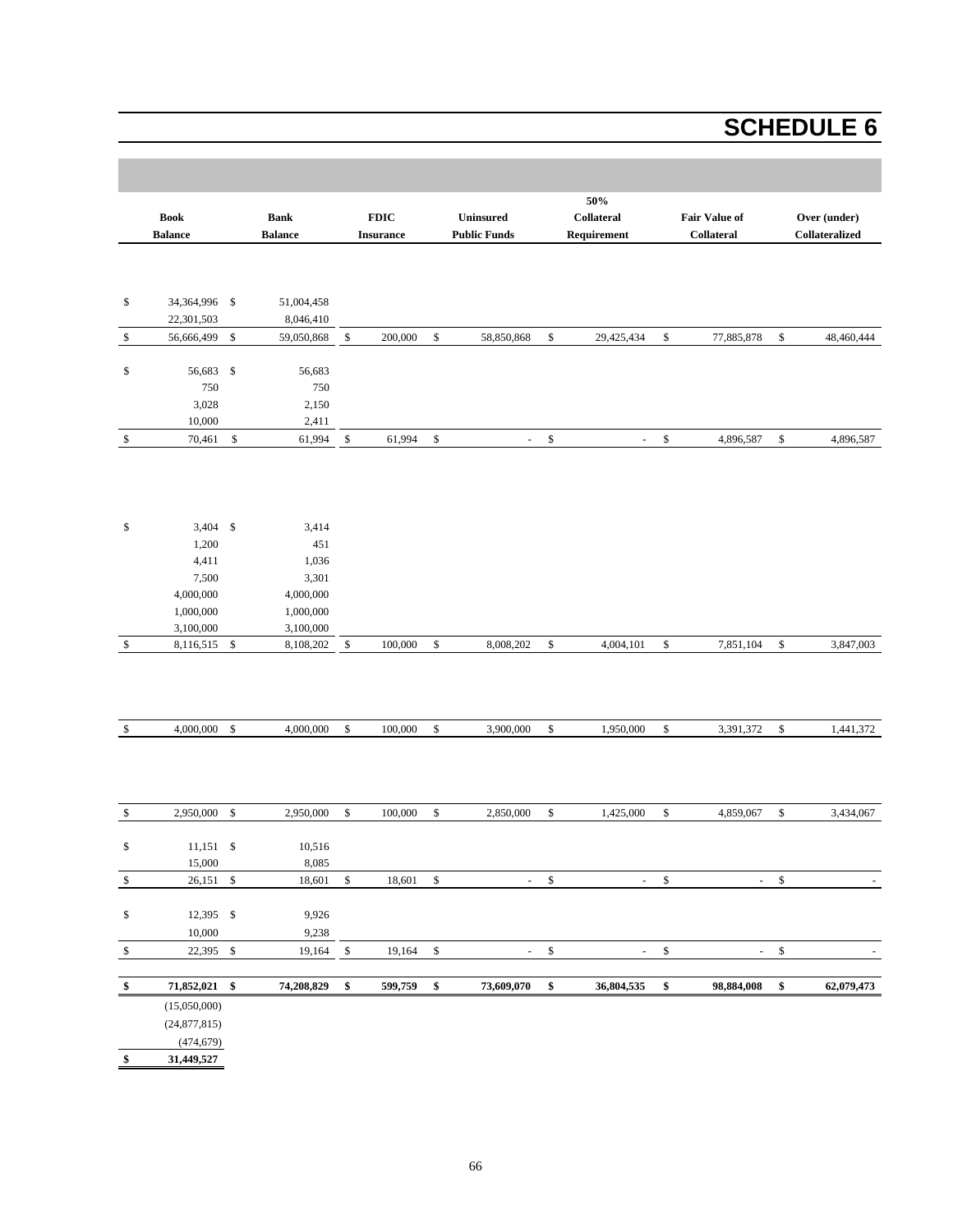# SCHEDULE 6

| Book Balance | Bank Balance | FDIC Insurance | Uninsured Public Funds | 50% Collateral Requirement | Fair Value of Collateral | Over (under) Collateralized |
|---|---|---|---|---|---|---|
| $ 34,364,996 | $ 51,004,458 | | | | | |
| 22,301,503 | 8,046,410 | | | | | |
| $ 56,666,499 | $ 59,050,868 | $ 200,000 | $ 58,850,868 | $ 29,425,434 | $ 77,885,878 | $ 48,460,444 |
| $ 56,683 | $ 56,683 | | | | | |
| 750 | 750 | | | | | |
| 3,028 | 2,150 | | | | | |
| 10,000 | 2,411 | | | | | |
| $ 70,461 | $ 61,994 | $ 61,994 | $ - | $ - | $ 4,896,587 | $ 4,896,587 |
| $ 3,404 | $ 3,414 | | | | | |
| 1,200 | 451 | | | | | |
| 4,411 | 1,036 | | | | | |
| 7,500 | 3,301 | | | | | |
| 4,000,000 | 4,000,000 | | | | | |
| 1,000,000 | 1,000,000 | | | | | |
| 3,100,000 | 3,100,000 | | | | | |
| $ 8,116,515 | $ 8,108,202 | $ 100,000 | $ 8,008,202 | $ 4,004,101 | $ 7,851,104 | $ 3,847,003 |
| $ 4,000,000 | $ 4,000,000 | $ 100,000 | $ 3,900,000 | $ 1,950,000 | $ 3,391,372 | $ 1,441,372 |
| $ 2,950,000 | $ 2,950,000 | $ 100,000 | $ 2,850,000 | $ 1,425,000 | $ 4,859,067 | $ 3,434,067 |
| $ 11,151 | $ 10,516 | | | | | |
| 15,000 | 8,085 | | | | | |
| $ 26,151 | $ 18,601 | $ 18,601 | $ - | $ - | $ - | $ - |
| $ 12,395 | $ 9,926 | | | | | |
| 10,000 | 9,238 | | | | | |
| $ 22,395 | $ 19,164 | $ 19,164 | $ - | $ - | $ - | $ - |
| **$ 71,852,021** | **$ 74,208,829** | **$ 599,759** | **$ 73,609,070** | **$ 36,804,535** | **$ 98,884,008** | **$ 62,079,473** |
| (15,050,000) | | | | | | |
| (24,877,815) | | | | | | |
| (474,679) | | | | | | |
| **$ 31,449,527** | | | | | | |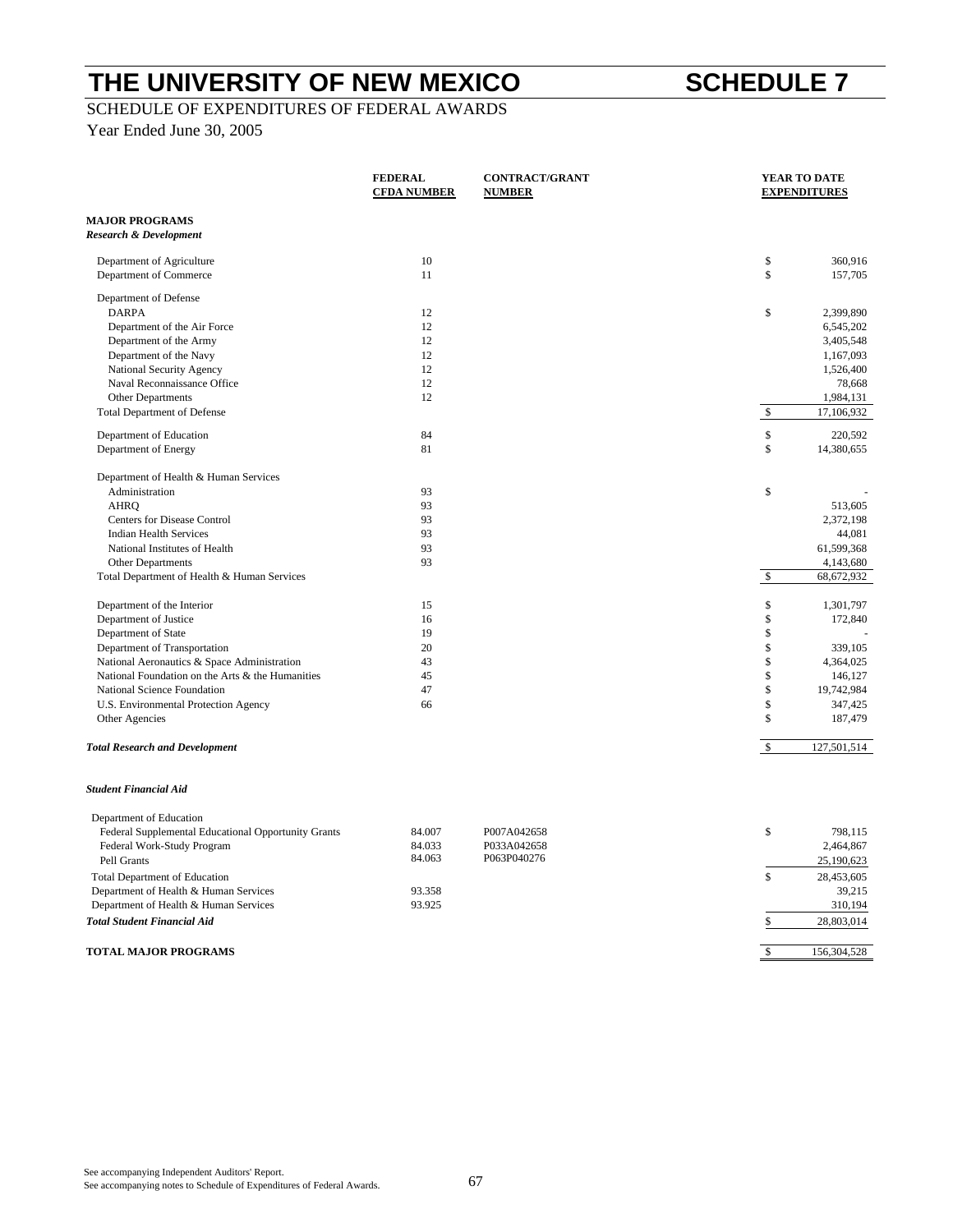# THE UNIVERSITY OF NEW MEXICO

# SCHEDULE 7

SCHEDULE OF EXPENDITURES OF FEDERAL AWARDS

Year Ended June 30, 2005

| | FEDERAL CFDA NUMBER | CONTRACT/GRANT NUMBER | YEAR TO DATE EXPENDITURES |
|---|---|---|---|
| **MAJOR PROGRAMS** | | | |
| ***Research & Development*** | | | |
| Department of Agriculture | 10 | | $ 360,916 |
| Department of Commerce | 11 | | $ 157,705 |
| Department of Defense | | | |
| DARPA | 12 | | $ 2,399,890 |
| Department of the Air Force | 12 | | 6,545,202 |
| Department of the Army | 12 | | 3,405,548 |
| Department of the Navy | 12 | | 1,167,093 |
| National Security Agency | 12 | | 1,526,400 |
| Naval Reconnaissance Office | 12 | | 78,668 |
| Other Departments | 12 | | 1,984,131 |
| Total Department of Defense | | | $ 17,106,932 |
| Department of Education | 84 | | $ 220,592 |
| Department of Energy | 81 | | $ 14,380,655 |
| Department of Health & Human Services | | | |
| Administration | 93 | | $ - |
| AHRQ | 93 | | 513,605 |
| Centers for Disease Control | 93 | | 2,372,198 |
| Indian Health Services | 93 | | 44,081 |
| National Institutes of Health | 93 | | 61,599,368 |
| Other Departments | 93 | | 4,143,680 |
| Total Department of Health & Human Services | | | $ 68,672,932 |
| Department of the Interior | 15 | | $ 1,301,797 |
| Department of Justice | 16 | | $ 172,840 |
| Department of State | 19 | | $ - |
| Department of Transportation | 20 | | $ 339,105 |
| National Aeronautics & Space Administration | 43 | | $ 4,364,025 |
| National Foundation on the Arts & the Humanities | 45 | | $ 146,127 |
| National Science Foundation | 47 | | $ 19,742,984 |
| U.S. Environmental Protection Agency | 66 | | $ 347,425 |
| Other Agencies | | | $ 187,479 |
| ***Total Research and Development*** | | | $ 127,501,514 |
| ***Student Financial Aid*** | | | |
| Department of Education | | | |
| Federal Supplemental Educational Opportunity Grants | 84.007 | P007A042658 | $ 798,115 |
| Federal Work-Study Program | 84.033 | P033A042658 | 2,464,867 |
| Pell Grants | 84.063 | P063P040276 | 25,190,623 |
| Total Department of Education | | | $ 28,453,605 |
| Department of Health & Human Services | 93.358 | | 39,215 |
| Department of Health & Human Services | 93.925 | | 310,194 |
| ***Total Student Financial Aid*** | | | $ 28,803,014 |
| **TOTAL MAJOR PROGRAMS** | | | $ 156,304,528 |

See accompanying Independent Auditors' Report.
See accompanying notes to Schedule of Expenditures of Federal Awards.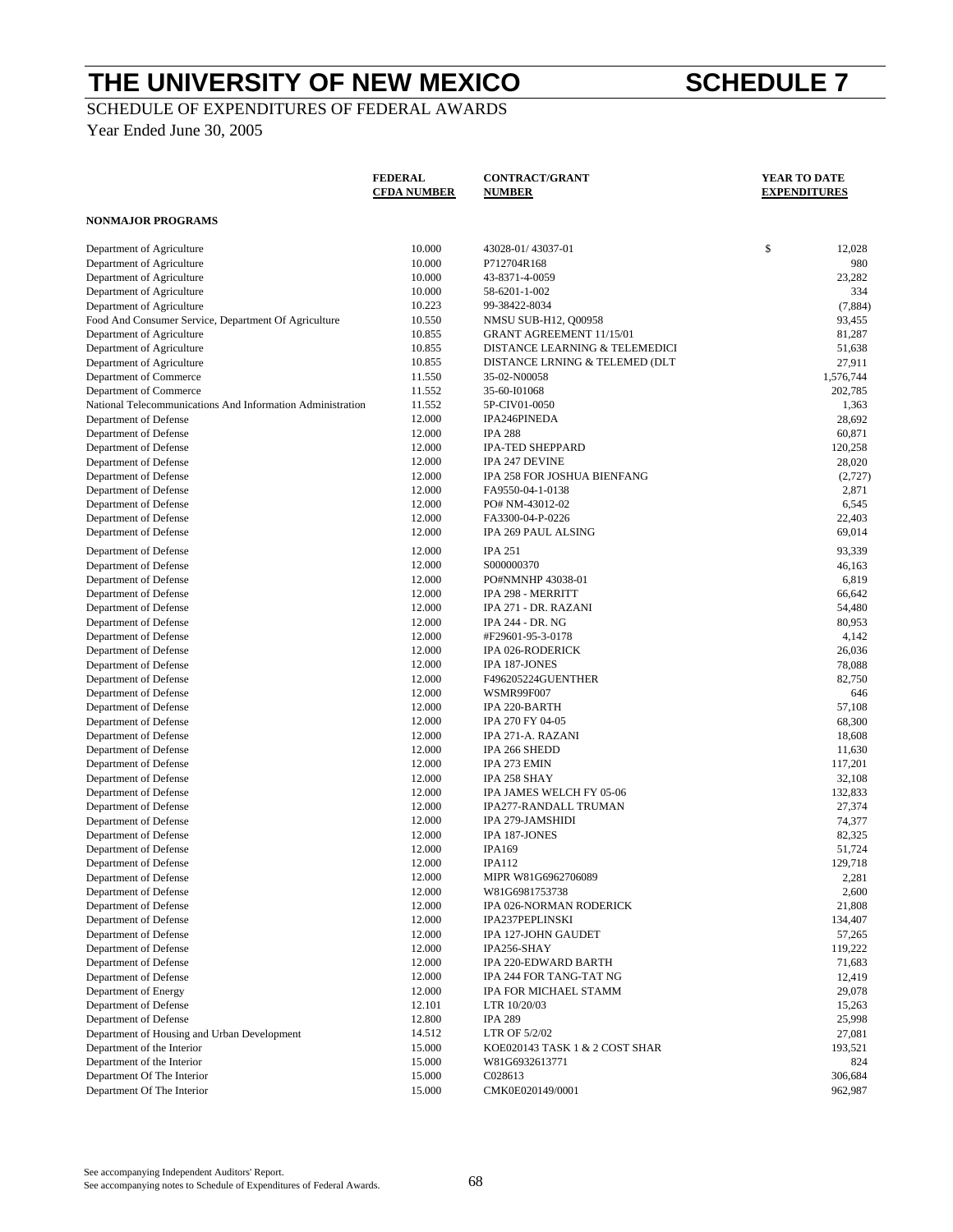# THE UNIVERSITY OF NEW MEXICO

# SCHEDULE 7

SCHEDULE OF EXPENDITURES OF FEDERAL AWARDS

Year Ended June 30, 2005

| | FEDERAL CFDA NUMBER | CONTRACT/GRANT NUMBER | YEAR TO DATE EXPENDITURES |
|---|---|---|---|
| **NONMAJOR PROGRAMS** | | | |
| Department of Agriculture | 10.000 | 43028-01/ 43037-01 | $ 12,028 |
| Department of Agriculture | 10.000 | P712704R168 | 980 |
| Department of Agriculture | 10.000 | 43-8371-4-0059 | 23,282 |
| Department of Agriculture | 10.000 | 58-6201-1-002 | 334 |
| Department of Agriculture | 10.223 | 99-38422-8034 | (7,884) |
| Food And Consumer Service, Department Of Agriculture | 10.550 | NMSU SUB-H12, Q00958 | 93,455 |
| Department of Agriculture | 10.855 | GRANT AGREEMENT 11/15/01 | 81,287 |
| Department of Agriculture | 10.855 | DISTANCE LEARNING & TELEMEDICI | 51,638 |
| Department of Agriculture | 10.855 | DISTANCE LRNING & TELEMED (DLT | 27,911 |
| Department of Commerce | 11.550 | 35-02-N00058 | 1,576,744 |
| Department of Commerce | 11.552 | 35-60-I01068 | 202,785 |
| National Telecommunications And Information Administration | 11.552 | 5P-CIV01-0050 | 1,363 |
| Department of Defense | 12.000 | IPA246PINEDA | 28,692 |
| Department of Defense | 12.000 | IPA 288 | 60,871 |
| Department of Defense | 12.000 | IPA-TED SHEPPARD | 120,258 |
| Department of Defense | 12.000 | IPA 247 DEVINE | 28,020 |
| Department of Defense | 12.000 | IPA 258 FOR JOSHUA BIENFANG | (2,727) |
| Department of Defense | 12.000 | FA9550-04-1-0138 | 2,871 |
| Department of Defense | 12.000 | PO# NM-43012-02 | 6,545 |
| Department of Defense | 12.000 | FA3300-04-P-0226 | 22,403 |
| Department of Defense | 12.000 | IPA 269 PAUL ALSING | 69,014 |
| Department of Defense | 12.000 | IPA 251 | 93,339 |
| Department of Defense | 12.000 | S000000370 | 46,163 |
| Department of Defense | 12.000 | PO#NMNHP 43038-01 | 6,819 |
| Department of Defense | 12.000 | IPA 298 - MERRITT | 66,642 |
| Department of Defense | 12.000 | IPA 271 - DR. RAZANI | 54,480 |
| Department of Defense | 12.000 | IPA 244 - DR. NG | 80,953 |
| Department of Defense | 12.000 | #F29601-95-3-0178 | 4,142 |
| Department of Defense | 12.000 | IPA 026-RODERICK | 26,036 |
| Department of Defense | 12.000 | IPA 187-JONES | 78,088 |
| Department of Defense | 12.000 | F496205224GUENTHER | 82,750 |
| Department of Defense | 12.000 | WSMR99F007 | 646 |
| Department of Defense | 12.000 | IPA 220-BARTH | 57,108 |
| Department of Defense | 12.000 | IPA 270 FY 04-05 | 68,300 |
| Department of Defense | 12.000 | IPA 271-A. RAZANI | 18,608 |
| Department of Defense | 12.000 | IPA 266 SHEDD | 11,630 |
| Department of Defense | 12.000 | IPA 273 EMIN | 117,201 |
| Department of Defense | 12.000 | IPA 258 SHAY | 32,108 |
| Department of Defense | 12.000 | IPA JAMES WELCH FY 05-06 | 132,833 |
| Department of Defense | 12.000 | IPA277-RANDALL TRUMAN | 27,374 |
| Department of Defense | 12.000 | IPA 279-JAMSHIDI | 74,377 |
| Department of Defense | 12.000 | IPA 187-JONES | 82,325 |
| Department of Defense | 12.000 | IPA169 | 51,724 |
| Department of Defense | 12.000 | IPA112 | 129,718 |
| Department of Defense | 12.000 | MIPR W81G6962706089 | 2,281 |
| Department of Defense | 12.000 | W81G6981753738 | 2,600 |
| Department of Defense | 12.000 | IPA 026-NORMAN RODERICK | 21,808 |
| Department of Defense | 12.000 | IPA237PEPLINSKI | 134,407 |
| Department of Defense | 12.000 | IPA 127-JOHN GAUDET | 57,265 |
| Department of Defense | 12.000 | IPA256-SHAY | 119,222 |
| Department of Defense | 12.000 | IPA 220-EDWARD BARTH | 71,683 |
| Department of Defense | 12.000 | IPA 244 FOR TANG-TAT NG | 12,419 |
| Department of Energy | 12.000 | IPA FOR MICHAEL STAMM | 29,078 |
| Department of Defense | 12.101 | LTR 10/20/03 | 15,263 |
| Department of Defense | 12.800 | IPA 289 | 25,998 |
| Department of Housing and Urban Development | 14.512 | LTR OF 5/2/02 | 27,081 |
| Department of the Interior | 15.000 | KOE020143 TASK 1 & 2 COST SHAR | 193,521 |
| Department of the Interior | 15.000 | W81G6932613771 | 824 |
| Department Of The Interior | 15.000 | C028613 | 306,684 |
| Department Of The Interior | 15.000 | CMK0E020149/0001 | 962,987 |

See accompanying Independent Auditors' Report.
See accompanying notes to Schedule of Expenditures of Federal Awards.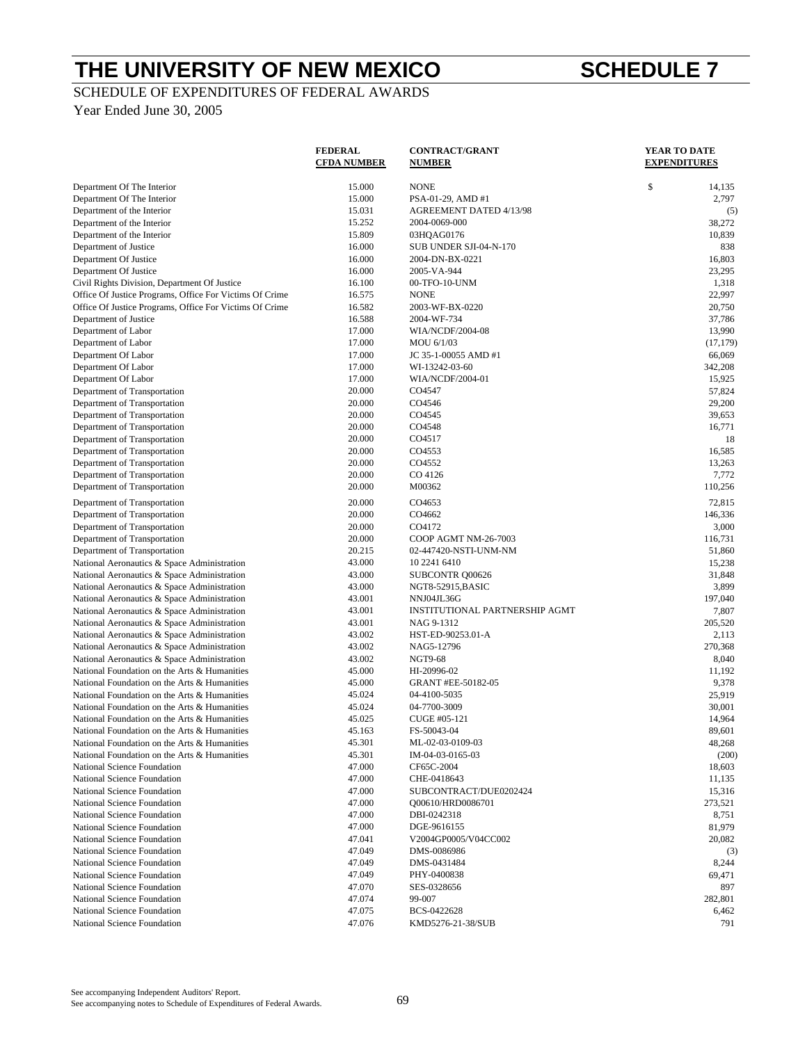# THE UNIVERSITY OF NEW MEXICO — SCHEDULE 7

SCHEDULE OF EXPENDITURES OF FEDERAL AWARDS

Year Ended June 30, 2005

| | FEDERAL CFDA NUMBER | CONTRACT/GRANT NUMBER | YEAR TO DATE EXPENDITURES |
|---|---|---|---|
| Department Of The Interior | 15.000 | NONE | $ 14,135 |
| Department Of The Interior | 15.000 | PSA-01-29, AMD #1 | 2,797 |
| Department of the Interior | 15.031 | AGREEMENT DATED 4/13/98 | (5) |
| Department of the Interior | 15.252 | 2004-0069-000 | 38,272 |
| Department of the Interior | 15.809 | 03HQAG0176 | 10,839 |
| Department of Justice | 16.000 | SUB UNDER SJI-04-N-170 | 838 |
| Department Of Justice | 16.000 | 2004-DN-BX-0221 | 16,803 |
| Department Of Justice | 16.000 | 2005-VA-944 | 23,295 |
| Civil Rights Division, Department Of Justice | 16.100 | 00-TFO-10-UNM | 1,318 |
| Office Of Justice Programs, Office For Victims Of Crime | 16.575 | NONE | 22,997 |
| Office Of Justice Programs, Office For Victims Of Crime | 16.582 | 2003-WF-BX-0220 | 20,750 |
| Department of Justice | 16.588 | 2004-WF-734 | 37,786 |
| Department of Labor | 17.000 | WIA/NCDF/2004-08 | 13,990 |
| Department of Labor | 17.000 | MOU 6/1/03 | (17,179) |
| Department Of Labor | 17.000 | JC 35-1-00055 AMD #1 | 66,069 |
| Department Of Labor | 17.000 | WI-13242-03-60 | 342,208 |
| Department Of Labor | 17.000 | WIA/NCDF/2004-01 | 15,925 |
| Department of Transportation | 20.000 | CO4547 | 57,824 |
| Department of Transportation | 20.000 | CO4546 | 29,200 |
| Department of Transportation | 20.000 | CO4545 | 39,653 |
| Department of Transportation | 20.000 | CO4548 | 16,771 |
| Department of Transportation | 20.000 | CO4517 | 18 |
| Department of Transportation | 20.000 | CO4553 | 16,585 |
| Department of Transportation | 20.000 | CO4552 | 13,263 |
| Department of Transportation | 20.000 | CO 4126 | 7,772 |
| Department of Transportation | 20.000 | M00362 | 110,256 |
| Department of Transportation | 20.000 | CO4653 | 72,815 |
| Department of Transportation | 20.000 | CO4662 | 146,336 |
| Department of Transportation | 20.000 | CO4172 | 3,000 |
| Department of Transportation | 20.000 | COOP AGMT NM-26-7003 | 116,731 |
| Department of Transportation | 20.215 | 02-447420-NSTI-UNM-NM | 51,860 |
| National Aeronautics & Space Administration | 43.000 | 10 2241 6410 | 15,238 |
| National Aeronautics & Space Administration | 43.000 | SUBCONTR Q00626 | 31,848 |
| National Aeronautics & Space Administration | 43.000 | NGT8-52915,BASIC | 3,899 |
| National Aeronautics & Space Administration | 43.001 | NNJ04JL36G | 197,040 |
| National Aeronautics & Space Administration | 43.001 | INSTITUTIONAL PARTNERSHIP AGMT | 7,807 |
| National Aeronautics & Space Administration | 43.001 | NAG 9-1312 | 205,520 |
| National Aeronautics & Space Administration | 43.002 | HST-ED-90253.01-A | 2,113 |
| National Aeronautics & Space Administration | 43.002 | NAG5-12796 | 270,368 |
| National Aeronautics & Space Administration | 43.002 | NGT9-68 | 8,040 |
| National Foundation on the Arts & Humanities | 45.000 | HI-20996-02 | 11,192 |
| National Foundation on the Arts & Humanities | 45.000 | GRANT #EE-50182-05 | 9,378 |
| National Foundation on the Arts & Humanities | 45.024 | 04-4100-5035 | 25,919 |
| National Foundation on the Arts & Humanities | 45.024 | 04-7700-3009 | 30,001 |
| National Foundation on the Arts & Humanities | 45.025 | CUGE #05-121 | 14,964 |
| National Foundation on the Arts & Humanities | 45.163 | FS-50043-04 | 89,601 |
| National Foundation on the Arts & Humanities | 45.301 | ML-02-03-0109-03 | 48,268 |
| National Foundation on the Arts & Humanities | 45.301 | IM-04-03-0165-03 | (200) |
| National Science Foundation | 47.000 | CF65C-2004 | 18,603 |
| National Science Foundation | 47.000 | CHE-0418643 | 11,135 |
| National Science Foundation | 47.000 | SUBCONTRACT/DUE0202424 | 15,316 |
| National Science Foundation | 47.000 | Q00610/HRD0086701 | 273,521 |
| National Science Foundation | 47.000 | DBI-0242318 | 8,751 |
| National Science Foundation | 47.000 | DGE-9616155 | 81,979 |
| National Science Foundation | 47.041 | V2004GP0005/V04CC002 | 20,082 |
| National Science Foundation | 47.049 | DMS-0086986 | (3) |
| National Science Foundation | 47.049 | DMS-0431484 | 8,244 |
| National Science Foundation | 47.049 | PHY-0400838 | 69,471 |
| National Science Foundation | 47.070 | SES-0328656 | 897 |
| National Science Foundation | 47.074 | 99-007 | 282,801 |
| National Science Foundation | 47.075 | BCS-0422628 | 6,462 |
| National Science Foundation | 47.076 | KMD5276-21-38/SUB | 791 |

See accompanying Independent Auditors' Report.
See accompanying notes to Schedule of Expenditures of Federal Awards.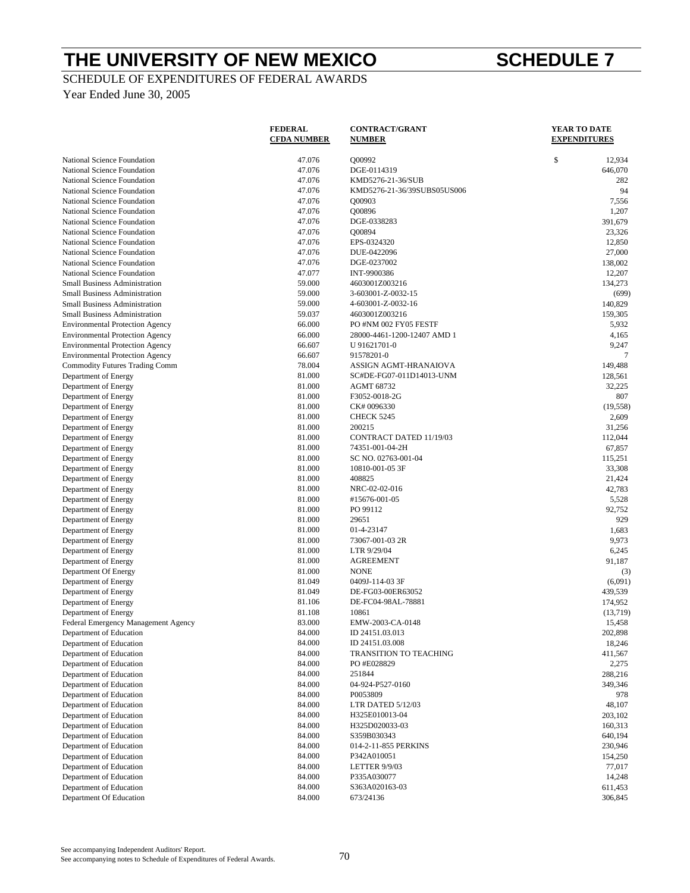# THE UNIVERSITY OF NEW MEXICO — SCHEDULE 7

SCHEDULE OF EXPENDITURES OF FEDERAL AWARDS

Year Ended June 30, 2005

| | FEDERAL CFDA NUMBER | CONTRACT/GRANT NUMBER | YEAR TO DATE EXPENDITURES |
|---|---|---|---|
| National Science Foundation | 47.076 | Q00992 | $ 12,934 |
| National Science Foundation | 47.076 | DGE-0114319 | 646,070 |
| National Science Foundation | 47.076 | KMD5276-21-36/SUB | 282 |
| National Science Foundation | 47.076 | KMD5276-21-36/39SUBS05US006 | 94 |
| National Science Foundation | 47.076 | Q00903 | 7,556 |
| National Science Foundation | 47.076 | Q00896 | 1,207 |
| National Science Foundation | 47.076 | DGE-0338283 | 391,679 |
| National Science Foundation | 47.076 | Q00894 | 23,326 |
| National Science Foundation | 47.076 | EPS-0324320 | 12,850 |
| National Science Foundation | 47.076 | DUE-0422096 | 27,000 |
| National Science Foundation | 47.076 | DGE-0237002 | 138,002 |
| National Science Foundation | 47.077 | INT-9900386 | 12,207 |
| Small Business Administration | 59.000 | 4603001Z003216 | 134,273 |
| Small Business Administration | 59.000 | 3-603001-Z-0032-15 | (699) |
| Small Business Administration | 59.000 | 4-603001-Z-0032-16 | 140,829 |
| Small Business Administration | 59.037 | 4603001Z003216 | 159,305 |
| Environmental Protection Agency | 66.000 | PO #NM 002 FY05 FESTF | 5,932 |
| Environmental Protection Agency | 66.000 | 28000-4461-1200-12407 AMD 1 | 4,165 |
| Environmental Protection Agency | 66.607 | U 91621701-0 | 9,247 |
| Environmental Protection Agency | 66.607 | 91578201-0 | 7 |
| Commodity Futures Trading Comm | 78.004 | ASSIGN AGMT-HRANAIOVA | 149,488 |
| Department of Energy | 81.000 | SC#DE-FG07-011D14013-UNM | 128,561 |
| Department of Energy | 81.000 | AGMT 68732 | 32,225 |
| Department of Energy | 81.000 | F3052-0018-2G | 807 |
| Department of Energy | 81.000 | CK# 0096330 | (19,558) |
| Department of Energy | 81.000 | CHECK 5245 | 2,609 |
| Department of Energy | 81.000 | 200215 | 31,256 |
| Department of Energy | 81.000 | CONTRACT DATED 11/19/03 | 112,044 |
| Department of Energy | 81.000 | 74351-001-04-2H | 67,857 |
| Department of Energy | 81.000 | SC NO. 02763-001-04 | 115,251 |
| Department of Energy | 81.000 | 10810-001-05 3F | 33,308 |
| Department of Energy | 81.000 | 408825 | 21,424 |
| Department of Energy | 81.000 | NRC-02-02-016 | 42,783 |
| Department of Energy | 81.000 | #15676-001-05 | 5,528 |
| Department of Energy | 81.000 | PO 99112 | 92,752 |
| Department of Energy | 81.000 | 29651 | 929 |
| Department of Energy | 81.000 | 01-4-23147 | 1,683 |
| Department of Energy | 81.000 | 73067-001-03 2R | 9,973 |
| Department of Energy | 81.000 | LTR 9/29/04 | 6,245 |
| Department of Energy | 81.000 | AGREEMENT | 91,187 |
| Department Of Energy | 81.000 | NONE | (3) |
| Department of Energy | 81.049 | 0409J-114-03 3F | (6,091) |
| Department of Energy | 81.049 | DE-FG03-00ER63052 | 439,539 |
| Department of Energy | 81.106 | DE-FC04-98AL-78881 | 174,952 |
| Department of Energy | 81.108 | 10861 | (13,719) |
| Federal Emergency Management Agency | 83.000 | EMW-2003-CA-0148 | 15,458 |
| Department of Education | 84.000 | ID 24151.03.013 | 202,898 |
| Department of Education | 84.000 | ID 24151.03.008 | 18,246 |
| Department of Education | 84.000 | TRANSITION TO TEACHING | 411,567 |
| Department of Education | 84.000 | PO #E028829 | 2,275 |
| Department of Education | 84.000 | 251844 | 288,216 |
| Department of Education | 84.000 | 04-924-P527-0160 | 349,346 |
| Department of Education | 84.000 | P0053809 | 978 |
| Department of Education | 84.000 | LTR DATED 5/12/03 | 48,107 |
| Department of Education | 84.000 | H325E010013-04 | 203,102 |
| Department of Education | 84.000 | H325D020033-03 | 160,313 |
| Department of Education | 84.000 | S359B030343 | 640,194 |
| Department of Education | 84.000 | 014-2-11-855 PERKINS | 230,946 |
| Department of Education | 84.000 | P342A010051 | 154,250 |
| Department of Education | 84.000 | LETTER 9/9/03 | 77,017 |
| Department of Education | 84.000 | P335A030077 | 14,248 |
| Department of Education | 84.000 | S363A020163-03 | 611,453 |
| Department Of Education | 84.000 | 673/24136 | 306,845 |

See accompanying Independent Auditors' Report.
See accompanying notes to Schedule of Expenditures of Federal Awards.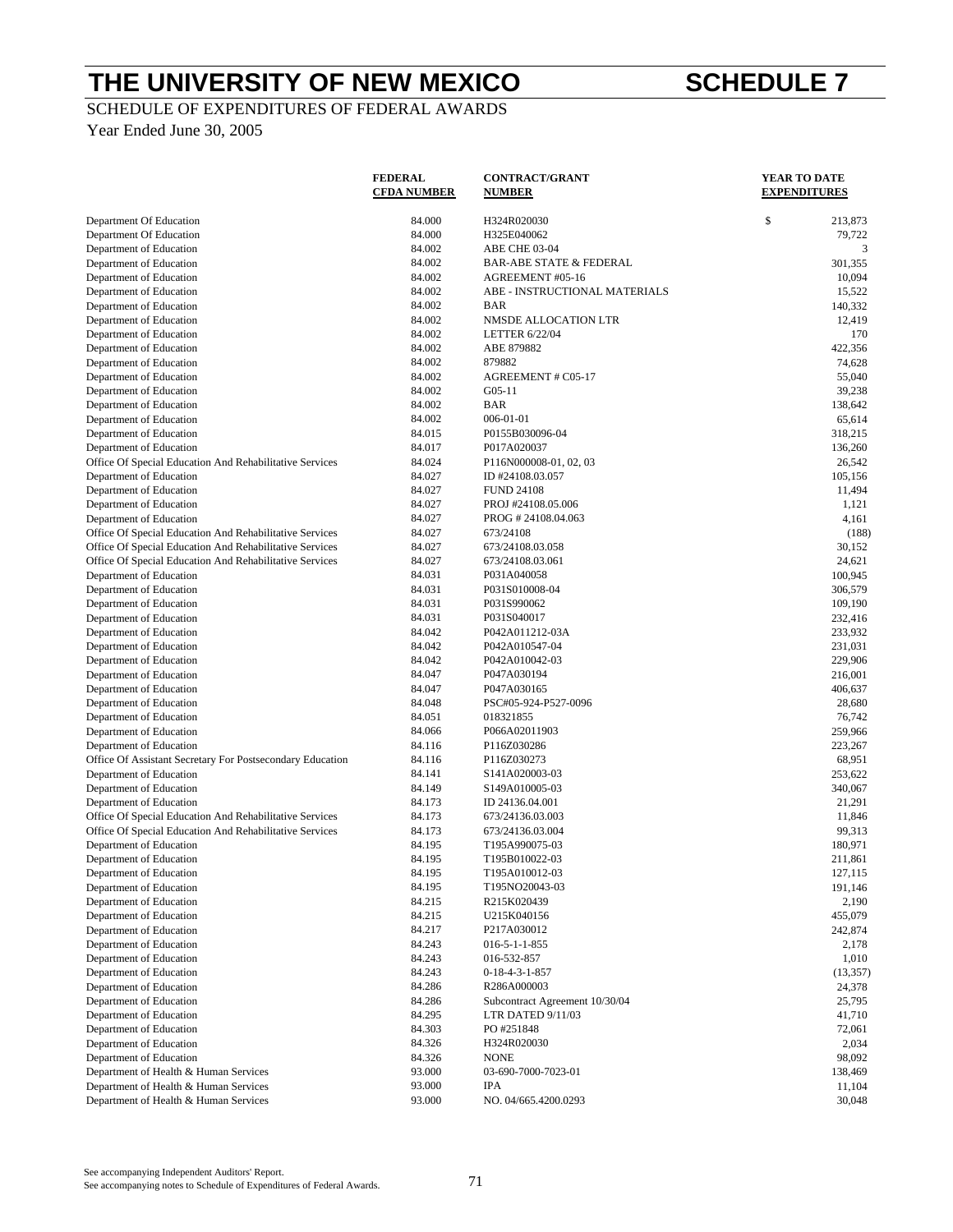# THE UNIVERSITY OF NEW MEXICO — SCHEDULE 7

SCHEDULE OF EXPENDITURES OF FEDERAL AWARDS

Year Ended June 30, 2005

| | FEDERAL CFDA NUMBER | CONTRACT/GRANT NUMBER | YEAR TO DATE EXPENDITURES |
|---|---|---|---|
| Department Of Education | 84.000 | H324R020030 | $ 213,873 |
| Department Of Education | 84.000 | H325E040062 | 79,722 |
| Department of Education | 84.002 | ABE CHE 03-04 | 3 |
| Department of Education | 84.002 | BAR-ABE STATE & FEDERAL | 301,355 |
| Department of Education | 84.002 | AGREEMENT #05-16 | 10,094 |
| Department of Education | 84.002 | ABE - INSTRUCTIONAL MATERIALS | 15,522 |
| Department of Education | 84.002 | BAR | 140,332 |
| Department of Education | 84.002 | NMSDE ALLOCATION LTR | 12,419 |
| Department of Education | 84.002 | LETTER 6/22/04 | 170 |
| Department of Education | 84.002 | ABE 879882 | 422,356 |
| Department of Education | 84.002 | 879882 | 74,628 |
| Department of Education | 84.002 | AGREEMENT # C05-17 | 55,040 |
| Department of Education | 84.002 | G05-11 | 39,238 |
| Department of Education | 84.002 | BAR | 138,642 |
| Department of Education | 84.002 | 006-01-01 | 65,614 |
| Department of Education | 84.015 | P0155B030096-04 | 318,215 |
| Department of Education | 84.017 | P017A020037 | 136,260 |
| Office Of Special Education And Rehabilitative Services | 84.024 | P116N000008-01, 02, 03 | 26,542 |
| Department of Education | 84.027 | ID #24108.03.057 | 105,156 |
| Department of Education | 84.027 | FUND 24108 | 11,494 |
| Department of Education | 84.027 | PROJ #24108.05.006 | 1,121 |
| Department of Education | 84.027 | PROG # 24108.04.063 | 4,161 |
| Office Of Special Education And Rehabilitative Services | 84.027 | 673/24108 | (188) |
| Office Of Special Education And Rehabilitative Services | 84.027 | 673/24108.03.058 | 30,152 |
| Office Of Special Education And Rehabilitative Services | 84.027 | 673/24108.03.061 | 24,621 |
| Department of Education | 84.031 | P031A040058 | 100,945 |
| Department of Education | 84.031 | P031S010008-04 | 306,579 |
| Department of Education | 84.031 | P031S990062 | 109,190 |
| Department of Education | 84.031 | P031S040017 | 232,416 |
| Department of Education | 84.042 | P042A011212-03A | 233,932 |
| Department of Education | 84.042 | P042A010547-04 | 231,031 |
| Department of Education | 84.042 | P042A010042-03 | 229,906 |
| Department of Education | 84.047 | P047A030194 | 216,001 |
| Department of Education | 84.047 | P047A030165 | 406,637 |
| Department of Education | 84.048 | PSC#05-924-P527-0096 | 28,680 |
| Department of Education | 84.051 | 018321855 | 76,742 |
| Department of Education | 84.066 | P066A02011903 | 259,966 |
| Department of Education | 84.116 | P116Z030286 | 223,267 |
| Office Of Assistant Secretary For Postsecondary Education | 84.116 | P116Z030273 | 68,951 |
| Department of Education | 84.141 | S141A020003-03 | 253,622 |
| Department of Education | 84.149 | S149A010005-03 | 340,067 |
| Department of Education | 84.173 | ID 24136.04.001 | 21,291 |
| Office Of Special Education And Rehabilitative Services | 84.173 | 673/24136.03.003 | 11,846 |
| Office Of Special Education And Rehabilitative Services | 84.173 | 673/24136.03.004 | 99,313 |
| Department of Education | 84.195 | T195A990075-03 | 180,971 |
| Department of Education | 84.195 | T195B010022-03 | 211,861 |
| Department of Education | 84.195 | T195A010012-03 | 127,115 |
| Department of Education | 84.195 | T195NO20043-03 | 191,146 |
| Department of Education | 84.215 | R215K020439 | 2,190 |
| Department of Education | 84.215 | U215K040156 | 455,079 |
| Department of Education | 84.217 | P217A030012 | 242,874 |
| Department of Education | 84.243 | 016-5-1-1-855 | 2,178 |
| Department of Education | 84.243 | 016-532-857 | 1,010 |
| Department of Education | 84.243 | 0-18-4-3-1-857 | (13,357) |
| Department of Education | 84.286 | R286A000003 | 24,378 |
| Department of Education | 84.286 | Subcontract Agreement 10/30/04 | 25,795 |
| Department of Education | 84.295 | LTR DATED 9/11/03 | 41,710 |
| Department of Education | 84.303 | PO #251848 | 72,061 |
| Department of Education | 84.326 | H324R020030 | 2,034 |
| Department of Education | 84.326 | NONE | 98,092 |
| Department of Health & Human Services | 93.000 | 03-690-7000-7023-01 | 138,469 |
| Department of Health & Human Services | 93.000 | IPA | 11,104 |
| Department of Health & Human Services | 93.000 | NO. 04/665.4200.0293 | 30,048 |

See accompanying Independent Auditors' Report.
See accompanying notes to Schedule of Expenditures of Federal Awards.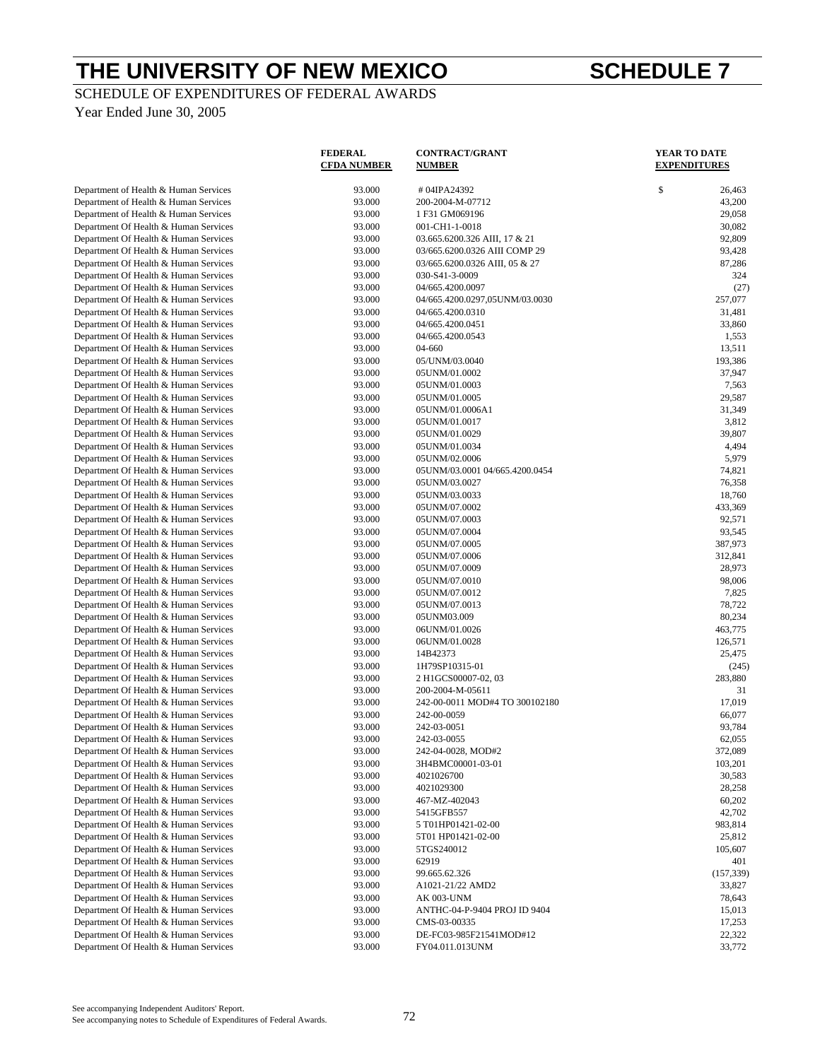# THE UNIVERSITY OF NEW MEXICO — SCHEDULE 7

SCHEDULE OF EXPENDITURES OF FEDERAL AWARDS

Year Ended June 30, 2005

| | FEDERAL CFDA NUMBER | CONTRACT/GRANT NUMBER | YEAR TO DATE EXPENDITURES |
|---|---|---|---|
| Department of Health & Human Services | 93.000 | # 04IPA24392 | $ 26,463 |
| Department of Health & Human Services | 93.000 | 200-2004-M-07712 | 43,200 |
| Department of Health & Human Services | 93.000 | 1 F31 GM069196 | 29,058 |
| Department Of Health & Human Services | 93.000 | 001-CH1-1-0018 | 30,082 |
| Department Of Health & Human Services | 93.000 | 03.665.6200.326 AIII, 17 & 21 | 92,809 |
| Department Of Health & Human Services | 93.000 | 03/665.6200.0326 AIII COMP 29 | 93,428 |
| Department Of Health & Human Services | 93.000 | 03/665.6200.0326 AIII, 05 & 27 | 87,286 |
| Department Of Health & Human Services | 93.000 | 030-S41-3-0009 | 324 |
| Department Of Health & Human Services | 93.000 | 04/665.4200.0097 | (27) |
| Department Of Health & Human Services | 93.000 | 04/665.4200.0297,05UNM/03.0030 | 257,077 |
| Department Of Health & Human Services | 93.000 | 04/665.4200.0310 | 31,481 |
| Department Of Health & Human Services | 93.000 | 04/665.4200.0451 | 33,860 |
| Department Of Health & Human Services | 93.000 | 04/665.4200.0543 | 1,553 |
| Department Of Health & Human Services | 93.000 | 04-660 | 13,511 |
| Department Of Health & Human Services | 93.000 | 05/UNM/03.0040 | 193,386 |
| Department Of Health & Human Services | 93.000 | 05UNM/01.0002 | 37,947 |
| Department Of Health & Human Services | 93.000 | 05UNM/01.0003 | 7,563 |
| Department Of Health & Human Services | 93.000 | 05UNM/01.0005 | 29,587 |
| Department Of Health & Human Services | 93.000 | 05UNM/01.0006A1 | 31,349 |
| Department Of Health & Human Services | 93.000 | 05UNM/01.0017 | 3,812 |
| Department Of Health & Human Services | 93.000 | 05UNM/01.0029 | 39,807 |
| Department Of Health & Human Services | 93.000 | 05UNM/01.0034 | 4,494 |
| Department Of Health & Human Services | 93.000 | 05UNM/02.0006 | 5,979 |
| Department Of Health & Human Services | 93.000 | 05UNM/03.0001 04/665.4200.0454 | 74,821 |
| Department Of Health & Human Services | 93.000 | 05UNM/03.0027 | 76,358 |
| Department Of Health & Human Services | 93.000 | 05UNM/03.0033 | 18,760 |
| Department Of Health & Human Services | 93.000 | 05UNM/07.0002 | 433,369 |
| Department Of Health & Human Services | 93.000 | 05UNM/07.0003 | 92,571 |
| Department Of Health & Human Services | 93.000 | 05UNM/07.0004 | 93,545 |
| Department Of Health & Human Services | 93.000 | 05UNM/07.0005 | 387,973 |
| Department Of Health & Human Services | 93.000 | 05UNM/07.0006 | 312,841 |
| Department Of Health & Human Services | 93.000 | 05UNM/07.0009 | 28,973 |
| Department Of Health & Human Services | 93.000 | 05UNM/07.0010 | 98,006 |
| Department Of Health & Human Services | 93.000 | 05UNM/07.0012 | 7,825 |
| Department Of Health & Human Services | 93.000 | 05UNM/07.0013 | 78,722 |
| Department Of Health & Human Services | 93.000 | 05UNM03.009 | 80,234 |
| Department Of Health & Human Services | 93.000 | 06UNM/01.0026 | 463,775 |
| Department Of Health & Human Services | 93.000 | 06UNM/01.0028 | 126,571 |
| Department Of Health & Human Services | 93.000 | 14B42373 | 25,475 |
| Department Of Health & Human Services | 93.000 | 1H79SP10315-01 | (245) |
| Department Of Health & Human Services | 93.000 | 2 H1GCS00007-02, 03 | 283,880 |
| Department Of Health & Human Services | 93.000 | 200-2004-M-05611 | 31 |
| Department Of Health & Human Services | 93.000 | 242-00-0011 MOD#4 TO 300102180 | 17,019 |
| Department Of Health & Human Services | 93.000 | 242-00-0059 | 66,077 |
| Department Of Health & Human Services | 93.000 | 242-03-0051 | 93,784 |
| Department Of Health & Human Services | 93.000 | 242-03-0055 | 62,055 |
| Department Of Health & Human Services | 93.000 | 242-04-0028, MOD#2 | 372,089 |
| Department Of Health & Human Services | 93.000 | 3H4BMC00001-03-01 | 103,201 |
| Department Of Health & Human Services | 93.000 | 4021026700 | 30,583 |
| Department Of Health & Human Services | 93.000 | 4021029300 | 28,258 |
| Department Of Health & Human Services | 93.000 | 467-MZ-402043 | 60,202 |
| Department Of Health & Human Services | 93.000 | 5415GFB557 | 42,702 |
| Department Of Health & Human Services | 93.000 | 5 T01HP01421-02-00 | 983,814 |
| Department Of Health & Human Services | 93.000 | 5T01 HP01421-02-00 | 25,812 |
| Department Of Health & Human Services | 93.000 | 5TGS240012 | 105,607 |
| Department Of Health & Human Services | 93.000 | 62919 | 401 |
| Department Of Health & Human Services | 93.000 | 99.665.62.326 | (157,339) |
| Department Of Health & Human Services | 93.000 | A1021-21/22 AMD2 | 33,827 |
| Department Of Health & Human Services | 93.000 | AK 003-UNM | 78,643 |
| Department Of Health & Human Services | 93.000 | ANTHC-04-P-9404 PROJ ID 9404 | 15,013 |
| Department Of Health & Human Services | 93.000 | CMS-03-00335 | 17,253 |
| Department Of Health & Human Services | 93.000 | DE-FC03-985F21541MOD#12 | 22,322 |
| Department Of Health & Human Services | 93.000 | FY04.011.013UNM | 33,772 |

See accompanying Independent Auditors' Report.
See accompanying notes to Schedule of Expenditures of Federal Awards.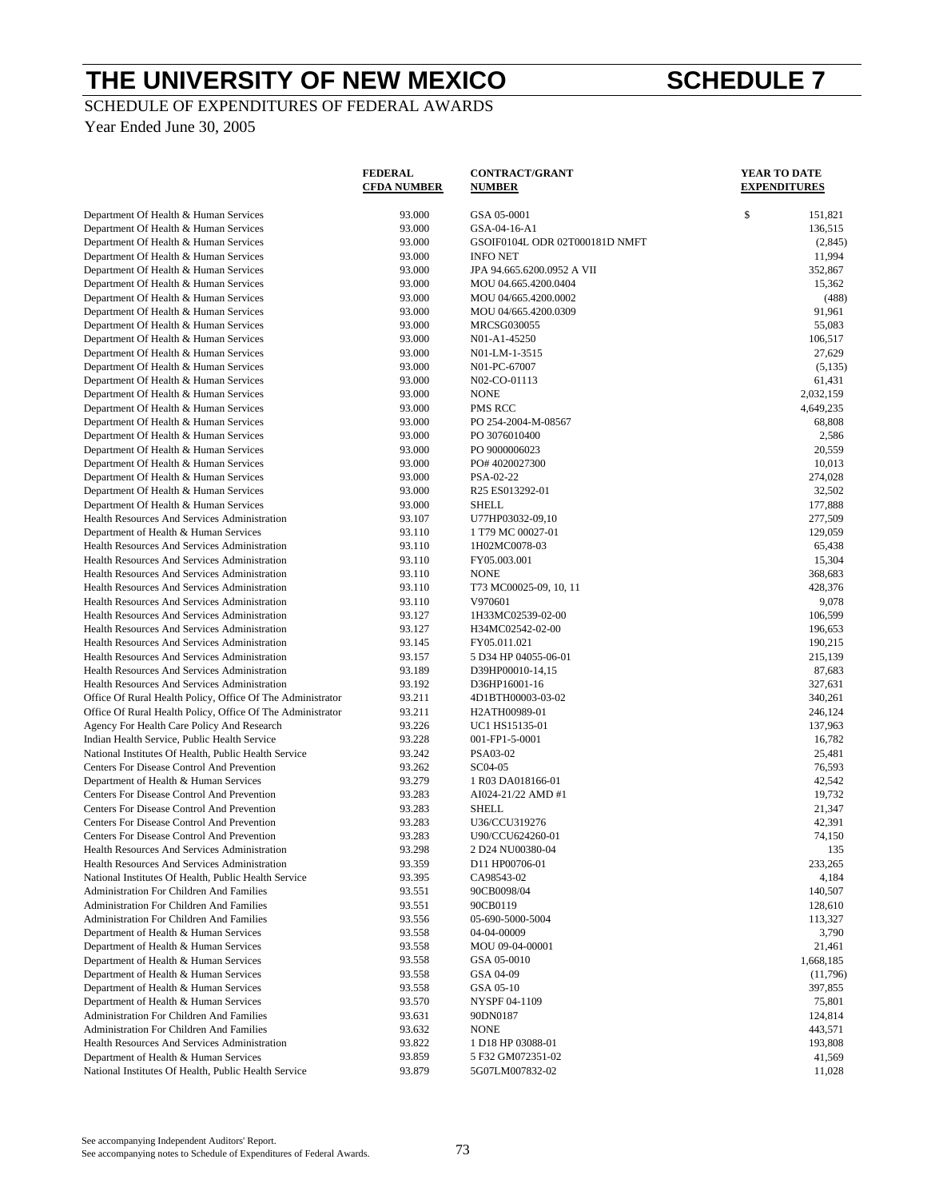# THE UNIVERSITY OF NEW MEXICO

# SCHEDULE 7

SCHEDULE OF EXPENDITURES OF FEDERAL AWARDS

Year Ended June 30, 2005

| | FEDERAL CFDA NUMBER | CONTRACT/GRANT NUMBER | YEAR TO DATE EXPENDITURES |
|---|---|---|---|
| Department Of Health & Human Services | 93.000 | GSA 05-0001 | $ 151,821 |
| Department Of Health & Human Services | 93.000 | GSA-04-16-A1 | 136,515 |
| Department Of Health & Human Services | 93.000 | GSOIF0104L ODR 02T000181D NMFT | (2,845) |
| Department Of Health & Human Services | 93.000 | INFO NET | 11,994 |
| Department Of Health & Human Services | 93.000 | JPA 94.665.6200.0952 A VII | 352,867 |
| Department Of Health & Human Services | 93.000 | MOU 04.665.4200.0404 | 15,362 |
| Department Of Health & Human Services | 93.000 | MOU 04/665.4200.0002 | (488) |
| Department Of Health & Human Services | 93.000 | MOU 04/665.4200.0309 | 91,961 |
| Department Of Health & Human Services | 93.000 | MRCSG030055 | 55,083 |
| Department Of Health & Human Services | 93.000 | N01-A1-45250 | 106,517 |
| Department Of Health & Human Services | 93.000 | N01-LM-1-3515 | 27,629 |
| Department Of Health & Human Services | 93.000 | N01-PC-67007 | (5,135) |
| Department Of Health & Human Services | 93.000 | N02-CO-01113 | 61,431 |
| Department Of Health & Human Services | 93.000 | NONE | 2,032,159 |
| Department Of Health & Human Services | 93.000 | PMS RCC | 4,649,235 |
| Department Of Health & Human Services | 93.000 | PO 254-2004-M-08567 | 68,808 |
| Department Of Health & Human Services | 93.000 | PO 3076010400 | 2,586 |
| Department Of Health & Human Services | 93.000 | PO 9000006023 | 20,559 |
| Department Of Health & Human Services | 93.000 | PO# 4020027300 | 10,013 |
| Department Of Health & Human Services | 93.000 | PSA-02-22 | 274,028 |
| Department Of Health & Human Services | 93.000 | R25 ES013292-01 | 32,502 |
| Department Of Health & Human Services | 93.000 | SHELL | 177,888 |
| Health Resources And Services Administration | 93.107 | U77HP03032-09,10 | 277,509 |
| Department of Health & Human Services | 93.110 | 1 T79 MC 00027-01 | 129,059 |
| Health Resources And Services Administration | 93.110 | 1H02MC0078-03 | 65,438 |
| Health Resources And Services Administration | 93.110 | FY05.003.001 | 15,304 |
| Health Resources And Services Administration | 93.110 | NONE | 368,683 |
| Health Resources And Services Administration | 93.110 | T73 MC00025-09, 10, 11 | 428,376 |
| Health Resources And Services Administration | 93.110 | V970601 | 9,078 |
| Health Resources And Services Administration | 93.127 | 1H33MC02539-02-00 | 106,599 |
| Health Resources And Services Administration | 93.127 | H34MC02542-02-00 | 196,653 |
| Health Resources And Services Administration | 93.145 | FY05.011.021 | 190,215 |
| Health Resources And Services Administration | 93.157 | 5 D34 HP 04055-06-01 | 215,139 |
| Health Resources And Services Administration | 93.189 | D39HP00010-14,15 | 87,683 |
| Health Resources And Services Administration | 93.192 | D36HP16001-16 | 327,631 |
| Office Of Rural Health Policy, Office Of The Administrator | 93.211 | 4D1BTH00003-03-02 | 340,261 |
| Office Of Rural Health Policy, Office Of The Administrator | 93.211 | H2ATH00989-01 | 246,124 |
| Agency For Health Care Policy And Research | 93.226 | UC1 HS15135-01 | 137,963 |
| Indian Health Service, Public Health Service | 93.228 | 001-FP1-5-0001 | 16,782 |
| National Institutes Of Health, Public Health Service | 93.242 | PSA03-02 | 25,481 |
| Centers For Disease Control And Prevention | 93.262 | SC04-05 | 76,593 |
| Department of Health & Human Services | 93.279 | 1 R03 DA018166-01 | 42,542 |
| Centers For Disease Control And Prevention | 93.283 | AI024-21/22 AMD #1 | 19,732 |
| Centers For Disease Control And Prevention | 93.283 | SHELL | 21,347 |
| Centers For Disease Control And Prevention | 93.283 | U36/CCU319276 | 42,391 |
| Centers For Disease Control And Prevention | 93.283 | U90/CCU624260-01 | 74,150 |
| Health Resources And Services Administration | 93.298 | 2 D24 NU00380-04 | 135 |
| Health Resources And Services Administration | 93.359 | D11 HP00706-01 | 233,265 |
| National Institutes Of Health, Public Health Service | 93.395 | CA98543-02 | 4,184 |
| Administration For Children And Families | 93.551 | 90CB0098/04 | 140,507 |
| Administration For Children And Families | 93.551 | 90CB0119 | 128,610 |
| Administration For Children And Families | 93.556 | 05-690-5000-5004 | 113,327 |
| Department of Health & Human Services | 93.558 | 04-04-00009 | 3,790 |
| Department of Health & Human Services | 93.558 | MOU 09-04-00001 | 21,461 |
| Department of Health & Human Services | 93.558 | GSA 05-0010 | 1,668,185 |
| Department of Health & Human Services | 93.558 | GSA 04-09 | (11,796) |
| Department of Health & Human Services | 93.558 | GSA 05-10 | 397,855 |
| Department of Health & Human Services | 93.570 | NYSPF 04-1109 | 75,801 |
| Administration For Children And Families | 93.631 | 90DN0187 | 124,814 |
| Administration For Children And Families | 93.632 | NONE | 443,571 |
| Health Resources And Services Administration | 93.822 | 1 D18 HP 03088-01 | 193,808 |
| Department of Health & Human Services | 93.859 | 5 F32 GM072351-02 | 41,569 |
| National Institutes Of Health, Public Health Service | 93.879 | 5G07LM007832-02 | 11,028 |

See accompanying Independent Auditors' Report.
See accompanying notes to Schedule of Expenditures of Federal Awards.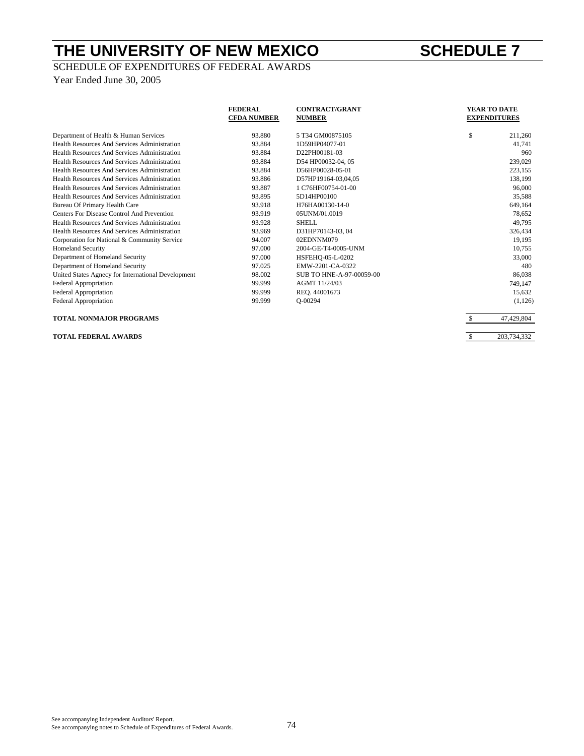# THE UNIVERSITY OF NEW MEXICO — SCHEDULE 7

SCHEDULE OF EXPENDITURES OF FEDERAL AWARDS

Year Ended June 30, 2005

| | FEDERAL CFDA NUMBER | CONTRACT/GRANT NUMBER | YEAR TO DATE EXPENDITURES |
|---|---|---|---|
| Department of Health & Human Services | 93.880 | 5 T34 GM00875105 | $ 211,260 |
| Health Resources And Services Administration | 93.884 | 1D59HP04077-01 | 41,741 |
| Health Resources And Services Administration | 93.884 | D22PH00181-03 | 960 |
| Health Resources And Services Administration | 93.884 | D54 HP00032-04, 05 | 239,029 |
| Health Resources And Services Administration | 93.884 | D56HP00028-05-01 | 223,155 |
| Health Resources And Services Administration | 93.886 | D57HP19164-03,04,05 | 138,199 |
| Health Resources And Services Administration | 93.887 | 1 C76HF00754-01-00 | 96,000 |
| Health Resources And Services Administration | 93.895 | 5D14HP00100 | 35,588 |
| Bureau Of Primary Health Care | 93.918 | H76HA00130-14-0 | 649,164 |
| Centers For Disease Control And Prevention | 93.919 | 05UNM/01.0019 | 78,652 |
| Health Resources And Services Administration | 93.928 | SHELL | 49,795 |
| Health Resources And Services Administration | 93.969 | D31HP70143-03, 04 | 326,434 |
| Corporation for National & Community Service | 94.007 | 02EDNNM079 | 19,195 |
| Homeland Security | 97.000 | 2004-GE-T4-0005-UNM | 10,755 |
| Department of Homeland Security | 97.000 | HSFEHQ-05-L-0202 | 33,000 |
| Department of Homeland Security | 97.025 | EMW-2201-CA-0322 | 480 |
| United States Agnecy for International Development | 98.002 | SUB TO HNE-A-97-00059-00 | 86,038 |
| Federal Appropriation | 99.999 | AGMT 11/24/03 | 749,147 |
| Federal Appropriation | 99.999 | REQ. 44001673 | 15,632 |
| Federal Appropriation | 99.999 | Q-00294 | (1,126) |
| **TOTAL NONMAJOR PROGRAMS** | | | $ 47,429,804 |
| **TOTAL FEDERAL AWARDS** | | | $ 203,734,332 |

See accompanying Independent Auditors' Report.
See accompanying notes to Schedule of Expenditures of Federal Awards.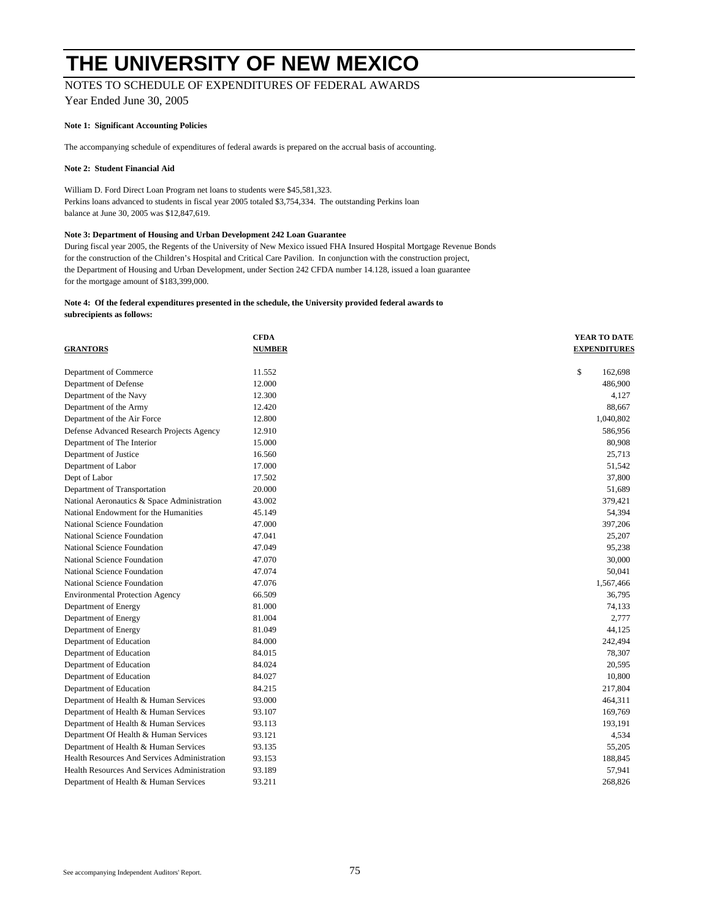# THE UNIVERSITY OF NEW MEXICO

NOTES TO SCHEDULE OF EXPENDITURES OF FEDERAL AWARDS

Year Ended June 30, 2005

**Note 1: Significant Accounting Policies**

The accompanying schedule of expenditures of federal awards is prepared on the accrual basis of accounting.

**Note 2: Student Financial Aid**

William D. Ford Direct Loan Program net loans to students were $45,581,323.
Perkins loans advanced to students in fiscal year 2005 totaled $3,754,334. The outstanding Perkins loan balance at June 30, 2005 was $12,847,619.

**Note 3: Department of Housing and Urban Development 242 Loan Guarantee**

During fiscal year 2005, the Regents of the University of New Mexico issued FHA Insured Hospital Mortgage Revenue Bonds for the construction of the Children's Hospital and Critical Care Pavilion. In conjunction with the construction project, the Department of Housing and Urban Development, under Section 242 CFDA number 14.128, issued a loan guarantee for the mortgage amount of $183,399,000.

**Note 4: Of the federal expenditures presented in the schedule, the University provided federal awards to subrecipients as follows:**

| GRANTORS | CFDA NUMBER | YEAR TO DATE EXPENDITURES |
|---|---|---|
| Department of Commerce | 11.552 | $ 162,698 |
| Department of Defense | 12.000 | 486,900 |
| Department of the Navy | 12.300 | 4,127 |
| Department of the Army | 12.420 | 88,667 |
| Department of the Air Force | 12.800 | 1,040,802 |
| Defense Advanced Research Projects Agency | 12.910 | 586,956 |
| Department of The Interior | 15.000 | 80,908 |
| Department of Justice | 16.560 | 25,713 |
| Department of Labor | 17.000 | 51,542 |
| Dept of Labor | 17.502 | 37,800 |
| Department of Transportation | 20.000 | 51,689 |
| National Aeronautics & Space Administration | 43.002 | 379,421 |
| National Endowment for the Humanities | 45.149 | 54,394 |
| National Science Foundation | 47.000 | 397,206 |
| National Science Foundation | 47.041 | 25,207 |
| National Science Foundation | 47.049 | 95,238 |
| National Science Foundation | 47.070 | 30,000 |
| National Science Foundation | 47.074 | 50,041 |
| National Science Foundation | 47.076 | 1,567,466 |
| Environmental Protection Agency | 66.509 | 36,795 |
| Department of Energy | 81.000 | 74,133 |
| Department of Energy | 81.004 | 2,777 |
| Department of Energy | 81.049 | 44,125 |
| Department of Education | 84.000 | 242,494 |
| Department of Education | 84.015 | 78,307 |
| Department of Education | 84.024 | 20,595 |
| Department of Education | 84.027 | 10,800 |
| Department of Education | 84.215 | 217,804 |
| Department of Health & Human Services | 93.000 | 464,311 |
| Department of Health & Human Services | 93.107 | 169,769 |
| Department of Health & Human Services | 93.113 | 193,191 |
| Department Of Health & Human Services | 93.121 | 4,534 |
| Department of Health & Human Services | 93.135 | 55,205 |
| Health Resources And Services Administration | 93.153 | 188,845 |
| Health Resources And Services Administration | 93.189 | 57,941 |
| Department of Health & Human Services | 93.211 | 268,826 |

See accompanying Independent Auditors' Report.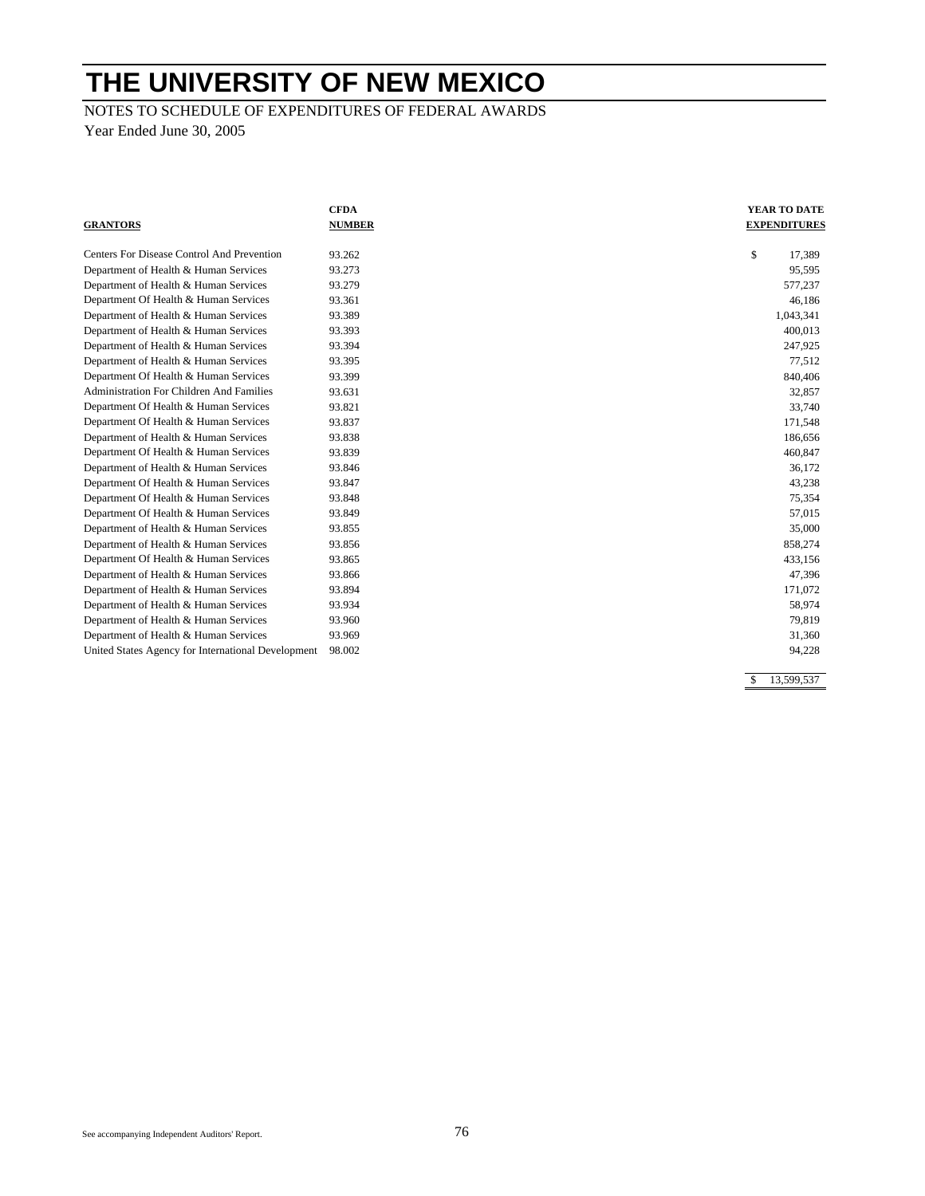# THE UNIVERSITY OF NEW MEXICO

NOTES TO SCHEDULE OF EXPENDITURES OF FEDERAL AWARDS

Year Ended June 30, 2005

| GRANTORS | CFDA NUMBER | YEAR TO DATE EXPENDITURES |
|---|---|---|
| Centers For Disease Control And Prevention | 93.262 | $ 17,389 |
| Department of Health & Human Services | 93.273 | 95,595 |
| Department of Health & Human Services | 93.279 | 577,237 |
| Department Of Health & Human Services | 93.361 | 46,186 |
| Department of Health & Human Services | 93.389 | 1,043,341 |
| Department of Health & Human Services | 93.393 | 400,013 |
| Department of Health & Human Services | 93.394 | 247,925 |
| Department of Health & Human Services | 93.395 | 77,512 |
| Department Of Health & Human Services | 93.399 | 840,406 |
| Administration For Children And Families | 93.631 | 32,857 |
| Department Of Health & Human Services | 93.821 | 33,740 |
| Department Of Health & Human Services | 93.837 | 171,548 |
| Department of Health & Human Services | 93.838 | 186,656 |
| Department Of Health & Human Services | 93.839 | 460,847 |
| Department of Health & Human Services | 93.846 | 36,172 |
| Department Of Health & Human Services | 93.847 | 43,238 |
| Department Of Health & Human Services | 93.848 | 75,354 |
| Department Of Health & Human Services | 93.849 | 57,015 |
| Department of Health & Human Services | 93.855 | 35,000 |
| Department of Health & Human Services | 93.856 | 858,274 |
| Department Of Health & Human Services | 93.865 | 433,156 |
| Department of Health & Human Services | 93.866 | 47,396 |
| Department of Health & Human Services | 93.894 | 171,072 |
| Department of Health & Human Services | 93.934 | 58,974 |
| Department of Health & Human Services | 93.960 | 79,819 |
| Department of Health & Human Services | 93.969 | 31,360 |
| United States Agency for International Development | 98.002 | 94,228 |
| | | $ 13,599,537 |

See accompanying Independent Auditors' Report.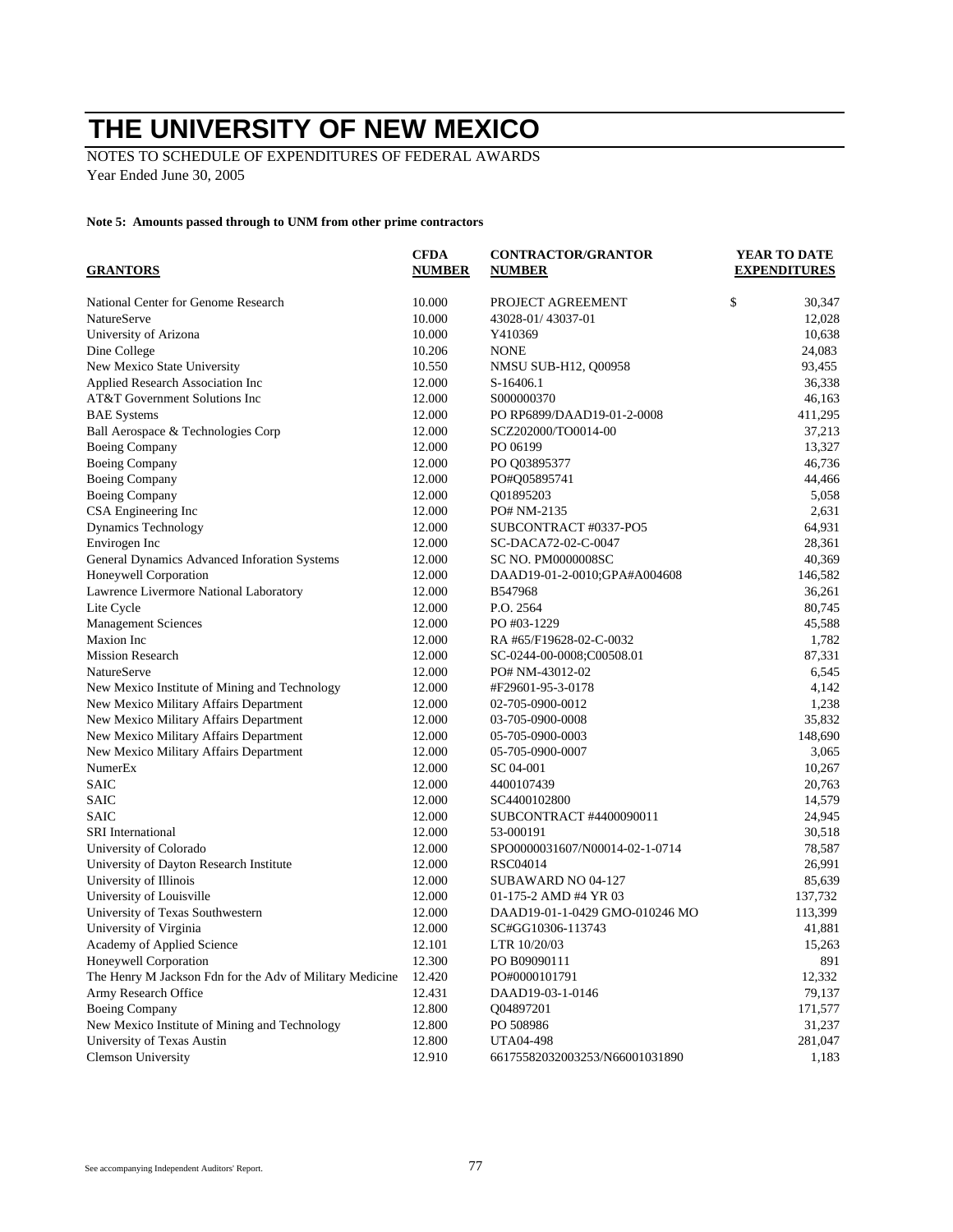# THE UNIVERSITY OF NEW MEXICO

NOTES TO SCHEDULE OF EXPENDITURES OF FEDERAL AWARDS
Year Ended June 30, 2005

**Note 5: Amounts passed through to UNM from other prime contractors**

| GRANTORS | CFDA NUMBER | CONTRACTOR/GRANTOR NUMBER | YEAR TO DATE EXPENDITURES |
|---|---|---|---|
| National Center for Genome Research | 10.000 | PROJECT AGREEMENT | $ 30,347 |
| NatureServe | 10.000 | 43028-01/ 43037-01 | 12,028 |
| University of Arizona | 10.000 | Y410369 | 10,638 |
| Dine College | 10.206 | NONE | 24,083 |
| New Mexico State University | 10.550 | NMSU SUB-H12, Q00958 | 93,455 |
| Applied Research Association Inc | 12.000 | S-16406.1 | 36,338 |
| AT&T Government Solutions Inc | 12.000 | S000000370 | 46,163 |
| BAE Systems | 12.000 | PO RP6899/DAAD19-01-2-0008 | 411,295 |
| Ball Aerospace & Technologies Corp | 12.000 | SCZ202000/TO0014-00 | 37,213 |
| Boeing Company | 12.000 | PO 06199 | 13,327 |
| Boeing Company | 12.000 | PO Q03895377 | 46,736 |
| Boeing Company | 12.000 | PO#Q05895741 | 44,466 |
| Boeing Company | 12.000 | Q01895203 | 5,058 |
| CSA Engineering Inc | 12.000 | PO# NM-2135 | 2,631 |
| Dynamics Technology | 12.000 | SUBCONTRACT #0337-PO5 | 64,931 |
| Envirogen Inc | 12.000 | SC-DACA72-02-C-0047 | 28,361 |
| General Dynamics Advanced Inforation Systems | 12.000 | SC NO. PM0000008SC | 40,369 |
| Honeywell Corporation | 12.000 | DAAD19-01-2-0010;GPA#A004608 | 146,582 |
| Lawrence Livermore National Laboratory | 12.000 | B547968 | 36,261 |
| Lite Cycle | 12.000 | P.O. 2564 | 80,745 |
| Management Sciences | 12.000 | PO #03-1229 | 45,588 |
| Maxion Inc | 12.000 | RA #65/F19628-02-C-0032 | 1,782 |
| Mission Research | 12.000 | SC-0244-00-0008;C00508.01 | 87,331 |
| NatureServe | 12.000 | PO# NM-43012-02 | 6,545 |
| New Mexico Institute of Mining and Technology | 12.000 | #F29601-95-3-0178 | 4,142 |
| New Mexico Military Affairs Department | 12.000 | 02-705-0900-0012 | 1,238 |
| New Mexico Military Affairs Department | 12.000 | 03-705-0900-0008 | 35,832 |
| New Mexico Military Affairs Department | 12.000 | 05-705-0900-0003 | 148,690 |
| New Mexico Military Affairs Department | 12.000 | 05-705-0900-0007 | 3,065 |
| NumerEx | 12.000 | SC 04-001 | 10,267 |
| SAIC | 12.000 | 4400107439 | 20,763 |
| SAIC | 12.000 | SC4400102800 | 14,579 |
| SAIC | 12.000 | SUBCONTRACT #4400090011 | 24,945 |
| SRI International | 12.000 | 53-000191 | 30,518 |
| University of Colorado | 12.000 | SPO0000031607/N00014-02-1-0714 | 78,587 |
| University of Dayton Research Institute | 12.000 | RSC04014 | 26,991 |
| University of Illinois | 12.000 | SUBAWARD NO 04-127 | 85,639 |
| University of Louisville | 12.000 | 01-175-2 AMD #4 YR 03 | 137,732 |
| University of Texas Southwestern | 12.000 | DAAD19-01-1-0429 GMO-010246 MO | 113,399 |
| University of Virginia | 12.000 | SC#GG10306-113743 | 41,881 |
| Academy of Applied Science | 12.101 | LTR 10/20/03 | 15,263 |
| Honeywell Corporation | 12.300 | PO B09090111 | 891 |
| The Henry M Jackson Fdn for the Adv of Military Medicine | 12.420 | PO#0000101791 | 12,332 |
| Army Research Office | 12.431 | DAAD19-03-1-0146 | 79,137 |
| Boeing Company | 12.800 | Q04897201 | 171,577 |
| New Mexico Institute of Mining and Technology | 12.800 | PO 508986 | 31,237 |
| University of Texas Austin | 12.800 | UTA04-498 | 281,047 |
| Clemson University | 12.910 | 66175582032003253/N66001031890 | 1,183 |

See accompanying Independent Auditors' Report.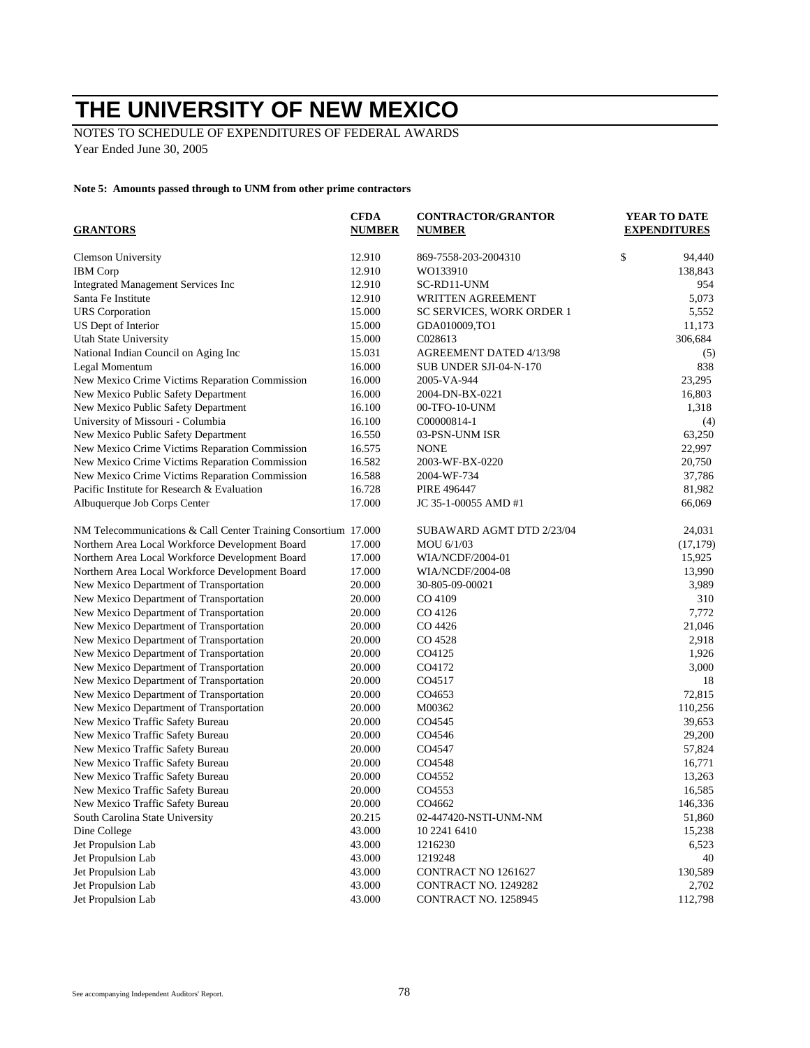# THE UNIVERSITY OF NEW MEXICO

NOTES TO SCHEDULE OF EXPENDITURES OF FEDERAL AWARDS
Year Ended June 30, 2005

**Note 5: Amounts passed through to UNM from other prime contractors**

| GRANTORS | CFDA NUMBER | CONTRACTOR/GRANTOR NUMBER | YEAR TO DATE EXPENDITURES |
|---|---|---|---|
| Clemson University | 12.910 | 869-7558-203-2004310 | $ 94,440 |
| IBM Corp | 12.910 | WO133910 | 138,843 |
| Integrated Management Services Inc | 12.910 | SC-RD11-UNM | 954 |
| Santa Fe Institute | 12.910 | WRITTEN AGREEMENT | 5,073 |
| URS Corporation | 15.000 | SC SERVICES, WORK ORDER 1 | 5,552 |
| US Dept of Interior | 15.000 | GDA010009,TO1 | 11,173 |
| Utah State University | 15.000 | C028613 | 306,684 |
| National Indian Council on Aging Inc | 15.031 | AGREEMENT DATED 4/13/98 | (5) |
| Legal Momentum | 16.000 | SUB UNDER SJI-04-N-170 | 838 |
| New Mexico Crime Victims Reparation Commission | 16.000 | 2005-VA-944 | 23,295 |
| New Mexico Public Safety Department | 16.000 | 2004-DN-BX-0221 | 16,803 |
| New Mexico Public Safety Department | 16.100 | 00-TFO-10-UNM | 1,318 |
| University of Missouri - Columbia | 16.100 | C00000814-1 | (4) |
| New Mexico Public Safety Department | 16.550 | 03-PSN-UNM ISR | 63,250 |
| New Mexico Crime Victims Reparation Commission | 16.575 | NONE | 22,997 |
| New Mexico Crime Victims Reparation Commission | 16.582 | 2003-WF-BX-0220 | 20,750 |
| New Mexico Crime Victims Reparation Commission | 16.588 | 2004-WF-734 | 37,786 |
| Pacific Institute for Research & Evaluation | 16.728 | PIRE 496447 | 81,982 |
| Albuquerque Job Corps Center | 17.000 | JC 35-1-00055 AMD #1 | 66,069 |
| NM Telecommunications & Call Center Training Consortium | 17.000 | SUBAWARD AGMT DTD 2/23/04 | 24,031 |
| Northern Area Local Workforce Development Board | 17.000 | MOU 6/1/03 | (17,179) |
| Northern Area Local Workforce Development Board | 17.000 | WIA/NCDF/2004-01 | 15,925 |
| Northern Area Local Workforce Development Board | 17.000 | WIA/NCDF/2004-08 | 13,990 |
| New Mexico Department of Transportation | 20.000 | 30-805-09-00021 | 3,989 |
| New Mexico Department of Transportation | 20.000 | CO 4109 | 310 |
| New Mexico Department of Transportation | 20.000 | CO 4126 | 7,772 |
| New Mexico Department of Transportation | 20.000 | CO 4426 | 21,046 |
| New Mexico Department of Transportation | 20.000 | CO 4528 | 2,918 |
| New Mexico Department of Transportation | 20.000 | CO4125 | 1,926 |
| New Mexico Department of Transportation | 20.000 | CO4172 | 3,000 |
| New Mexico Department of Transportation | 20.000 | CO4517 | 18 |
| New Mexico Department of Transportation | 20.000 | CO4653 | 72,815 |
| New Mexico Department of Transportation | 20.000 | M00362 | 110,256 |
| New Mexico Traffic Safety Bureau | 20.000 | CO4545 | 39,653 |
| New Mexico Traffic Safety Bureau | 20.000 | CO4546 | 29,200 |
| New Mexico Traffic Safety Bureau | 20.000 | CO4547 | 57,824 |
| New Mexico Traffic Safety Bureau | 20.000 | CO4548 | 16,771 |
| New Mexico Traffic Safety Bureau | 20.000 | CO4552 | 13,263 |
| New Mexico Traffic Safety Bureau | 20.000 | CO4553 | 16,585 |
| New Mexico Traffic Safety Bureau | 20.000 | CO4662 | 146,336 |
| South Carolina State University | 20.215 | 02-447420-NSTI-UNM-NM | 51,860 |
| Dine College | 43.000 | 10 2241 6410 | 15,238 |
| Jet Propulsion Lab | 43.000 | 1216230 | 6,523 |
| Jet Propulsion Lab | 43.000 | 1219248 | 40 |
| Jet Propulsion Lab | 43.000 | CONTRACT NO 1261627 | 130,589 |
| Jet Propulsion Lab | 43.000 | CONTRACT NO. 1249282 | 2,702 |
| Jet Propulsion Lab | 43.000 | CONTRACT NO. 1258945 | 112,798 |

See accompanying Independent Auditors' Report.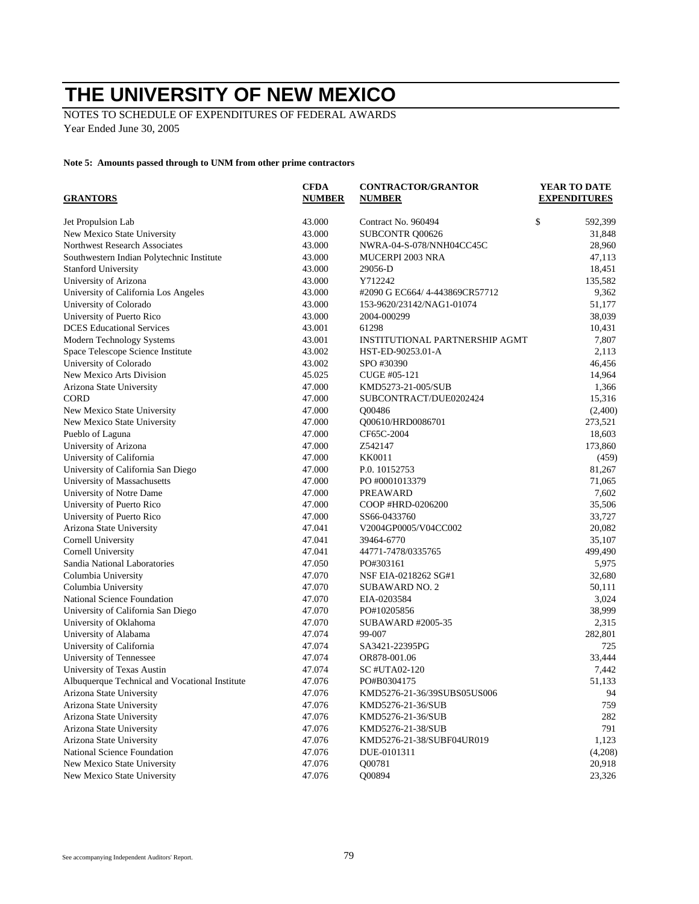# THE UNIVERSITY OF NEW MEXICO

NOTES TO SCHEDULE OF EXPENDITURES OF FEDERAL AWARDS
Year Ended June 30, 2005

**Note 5: Amounts passed through to UNM from other prime contractors**

| GRANTORS | CFDA NUMBER | CONTRACTOR/GRANTOR NUMBER | YEAR TO DATE EXPENDITURES |
|---|---|---|---|
| Jet Propulsion Lab | 43.000 | Contract No. 960494 | $ 592,399 |
| New Mexico State University | 43.000 | SUBCONTR Q00626 | 31,848 |
| Northwest Research Associates | 43.000 | NWRA-04-S-078/NNH04CC45C | 28,960 |
| Southwestern Indian Polytechnic Institute | 43.000 | MUCERPI 2003 NRA | 47,113 |
| Stanford University | 43.000 | 29056-D | 18,451 |
| University of Arizona | 43.000 | Y712242 | 135,582 |
| University of California Los Angeles | 43.000 | #2090 G EC664/ 4-443869CR57712 | 9,362 |
| University of Colorado | 43.000 | 153-9620/23142/NAG1-01074 | 51,177 |
| University of Puerto Rico | 43.000 | 2004-000299 | 38,039 |
| DCES Educational Services | 43.001 | 61298 | 10,431 |
| Modern Technology Systems | 43.001 | INSTITUTIONAL PARTNERSHIP AGMT | 7,807 |
| Space Telescope Science Institute | 43.002 | HST-ED-90253.01-A | 2,113 |
| University of Colorado | 43.002 | SPO #30390 | 46,456 |
| New Mexico Arts Division | 45.025 | CUGE #05-121 | 14,964 |
| Arizona State University | 47.000 | KMD5273-21-005/SUB | 1,366 |
| CORD | 47.000 | SUBCONTRACT/DUE0202424 | 15,316 |
| New Mexico State University | 47.000 | Q00486 | (2,400) |
| New Mexico State University | 47.000 | Q00610/HRD0086701 | 273,521 |
| Pueblo of Laguna | 47.000 | CF65C-2004 | 18,603 |
| University of Arizona | 47.000 | Z542147 | 173,860 |
| University of California | 47.000 | KK0011 | (459) |
| University of California San Diego | 47.000 | P.0. 10152753 | 81,267 |
| University of Massachusetts | 47.000 | PO #0001013379 | 71,065 |
| University of Notre Dame | 47.000 | PREAWARD | 7,602 |
| University of Puerto Rico | 47.000 | COOP #HRD-0206200 | 35,506 |
| University of Puerto Rico | 47.000 | SS66-0433760 | 33,727 |
| Arizona State University | 47.041 | V2004GP0005/V04CC002 | 20,082 |
| Cornell University | 47.041 | 39464-6770 | 35,107 |
| Cornell University | 47.041 | 44771-7478/0335765 | 499,490 |
| Sandia National Laboratories | 47.050 | PO#303161 | 5,975 |
| Columbia University | 47.070 | NSF EIA-0218262 SG#1 | 32,680 |
| Columbia University | 47.070 | SUBAWARD NO. 2 | 50,111 |
| National Science Foundation | 47.070 | EIA-0203584 | 3,024 |
| University of California San Diego | 47.070 | PO#10205856 | 38,999 |
| University of Oklahoma | 47.070 | SUBAWARD #2005-35 | 2,315 |
| University of Alabama | 47.074 | 99-007 | 282,801 |
| University of California | 47.074 | SA3421-22395PG | 725 |
| University of Tennessee | 47.074 | OR878-001.06 | 33,444 |
| University of Texas Austin | 47.074 | SC #UTA02-120 | 7,442 |
| Albuquerque Technical and Vocational Institute | 47.076 | PO#B0304175 | 51,133 |
| Arizona State University | 47.076 | KMD5276-21-36/39SUBS05US006 | 94 |
| Arizona State University | 47.076 | KMD5276-21-36/SUB | 759 |
| Arizona State University | 47.076 | KMD5276-21-36/SUB | 282 |
| Arizona State University | 47.076 | KMD5276-21-38/SUB | 791 |
| Arizona State University | 47.076 | KMD5276-21-38/SUBF04UR019 | 1,123 |
| National Science Foundation | 47.076 | DUE-0101311 | (4,208) |
| New Mexico State University | 47.076 | Q00781 | 20,918 |
| New Mexico State University | 47.076 | Q00894 | 23,326 |

See accompanying Independent Auditors' Report.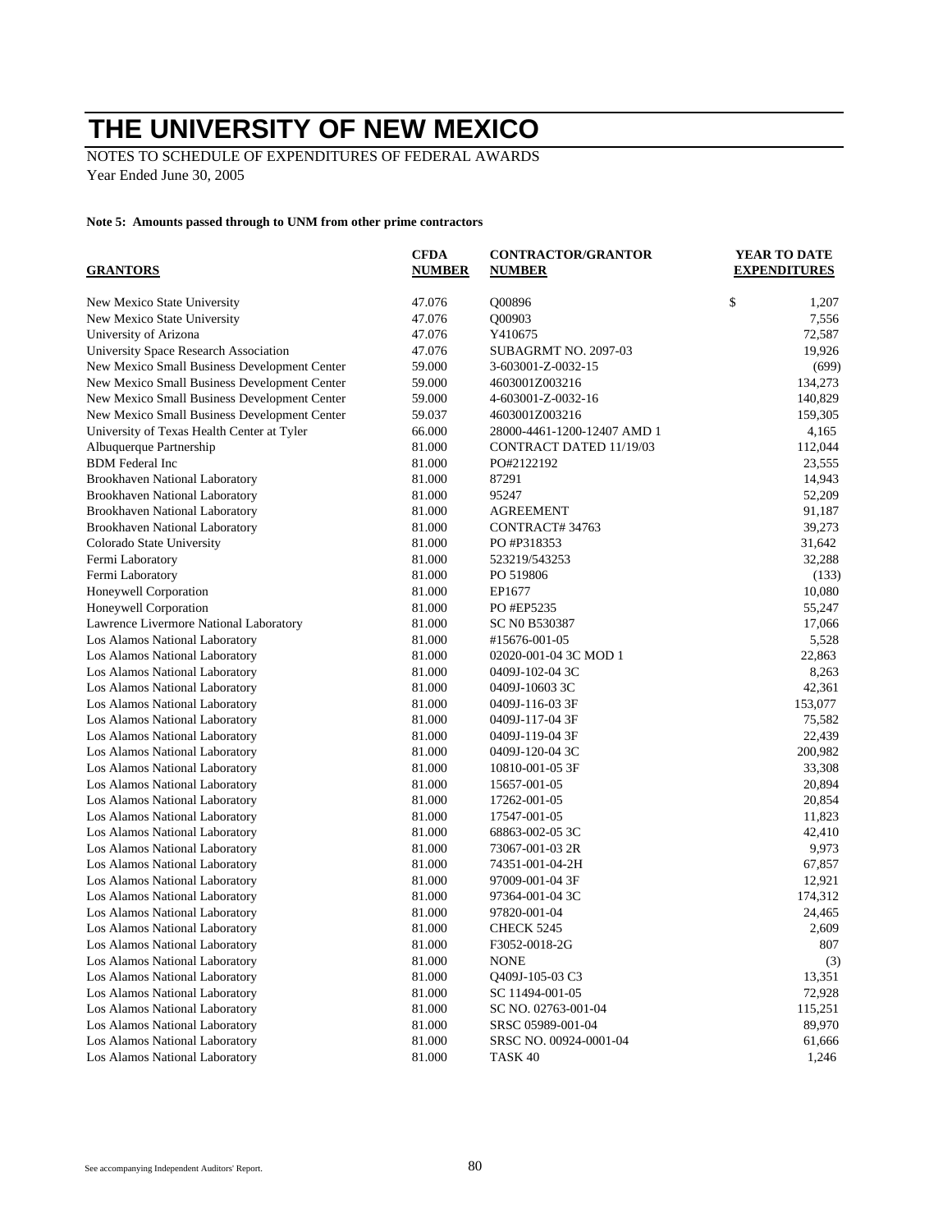# THE UNIVERSITY OF NEW MEXICO

NOTES TO SCHEDULE OF EXPENDITURES OF FEDERAL AWARDS
Year Ended June 30, 2005

**Note 5: Amounts passed through to UNM from other prime contractors**

| GRANTORS | CFDA NUMBER | CONTRACTOR/GRANTOR NUMBER | YEAR TO DATE EXPENDITURES |
|---|---|---|---|
| New Mexico State University | 47.076 | Q00896 | $ 1,207 |
| New Mexico State University | 47.076 | Q00903 | 7,556 |
| University of Arizona | 47.076 | Y410675 | 72,587 |
| University Space Research Association | 47.076 | SUBAGRMT NO. 2097-03 | 19,926 |
| New Mexico Small Business Development Center | 59.000 | 3-603001-Z-0032-15 | (699) |
| New Mexico Small Business Development Center | 59.000 | 4603001Z003216 | 134,273 |
| New Mexico Small Business Development Center | 59.000 | 4-603001-Z-0032-16 | 140,829 |
| New Mexico Small Business Development Center | 59.037 | 4603001Z003216 | 159,305 |
| University of Texas Health Center at Tyler | 66.000 | 28000-4461-1200-12407 AMD 1 | 4,165 |
| Albuquerque Partnership | 81.000 | CONTRACT DATED 11/19/03 | 112,044 |
| BDM Federal Inc | 81.000 | PO#2122192 | 23,555 |
| Brookhaven National Laboratory | 81.000 | 87291 | 14,943 |
| Brookhaven National Laboratory | 81.000 | 95247 | 52,209 |
| Brookhaven National Laboratory | 81.000 | AGREEMENT | 91,187 |
| Brookhaven National Laboratory | 81.000 | CONTRACT# 34763 | 39,273 |
| Colorado State University | 81.000 | PO #P318353 | 31,642 |
| Fermi Laboratory | 81.000 | 523219/543253 | 32,288 |
| Fermi Laboratory | 81.000 | PO 519806 | (133) |
| Honeywell Corporation | 81.000 | EP1677 | 10,080 |
| Honeywell Corporation | 81.000 | PO #EP5235 | 55,247 |
| Lawrence Livermore National Laboratory | 81.000 | SC N0 B530387 | 17,066 |
| Los Alamos National Laboratory | 81.000 | #15676-001-05 | 5,528 |
| Los Alamos National Laboratory | 81.000 | 02020-001-04 3C MOD 1 | 22,863 |
| Los Alamos National Laboratory | 81.000 | 0409J-102-04 3C | 8,263 |
| Los Alamos National Laboratory | 81.000 | 0409J-10603 3C | 42,361 |
| Los Alamos National Laboratory | 81.000 | 0409J-116-03 3F | 153,077 |
| Los Alamos National Laboratory | 81.000 | 0409J-117-04 3F | 75,582 |
| Los Alamos National Laboratory | 81.000 | 0409J-119-04 3F | 22,439 |
| Los Alamos National Laboratory | 81.000 | 0409J-120-04 3C | 200,982 |
| Los Alamos National Laboratory | 81.000 | 10810-001-05 3F | 33,308 |
| Los Alamos National Laboratory | 81.000 | 15657-001-05 | 20,894 |
| Los Alamos National Laboratory | 81.000 | 17262-001-05 | 20,854 |
| Los Alamos National Laboratory | 81.000 | 17547-001-05 | 11,823 |
| Los Alamos National Laboratory | 81.000 | 68863-002-05 3C | 42,410 |
| Los Alamos National Laboratory | 81.000 | 73067-001-03 2R | 9,973 |
| Los Alamos National Laboratory | 81.000 | 74351-001-04-2H | 67,857 |
| Los Alamos National Laboratory | 81.000 | 97009-001-04 3F | 12,921 |
| Los Alamos National Laboratory | 81.000 | 97364-001-04 3C | 174,312 |
| Los Alamos National Laboratory | 81.000 | 97820-001-04 | 24,465 |
| Los Alamos National Laboratory | 81.000 | CHECK 5245 | 2,609 |
| Los Alamos National Laboratory | 81.000 | F3052-0018-2G | 807 |
| Los Alamos National Laboratory | 81.000 | NONE | (3) |
| Los Alamos National Laboratory | 81.000 | Q409J-105-03 C3 | 13,351 |
| Los Alamos National Laboratory | 81.000 | SC 11494-001-05 | 72,928 |
| Los Alamos National Laboratory | 81.000 | SC NO. 02763-001-04 | 115,251 |
| Los Alamos National Laboratory | 81.000 | SRSC 05989-001-04 | 89,970 |
| Los Alamos National Laboratory | 81.000 | SRSC NO. 00924-0001-04 | 61,666 |
| Los Alamos National Laboratory | 81.000 | TASK 40 | 1,246 |

See accompanying Independent Auditors' Report.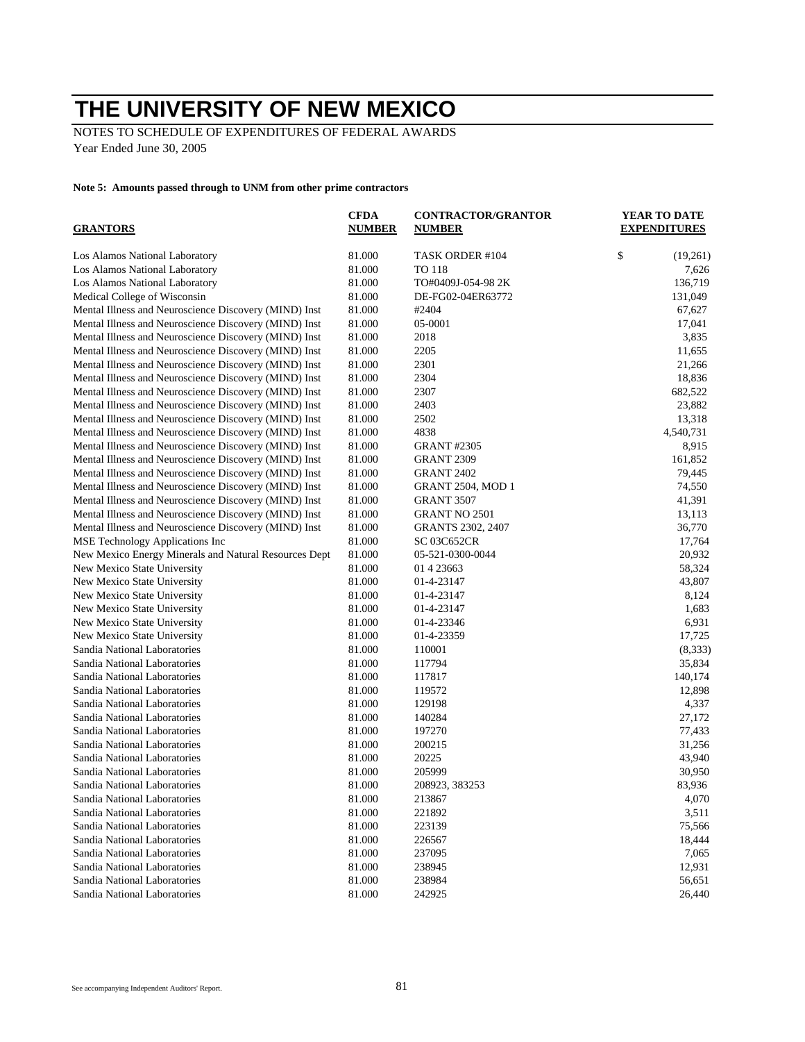# THE UNIVERSITY OF NEW MEXICO

NOTES TO SCHEDULE OF EXPENDITURES OF FEDERAL AWARDS
Year Ended June 30, 2005

**Note 5: Amounts passed through to UNM from other prime contractors**

| GRANTORS | CFDA NUMBER | CONTRACTOR/GRANTOR NUMBER | YEAR TO DATE EXPENDITURES |
|---|---|---|---|
| Los Alamos National Laboratory | 81.000 | TASK ORDER #104 | $ (19,261) |
| Los Alamos National Laboratory | 81.000 | TO 118 | 7,626 |
| Los Alamos National Laboratory | 81.000 | TO#0409J-054-98 2K | 136,719 |
| Medical College of Wisconsin | 81.000 | DE-FG02-04ER63772 | 131,049 |
| Mental Illness and Neuroscience Discovery (MIND) Inst | 81.000 | #2404 | 67,627 |
| Mental Illness and Neuroscience Discovery (MIND) Inst | 81.000 | 05-0001 | 17,041 |
| Mental Illness and Neuroscience Discovery (MIND) Inst | 81.000 | 2018 | 3,835 |
| Mental Illness and Neuroscience Discovery (MIND) Inst | 81.000 | 2205 | 11,655 |
| Mental Illness and Neuroscience Discovery (MIND) Inst | 81.000 | 2301 | 21,266 |
| Mental Illness and Neuroscience Discovery (MIND) Inst | 81.000 | 2304 | 18,836 |
| Mental Illness and Neuroscience Discovery (MIND) Inst | 81.000 | 2307 | 682,522 |
| Mental Illness and Neuroscience Discovery (MIND) Inst | 81.000 | 2403 | 23,882 |
| Mental Illness and Neuroscience Discovery (MIND) Inst | 81.000 | 2502 | 13,318 |
| Mental Illness and Neuroscience Discovery (MIND) Inst | 81.000 | 4838 | 4,540,731 |
| Mental Illness and Neuroscience Discovery (MIND) Inst | 81.000 | GRANT #2305 | 8,915 |
| Mental Illness and Neuroscience Discovery (MIND) Inst | 81.000 | GRANT 2309 | 161,852 |
| Mental Illness and Neuroscience Discovery (MIND) Inst | 81.000 | GRANT 2402 | 79,445 |
| Mental Illness and Neuroscience Discovery (MIND) Inst | 81.000 | GRANT 2504, MOD 1 | 74,550 |
| Mental Illness and Neuroscience Discovery (MIND) Inst | 81.000 | GRANT 3507 | 41,391 |
| Mental Illness and Neuroscience Discovery (MIND) Inst | 81.000 | GRANT NO 2501 | 13,113 |
| Mental Illness and Neuroscience Discovery (MIND) Inst | 81.000 | GRANTS 2302, 2407 | 36,770 |
| MSE Technology Applications Inc | 81.000 | SC 03C652CR | 17,764 |
| New Mexico Energy Minerals and Natural Resources Dept | 81.000 | 05-521-0300-0044 | 20,932 |
| New Mexico State University | 81.000 | 01 4 23663 | 58,324 |
| New Mexico State University | 81.000 | 01-4-23147 | 43,807 |
| New Mexico State University | 81.000 | 01-4-23147 | 8,124 |
| New Mexico State University | 81.000 | 01-4-23147 | 1,683 |
| New Mexico State University | 81.000 | 01-4-23346 | 6,931 |
| New Mexico State University | 81.000 | 01-4-23359 | 17,725 |
| Sandia National Laboratories | 81.000 | 110001 | (8,333) |
| Sandia National Laboratories | 81.000 | 117794 | 35,834 |
| Sandia National Laboratories | 81.000 | 117817 | 140,174 |
| Sandia National Laboratories | 81.000 | 119572 | 12,898 |
| Sandia National Laboratories | 81.000 | 129198 | 4,337 |
| Sandia National Laboratories | 81.000 | 140284 | 27,172 |
| Sandia National Laboratories | 81.000 | 197270 | 77,433 |
| Sandia National Laboratories | 81.000 | 200215 | 31,256 |
| Sandia National Laboratories | 81.000 | 20225 | 43,940 |
| Sandia National Laboratories | 81.000 | 205999 | 30,950 |
| Sandia National Laboratories | 81.000 | 208923, 383253 | 83,936 |
| Sandia National Laboratories | 81.000 | 213867 | 4,070 |
| Sandia National Laboratories | 81.000 | 221892 | 3,511 |
| Sandia National Laboratories | 81.000 | 223139 | 75,566 |
| Sandia National Laboratories | 81.000 | 226567 | 18,444 |
| Sandia National Laboratories | 81.000 | 237095 | 7,065 |
| Sandia National Laboratories | 81.000 | 238945 | 12,931 |
| Sandia National Laboratories | 81.000 | 238984 | 56,651 |
| Sandia National Laboratories | 81.000 | 242925 | 26,440 |

See accompanying Independent Auditors' Report.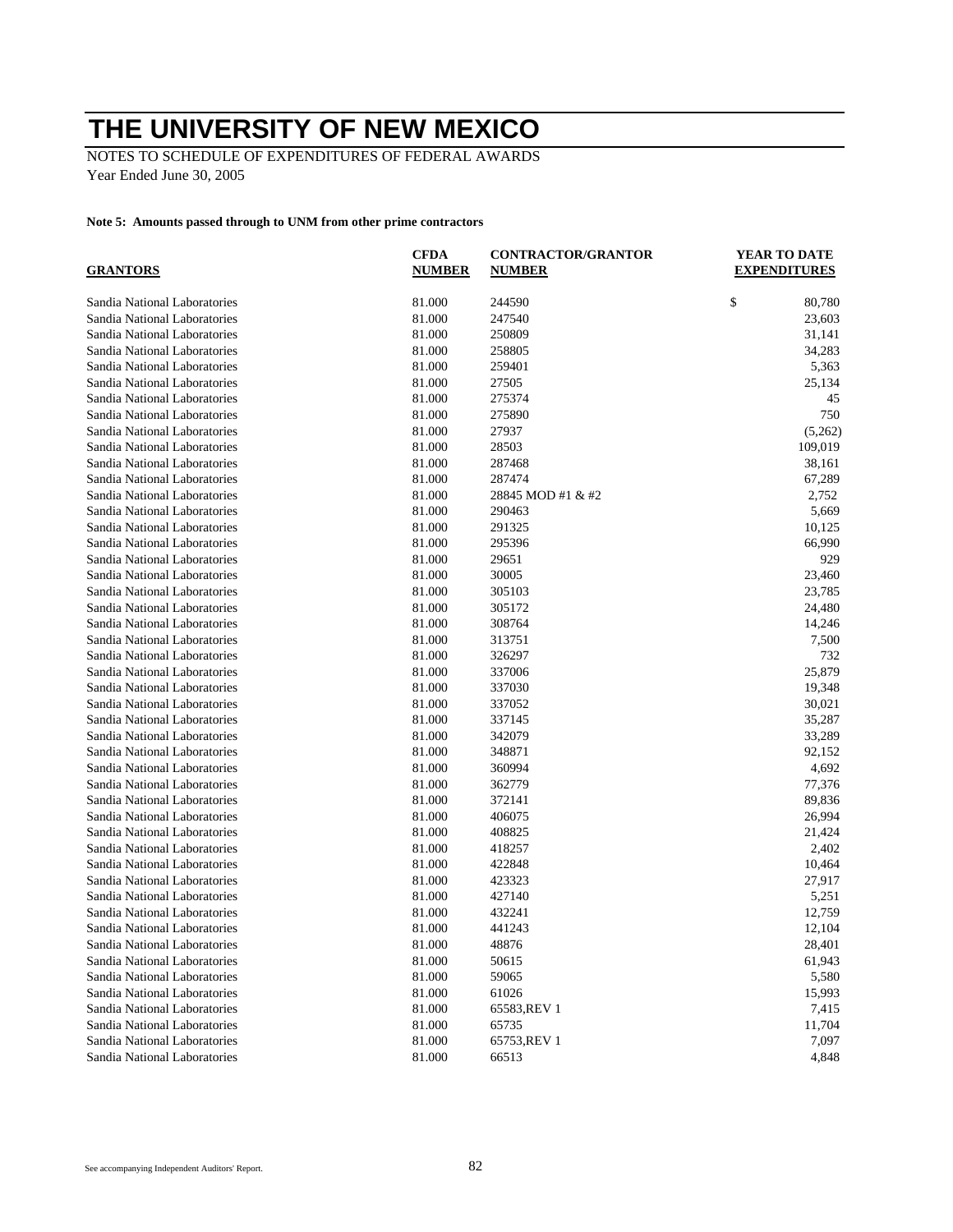# THE UNIVERSITY OF NEW MEXICO

NOTES TO SCHEDULE OF EXPENDITURES OF FEDERAL AWARDS
Year Ended June 30, 2005

**Note 5: Amounts passed through to UNM from other prime contractors**

| GRANTORS | CFDA NUMBER | CONTRACTOR/GRANTOR NUMBER | YEAR TO DATE EXPENDITURES |
|---|---|---|---|
| Sandia National Laboratories | 81.000 | 244590 | $ 80,780 |
| Sandia National Laboratories | 81.000 | 247540 | 23,603 |
| Sandia National Laboratories | 81.000 | 250809 | 31,141 |
| Sandia National Laboratories | 81.000 | 258805 | 34,283 |
| Sandia National Laboratories | 81.000 | 259401 | 5,363 |
| Sandia National Laboratories | 81.000 | 27505 | 25,134 |
| Sandia National Laboratories | 81.000 | 275374 | 45 |
| Sandia National Laboratories | 81.000 | 275890 | 750 |
| Sandia National Laboratories | 81.000 | 27937 | (5,262) |
| Sandia National Laboratories | 81.000 | 28503 | 109,019 |
| Sandia National Laboratories | 81.000 | 287468 | 38,161 |
| Sandia National Laboratories | 81.000 | 287474 | 67,289 |
| Sandia National Laboratories | 81.000 | 28845 MOD #1 & #2 | 2,752 |
| Sandia National Laboratories | 81.000 | 290463 | 5,669 |
| Sandia National Laboratories | 81.000 | 291325 | 10,125 |
| Sandia National Laboratories | 81.000 | 295396 | 66,990 |
| Sandia National Laboratories | 81.000 | 29651 | 929 |
| Sandia National Laboratories | 81.000 | 30005 | 23,460 |
| Sandia National Laboratories | 81.000 | 305103 | 23,785 |
| Sandia National Laboratories | 81.000 | 305172 | 24,480 |
| Sandia National Laboratories | 81.000 | 308764 | 14,246 |
| Sandia National Laboratories | 81.000 | 313751 | 7,500 |
| Sandia National Laboratories | 81.000 | 326297 | 732 |
| Sandia National Laboratories | 81.000 | 337006 | 25,879 |
| Sandia National Laboratories | 81.000 | 337030 | 19,348 |
| Sandia National Laboratories | 81.000 | 337052 | 30,021 |
| Sandia National Laboratories | 81.000 | 337145 | 35,287 |
| Sandia National Laboratories | 81.000 | 342079 | 33,289 |
| Sandia National Laboratories | 81.000 | 348871 | 92,152 |
| Sandia National Laboratories | 81.000 | 360994 | 4,692 |
| Sandia National Laboratories | 81.000 | 362779 | 77,376 |
| Sandia National Laboratories | 81.000 | 372141 | 89,836 |
| Sandia National Laboratories | 81.000 | 406075 | 26,994 |
| Sandia National Laboratories | 81.000 | 408825 | 21,424 |
| Sandia National Laboratories | 81.000 | 418257 | 2,402 |
| Sandia National Laboratories | 81.000 | 422848 | 10,464 |
| Sandia National Laboratories | 81.000 | 423323 | 27,917 |
| Sandia National Laboratories | 81.000 | 427140 | 5,251 |
| Sandia National Laboratories | 81.000 | 432241 | 12,759 |
| Sandia National Laboratories | 81.000 | 441243 | 12,104 |
| Sandia National Laboratories | 81.000 | 48876 | 28,401 |
| Sandia National Laboratories | 81.000 | 50615 | 61,943 |
| Sandia National Laboratories | 81.000 | 59065 | 5,580 |
| Sandia National Laboratories | 81.000 | 61026 | 15,993 |
| Sandia National Laboratories | 81.000 | 65583,REV 1 | 7,415 |
| Sandia National Laboratories | 81.000 | 65735 | 11,704 |
| Sandia National Laboratories | 81.000 | 65753,REV 1 | 7,097 |
| Sandia National Laboratories | 81.000 | 66513 | 4,848 |

See accompanying Independent Auditors' Report.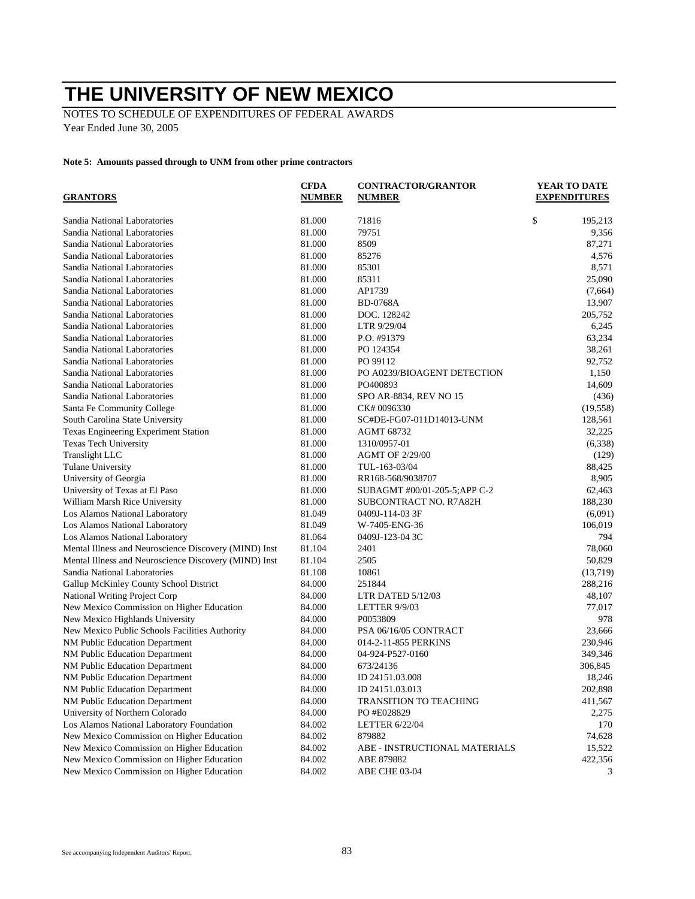# THE UNIVERSITY OF NEW MEXICO

NOTES TO SCHEDULE OF EXPENDITURES OF FEDERAL AWARDS
Year Ended June 30, 2005

**Note 5: Amounts passed through to UNM from other prime contractors**

| GRANTORS | CFDA NUMBER | CONTRACTOR/GRANTOR NUMBER | YEAR TO DATE EXPENDITURES |
|---|---|---|---|
| Sandia National Laboratories | 81.000 | 71816 | $ 195,213 |
| Sandia National Laboratories | 81.000 | 79751 | 9,356 |
| Sandia National Laboratories | 81.000 | 8509 | 87,271 |
| Sandia National Laboratories | 81.000 | 85276 | 4,576 |
| Sandia National Laboratories | 81.000 | 85301 | 8,571 |
| Sandia National Laboratories | 81.000 | 85311 | 25,090 |
| Sandia National Laboratories | 81.000 | AP1739 | (7,664) |
| Sandia National Laboratories | 81.000 | BD-0768A | 13,907 |
| Sandia National Laboratories | 81.000 | DOC. 128242 | 205,752 |
| Sandia National Laboratories | 81.000 | LTR 9/29/04 | 6,245 |
| Sandia National Laboratories | 81.000 | P.O. #91379 | 63,234 |
| Sandia National Laboratories | 81.000 | PO 124354 | 38,261 |
| Sandia National Laboratories | 81.000 | PO 99112 | 92,752 |
| Sandia National Laboratories | 81.000 | PO A0239/BIOAGENT DETECTION | 1,150 |
| Sandia National Laboratories | 81.000 | PO400893 | 14,609 |
| Sandia National Laboratories | 81.000 | SPO AR-8834, REV NO 15 | (436) |
| Santa Fe Community College | 81.000 | CK# 0096330 | (19,558) |
| South Carolina State University | 81.000 | SC#DE-FG07-011D14013-UNM | 128,561 |
| Texas Engineering Experiment Station | 81.000 | AGMT 68732 | 32,225 |
| Texas Tech University | 81.000 | 1310/0957-01 | (6,338) |
| Translight LLC | 81.000 | AGMT OF 2/29/00 | (129) |
| Tulane University | 81.000 | TUL-163-03/04 | 88,425 |
| University of Georgia | 81.000 | RR168-568/9038707 | 8,905 |
| University of Texas at El Paso | 81.000 | SUBAGMT #00/01-205-5;APP C-2 | 62,463 |
| William Marsh Rice University | 81.000 | SUBCONTRACT NO. R7A82H | 188,230 |
| Los Alamos National Laboratory | 81.049 | 0409J-114-03 3F | (6,091) |
| Los Alamos National Laboratory | 81.049 | W-7405-ENG-36 | 106,019 |
| Los Alamos National Laboratory | 81.064 | 0409J-123-04 3C | 794 |
| Mental Illness and Neuroscience Discovery (MIND) Inst | 81.104 | 2401 | 78,060 |
| Mental Illness and Neuroscience Discovery (MIND) Inst | 81.104 | 2505 | 50,829 |
| Sandia National Laboratories | 81.108 | 10861 | (13,719) |
| Gallup McKinley County School District | 84.000 | 251844 | 288,216 |
| National Writing Project Corp | 84.000 | LTR DATED 5/12/03 | 48,107 |
| New Mexico Commission on Higher Education | 84.000 | LETTER 9/9/03 | 77,017 |
| New Mexico Highlands University | 84.000 | P0053809 | 978 |
| New Mexico Public Schools Facilities Authority | 84.000 | PSA 06/16/05 CONTRACT | 23,666 |
| NM Public Education Department | 84.000 | 014-2-11-855 PERKINS | 230,946 |
| NM Public Education Department | 84.000 | 04-924-P527-0160 | 349,346 |
| NM Public Education Department | 84.000 | 673/24136 | 306,845 |
| NM Public Education Department | 84.000 | ID 24151.03.008 | 18,246 |
| NM Public Education Department | 84.000 | ID 24151.03.013 | 202,898 |
| NM Public Education Department | 84.000 | TRANSITION TO TEACHING | 411,567 |
| University of Northern Colorado | 84.000 | PO #E028829 | 2,275 |
| Los Alamos National Laboratory Foundation | 84.002 | LETTER 6/22/04 | 170 |
| New Mexico Commission on Higher Education | 84.002 | 879882 | 74,628 |
| New Mexico Commission on Higher Education | 84.002 | ABE - INSTRUCTIONAL MATERIALS | 15,522 |
| New Mexico Commission on Higher Education | 84.002 | ABE 879882 | 422,356 |
| New Mexico Commission on Higher Education | 84.002 | ABE CHE 03-04 | 3 |

See accompanying Independent Auditors' Report.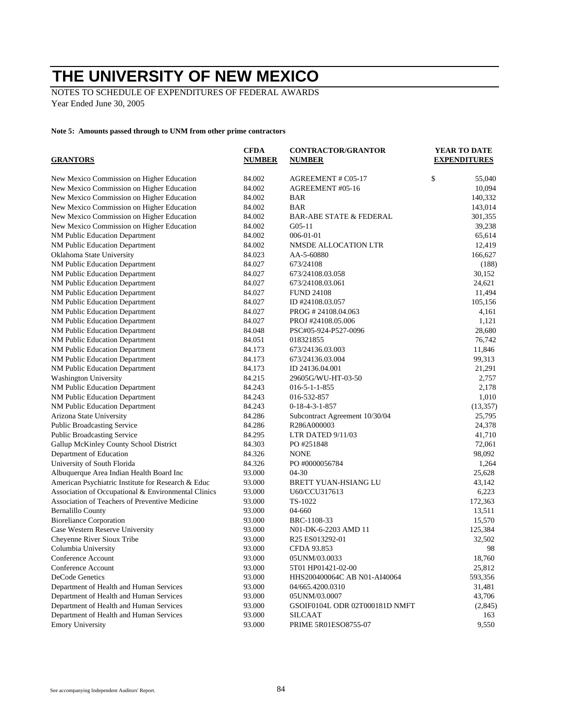# THE UNIVERSITY OF NEW MEXICO

NOTES TO SCHEDULE OF EXPENDITURES OF FEDERAL AWARDS
Year Ended June 30, 2005

**Note 5: Amounts passed through to UNM from other prime contractors**

| GRANTORS | CFDA NUMBER | CONTRACTOR/GRANTOR NUMBER | YEAR TO DATE EXPENDITURES |
|---|---|---|---|
| New Mexico Commission on Higher Education | 84.002 | AGREEMENT # C05-17 | $ 55,040 |
| New Mexico Commission on Higher Education | 84.002 | AGREEMENT #05-16 | 10,094 |
| New Mexico Commission on Higher Education | 84.002 | BAR | 140,332 |
| New Mexico Commission on Higher Education | 84.002 | BAR | 143,014 |
| New Mexico Commission on Higher Education | 84.002 | BAR-ABE STATE & FEDERAL | 301,355 |
| New Mexico Commission on Higher Education | 84.002 | G05-11 | 39,238 |
| NM Public Education Department | 84.002 | 006-01-01 | 65,614 |
| NM Public Education Department | 84.002 | NMSDE ALLOCATION LTR | 12,419 |
| Oklahoma State University | 84.023 | AA-5-60880 | 166,627 |
| NM Public Education Department | 84.027 | 673/24108 | (188) |
| NM Public Education Department | 84.027 | 673/24108.03.058 | 30,152 |
| NM Public Education Department | 84.027 | 673/24108.03.061 | 24,621 |
| NM Public Education Department | 84.027 | FUND 24108 | 11,494 |
| NM Public Education Department | 84.027 | ID #24108.03.057 | 105,156 |
| NM Public Education Department | 84.027 | PROG # 24108.04.063 | 4,161 |
| NM Public Education Department | 84.027 | PROJ #24108.05.006 | 1,121 |
| NM Public Education Department | 84.048 | PSC#05-924-P527-0096 | 28,680 |
| NM Public Education Department | 84.051 | 018321855 | 76,742 |
| NM Public Education Department | 84.173 | 673/24136.03.003 | 11,846 |
| NM Public Education Department | 84.173 | 673/24136.03.004 | 99,313 |
| NM Public Education Department | 84.173 | ID 24136.04.001 | 21,291 |
| Washington University | 84.215 | 29605G/WU-HT-03-50 | 2,757 |
| NM Public Education Department | 84.243 | 016-5-1-1-855 | 2,178 |
| NM Public Education Department | 84.243 | 016-532-857 | 1,010 |
| NM Public Education Department | 84.243 | 0-18-4-3-1-857 | (13,357) |
| Arizona State University | 84.286 | Subcontract Agreement 10/30/04 | 25,795 |
| Public Broadcasting Service | 84.286 | R286A000003 | 24,378 |
| Public Broadcasting Service | 84.295 | LTR DATED 9/11/03 | 41,710 |
| Gallup McKinley County School District | 84.303 | PO #251848 | 72,061 |
| Department of Education | 84.326 | NONE | 98,092 |
| University of South Florida | 84.326 | PO #0000056784 | 1,264 |
| Albuquerque Area Indian Health Board Inc | 93.000 | 04-30 | 25,628 |
| American Psychiatric Institute for Research & Educ | 93.000 | BRETT YUAN-HSIANG LU | 43,142 |
| Association of Occupational & Environmental Clinics | 93.000 | U60/CCU317613 | 6,223 |
| Association of Teachers of Preventive Medicine | 93.000 | TS-1022 | 172,363 |
| Bernalillo County | 93.000 | 04-660 | 13,511 |
| Bioreliance Corporation | 93.000 | BRC-1108-33 | 15,570 |
| Case Western Reserve University | 93.000 | N01-DK-6-2203 AMD 11 | 125,384 |
| Cheyenne River Sioux Tribe | 93.000 | R25 ES013292-01 | 32,502 |
| Columbia University | 93.000 | CFDA 93.853 | 98 |
| Conference Account | 93.000 | 05UNM/03.0033 | 18,760 |
| Conference Account | 93.000 | 5T01 HP01421-02-00 | 25,812 |
| DeCode Genetics | 93.000 | HHS200400064C AB N01-AI40064 | 593,356 |
| Department of Health and Human Services | 93.000 | 04/665.4200.0310 | 31,481 |
| Department of Health and Human Services | 93.000 | 05UNM/03.0007 | 43,706 |
| Department of Health and Human Services | 93.000 | GSOIF0104L ODR 02T000181D NMFT | (2,845) |
| Department of Health and Human Services | 93.000 | SILCAAT | 163 |
| Emory University | 93.000 | PRIME 5R01ESO8755-07 | 9,550 |

See accompanying Independent Auditors' Report.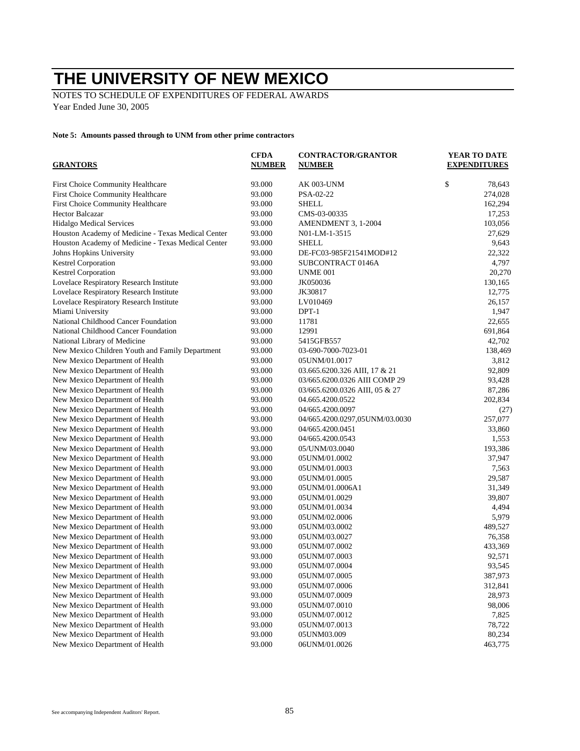# THE UNIVERSITY OF NEW MEXICO

NOTES TO SCHEDULE OF EXPENDITURES OF FEDERAL AWARDS

Year Ended June 30, 2005

**Note 5: Amounts passed through to UNM from other prime contractors**

| GRANTORS | CFDA NUMBER | CONTRACTOR/GRANTOR NUMBER | YEAR TO DATE EXPENDITURES |
|---|---|---|---|
| First Choice Community Healthcare | 93.000 | AK 003-UNM | $ 78,643 |
| First Choice Community Healthcare | 93.000 | PSA-02-22 | 274,028 |
| First Choice Community Healthcare | 93.000 | SHELL | 162,294 |
| Hector Balcazar | 93.000 | CMS-03-00335 | 17,253 |
| Hidalgo Medical Services | 93.000 | AMENDMENT 3, 1-2004 | 103,056 |
| Houston Academy of Medicine - Texas Medical Center | 93.000 | N01-LM-1-3515 | 27,629 |
| Houston Academy of Medicine - Texas Medical Center | 93.000 | SHELL | 9,643 |
| Johns Hopkins University | 93.000 | DE-FC03-985F21541MOD#12 | 22,322 |
| Kestrel Corporation | 93.000 | SUBCONTRACT 0146A | 4,797 |
| Kestrel Corporation | 93.000 | UNME 001 | 20,270 |
| Lovelace Respiratory Research Institute | 93.000 | JK050036 | 130,165 |
| Lovelace Respiratory Research Institute | 93.000 | JK30817 | 12,775 |
| Lovelace Respiratory Research Institute | 93.000 | LV010469 | 26,157 |
| Miami University | 93.000 | DPT-1 | 1,947 |
| National Childhood Cancer Foundation | 93.000 | 11781 | 22,655 |
| National Childhood Cancer Foundation | 93.000 | 12991 | 691,864 |
| National Library of Medicine | 93.000 | 5415GFB557 | 42,702 |
| New Mexico Children Youth and Family Department | 93.000 | 03-690-7000-7023-01 | 138,469 |
| New Mexico Department of Health | 93.000 | 05UNM/01.0017 | 3,812 |
| New Mexico Department of Health | 93.000 | 03.665.6200.326 AIII, 17 & 21 | 92,809 |
| New Mexico Department of Health | 93.000 | 03/665.6200.0326 AIII COMP 29 | 93,428 |
| New Mexico Department of Health | 93.000 | 03/665.6200.0326 AIII, 05 & 27 | 87,286 |
| New Mexico Department of Health | 93.000 | 04.665.4200.0522 | 202,834 |
| New Mexico Department of Health | 93.000 | 04/665.4200.0097 | (27) |
| New Mexico Department of Health | 93.000 | 04/665.4200.0297,05UNM/03.0030 | 257,077 |
| New Mexico Department of Health | 93.000 | 04/665.4200.0451 | 33,860 |
| New Mexico Department of Health | 93.000 | 04/665.4200.0543 | 1,553 |
| New Mexico Department of Health | 93.000 | 05/UNM/03.0040 | 193,386 |
| New Mexico Department of Health | 93.000 | 05UNM/01.0002 | 37,947 |
| New Mexico Department of Health | 93.000 | 05UNM/01.0003 | 7,563 |
| New Mexico Department of Health | 93.000 | 05UNM/01.0005 | 29,587 |
| New Mexico Department of Health | 93.000 | 05UNM/01.0006A1 | 31,349 |
| New Mexico Department of Health | 93.000 | 05UNM/01.0029 | 39,807 |
| New Mexico Department of Health | 93.000 | 05UNM/01.0034 | 4,494 |
| New Mexico Department of Health | 93.000 | 05UNM/02.0006 | 5,979 |
| New Mexico Department of Health | 93.000 | 05UNM/03.0002 | 489,527 |
| New Mexico Department of Health | 93.000 | 05UNM/03.0027 | 76,358 |
| New Mexico Department of Health | 93.000 | 05UNM/07.0002 | 433,369 |
| New Mexico Department of Health | 93.000 | 05UNM/07.0003 | 92,571 |
| New Mexico Department of Health | 93.000 | 05UNM/07.0004 | 93,545 |
| New Mexico Department of Health | 93.000 | 05UNM/07.0005 | 387,973 |
| New Mexico Department of Health | 93.000 | 05UNM/07.0006 | 312,841 |
| New Mexico Department of Health | 93.000 | 05UNM/07.0009 | 28,973 |
| New Mexico Department of Health | 93.000 | 05UNM/07.0010 | 98,006 |
| New Mexico Department of Health | 93.000 | 05UNM/07.0012 | 7,825 |
| New Mexico Department of Health | 93.000 | 05UNM/07.0013 | 78,722 |
| New Mexico Department of Health | 93.000 | 05UNM03.009 | 80,234 |
| New Mexico Department of Health | 93.000 | 06UNM/01.0026 | 463,775 |

See accompanying Independent Auditors' Report.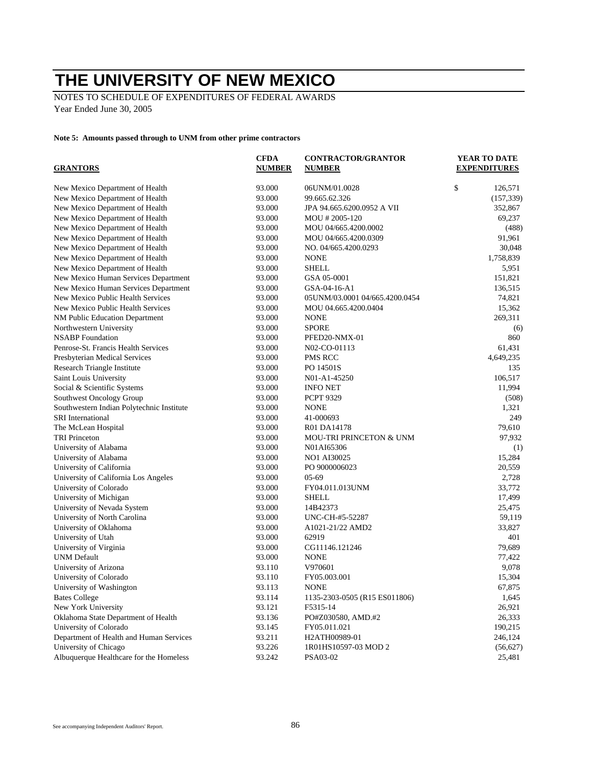# THE UNIVERSITY OF NEW MEXICO

NOTES TO SCHEDULE OF EXPENDITURES OF FEDERAL AWARDS

Year Ended June 30, 2005

**Note 5: Amounts passed through to UNM from other prime contractors**

| GRANTORS | CFDA NUMBER | CONTRACTOR/GRANTOR NUMBER | YEAR TO DATE EXPENDITURES |
|---|---|---|---|
| New Mexico Department of Health | 93.000 | 06UNM/01.0028 | $ 126,571 |
| New Mexico Department of Health | 93.000 | 99.665.62.326 | (157,339) |
| New Mexico Department of Health | 93.000 | JPA 94.665.6200.0952 A VII | 352,867 |
| New Mexico Department of Health | 93.000 | MOU # 2005-120 | 69,237 |
| New Mexico Department of Health | 93.000 | MOU 04/665.4200.0002 | (488) |
| New Mexico Department of Health | 93.000 | MOU 04/665.4200.0309 | 91,961 |
| New Mexico Department of Health | 93.000 | NO. 04/665.4200.0293 | 30,048 |
| New Mexico Department of Health | 93.000 | NONE | 1,758,839 |
| New Mexico Department of Health | 93.000 | SHELL | 5,951 |
| New Mexico Human Services Department | 93.000 | GSA 05-0001 | 151,821 |
| New Mexico Human Services Department | 93.000 | GSA-04-16-A1 | 136,515 |
| New Mexico Public Health Services | 93.000 | 05UNM/03.0001 04/665.4200.0454 | 74,821 |
| New Mexico Public Health Services | 93.000 | MOU 04.665.4200.0404 | 15,362 |
| NM Public Education Department | 93.000 | NONE | 269,311 |
| Northwestern University | 93.000 | SPORE | (6) |
| NSABP Foundation | 93.000 | PFED20-NMX-01 | 860 |
| Penrose-St. Francis Health Services | 93.000 | N02-CO-01113 | 61,431 |
| Presbyterian Medical Services | 93.000 | PMS RCC | 4,649,235 |
| Research Triangle Institute | 93.000 | PO 14501S | 135 |
| Saint Louis University | 93.000 | N01-A1-45250 | 106,517 |
| Social & Scientific Systems | 93.000 | INFO NET | 11,994 |
| Southwest Oncology Group | 93.000 | PCPT 9329 | (508) |
| Southwestern Indian Polytechnic Institute | 93.000 | NONE | 1,321 |
| SRI International | 93.000 | 41-000693 | 249 |
| The McLean Hospital | 93.000 | R01 DA14178 | 79,610 |
| TRI Princeton | 93.000 | MOU-TRI PRINCETON & UNM | 97,932 |
| University of Alabama | 93.000 | N01AI65306 | (1) |
| University of Alabama | 93.000 | NO1 AI30025 | 15,284 |
| University of California | 93.000 | PO 9000006023 | 20,559 |
| University of California Los Angeles | 93.000 | 05-69 | 2,728 |
| University of Colorado | 93.000 | FY04.011.013UNM | 33,772 |
| University of Michigan | 93.000 | SHELL | 17,499 |
| University of Nevada System | 93.000 | 14B42373 | 25,475 |
| University of North Carolina | 93.000 | UNC-CH-#5-52287 | 59,119 |
| University of Oklahoma | 93.000 | A1021-21/22 AMD2 | 33,827 |
| University of Utah | 93.000 | 62919 | 401 |
| University of Virginia | 93.000 | CG11146.121246 | 79,689 |
| UNM Default | 93.000 | NONE | 77,422 |
| University of Arizona | 93.110 | V970601 | 9,078 |
| University of Colorado | 93.110 | FY05.003.001 | 15,304 |
| University of Washington | 93.113 | NONE | 67,875 |
| Bates College | 93.114 | 1135-2303-0505 (R15 ES011806) | 1,645 |
| New York University | 93.121 | F5315-14 | 26,921 |
| Oklahoma State Department of Health | 93.136 | PO#Z030580, AMD.#2 | 26,333 |
| University of Colorado | 93.145 | FY05.011.021 | 190,215 |
| Department of Health and Human Services | 93.211 | H2ATH00989-01 | 246,124 |
| University of Chicago | 93.226 | 1R01HS10597-03 MOD 2 | (56,627) |
| Albuquerque Healthcare for the Homeless | 93.242 | PSA03-02 | 25,481 |

See accompanying Independent Auditors' Report.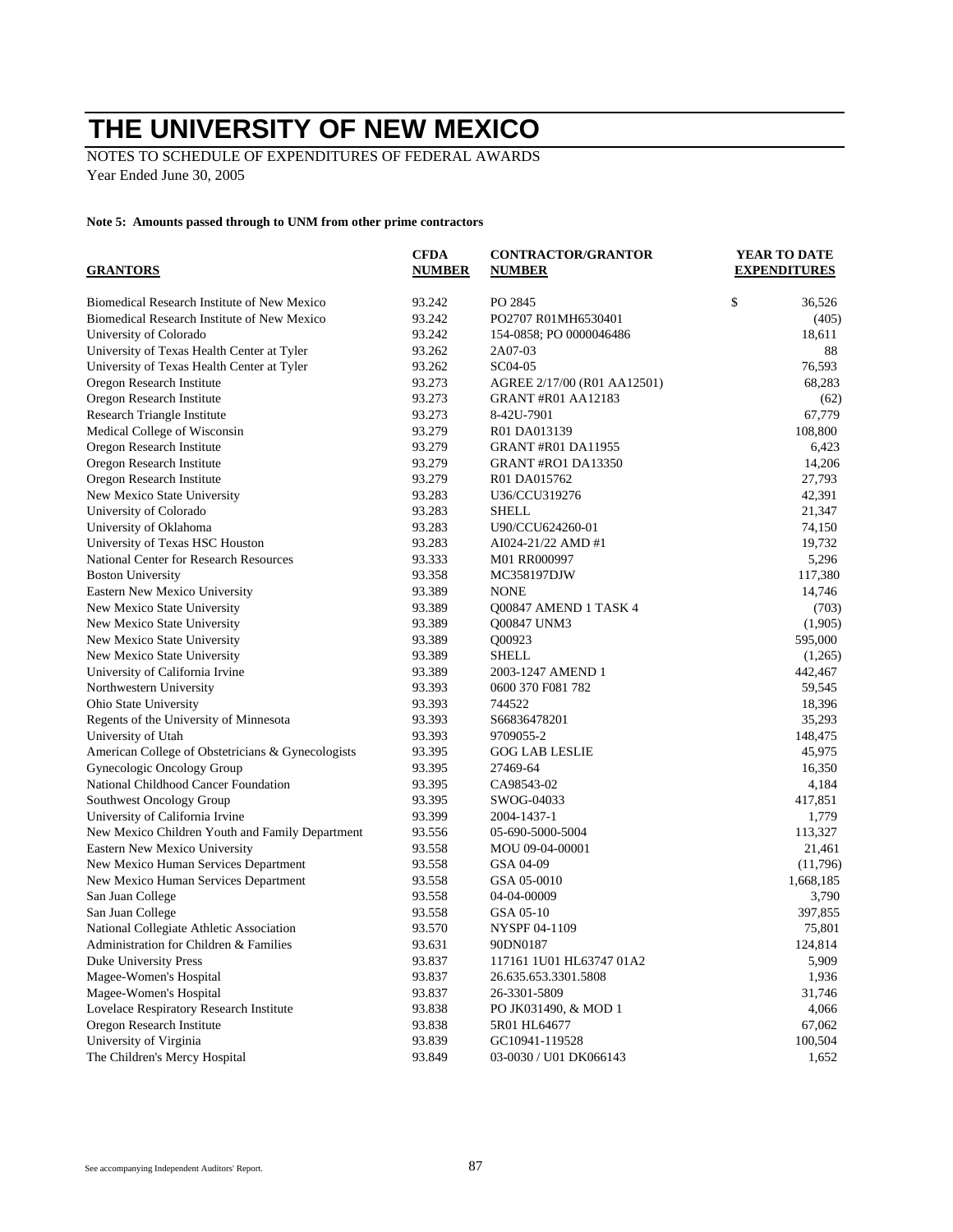# THE UNIVERSITY OF NEW MEXICO

NOTES TO SCHEDULE OF EXPENDITURES OF FEDERAL AWARDS
Year Ended June 30, 2005

**Note 5: Amounts passed through to UNM from other prime contractors**

| GRANTORS | CFDA NUMBER | CONTRACTOR/GRANTOR NUMBER | YEAR TO DATE EXPENDITURES |
|---|---|---|---|
| Biomedical Research Institute of New Mexico | 93.242 | PO 2845 | $ 36,526 |
| Biomedical Research Institute of New Mexico | 93.242 | PO2707 R01MH6530401 | (405) |
| University of Colorado | 93.242 | 154-0858; PO 0000046486 | 18,611 |
| University of Texas Health Center at Tyler | 93.262 | 2A07-03 | 88 |
| University of Texas Health Center at Tyler | 93.262 | SC04-05 | 76,593 |
| Oregon Research Institute | 93.273 | AGREE 2/17/00 (R01 AA12501) | 68,283 |
| Oregon Research Institute | 93.273 | GRANT #R01 AA12183 | (62) |
| Research Triangle Institute | 93.273 | 8-42U-7901 | 67,779 |
| Medical College of Wisconsin | 93.279 | R01 DA013139 | 108,800 |
| Oregon Research Institute | 93.279 | GRANT #R01 DA11955 | 6,423 |
| Oregon Research Institute | 93.279 | GRANT #RO1 DA13350 | 14,206 |
| Oregon Research Institute | 93.279 | R01 DA015762 | 27,793 |
| New Mexico State University | 93.283 | U36/CCU319276 | 42,391 |
| University of Colorado | 93.283 | SHELL | 21,347 |
| University of Oklahoma | 93.283 | U90/CCU624260-01 | 74,150 |
| University of Texas HSC Houston | 93.283 | AI024-21/22 AMD #1 | 19,732 |
| National Center for Research Resources | 93.333 | M01 RR000997 | 5,296 |
| Boston University | 93.358 | MC358197DJW | 117,380 |
| Eastern New Mexico University | 93.389 | NONE | 14,746 |
| New Mexico State University | 93.389 | Q00847 AMEND 1 TASK 4 | (703) |
| New Mexico State University | 93.389 | Q00847 UNM3 | (1,905) |
| New Mexico State University | 93.389 | Q00923 | 595,000 |
| New Mexico State University | 93.389 | SHELL | (1,265) |
| University of California Irvine | 93.389 | 2003-1247 AMEND 1 | 442,467 |
| Northwestern University | 93.393 | 0600 370 F081 782 | 59,545 |
| Ohio State University | 93.393 | 744522 | 18,396 |
| Regents of the University of Minnesota | 93.393 | S66836478201 | 35,293 |
| University of Utah | 93.393 | 9709055-2 | 148,475 |
| American College of Obstetricians & Gynecologists | 93.395 | GOG LAB LESLIE | 45,975 |
| Gynecologic Oncology Group | 93.395 | 27469-64 | 16,350 |
| National Childhood Cancer Foundation | 93.395 | CA98543-02 | 4,184 |
| Southwest Oncology Group | 93.395 | SWOG-04033 | 417,851 |
| University of California Irvine | 93.399 | 2004-1437-1 | 1,779 |
| New Mexico Children Youth and Family Department | 93.556 | 05-690-5000-5004 | 113,327 |
| Eastern New Mexico University | 93.558 | MOU 09-04-00001 | 21,461 |
| New Mexico Human Services Department | 93.558 | GSA 04-09 | (11,796) |
| New Mexico Human Services Department | 93.558 | GSA 05-0010 | 1,668,185 |
| San Juan College | 93.558 | 04-04-00009 | 3,790 |
| San Juan College | 93.558 | GSA 05-10 | 397,855 |
| National Collegiate Athletic Association | 93.570 | NYSPF 04-1109 | 75,801 |
| Administration for Children & Families | 93.631 | 90DN0187 | 124,814 |
| Duke University Press | 93.837 | 117161 1U01 HL63747 01A2 | 5,909 |
| Magee-Women's Hospital | 93.837 | 26.635.653.3301.5808 | 1,936 |
| Magee-Women's Hospital | 93.837 | 26-3301-5809 | 31,746 |
| Lovelace Respiratory Research Institute | 93.838 | PO JK031490, & MOD 1 | 4,066 |
| Oregon Research Institute | 93.838 | 5R01 HL64677 | 67,062 |
| University of Virginia | 93.839 | GC10941-119528 | 100,504 |
| The Children's Mercy Hospital | 93.849 | 03-0030 / U01 DK066143 | 1,652 |

See accompanying Independent Auditors' Report.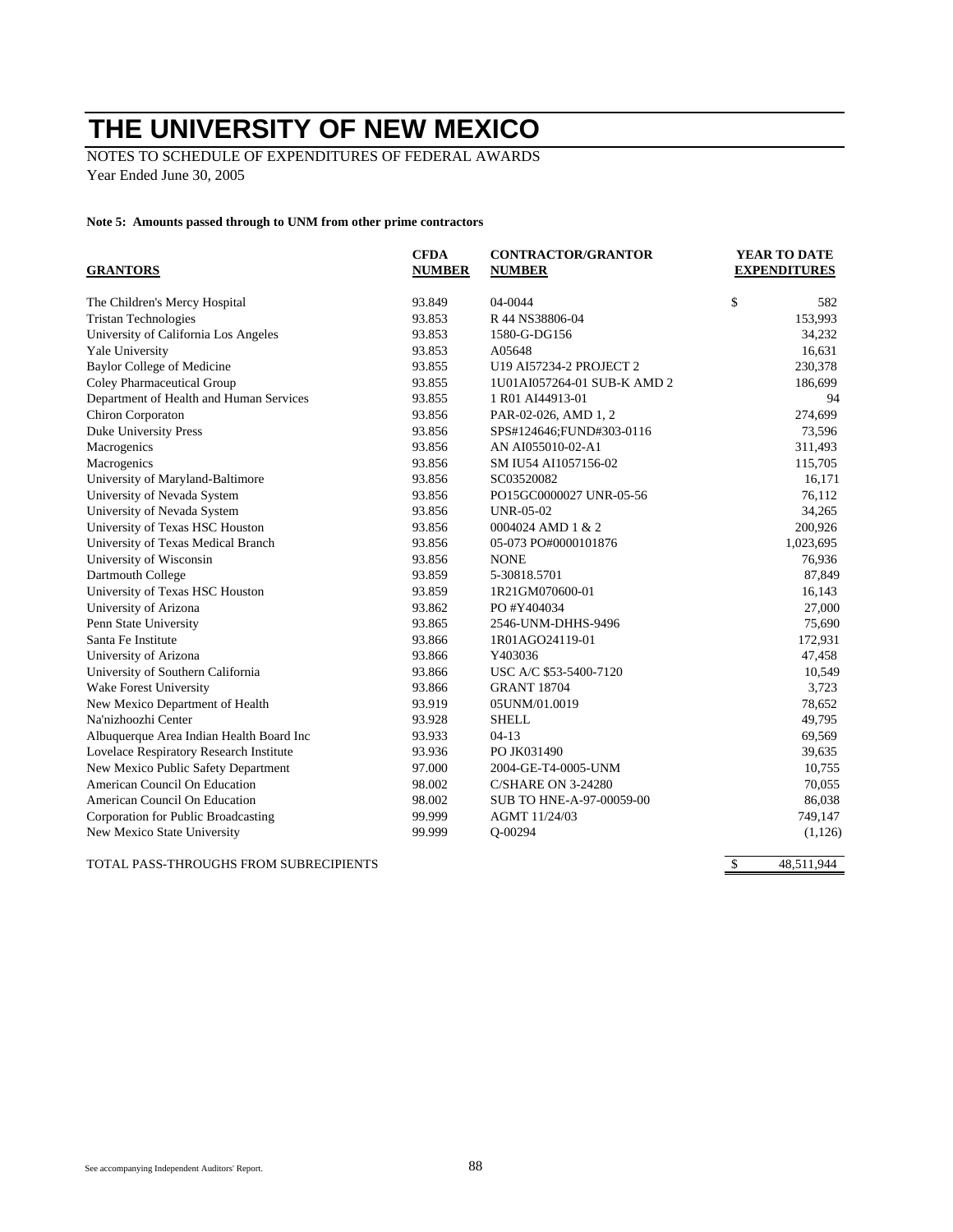# THE UNIVERSITY OF NEW MEXICO

NOTES TO SCHEDULE OF EXPENDITURES OF FEDERAL AWARDS
Year Ended June 30, 2005

**Note 5: Amounts passed through to UNM from other prime contractors**

| GRANTORS | CFDA NUMBER | CONTRACTOR/GRANTOR NUMBER | YEAR TO DATE EXPENDITURES |
|---|---|---|---|
| The Children's Mercy Hospital | 93.849 | 04-0044 | $ 582 |
| Tristan Technologies | 93.853 | R 44 NS38806-04 | 153,993 |
| University of California Los Angeles | 93.853 | 1580-G-DG156 | 34,232 |
| Yale University | 93.853 | A05648 | 16,631 |
| Baylor College of Medicine | 93.855 | U19 AI57234-2 PROJECT 2 | 230,378 |
| Coley Pharmaceutical Group | 93.855 | 1U01AI057264-01 SUB-K AMD 2 | 186,699 |
| Department of Health and Human Services | 93.855 | 1 R01 AI44913-01 | 94 |
| Chiron Corporaton | 93.856 | PAR-02-026, AMD 1, 2 | 274,699 |
| Duke University Press | 93.856 | SPS#124646;FUND#303-0116 | 73,596 |
| Macrogenics | 93.856 | AN AI055010-02-A1 | 311,493 |
| Macrogenics | 93.856 | SM IU54 AI1057156-02 | 115,705 |
| University of Maryland-Baltimore | 93.856 | SC03520082 | 16,171 |
| University of Nevada System | 93.856 | PO15GC0000027 UNR-05-56 | 76,112 |
| University of Nevada System | 93.856 | UNR-05-02 | 34,265 |
| University of Texas HSC Houston | 93.856 | 0004024 AMD 1 & 2 | 200,926 |
| University of Texas Medical Branch | 93.856 | 05-073 PO#0000101876 | 1,023,695 |
| University of Wisconsin | 93.856 | NONE | 76,936 |
| Dartmouth College | 93.859 | 5-30818.5701 | 87,849 |
| University of Texas HSC Houston | 93.859 | 1R21GM070600-01 | 16,143 |
| University of Arizona | 93.862 | PO #Y404034 | 27,000 |
| Penn State University | 93.865 | 2546-UNM-DHHS-9496 | 75,690 |
| Santa Fe Institute | 93.866 | 1R01AGO24119-01 | 172,931 |
| University of Arizona | 93.866 | Y403036 | 47,458 |
| University of Southern California | 93.866 | USC A/C $53-5400-7120 | 10,549 |
| Wake Forest University | 93.866 | GRANT 18704 | 3,723 |
| New Mexico Department of Health | 93.919 | 05UNM/01.0019 | 78,652 |
| Na'nizhoozhi Center | 93.928 | SHELL | 49,795 |
| Albuquerque Area Indian Health Board Inc | 93.933 | 04-13 | 69,569 |
| Lovelace Respiratory Research Institute | 93.936 | PO JK031490 | 39,635 |
| New Mexico Public Safety Department | 97.000 | 2004-GE-T4-0005-UNM | 10,755 |
| American Council On Education | 98.002 | C/SHARE ON 3-24280 | 70,055 |
| American Council On Education | 98.002 | SUB TO HNE-A-97-00059-00 | 86,038 |
| Corporation for Public Broadcasting | 99.999 | AGMT 11/24/03 | 749,147 |
| New Mexico State University | 99.999 | Q-00294 | (1,126) |
| TOTAL PASS-THROUGHS FROM SUBRECIPIENTS | | | $ 48,511,944 |

See accompanying Independent Auditors' Report.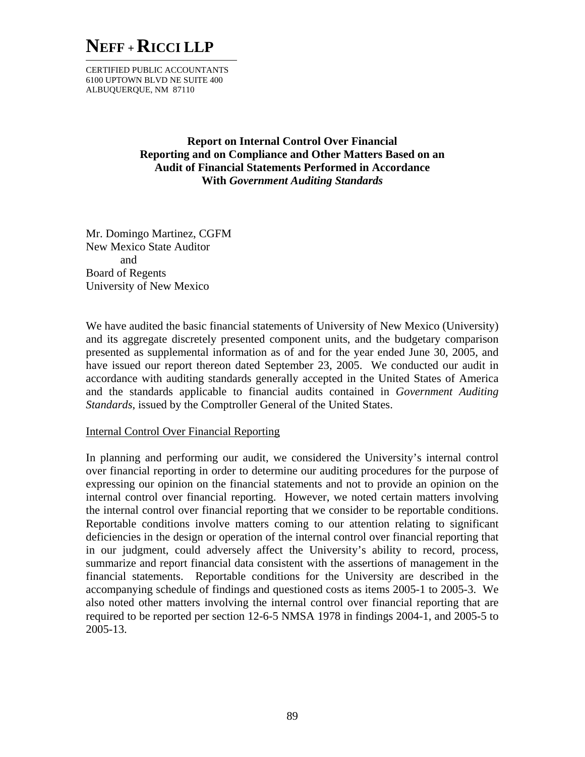# NEFF + RICCI LLP

CERTIFIED PUBLIC ACCOUNTANTS
6100 UPTOWN BLVD NE SUITE 400
ALBUQUERQUE, NM 87110

## Report on Internal Control Over Financial Reporting and on Compliance and Other Matters Based on an Audit of Financial Statements Performed in Accordance With *Government Auditing Standards*

Mr. Domingo Martinez, CGFM
New Mexico State Auditor
and
Board of Regents
University of New Mexico

We have audited the basic financial statements of University of New Mexico (University) and its aggregate discretely presented component units, and the budgetary comparison presented as supplemental information as of and for the year ended June 30, 2005, and have issued our report thereon dated September 23, 2005. We conducted our audit in accordance with auditing standards generally accepted in the United States of America and the standards applicable to financial audits contained in *Government Auditing Standards*, issued by the Comptroller General of the United States.

Internal Control Over Financial Reporting

In planning and performing our audit, we considered the University's internal control over financial reporting in order to determine our auditing procedures for the purpose of expressing our opinion on the financial statements and not to provide an opinion on the internal control over financial reporting. However, we noted certain matters involving the internal control over financial reporting that we consider to be reportable conditions. Reportable conditions involve matters coming to our attention relating to significant deficiencies in the design or operation of the internal control over financial reporting that in our judgment, could adversely affect the University's ability to record, process, summarize and report financial data consistent with the assertions of management in the financial statements. Reportable conditions for the University are described in the accompanying schedule of findings and questioned costs as items 2005-1 to 2005-3. We also noted other matters involving the internal control over financial reporting that are required to be reported per section 12-6-5 NMSA 1978 in findings 2004-1, and 2005-5 to 2005-13.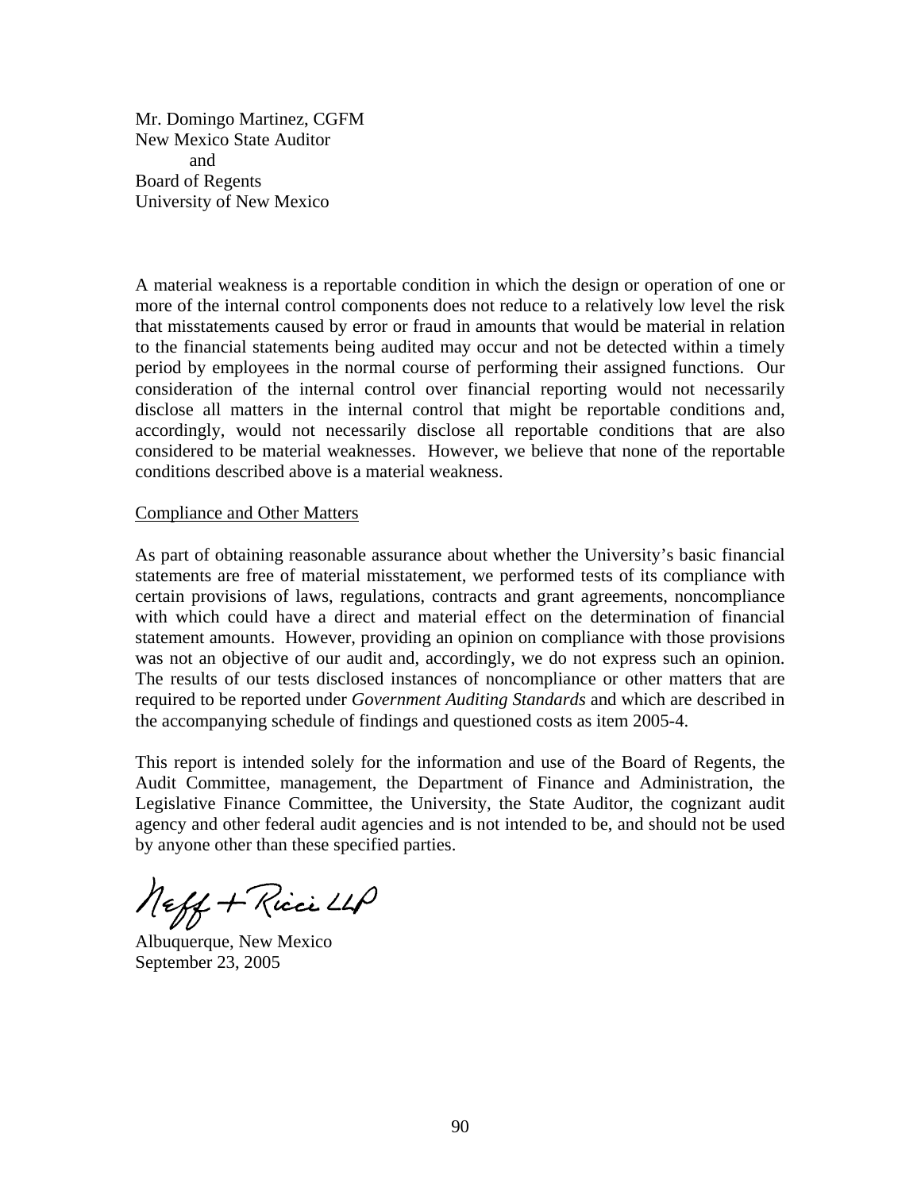Mr. Domingo Martinez, CGFM
New Mexico State Auditor
and
Board of Regents
University of New Mexico

A material weakness is a reportable condition in which the design or operation of one or more of the internal control components does not reduce to a relatively low level the risk that misstatements caused by error or fraud in amounts that would be material in relation to the financial statements being audited may occur and not be detected within a timely period by employees in the normal course of performing their assigned functions. Our consideration of the internal control over financial reporting would not necessarily disclose all matters in the internal control that might be reportable conditions and, accordingly, would not necessarily disclose all reportable conditions that are also considered to be material weaknesses. However, we believe that none of the reportable conditions described above is a material weakness.

Compliance and Other Matters

As part of obtaining reasonable assurance about whether the University's basic financial statements are free of material misstatement, we performed tests of its compliance with certain provisions of laws, regulations, contracts and grant agreements, noncompliance with which could have a direct and material effect on the determination of financial statement amounts. However, providing an opinion on compliance with those provisions was not an objective of our audit and, accordingly, we do not express such an opinion. The results of our tests disclosed instances of noncompliance or other matters that are required to be reported under *Government Auditing Standards* and which are described in the accompanying schedule of findings and questioned costs as item 2005-4.

This report is intended solely for the information and use of the Board of Regents, the Audit Committee, management, the Department of Finance and Administration, the Legislative Finance Committee, the University, the State Auditor, the cognizant audit agency and other federal audit agencies and is not intended to be, and should not be used by anyone other than these specified parties.

Neff + Ricci LLP

Albuquerque, New Mexico
September 23, 2005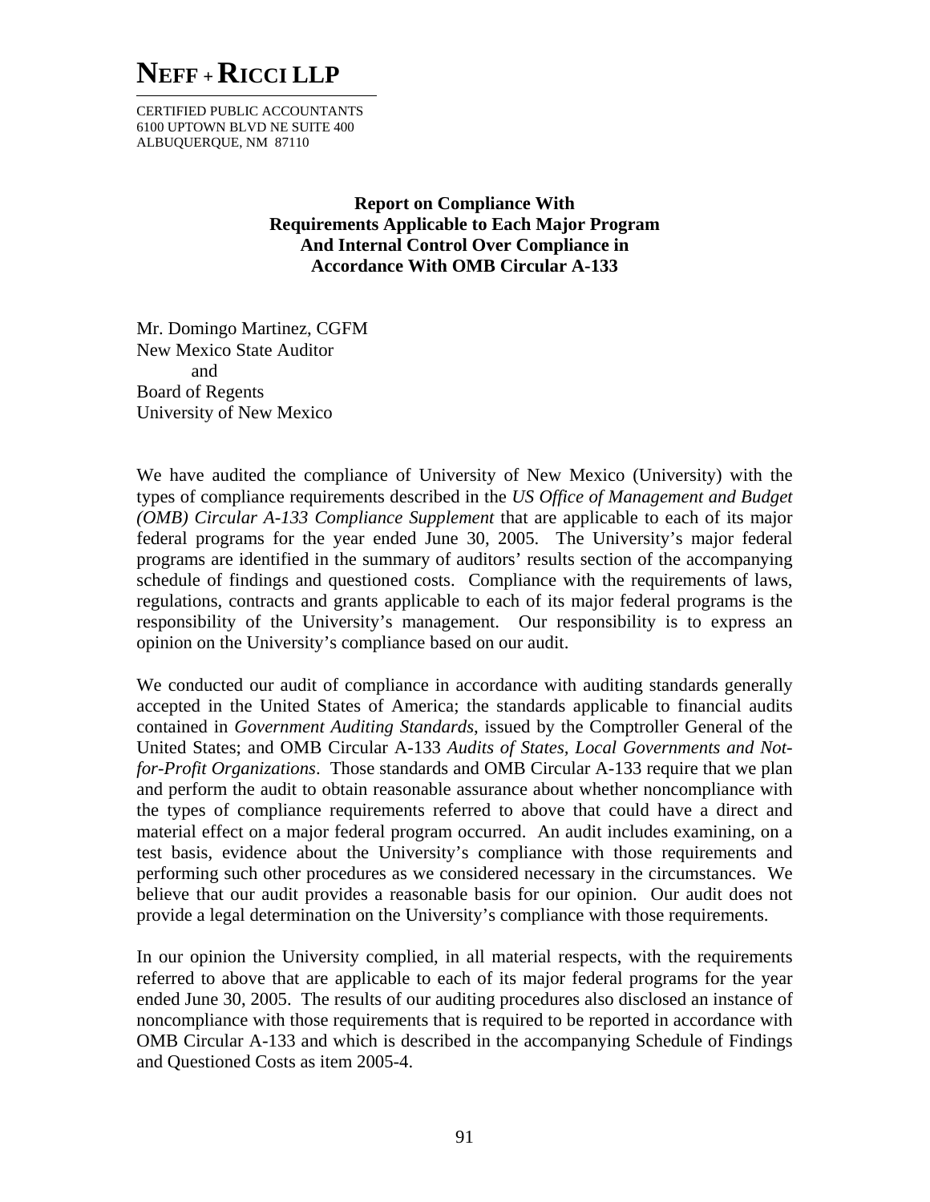# NEFF + RICCI LLP

CERTIFIED PUBLIC ACCOUNTANTS
6100 UPTOWN BLVD NE SUITE 400
ALBUQUERQUE, NM 87110

**Report on Compliance With Requirements Applicable to Each Major Program And Internal Control Over Compliance in Accordance With OMB Circular A-133**

Mr. Domingo Martinez, CGFM
New Mexico State Auditor
and
Board of Regents
University of New Mexico

We have audited the compliance of University of New Mexico (University) with the types of compliance requirements described in the *US Office of Management and Budget (OMB) Circular A-133 Compliance Supplement* that are applicable to each of its major federal programs for the year ended June 30, 2005. The University's major federal programs are identified in the summary of auditors' results section of the accompanying schedule of findings and questioned costs. Compliance with the requirements of laws, regulations, contracts and grants applicable to each of its major federal programs is the responsibility of the University's management. Our responsibility is to express an opinion on the University's compliance based on our audit.

We conducted our audit of compliance in accordance with auditing standards generally accepted in the United States of America; the standards applicable to financial audits contained in *Government Auditing Standards*, issued by the Comptroller General of the United States; and OMB Circular A-133 *Audits of States, Local Governments and Not-for-Profit Organizations*. Those standards and OMB Circular A-133 require that we plan and perform the audit to obtain reasonable assurance about whether noncompliance with the types of compliance requirements referred to above that could have a direct and material effect on a major federal program occurred. An audit includes examining, on a test basis, evidence about the University's compliance with those requirements and performing such other procedures as we considered necessary in the circumstances. We believe that our audit provides a reasonable basis for our opinion. Our audit does not provide a legal determination on the University's compliance with those requirements.

In our opinion the University complied, in all material respects, with the requirements referred to above that are applicable to each of its major federal programs for the year ended June 30, 2005. The results of our auditing procedures also disclosed an instance of noncompliance with those requirements that is required to be reported in accordance with OMB Circular A-133 and which is described in the accompanying Schedule of Findings and Questioned Costs as item 2005-4.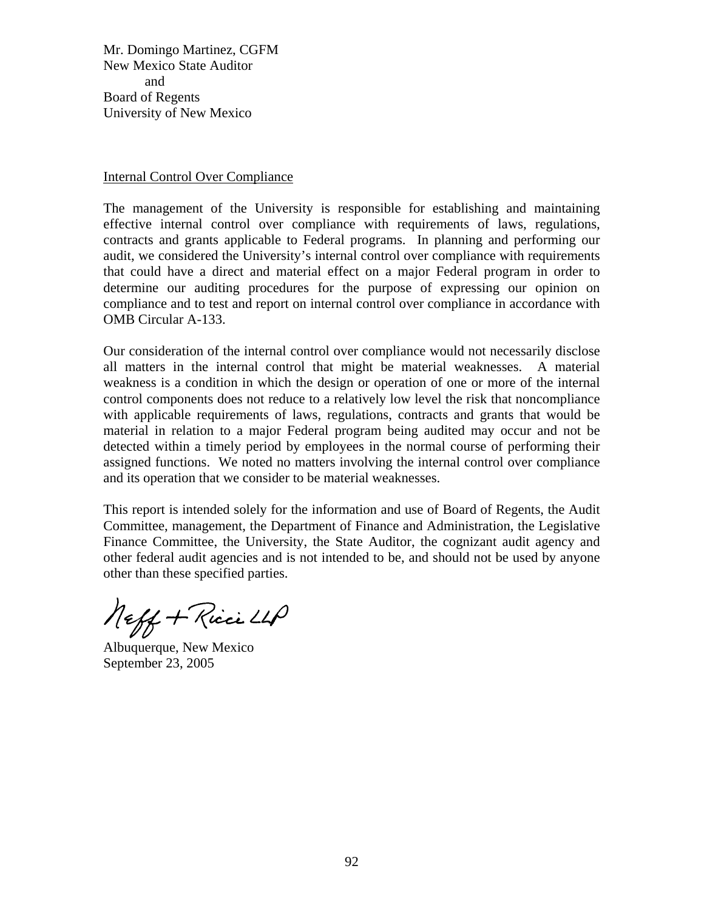Mr. Domingo Martinez, CGFM
New Mexico State Auditor
and
Board of Regents
University of New Mexico

Internal Control Over Compliance

The management of the University is responsible for establishing and maintaining effective internal control over compliance with requirements of laws, regulations, contracts and grants applicable to Federal programs. In planning and performing our audit, we considered the University's internal control over compliance with requirements that could have a direct and material effect on a major Federal program in order to determine our auditing procedures for the purpose of expressing our opinion on compliance and to test and report on internal control over compliance in accordance with OMB Circular A-133.

Our consideration of the internal control over compliance would not necessarily disclose all matters in the internal control that might be material weaknesses. A material weakness is a condition in which the design or operation of one or more of the internal control components does not reduce to a relatively low level the risk that noncompliance with applicable requirements of laws, regulations, contracts and grants that would be material in relation to a major Federal program being audited may occur and not be detected within a timely period by employees in the normal course of performing their assigned functions. We noted no matters involving the internal control over compliance and its operation that we consider to be material weaknesses.

This report is intended solely for the information and use of Board of Regents, the Audit Committee, management, the Department of Finance and Administration, the Legislative Finance Committee, the University, the State Auditor, the cognizant audit agency and other federal audit agencies and is not intended to be, and should not be used by anyone other than these specified parties.

Neff + Ricci LLP

Albuquerque, New Mexico
September 23, 2005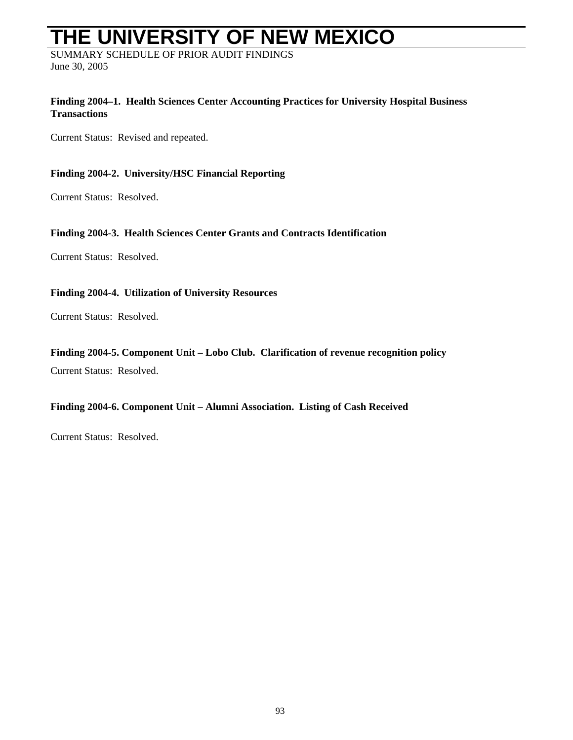# THE UNIVERSITY OF NEW MEXICO

SUMMARY SCHEDULE OF PRIOR AUDIT FINDINGS
June 30, 2005

**Finding 2004–1. Health Sciences Center Accounting Practices for University Hospital Business Transactions**

Current Status: Revised and repeated.

**Finding 2004-2. University/HSC Financial Reporting**

Current Status: Resolved.

**Finding 2004-3. Health Sciences Center Grants and Contracts Identification**

Current Status: Resolved.

**Finding 2004-4. Utilization of University Resources**

Current Status: Resolved.

**Finding 2004-5. Component Unit – Lobo Club. Clarification of revenue recognition policy**

Current Status: Resolved.

**Finding 2004-6. Component Unit – Alumni Association. Listing of Cash Received**

Current Status: Resolved.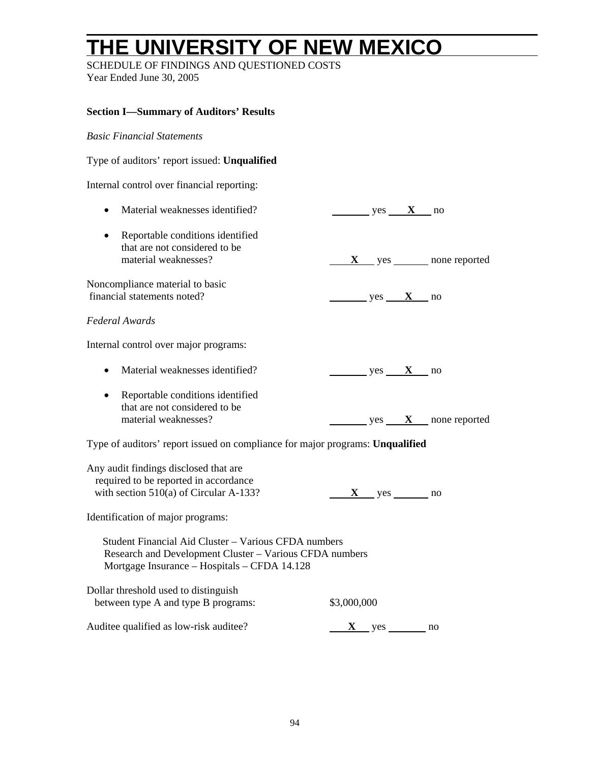# THE UNIVERSITY OF NEW MEXICO

SCHEDULE OF FINDINGS AND QUESTIONED COSTS
Year Ended June 30, 2005

**Section I—Summary of Auditors' Results**

*Basic Financial Statements*

Type of auditors' report issued: **Unqualified**

Internal control over financial reporting:

- Material weaknesses identified? ______ yes __**X**__ no

- Reportable conditions identified that are not considered to be material weaknesses? __**X**__ yes ______ none reported

Noncompliance material to basic financial statements noted? ______ yes __**X**__ no

*Federal Awards*

Internal control over major programs:

- Material weaknesses identified? ______ yes __**X**__ no

- Reportable conditions identified that are not considered to be material weaknesses? ______ yes __**X**__ none reported

Type of auditors' report issued on compliance for major programs: **Unqualified**

Any audit findings disclosed that are required to be reported in accordance with section 510(a) of Circular A-133? __**X**__ yes ______ no

Identification of major programs:

Student Financial Aid Cluster – Various CFDA numbers
Research and Development Cluster – Various CFDA numbers
Mortgage Insurance – Hospitals – CFDA 14.128

Dollar threshold used to distinguish between type A and type B programs: $3,000,000

Auditee qualified as low-risk auditee? __**X**__ yes ______ no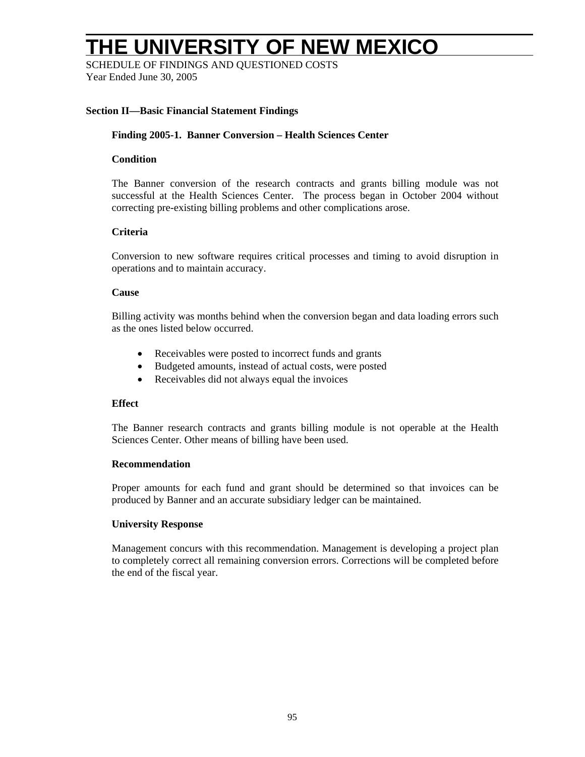# THE UNIVERSITY OF NEW MEXICO

SCHEDULE OF FINDINGS AND QUESTIONED COSTS
Year Ended June 30, 2005

## Section II—Basic Financial Statement Findings

### Finding 2005-1. Banner Conversion – Health Sciences Center

**Condition**

The Banner conversion of the research contracts and grants billing module was not successful at the Health Sciences Center. The process began in October 2004 without correcting pre-existing billing problems and other complications arose.

**Criteria**

Conversion to new software requires critical processes and timing to avoid disruption in operations and to maintain accuracy.

**Cause**

Billing activity was months behind when the conversion began and data loading errors such as the ones listed below occurred.

- Receivables were posted to incorrect funds and grants
- Budgeted amounts, instead of actual costs, were posted
- Receivables did not always equal the invoices

**Effect**

The Banner research contracts and grants billing module is not operable at the Health Sciences Center. Other means of billing have been used.

**Recommendation**

Proper amounts for each fund and grant should be determined so that invoices can be produced by Banner and an accurate subsidiary ledger can be maintained.

**University Response**

Management concurs with this recommendation. Management is developing a project plan to completely correct all remaining conversion errors. Corrections will be completed before the end of the fiscal year.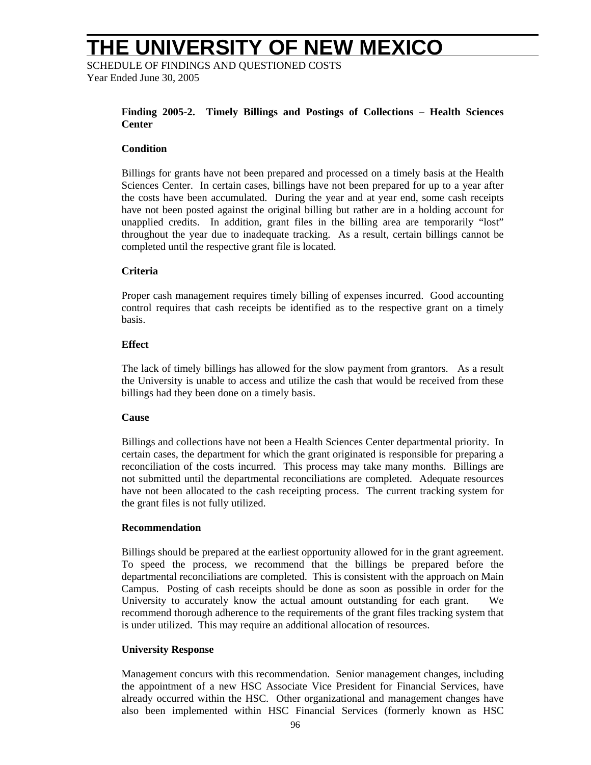**Finding 2005-2. Timely Billings and Postings of Collections – Health Sciences Center**

**Condition**

Billings for grants have not been prepared and processed on a timely basis at the Health Sciences Center. In certain cases, billings have not been prepared for up to a year after the costs have been accumulated. During the year and at year end, some cash receipts have not been posted against the original billing but rather are in a holding account for unapplied credits. In addition, grant files in the billing area are temporarily "lost" throughout the year due to inadequate tracking. As a result, certain billings cannot be completed until the respective grant file is located.

**Criteria**

Proper cash management requires timely billing of expenses incurred. Good accounting control requires that cash receipts be identified as to the respective grant on a timely basis.

**Effect**

The lack of timely billings has allowed for the slow payment from grantors. As a result the University is unable to access and utilize the cash that would be received from these billings had they been done on a timely basis.

**Cause**

Billings and collections have not been a Health Sciences Center departmental priority. In certain cases, the department for which the grant originated is responsible for preparing a reconciliation of the costs incurred. This process may take many months. Billings are not submitted until the departmental reconciliations are completed. Adequate resources have not been allocated to the cash receipting process. The current tracking system for the grant files is not fully utilized.

**Recommendation**

Billings should be prepared at the earliest opportunity allowed for in the grant agreement. To speed the process, we recommend that the billings be prepared before the departmental reconciliations are completed. This is consistent with the approach on Main Campus. Posting of cash receipts should be done as soon as possible in order for the University to accurately know the actual amount outstanding for each grant. We recommend thorough adherence to the requirements of the grant files tracking system that is under utilized. This may require an additional allocation of resources.

**University Response**

Management concurs with this recommendation. Senior management changes, including the appointment of a new HSC Associate Vice President for Financial Services, have already occurred within the HSC. Other organizational and management changes have also been implemented within HSC Financial Services (formerly known as HSC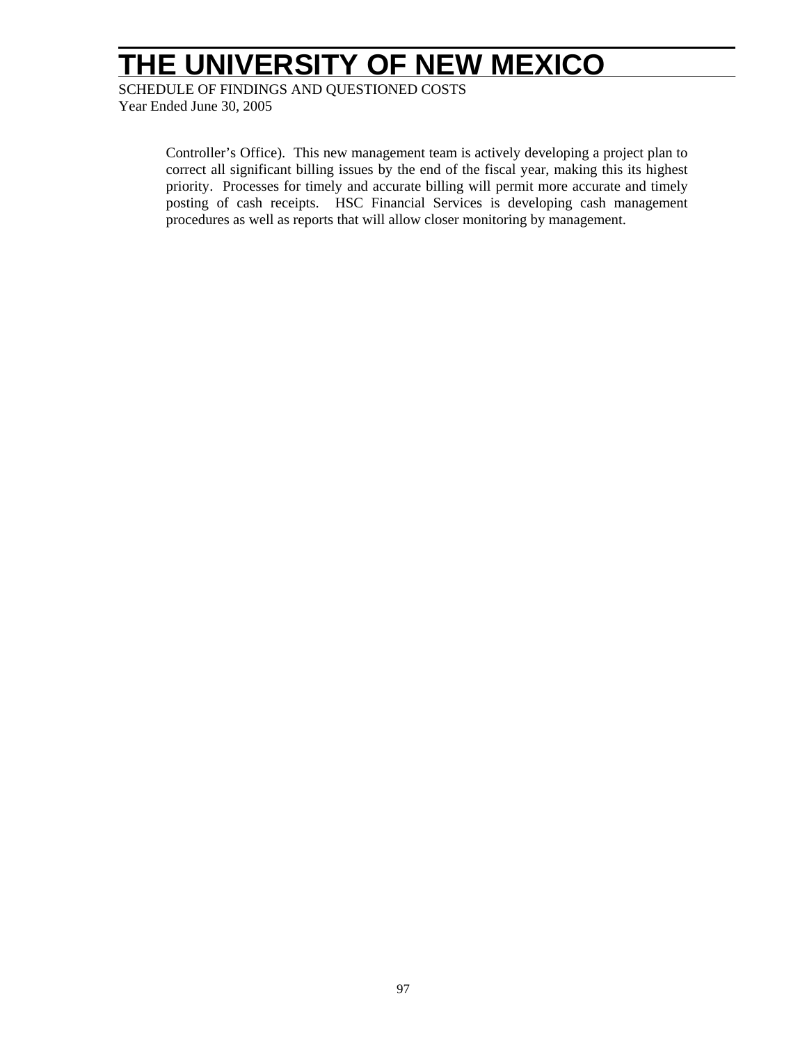Controller's Office). This new management team is actively developing a project plan to correct all significant billing issues by the end of the fiscal year, making this its highest priority. Processes for timely and accurate billing will permit more accurate and timely posting of cash receipts. HSC Financial Services is developing cash management procedures as well as reports that will allow closer monitoring by management.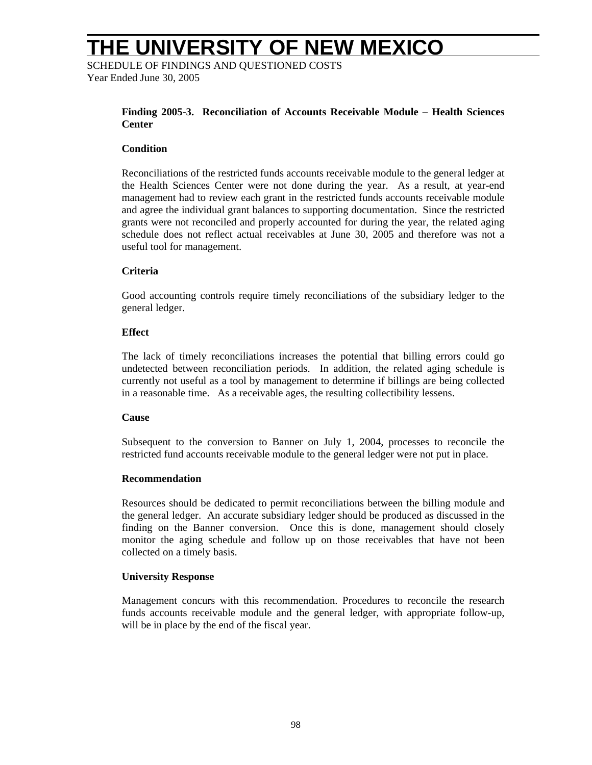# THE UNIVERSITY OF NEW MEXICO

SCHEDULE OF FINDINGS AND QUESTIONED COSTS
Year Ended June 30, 2005

**Finding 2005-3. Reconciliation of Accounts Receivable Module – Health Sciences Center**

**Condition**

Reconciliations of the restricted funds accounts receivable module to the general ledger at the Health Sciences Center were not done during the year. As a result, at year-end management had to review each grant in the restricted funds accounts receivable module and agree the individual grant balances to supporting documentation. Since the restricted grants were not reconciled and properly accounted for during the year, the related aging schedule does not reflect actual receivables at June 30, 2005 and therefore was not a useful tool for management.

**Criteria**

Good accounting controls require timely reconciliations of the subsidiary ledger to the general ledger.

**Effect**

The lack of timely reconciliations increases the potential that billing errors could go undetected between reconciliation periods. In addition, the related aging schedule is currently not useful as a tool by management to determine if billings are being collected in a reasonable time. As a receivable ages, the resulting collectibility lessens.

**Cause**

Subsequent to the conversion to Banner on July 1, 2004, processes to reconcile the restricted fund accounts receivable module to the general ledger were not put in place.

**Recommendation**

Resources should be dedicated to permit reconciliations between the billing module and the general ledger. An accurate subsidiary ledger should be produced as discussed in the finding on the Banner conversion. Once this is done, management should closely monitor the aging schedule and follow up on those receivables that have not been collected on a timely basis.

**University Response**

Management concurs with this recommendation. Procedures to reconcile the research funds accounts receivable module and the general ledger, with appropriate follow-up, will be in place by the end of the fiscal year.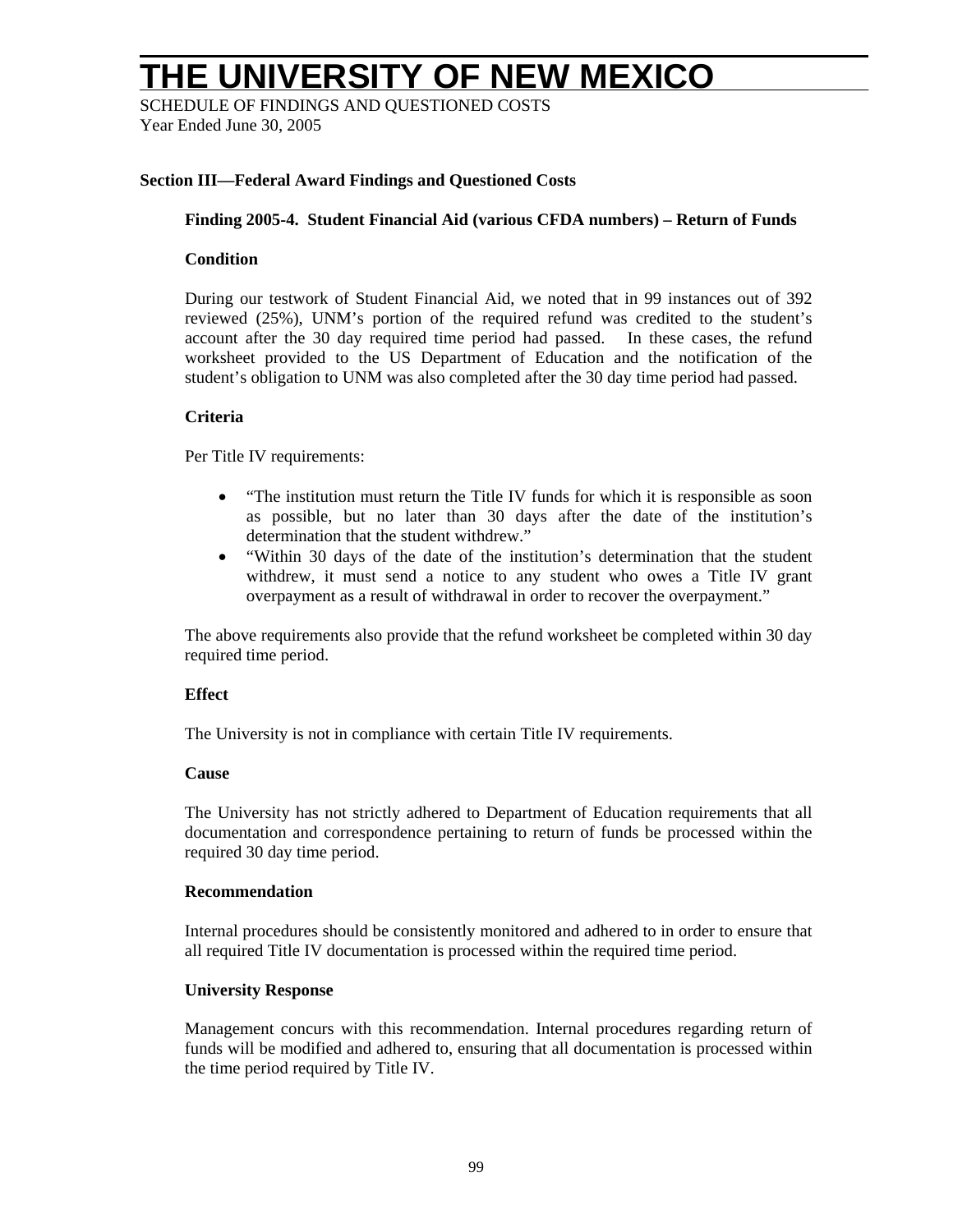# THE UNIVERSITY OF NEW MEXICO

SCHEDULE OF FINDINGS AND QUESTIONED COSTS
Year Ended June 30, 2005

**Section III—Federal Award Findings and Questioned Costs**

**Finding 2005-4. Student Financial Aid (various CFDA numbers) – Return of Funds**

**Condition**

During our testwork of Student Financial Aid, we noted that in 99 instances out of 392 reviewed (25%), UNM's portion of the required refund was credited to the student's account after the 30 day required time period had passed. In these cases, the refund worksheet provided to the US Department of Education and the notification of the student's obligation to UNM was also completed after the 30 day time period had passed.

**Criteria**

Per Title IV requirements:

- "The institution must return the Title IV funds for which it is responsible as soon as possible, but no later than 30 days after the date of the institution's determination that the student withdrew."
- "Within 30 days of the date of the institution's determination that the student withdrew, it must send a notice to any student who owes a Title IV grant overpayment as a result of withdrawal in order to recover the overpayment."

The above requirements also provide that the refund worksheet be completed within 30 day required time period.

**Effect**

The University is not in compliance with certain Title IV requirements.

**Cause**

The University has not strictly adhered to Department of Education requirements that all documentation and correspondence pertaining to return of funds be processed within the required 30 day time period.

**Recommendation**

Internal procedures should be consistently monitored and adhered to in order to ensure that all required Title IV documentation is processed within the required time period.

**University Response**

Management concurs with this recommendation. Internal procedures regarding return of funds will be modified and adhered to, ensuring that all documentation is processed within the time period required by Title IV.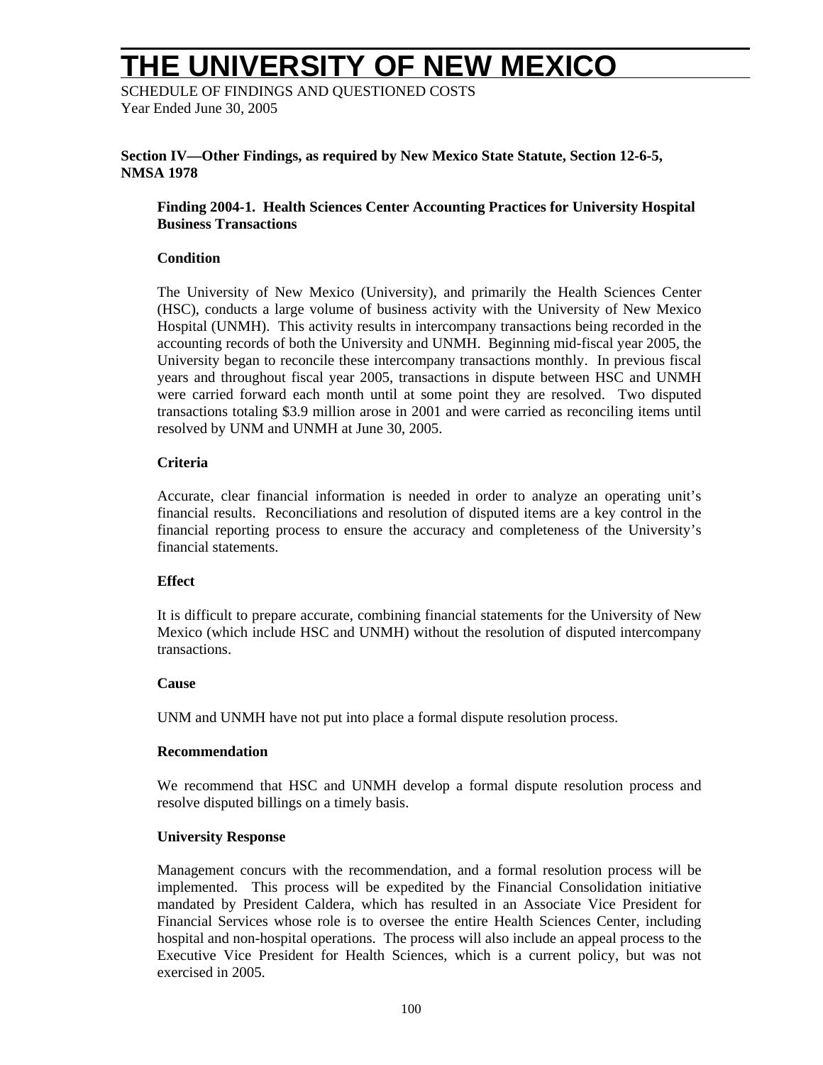# THE UNIVERSITY OF NEW MEXICO

SCHEDULE OF FINDINGS AND QUESTIONED COSTS
Year Ended June 30, 2005

**Section IV—Other Findings, as required by New Mexico State Statute, Section 12-6-5, NMSA 1978**

**Finding 2004-1. Health Sciences Center Accounting Practices for University Hospital Business Transactions**

**Condition**

The University of New Mexico (University), and primarily the Health Sciences Center (HSC), conducts a large volume of business activity with the University of New Mexico Hospital (UNMH). This activity results in intercompany transactions being recorded in the accounting records of both the University and UNMH. Beginning mid-fiscal year 2005, the University began to reconcile these intercompany transactions monthly. In previous fiscal years and throughout fiscal year 2005, transactions in dispute between HSC and UNMH were carried forward each month until at some point they are resolved. Two disputed transactions totaling $3.9 million arose in 2001 and were carried as reconciling items until resolved by UNM and UNMH at June 30, 2005.

**Criteria**

Accurate, clear financial information is needed in order to analyze an operating unit's financial results. Reconciliations and resolution of disputed items are a key control in the financial reporting process to ensure the accuracy and completeness of the University's financial statements.

**Effect**

It is difficult to prepare accurate, combining financial statements for the University of New Mexico (which include HSC and UNMH) without the resolution of disputed intercompany transactions.

**Cause**

UNM and UNMH have not put into place a formal dispute resolution process.

**Recommendation**

We recommend that HSC and UNMH develop a formal dispute resolution process and resolve disputed billings on a timely basis.

**University Response**

Management concurs with the recommendation, and a formal resolution process will be implemented. This process will be expedited by the Financial Consolidation initiative mandated by President Caldera, which has resulted in an Associate Vice President for Financial Services whose role is to oversee the entire Health Sciences Center, including hospital and non-hospital operations. The process will also include an appeal process to the Executive Vice President for Health Sciences, which is a current policy, but was not exercised in 2005.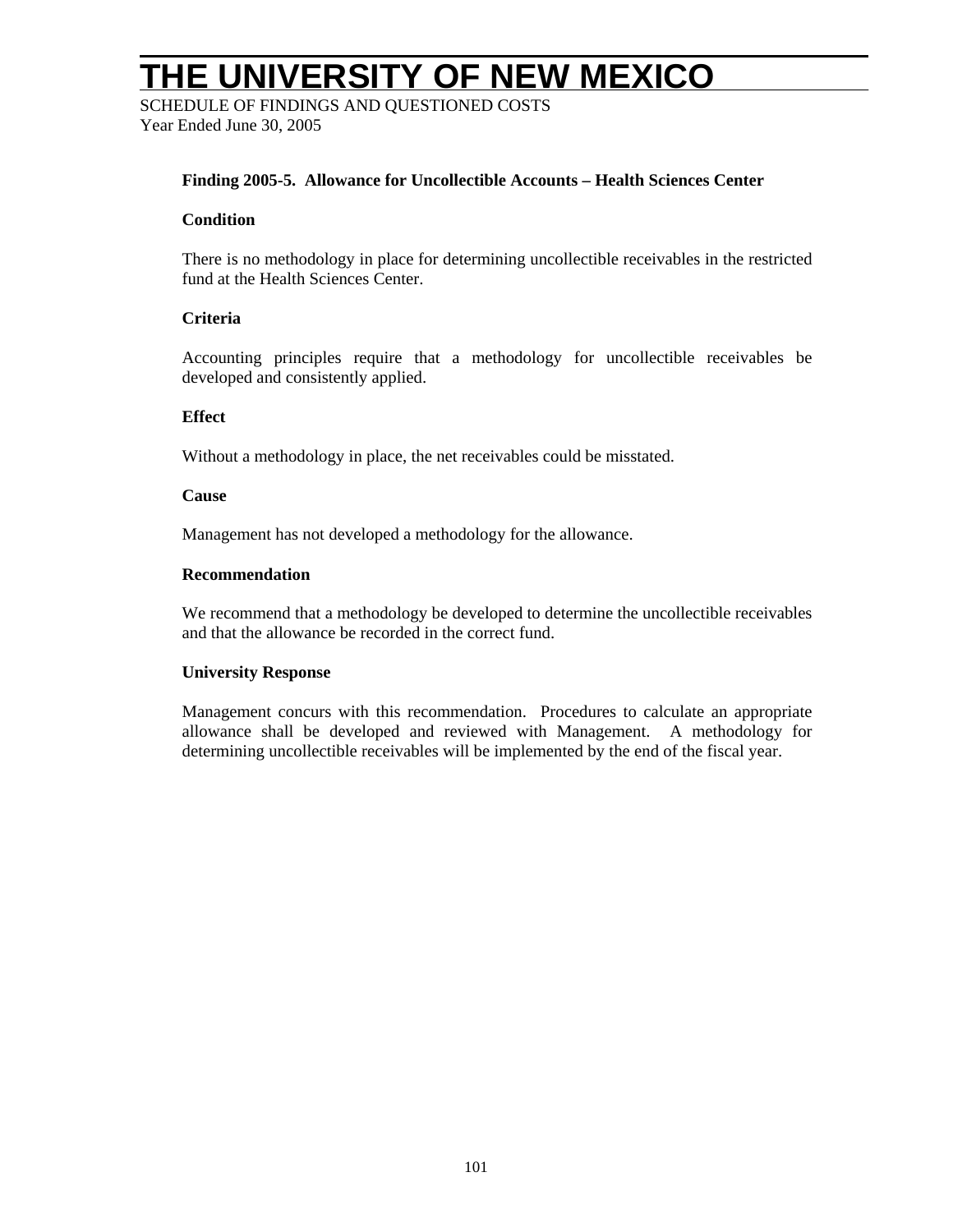### Finding 2005-5. Allowance for Uncollectible Accounts – Health Sciences Center

**Condition**

There is no methodology in place for determining uncollectible receivables in the restricted fund at the Health Sciences Center.

**Criteria**

Accounting principles require that a methodology for uncollectible receivables be developed and consistently applied.

**Effect**

Without a methodology in place, the net receivables could be misstated.

**Cause**

Management has not developed a methodology for the allowance.

**Recommendation**

We recommend that a methodology be developed to determine the uncollectible receivables and that the allowance be recorded in the correct fund.

**University Response**

Management concurs with this recommendation. Procedures to calculate an appropriate allowance shall be developed and reviewed with Management. A methodology for determining uncollectible receivables will be implemented by the end of the fiscal year.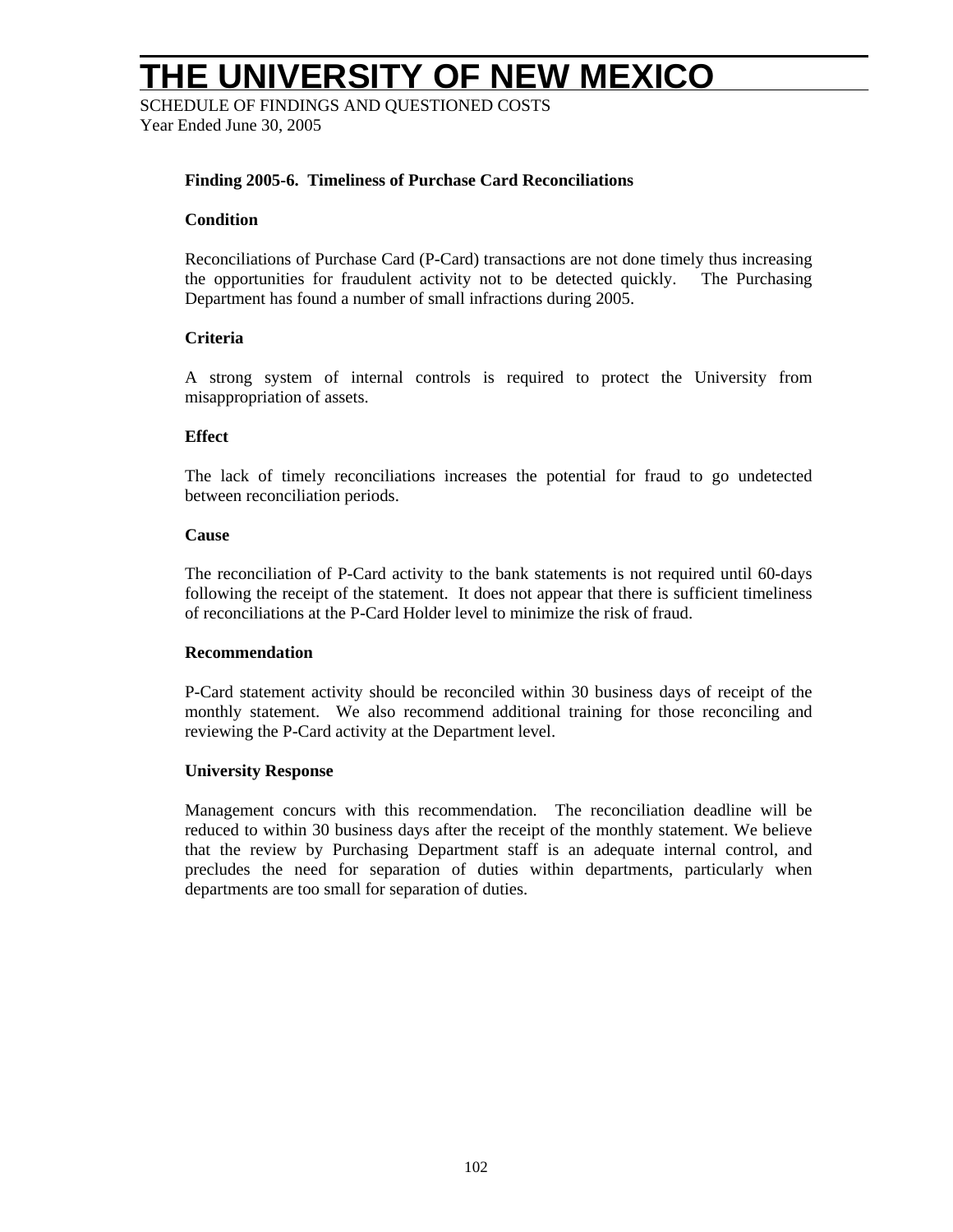# THE UNIVERSITY OF NEW MEXICO

SCHEDULE OF FINDINGS AND QUESTIONED COSTS
Year Ended June 30, 2005

**Finding 2005-6. Timeliness of Purchase Card Reconciliations**

**Condition**

Reconciliations of Purchase Card (P-Card) transactions are not done timely thus increasing the opportunities for fraudulent activity not to be detected quickly. The Purchasing Department has found a number of small infractions during 2005.

**Criteria**

A strong system of internal controls is required to protect the University from misappropriation of assets.

**Effect**

The lack of timely reconciliations increases the potential for fraud to go undetected between reconciliation periods.

**Cause**

The reconciliation of P-Card activity to the bank statements is not required until 60-days following the receipt of the statement. It does not appear that there is sufficient timeliness of reconciliations at the P-Card Holder level to minimize the risk of fraud.

**Recommendation**

P-Card statement activity should be reconciled within 30 business days of receipt of the monthly statement. We also recommend additional training for those reconciling and reviewing the P-Card activity at the Department level.

**University Response**

Management concurs with this recommendation. The reconciliation deadline will be reduced to within 30 business days after the receipt of the monthly statement. We believe that the review by Purchasing Department staff is an adequate internal control, and precludes the need for separation of duties within departments, particularly when departments are too small for separation of duties.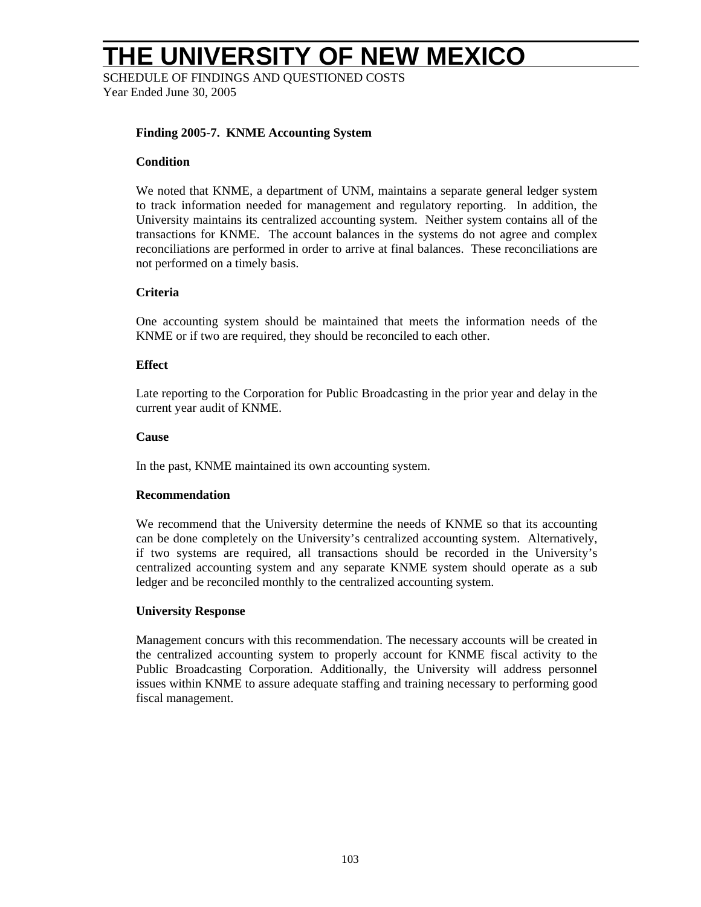# THE UNIVERSITY OF NEW MEXICO

SCHEDULE OF FINDINGS AND QUESTIONED COSTS
Year Ended June 30, 2005

**Finding 2005-7. KNME Accounting System**

**Condition**

We noted that KNME, a department of UNM, maintains a separate general ledger system to track information needed for management and regulatory reporting. In addition, the University maintains its centralized accounting system. Neither system contains all of the transactions for KNME. The account balances in the systems do not agree and complex reconciliations are performed in order to arrive at final balances. These reconciliations are not performed on a timely basis.

**Criteria**

One accounting system should be maintained that meets the information needs of the KNME or if two are required, they should be reconciled to each other.

**Effect**

Late reporting to the Corporation for Public Broadcasting in the prior year and delay in the current year audit of KNME.

**Cause**

In the past, KNME maintained its own accounting system.

**Recommendation**

We recommend that the University determine the needs of KNME so that its accounting can be done completely on the University's centralized accounting system. Alternatively, if two systems are required, all transactions should be recorded in the University's centralized accounting system and any separate KNME system should operate as a sub ledger and be reconciled monthly to the centralized accounting system.

**University Response**

Management concurs with this recommendation. The necessary accounts will be created in the centralized accounting system to properly account for KNME fiscal activity to the Public Broadcasting Corporation. Additionally, the University will address personnel issues within KNME to assure adequate staffing and training necessary to performing good fiscal management.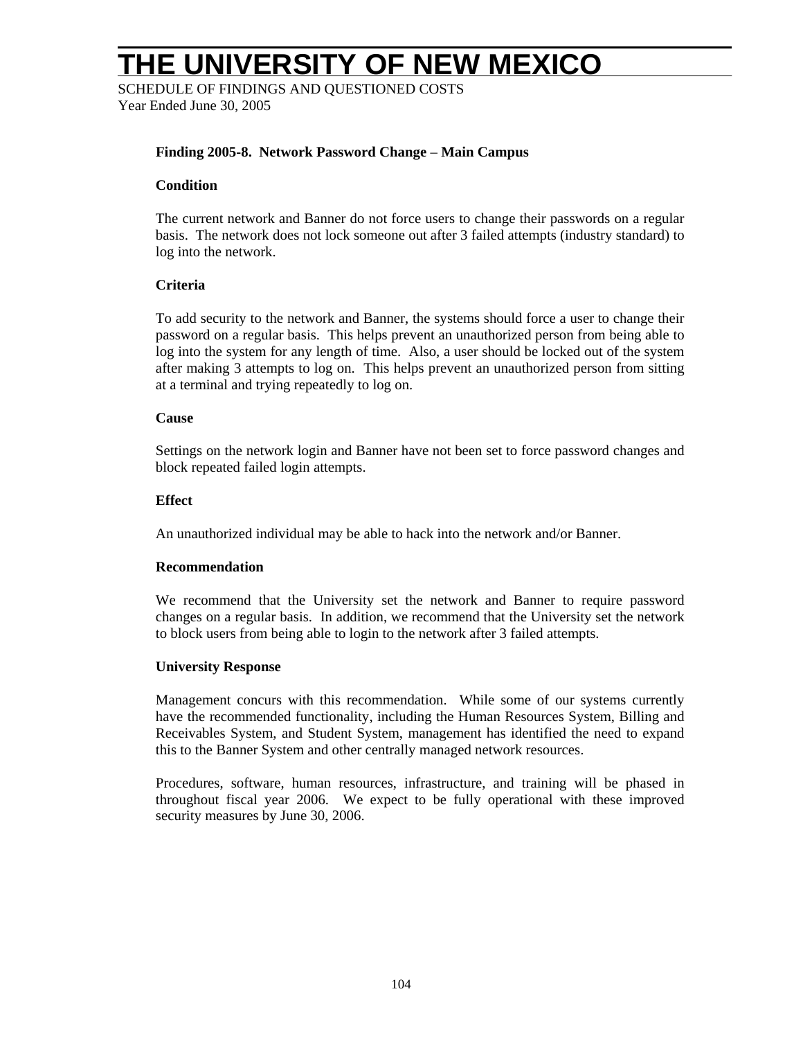# THE UNIVERSITY OF NEW MEXICO

SCHEDULE OF FINDINGS AND QUESTIONED COSTS
Year Ended June 30, 2005

**Finding 2005-8. Network Password Change – Main Campus**

**Condition**

The current network and Banner do not force users to change their passwords on a regular basis. The network does not lock someone out after 3 failed attempts (industry standard) to log into the network.

**Criteria**

To add security to the network and Banner, the systems should force a user to change their password on a regular basis. This helps prevent an unauthorized person from being able to log into the system for any length of time. Also, a user should be locked out of the system after making 3 attempts to log on. This helps prevent an unauthorized person from sitting at a terminal and trying repeatedly to log on.

**Cause**

Settings on the network login and Banner have not been set to force password changes and block repeated failed login attempts.

**Effect**

An unauthorized individual may be able to hack into the network and/or Banner.

**Recommendation**

We recommend that the University set the network and Banner to require password changes on a regular basis. In addition, we recommend that the University set the network to block users from being able to login to the network after 3 failed attempts.

**University Response**

Management concurs with this recommendation. While some of our systems currently have the recommended functionality, including the Human Resources System, Billing and Receivables System, and Student System, management has identified the need to expand this to the Banner System and other centrally managed network resources.

Procedures, software, human resources, infrastructure, and training will be phased in throughout fiscal year 2006. We expect to be fully operational with these improved security measures by June 30, 2006.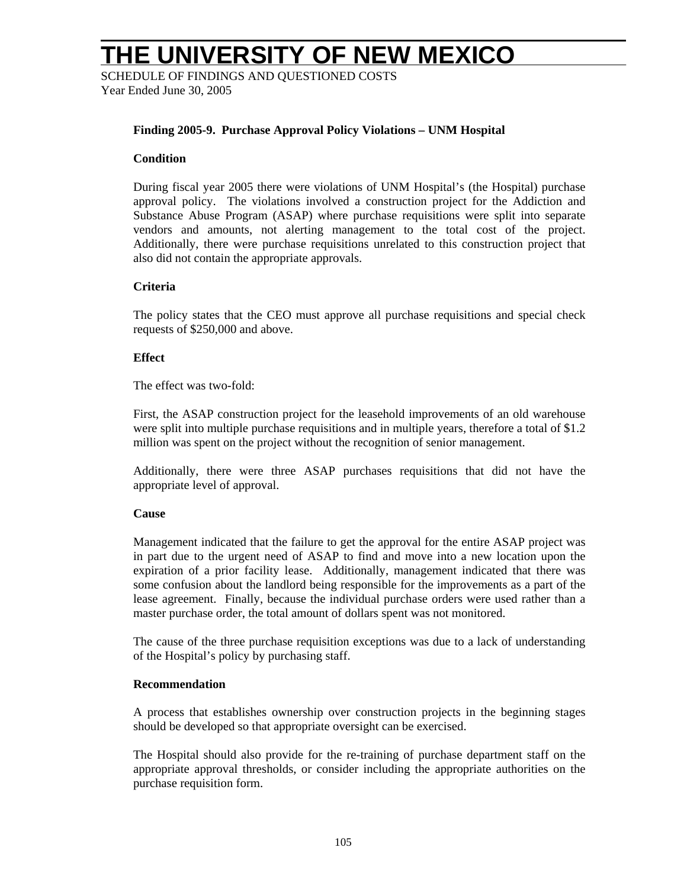# THE UNIVERSITY OF NEW MEXICO

SCHEDULE OF FINDINGS AND QUESTIONED COSTS
Year Ended June 30, 2005

**Finding 2005-9. Purchase Approval Policy Violations – UNM Hospital**

**Condition**

During fiscal year 2005 there were violations of UNM Hospital's (the Hospital) purchase approval policy. The violations involved a construction project for the Addiction and Substance Abuse Program (ASAP) where purchase requisitions were split into separate vendors and amounts, not alerting management to the total cost of the project. Additionally, there were purchase requisitions unrelated to this construction project that also did not contain the appropriate approvals.

**Criteria**

The policy states that the CEO must approve all purchase requisitions and special check requests of $250,000 and above.

**Effect**

The effect was two-fold:

First, the ASAP construction project for the leasehold improvements of an old warehouse were split into multiple purchase requisitions and in multiple years, therefore a total of $1.2 million was spent on the project without the recognition of senior management.

Additionally, there were three ASAP purchases requisitions that did not have the appropriate level of approval.

**Cause**

Management indicated that the failure to get the approval for the entire ASAP project was in part due to the urgent need of ASAP to find and move into a new location upon the expiration of a prior facility lease. Additionally, management indicated that there was some confusion about the landlord being responsible for the improvements as a part of the lease agreement. Finally, because the individual purchase orders were used rather than a master purchase order, the total amount of dollars spent was not monitored.

The cause of the three purchase requisition exceptions was due to a lack of understanding of the Hospital's policy by purchasing staff.

**Recommendation**

A process that establishes ownership over construction projects in the beginning stages should be developed so that appropriate oversight can be exercised.

The Hospital should also provide for the re-training of purchase department staff on the appropriate approval thresholds, or consider including the appropriate authorities on the purchase requisition form.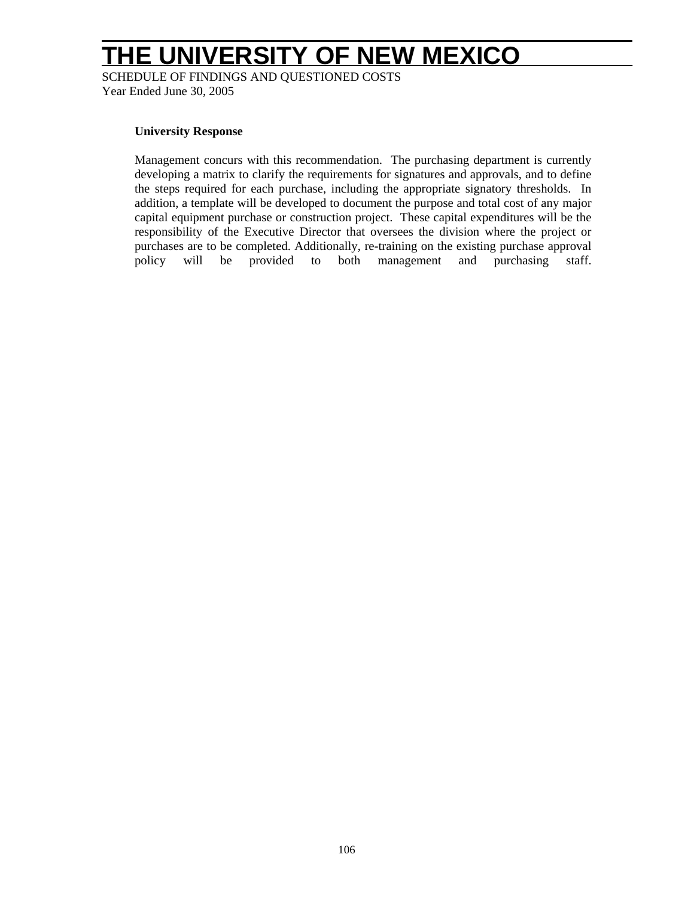# THE UNIVERSITY OF NEW MEXICO

SCHEDULE OF FINDINGS AND QUESTIONED COSTS
Year Ended June 30, 2005

**University Response**

Management concurs with this recommendation. The purchasing department is currently developing a matrix to clarify the requirements for signatures and approvals, and to define the steps required for each purchase, including the appropriate signatory thresholds. In addition, a template will be developed to document the purpose and total cost of any major capital equipment purchase or construction project. These capital expenditures will be the responsibility of the Executive Director that oversees the division where the project or purchases are to be completed. Additionally, re-training on the existing purchase approval policy will be provided to both management and purchasing staff.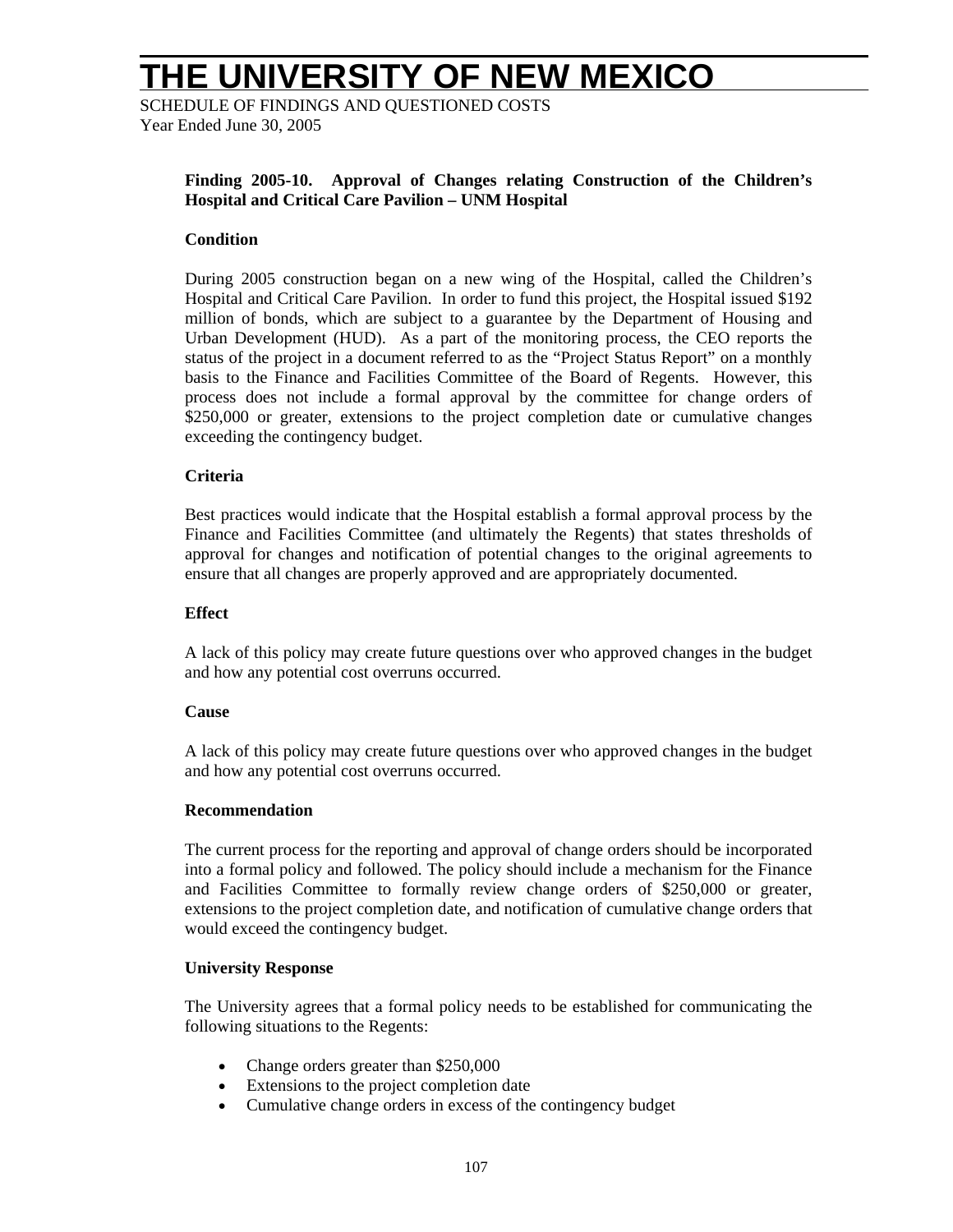# THE UNIVERSITY OF NEW MEXICO

SCHEDULE OF FINDINGS AND QUESTIONED COSTS
Year Ended June 30, 2005

**Finding 2005-10. Approval of Changes relating Construction of the Children's Hospital and Critical Care Pavilion – UNM Hospital**

**Condition**

During 2005 construction began on a new wing of the Hospital, called the Children's Hospital and Critical Care Pavilion. In order to fund this project, the Hospital issued $192 million of bonds, which are subject to a guarantee by the Department of Housing and Urban Development (HUD). As a part of the monitoring process, the CEO reports the status of the project in a document referred to as the "Project Status Report" on a monthly basis to the Finance and Facilities Committee of the Board of Regents. However, this process does not include a formal approval by the committee for change orders of $250,000 or greater, extensions to the project completion date or cumulative changes exceeding the contingency budget.

**Criteria**

Best practices would indicate that the Hospital establish a formal approval process by the Finance and Facilities Committee (and ultimately the Regents) that states thresholds of approval for changes and notification of potential changes to the original agreements to ensure that all changes are properly approved and are appropriately documented.

**Effect**

A lack of this policy may create future questions over who approved changes in the budget and how any potential cost overruns occurred.

**Cause**

A lack of this policy may create future questions over who approved changes in the budget and how any potential cost overruns occurred.

**Recommendation**

The current process for the reporting and approval of change orders should be incorporated into a formal policy and followed. The policy should include a mechanism for the Finance and Facilities Committee to formally review change orders of $250,000 or greater, extensions to the project completion date, and notification of cumulative change orders that would exceed the contingency budget.

**University Response**

The University agrees that a formal policy needs to be established for communicating the following situations to the Regents:

- Change orders greater than $250,000
- Extensions to the project completion date
- Cumulative change orders in excess of the contingency budget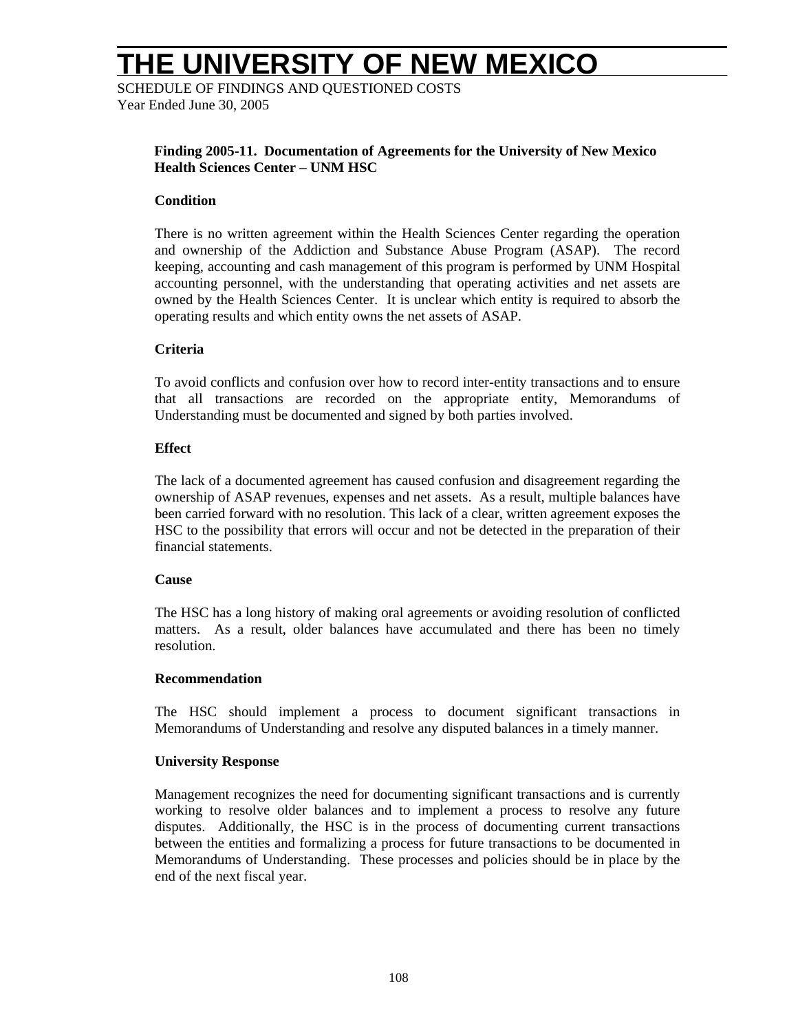# THE UNIVERSITY OF NEW MEXICO

SCHEDULE OF FINDINGS AND QUESTIONED COSTS
Year Ended June 30, 2005

**Finding 2005-11. Documentation of Agreements for the University of New Mexico Health Sciences Center – UNM HSC**

**Condition**

There is no written agreement within the Health Sciences Center regarding the operation and ownership of the Addiction and Substance Abuse Program (ASAP). The record keeping, accounting and cash management of this program is performed by UNM Hospital accounting personnel, with the understanding that operating activities and net assets are owned by the Health Sciences Center. It is unclear which entity is required to absorb the operating results and which entity owns the net assets of ASAP.

**Criteria**

To avoid conflicts and confusion over how to record inter-entity transactions and to ensure that all transactions are recorded on the appropriate entity, Memorandums of Understanding must be documented and signed by both parties involved.

**Effect**

The lack of a documented agreement has caused confusion and disagreement regarding the ownership of ASAP revenues, expenses and net assets. As a result, multiple balances have been carried forward with no resolution. This lack of a clear, written agreement exposes the HSC to the possibility that errors will occur and not be detected in the preparation of their financial statements.

**Cause**

The HSC has a long history of making oral agreements or avoiding resolution of conflicted matters. As a result, older balances have accumulated and there has been no timely resolution.

**Recommendation**

The HSC should implement a process to document significant transactions in Memorandums of Understanding and resolve any disputed balances in a timely manner.

**University Response**

Management recognizes the need for documenting significant transactions and is currently working to resolve older balances and to implement a process to resolve any future disputes. Additionally, the HSC is in the process of documenting current transactions between the entities and formalizing a process for future transactions to be documented in Memorandums of Understanding. These processes and policies should be in place by the end of the next fiscal year.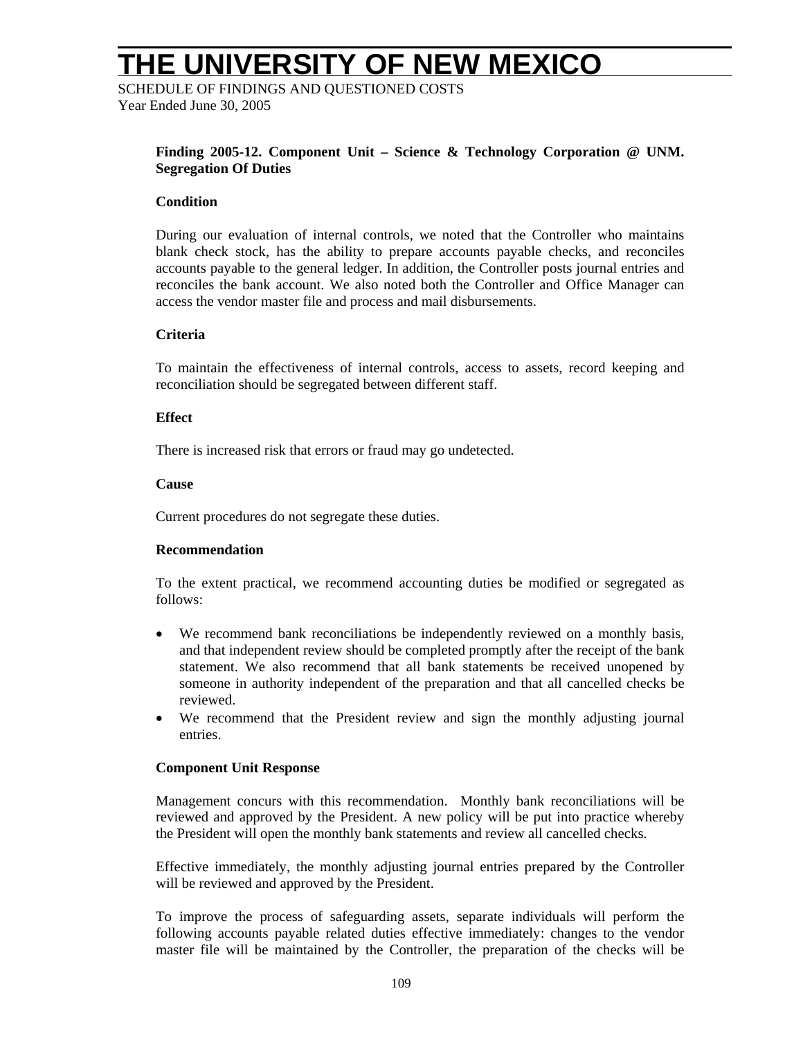### Finding 2005-12. Component Unit – Science & Technology Corporation @ UNM. Segregation Of Duties

**Condition**

During our evaluation of internal controls, we noted that the Controller who maintains blank check stock, has the ability to prepare accounts payable checks, and reconciles accounts payable to the general ledger. In addition, the Controller posts journal entries and reconciles the bank account. We also noted both the Controller and Office Manager can access the vendor master file and process and mail disbursements.

**Criteria**

To maintain the effectiveness of internal controls, access to assets, record keeping and reconciliation should be segregated between different staff.

**Effect**

There is increased risk that errors or fraud may go undetected.

**Cause**

Current procedures do not segregate these duties.

**Recommendation**

To the extent practical, we recommend accounting duties be modified or segregated as follows:

- We recommend bank reconciliations be independently reviewed on a monthly basis, and that independent review should be completed promptly after the receipt of the bank statement. We also recommend that all bank statements be received unopened by someone in authority independent of the preparation and that all cancelled checks be reviewed.
- We recommend that the President review and sign the monthly adjusting journal entries.

**Component Unit Response**

Management concurs with this recommendation. Monthly bank reconciliations will be reviewed and approved by the President. A new policy will be put into practice whereby the President will open the monthly bank statements and review all cancelled checks.

Effective immediately, the monthly adjusting journal entries prepared by the Controller will be reviewed and approved by the President.

To improve the process of safeguarding assets, separate individuals will perform the following accounts payable related duties effective immediately: changes to the vendor master file will be maintained by the Controller, the preparation of the checks will be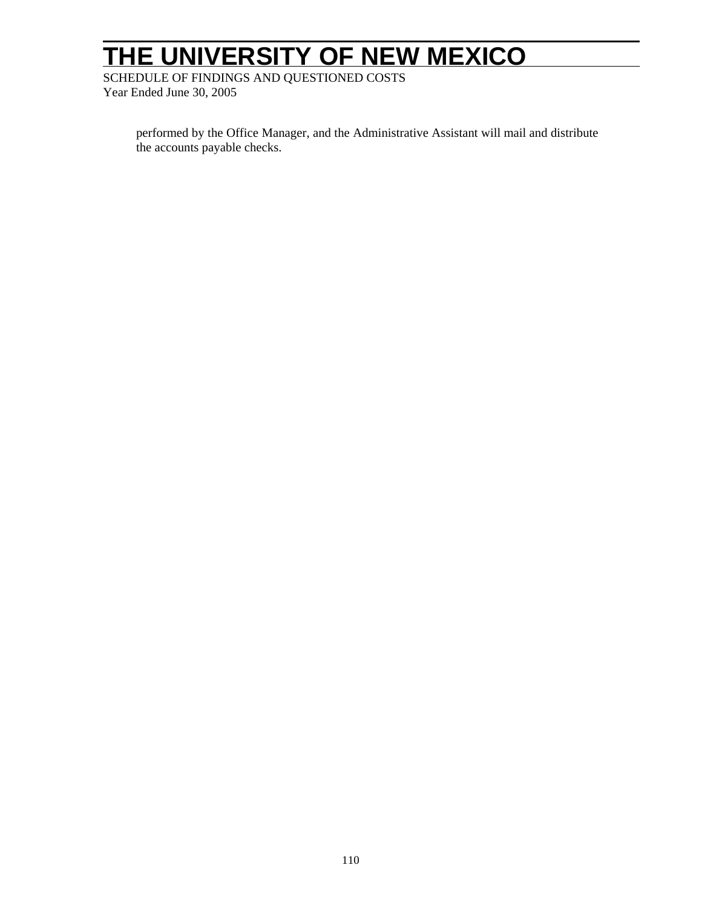performed by the Office Manager, and the Administrative Assistant will mail and distribute the accounts payable checks.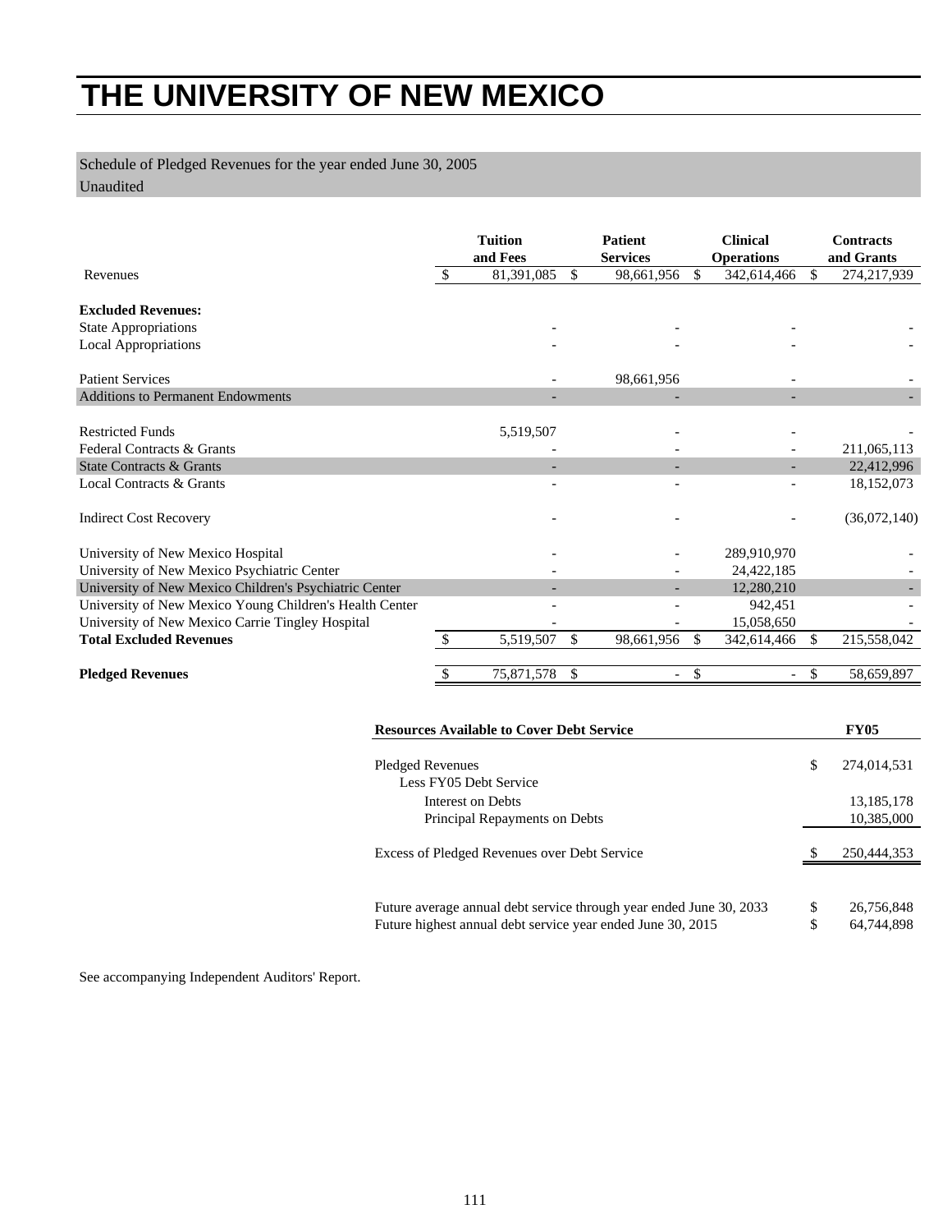# THE UNIVERSITY OF NEW MEXICO

Schedule of Pledged Revenues for the year ended June 30, 2005
Unaudited

| | Tuition and Fees | Patient Services | Clinical Operations | Contracts and Grants |
|---|---|---|---|---|
| Revenues | $ 81,391,085 | $ 98,661,956 | $ 342,614,466 | $ 274,217,939 |
| **Excluded Revenues:** | | | | |
| State Appropriations | - | - | - | - |
| Local Appropriations | - | - | - | - |
| Patient Services | - | 98,661,956 | - | - |
| Additions to Permanent Endowments | - | - | - | - |
| Restricted Funds | 5,519,507 | - | - | - |
| Federal Contracts & Grants | - | - | - | 211,065,113 |
| State Contracts & Grants | - | - | - | 22,412,996 |
| Local Contracts & Grants | - | - | - | 18,152,073 |
| Indirect Cost Recovery | - | - | - | (36,072,140) |
| University of New Mexico Hospital | - | - | 289,910,970 | - |
| University of New Mexico Psychiatric Center | - | - | 24,422,185 | - |
| University of New Mexico Children's Psychiatric Center | - | - | 12,280,210 | - |
| University of New Mexico Young Children's Health Center | - | - | 942,451 | - |
| University of New Mexico Carrie Tingley Hospital | - | - | 15,058,650 | - |
| **Total Excluded Revenues** | $ 5,519,507 | $ 98,661,956 | $ 342,614,466 | $ 215,558,042 |
| **Pledged Revenues** | $ 75,871,578 | $ - | $ - | $ 58,659,897 |

| Resources Available to Cover Debt Service | FY05 |
|---|---|
| Pledged Revenues | $ 274,014,531 |
| Less FY05 Debt Service | |
| Interest on Debts | 13,185,178 |
| Principal Repayments on Debts | 10,385,000 |
| Excess of Pledged Revenues over Debt Service | $ 250,444,353 |
| Future average annual debt service through year ended June 30, 2033 | $ 26,756,848 |
| Future highest annual debt service year ended June 30, 2015 | $ 64,744,898 |

See accompanying Independent Auditors' Report.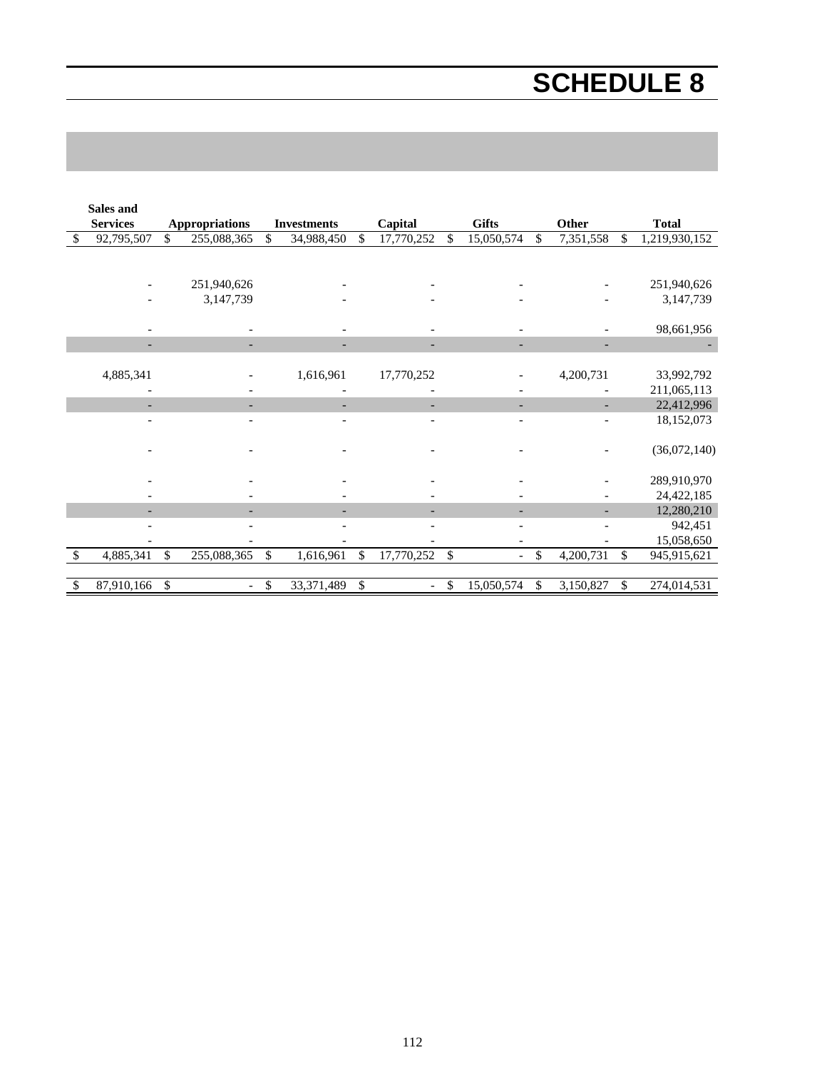# SCHEDULE 8

| Sales and Services | Appropriations | Investments | Capital | Gifts | Other | Total |
|---|---|---|---|---|---|---|
| $ 92,795,507 | $ 255,088,365 | $ 34,988,450 | $ 17,770,252 | $ 15,050,574 | $ 7,351,558 | $ 1,219,930,152 |
| | | | | | | |
| - | 251,940,626 | - | - | - | - | 251,940,626 |
| - | 3,147,739 | - | - | - | - | 3,147,739 |
| | | | | | | |
| - | - | - | - | - | - | 98,661,956 |
| - | - | - | - | - | - | - |
| | | | | | | |
| 4,885,341 | - | 1,616,961 | 17,770,252 | - | 4,200,731 | 33,992,792 |
| - | - | - | - | - | - | 211,065,113 |
| - | - | - | - | - | - | 22,412,996 |
| - | - | - | - | - | - | 18,152,073 |
| | | | | | | |
| - | - | - | - | - | - | (36,072,140) |
| | | | | | | |
| - | - | - | - | - | - | 289,910,970 |
| - | - | - | - | - | - | 24,422,185 |
| - | - | - | - | - | - | 12,280,210 |
| - | - | - | - | - | - | 942,451 |
| - | - | - | - | - | - | 15,058,650 |
| $ 4,885,341 | $ 255,088,365 | $ 1,616,961 | $ 17,770,252 | $ - | $ 4,200,731 | $ 945,915,621 |
| | | | | | | |
| $ 87,910,166 | $ - | $ 33,371,489 | $ - | $ 15,050,574 | $ 3,150,827 | $ 274,014,531 |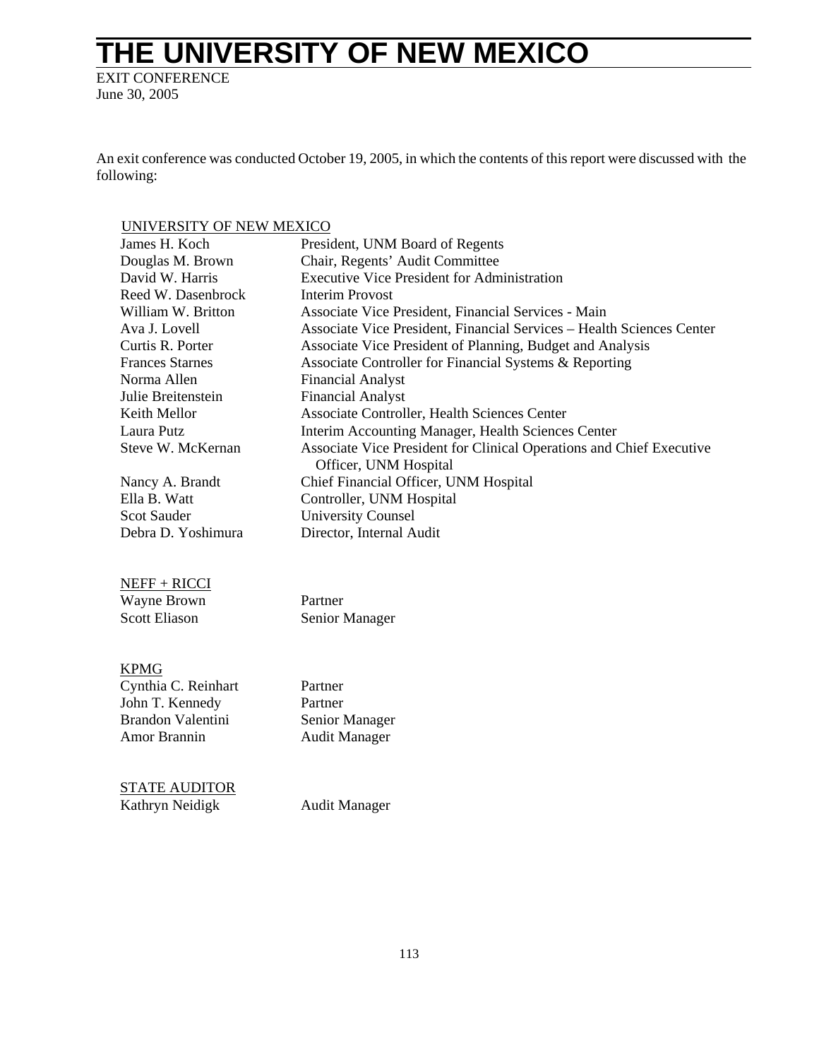# THE UNIVERSITY OF NEW MEXICO

EXIT CONFERENCE
June 30, 2005

An exit conference was conducted October 19, 2005, in which the contents of this report were discussed with the following:

UNIVERSITY OF NEW MEXICO

| | |
|---|---|
| James H. Koch | President, UNM Board of Regents |
| Douglas M. Brown | Chair, Regents' Audit Committee |
| David W. Harris | Executive Vice President for Administration |
| Reed W. Dasenbrock | Interim Provost |
| William W. Britton | Associate Vice President, Financial Services - Main |
| Ava J. Lovell | Associate Vice President, Financial Services – Health Sciences Center |
| Curtis R. Porter | Associate Vice President of Planning, Budget and Analysis |
| Frances Starnes | Associate Controller for Financial Systems & Reporting |
| Norma Allen | Financial Analyst |
| Julie Breitenstein | Financial Analyst |
| Keith Mellor | Associate Controller, Health Sciences Center |
| Laura Putz | Interim Accounting Manager, Health Sciences Center |
| Steve W. McKernan | Associate Vice President for Clinical Operations and Chief Executive Officer, UNM Hospital |
| Nancy A. Brandt | Chief Financial Officer, UNM Hospital |
| Ella B. Watt | Controller, UNM Hospital |
| Scot Sauder | University Counsel |
| Debra D. Yoshimura | Director, Internal Audit |

NEFF + RICCI

| | |
|---|---|
| Wayne Brown | Partner |
| Scott Eliason | Senior Manager |

KPMG

| | |
|---|---|
| Cynthia C. Reinhart | Partner |
| John T. Kennedy | Partner |
| Brandon Valentini | Senior Manager |
| Amor Brannin | Audit Manager |

STATE AUDITOR

| | |
|---|---|
| Kathryn Neidigk | Audit Manager |